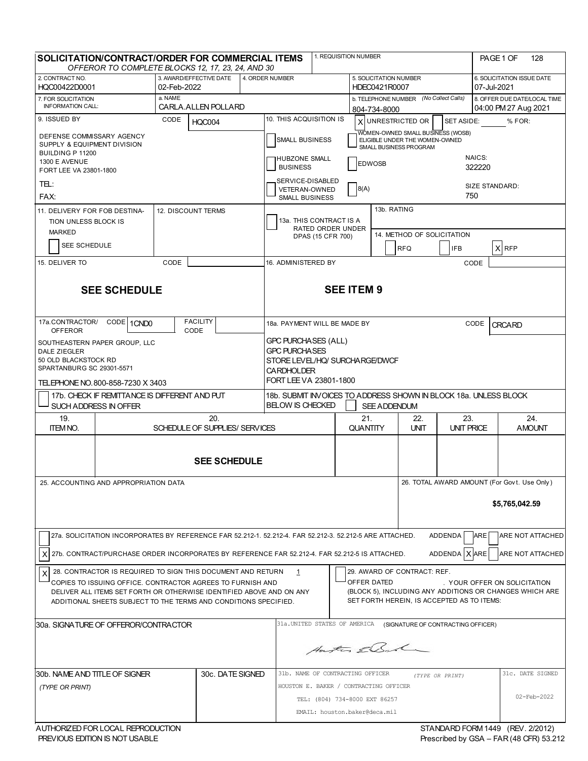# SOLICITATION/CONTRACT/ORDER FOR COMMERCIAL ITEMS

*OFFEROR TO COMPLETE BLOCKS 12, 17, 23, 24, AND 30*

| Field | Value |
|---|---|
| 1. REQUISITION NUMBER | |
| PAGE 1 OF | 128 |
| 2. CONTRACT NO. | HQC00422D0001 |
| 3. AWARD/EFFECTIVE DATE | 02-Feb-2022 |
| 4. ORDER NUMBER | |
| 5. SOLICITATION NUMBER | HDEC0421R0007 |
| 6. SOLICITATION ISSUE DATE | 07-Jul-2021 |
| 7. FOR SOLICITATION INFORMATION CALL: a. NAME | CARLA.ALLEN POLLARD |
| b. TELEPHONE NUMBER *(No Collect Calls)* | 804-734-8000 |
| 8. OFFER DUE DATE/LOCAL TIME | 04:00 PM 27 Aug 2021 |

**9. ISSUED BY** CODE HQC004

DEFENSE COMMISSARY AGENCY
SUPPLY & EQUIPMENT DIVISION
BUILDING P 11200
1300 E AVENUE
FORT LEE VA 23801-1800

TEL:
FAX:

**10. THIS ACQUISITION IS** [X] UNRESTRICTED OR [ ] SET ASIDE: ____ % FOR:

- [ ] SMALL BUSINESS
- [ ] WOMEN-OWNED SMALL BUSINESS (WOSB) ELIGIBLE UNDER THE WOMEN-OWNED SMALL BUSINESS PROGRAM
- [ ] HUBZONE SMALL BUSINESS
- [ ] EDWOSB
- [ ] SERVICE-DISABLED VETERAN-OWNED SMALL BUSINESS
- [ ] 8(A)

NAICS: 322220
SIZE STANDARD: 750

**11. DELIVERY FOR FOB DESTINATION UNLESS BLOCK IS MARKED** [ ] SEE SCHEDULE

**12. DISCOUNT TERMS**

**13a.** [ ] THIS CONTRACT IS A RATED ORDER UNDER DPAS (15 CFR 700)

**13b. RATING**

**14. METHOD OF SOLICITATION** [ ] RFQ [ ] IFB [X] RFP

**15. DELIVER TO** CODE

**SEE SCHEDULE**

**16. ADMINISTERED BY** CODE

**SEE ITEM 9**

**17a. CONTRACTOR/OFFEROR** CODE 1CND0 FACILITY CODE

SOUTHEASTERN PAPER GROUP, LLC
DALE ZIEGLER
50 OLD BLACKSTOCK RD
SPARTANBURG SC 29301-5571

TELEPHONE NO. 800-858-7230 X 3403

[ ] 17b. CHECK IF REMITTANCE IS DIFFERENT AND PUT SUCH ADDRESS IN OFFER

**18a. PAYMENT WILL BE MADE BY** CODE CRCARD

GPC PURCHASES (ALL)
GPC PURCHASES
STORE LEVEL/HQ/ SURCHARGE/DWCF
CARDHOLDER
FORT LEE VA 23801-1800

18b. SUBMIT INVOICES TO ADDRESS SHOWN IN BLOCK 18a. UNLESS BLOCK BELOW IS CHECKED [ ] SEE ADDENDUM

| 19. ITEM NO. | 20. SCHEDULE OF SUPPLIES/ SERVICES | 21. QUANTITY | 22. UNIT | 23. UNIT PRICE | 24. AMOUNT |
|---|---|---|---|---|---|
| | **SEE SCHEDULE** | | | | |

**25. ACCOUNTING AND APPROPRIATION DATA**

**26. TOTAL AWARD AMOUNT (For Govt. Use Only)** **$5,765,042.59**

[ ] 27a. SOLICITATION INCORPORATES BY REFERENCE FAR 52.212-1. 52.212-4. FAR 52.212-3. 52.212-5 ARE ATTACHED. ADDENDA [ ] ARE [ ] ARE NOT ATTACHED

[X] 27b. CONTRACT/PURCHASE ORDER INCORPORATES BY REFERENCE FAR 52.212-4. FAR 52.212-5 IS ATTACHED. ADDENDA [X] ARE [ ] ARE NOT ATTACHED

[X] 28. CONTRACTOR IS REQUIRED TO SIGN THIS DOCUMENT AND RETURN 1 COPIES TO ISSUING OFFICE. CONTRACTOR AGREES TO FURNISH AND DELIVER ALL ITEMS SET FORTH OR OTHERWISE IDENTIFIED ABOVE AND ON ANY ADDITIONAL SHEETS SUBJECT TO THE TERMS AND CONDITIONS SPECIFIED.

[ ] 29. AWARD OF CONTRACT: REF. OFFER DATED ______. YOUR OFFER ON SOLICITATION (BLOCK 5), INCLUDING ANY ADDITIONS OR CHANGES WHICH ARE SET FORTH HEREIN, IS ACCEPTED AS TO ITEMS:

**30a. SIGNATURE OF OFFEROR/CONTRACTOR**

**30b. NAME AND TITLE OF SIGNER** *(TYPE OR PRINT)*

**30c. DATE SIGNED**

**31a. UNITED STATES OF AMERICA** (SIGNATURE OF CONTRACTING OFFICER)

**31b. NAME OF CONTRACTING OFFICER** *(TYPE OR PRINT)*

HOUSTON E. BAKER / CONTRACTING OFFICER
TEL: (804) 734-8000 EXT 86257
EMAIL: houston.baker@deca.mil

**31c. DATE SIGNED** 02-Feb-2022

AUTHORIZED FOR LOCAL REPRODUCTION
PREVIOUS EDITION IS NOT USABLE

STANDARD FORM 1449 (REV. 2/2012)
Prescribed by GSA – FAR (48 CFR) 53.212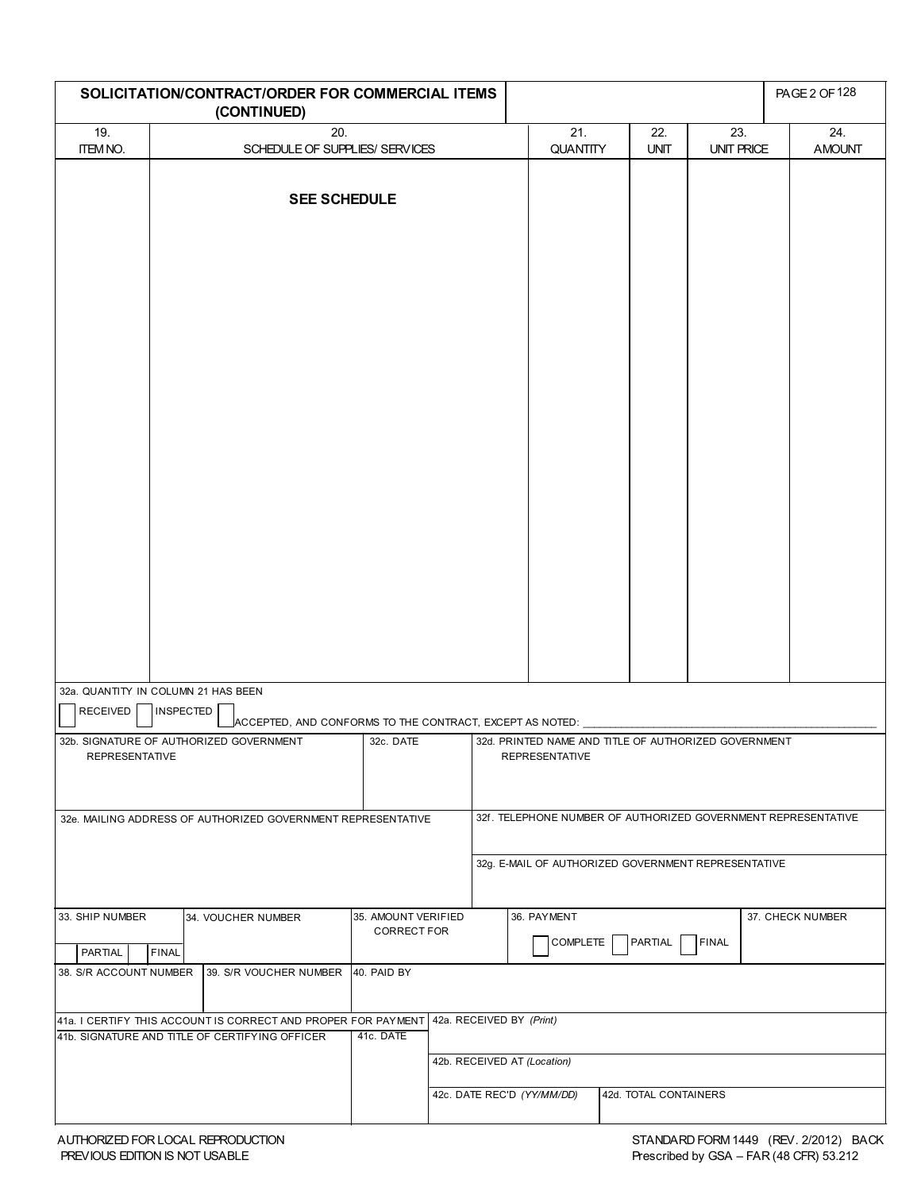# SOLICITATION/CONTRACT/ORDER FOR COMMERCIAL ITEMS (CONTINUED)

| 19. ITEM NO. | 20. SCHEDULE OF SUPPLIES/ SERVICES | 21. QUANTITY | 22. UNIT | 23. UNIT PRICE | 24. AMOUNT |
|---|---|---|---|---|---|
| | **SEE SCHEDULE** | | | | |

32a. QUANTITY IN COLUMN 21 HAS BEEN

☐ RECEIVED ☐ INSPECTED ☐ ACCEPTED, AND CONFORMS TO THE CONTRACT, EXCEPT AS NOTED: ____________________

| 32b. SIGNATURE OF AUTHORIZED GOVERNMENT REPRESENTATIVE | 32c. DATE | 32d. PRINTED NAME AND TITLE OF AUTHORIZED GOVERNMENT REPRESENTATIVE |
|---|---|---|
| | | |

| 32e. MAILING ADDRESS OF AUTHORIZED GOVERNMENT REPRESENTATIVE | 32f. TELEPHONE NUMBER OF AUTHORIZED GOVERNMENT REPRESENTATIVE |
|---|---|
| | 32g. E-MAIL OF AUTHORIZED GOVERNMENT REPRESENTATIVE |

| 33. SHIP NUMBER | 34. VOUCHER NUMBER | 35. AMOUNT VERIFIED CORRECT FOR | 36. PAYMENT | 37. CHECK NUMBER |
|---|---|---|---|---|
| ☐ PARTIAL ☐ FINAL | | | ☐ COMPLETE ☐ PARTIAL ☐ FINAL | |

| 38. S/R ACCOUNT NUMBER | 39. S/R VOUCHER NUMBER | 40. PAID BY |
|---|---|---|
| | | |

| 41a. I CERTIFY THIS ACCOUNT IS CORRECT AND PROPER FOR PAYMENT | | 42a. RECEIVED BY *(Print)* | |
|---|---|---|---|
| 41b. SIGNATURE AND TITLE OF CERTIFYING OFFICER | 41c. DATE | 42b. RECEIVED AT *(Location)* | |
| | | 42c. DATE REC'D *(YY/MM/DD)* | 42d. TOTAL CONTAINERS |

AUTHORIZED FOR LOCAL REPRODUCTION
PREVIOUS EDITION IS NOT USABLE

STANDARD FORM 1449 (REV. 2/2012) BACK
Prescribed by GSA – FAR (48 CFR) 53.212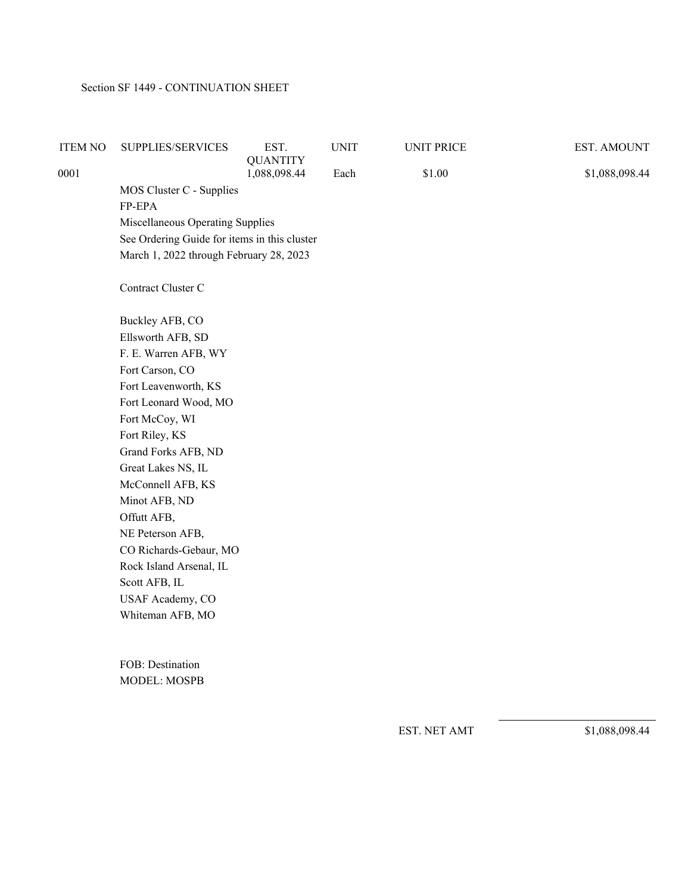Section SF 1449 - CONTINUATION SHEET

| ITEM NO | SUPPLIES/SERVICES | EST. QUANTITY | UNIT | UNIT PRICE | EST. AMOUNT |
|---|---|---|---|---|---|
| 0001 | | 1,088,098.44 | Each | $1.00 | $1,088,098.44 |

MOS Cluster C - Supplies
FP-EPA
Miscellaneous Operating Supplies
See Ordering Guide for items in this cluster
March 1, 2022 through February 28, 2023

Contract Cluster C

Buckley AFB, CO
Ellsworth AFB, SD
F. E. Warren AFB, WY
Fort Carson, CO
Fort Leavenworth, KS
Fort Leonard Wood, MO
Fort McCoy, WI
Fort Riley, KS
Grand Forks AFB, ND
Great Lakes NS, IL
McConnell AFB, KS
Minot AFB, ND
Offutt AFB,
NE Peterson AFB,
CO Richards-Gebaur, MO
Rock Island Arsenal, IL
Scott AFB, IL
USAF Academy, CO
Whiteman AFB, MO

FOB: Destination
MODEL: MOSPB

EST. NET AMT $1,088,098.44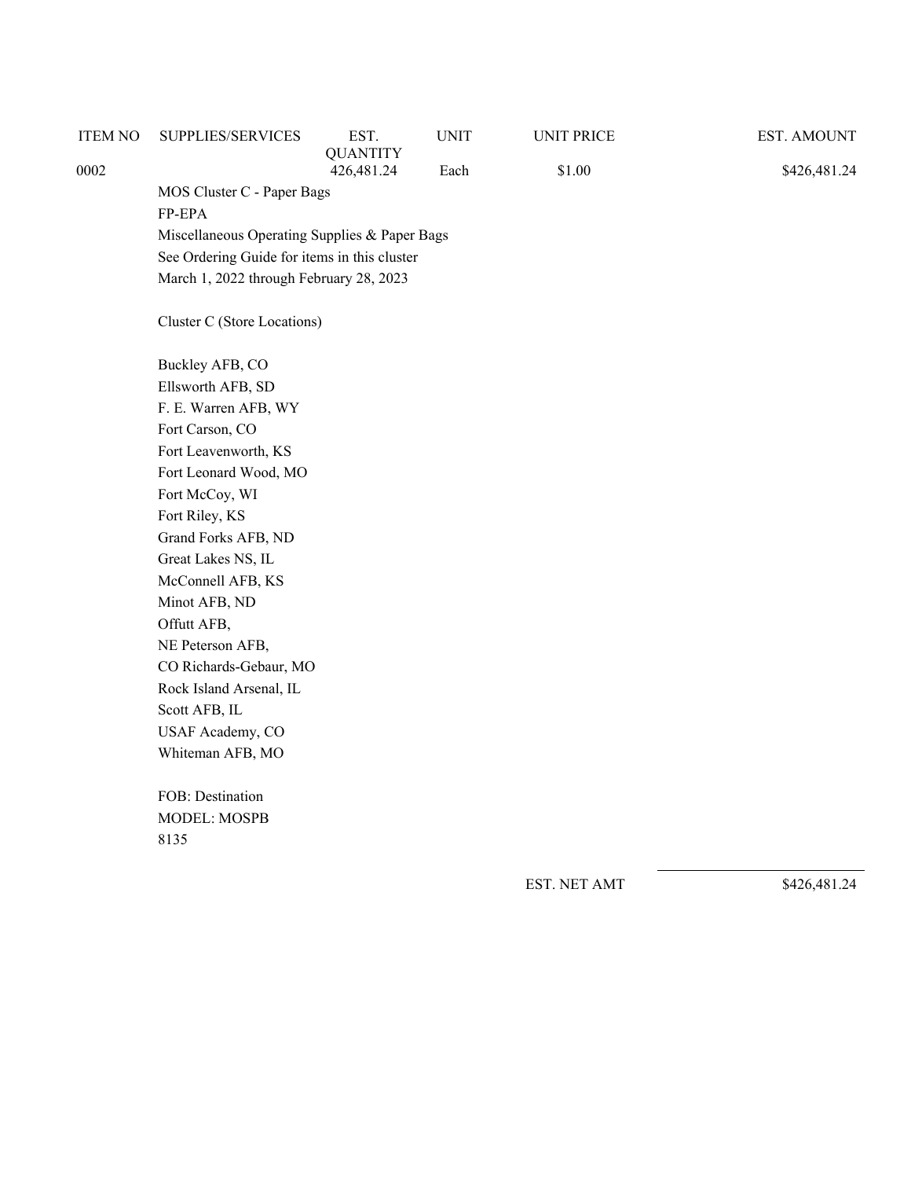| ITEM NO | SUPPLIES/SERVICES | EST. QUANTITY | UNIT | UNIT PRICE | EST. AMOUNT |
|---|---|---|---|---|---|
| 0002 | | 426,481.24 | Each | $1.00 | $426,481.24 |

MOS Cluster C - Paper Bags
FP-EPA
Miscellaneous Operating Supplies & Paper Bags
See Ordering Guide for items in this cluster
March 1, 2022 through February 28, 2023

Cluster C (Store Locations)

Buckley AFB, CO
Ellsworth AFB, SD
F. E. Warren AFB, WY
Fort Carson, CO
Fort Leavenworth, KS
Fort Leonard Wood, MO
Fort McCoy, WI
Fort Riley, KS
Grand Forks AFB, ND
Great Lakes NS, IL
McConnell AFB, KS
Minot AFB, ND
Offutt AFB,
NE Peterson AFB,
CO Richards-Gebaur, MO
Rock Island Arsenal, IL
Scott AFB, IL
USAF Academy, CO
Whiteman AFB, MO

FOB: Destination
MODEL: MOSPB
8135

EST. NET AMT $426,481.24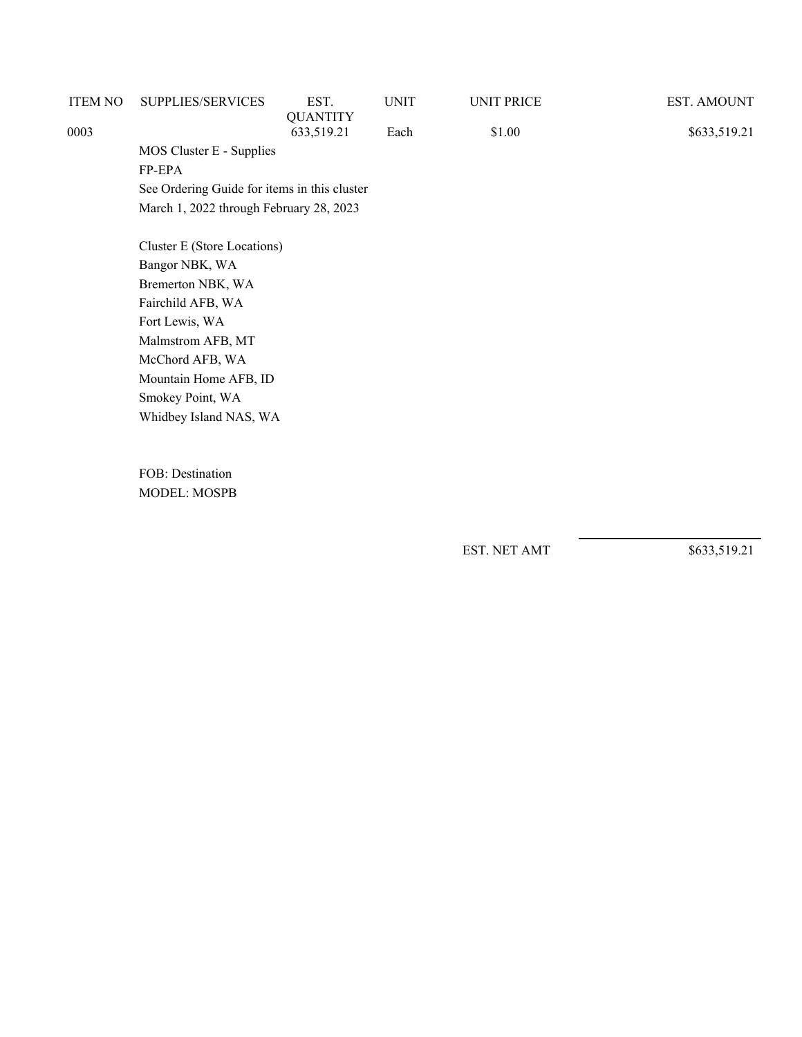| ITEM NO | SUPPLIES/SERVICES | EST. QUANTITY | UNIT | UNIT PRICE | EST. AMOUNT |
|---|---|---|---|---|---|
| 0003 | | 633,519.21 | Each | $1.00 | $633,519.21 |

MOS Cluster E - Supplies
FP-EPA
See Ordering Guide for items in this cluster
March 1, 2022 through February 28, 2023

Cluster E (Store Locations)
Bangor NBK, WA
Bremerton NBK, WA
Fairchild AFB, WA
Fort Lewis, WA
Malmstrom AFB, MT
McChord AFB, WA
Mountain Home AFB, ID
Smokey Point, WA
Whidbey Island NAS, WA

FOB: Destination
MODEL: MOSPB

EST. NET AMT $633,519.21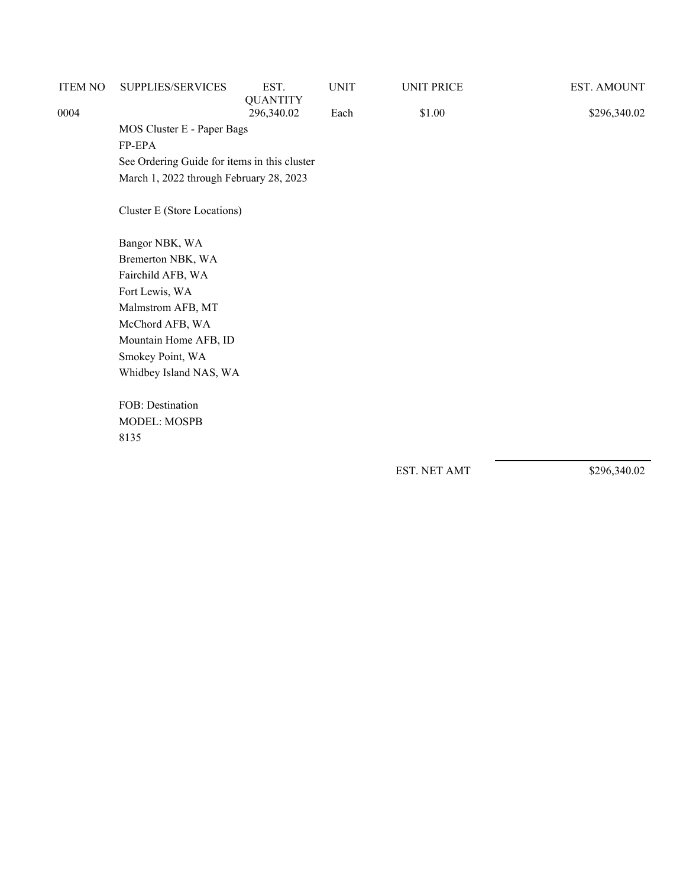| ITEM NO | SUPPLIES/SERVICES | EST. QUANTITY | UNIT | UNIT PRICE | EST. AMOUNT |
|---|---|---|---|---|---|
| 0004 | | 296,340.02 | Each | $1.00 | $296,340.02 |

MOS Cluster E - Paper Bags
FP-EPA
See Ordering Guide for items in this cluster
March 1, 2022 through February 28, 2023

Cluster E (Store Locations)

Bangor NBK, WA
Bremerton NBK, WA
Fairchild AFB, WA
Fort Lewis, WA
Malmstrom AFB, MT
McChord AFB, WA
Mountain Home AFB, ID
Smokey Point, WA
Whidbey Island NAS, WA

FOB: Destination
MODEL: MOSPB
8135

EST. NET AMT $296,340.02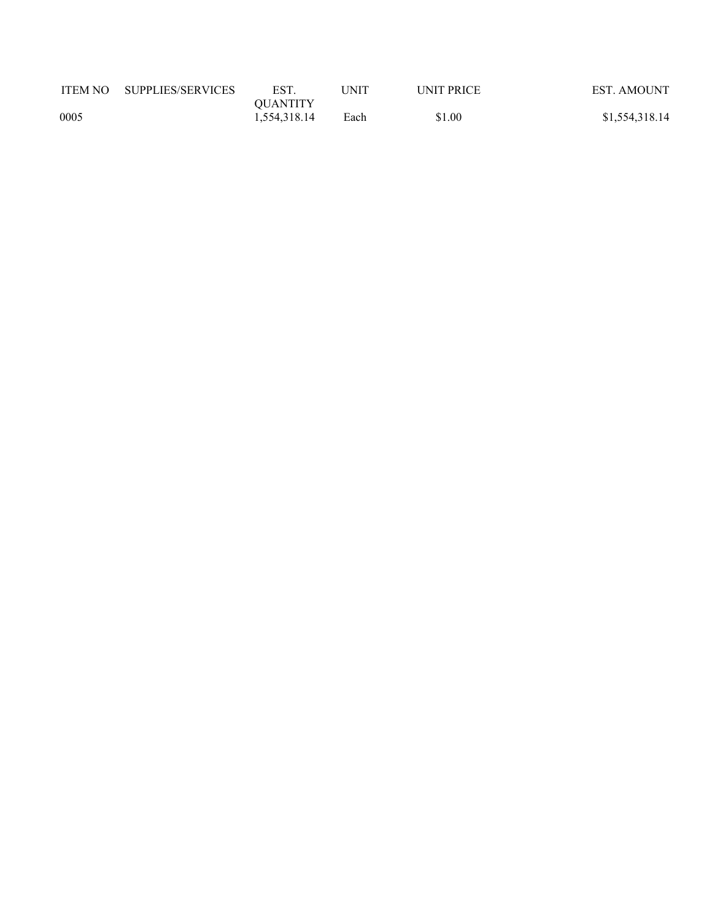| ITEM NO | SUPPLIES/SERVICES | EST. QUANTITY | UNIT | UNIT PRICE | EST. AMOUNT |
|---|---|---|---|---|---|
| 0005 | | 1,554,318.14 | Each | $1.00 | $1,554,318.14 |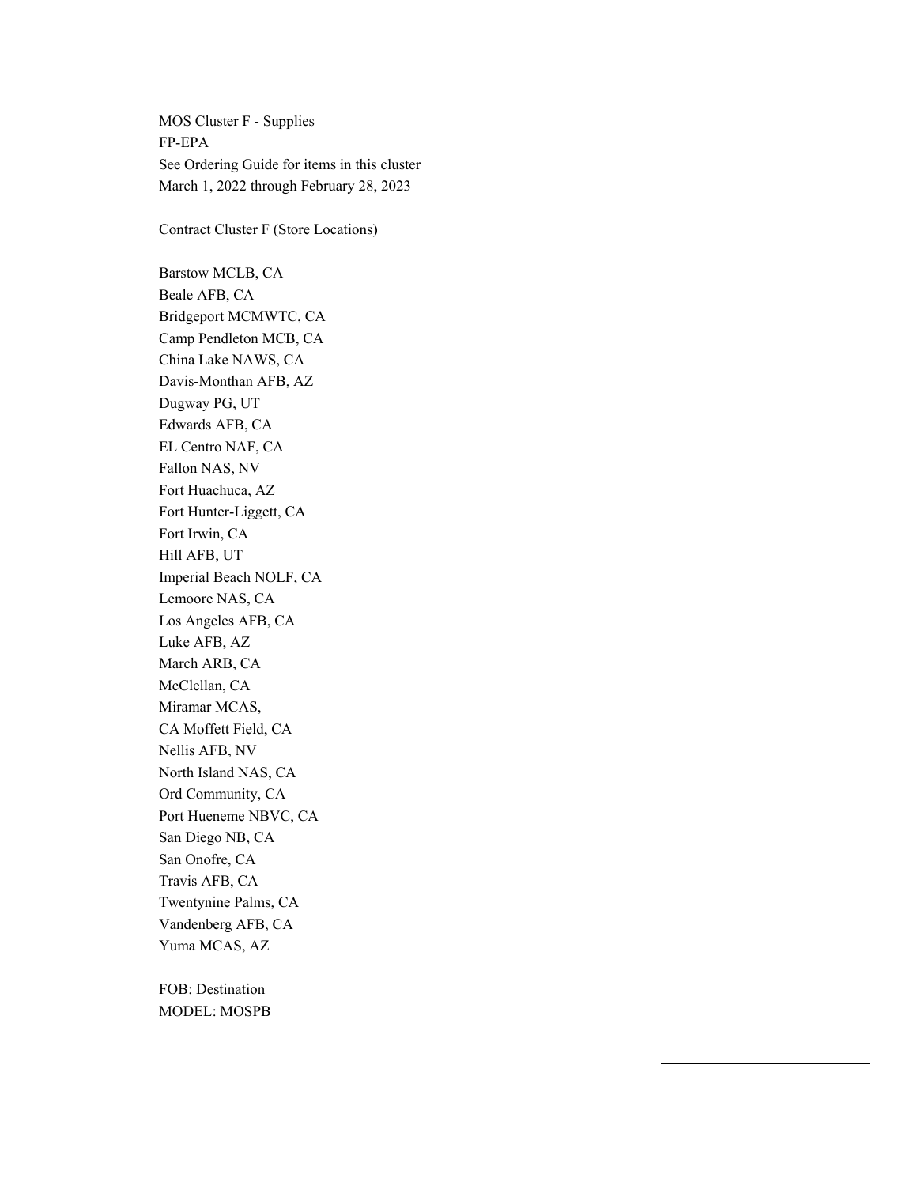MOS Cluster F - Supplies
FP-EPA
See Ordering Guide for items in this cluster
March 1, 2022 through February 28, 2023

Contract Cluster F (Store Locations)

Barstow MCLB, CA
Beale AFB, CA
Bridgeport MCMWTC, CA
Camp Pendleton MCB, CA
China Lake NAWS, CA
Davis-Monthan AFB, AZ
Dugway PG, UT
Edwards AFB, CA
EL Centro NAF, CA
Fallon NAS, NV
Fort Huachuca, AZ
Fort Hunter-Liggett, CA
Fort Irwin, CA
Hill AFB, UT
Imperial Beach NOLF, CA
Lemoore NAS, CA
Los Angeles AFB, CA
Luke AFB, AZ
March ARB, CA
McClellan, CA
Miramar MCAS,
CA Moffett Field, CA
Nellis AFB, NV
North Island NAS, CA
Ord Community, CA
Port Hueneme NBVC, CA
San Diego NB, CA
San Onofre, CA
Travis AFB, CA
Twentynine Palms, CA
Vandenberg AFB, CA
Yuma MCAS, AZ

FOB: Destination
MODEL: MOSPB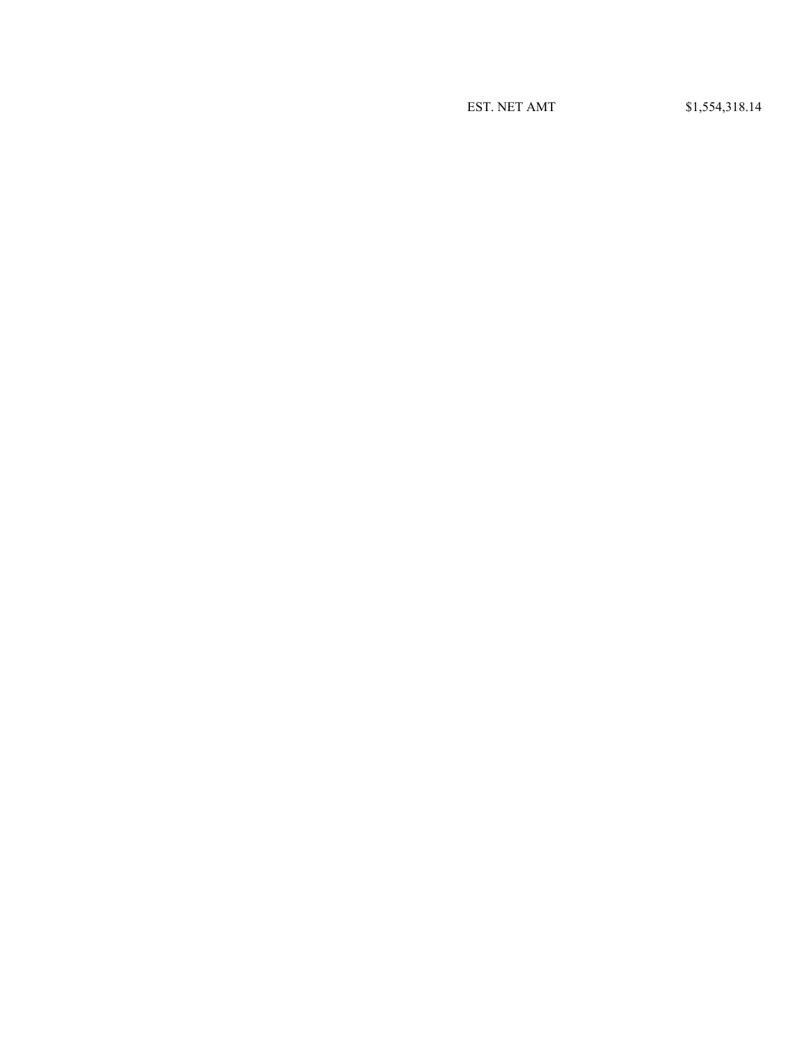EST. NET AMT $1,554,318.14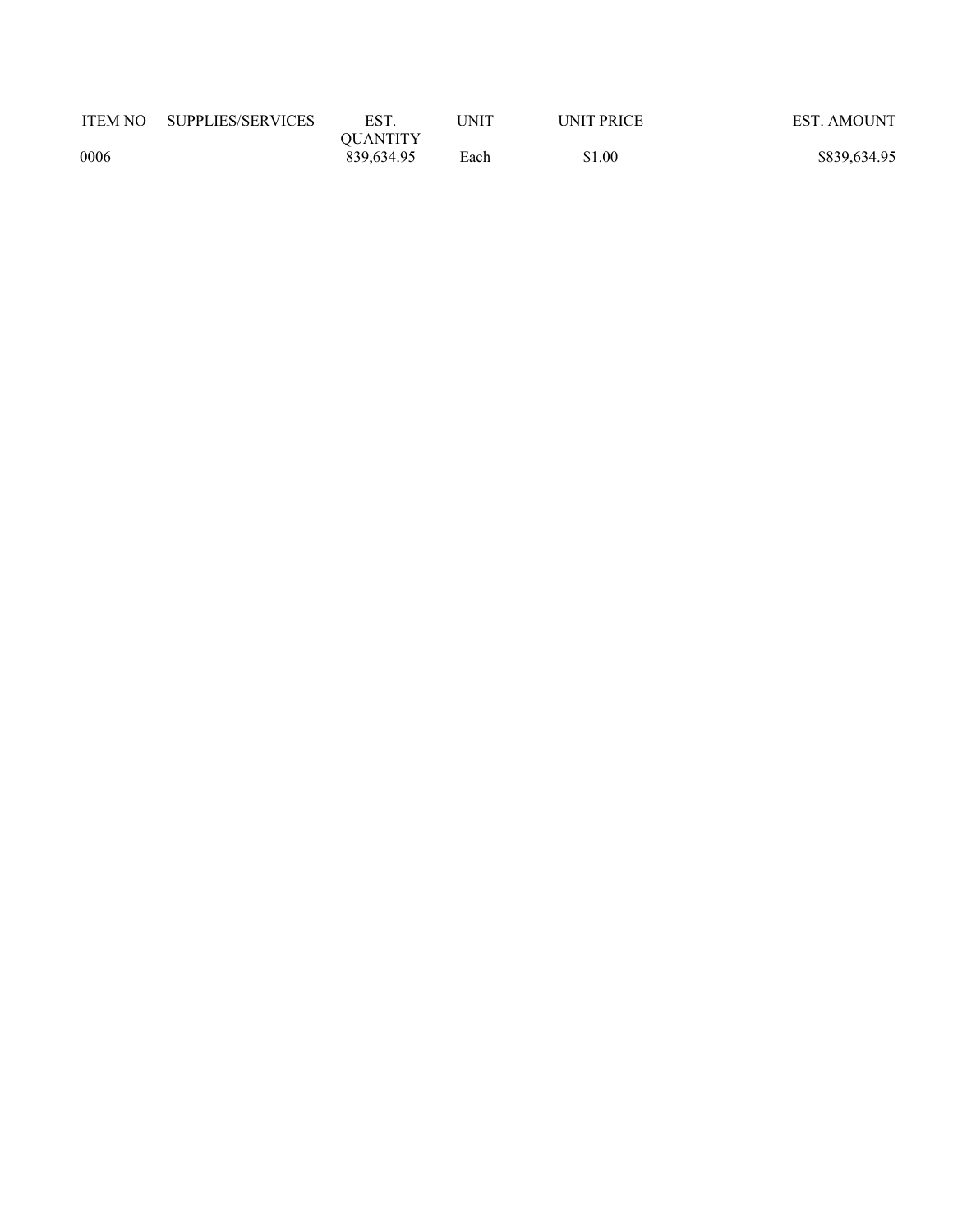| ITEM NO | SUPPLIES/SERVICES | EST. QUANTITY | UNIT | UNIT PRICE | EST. AMOUNT |
|---|---|---|---|---|---|
| 0006 | | 839,634.95 | Each | $1.00 | $839,634.95 |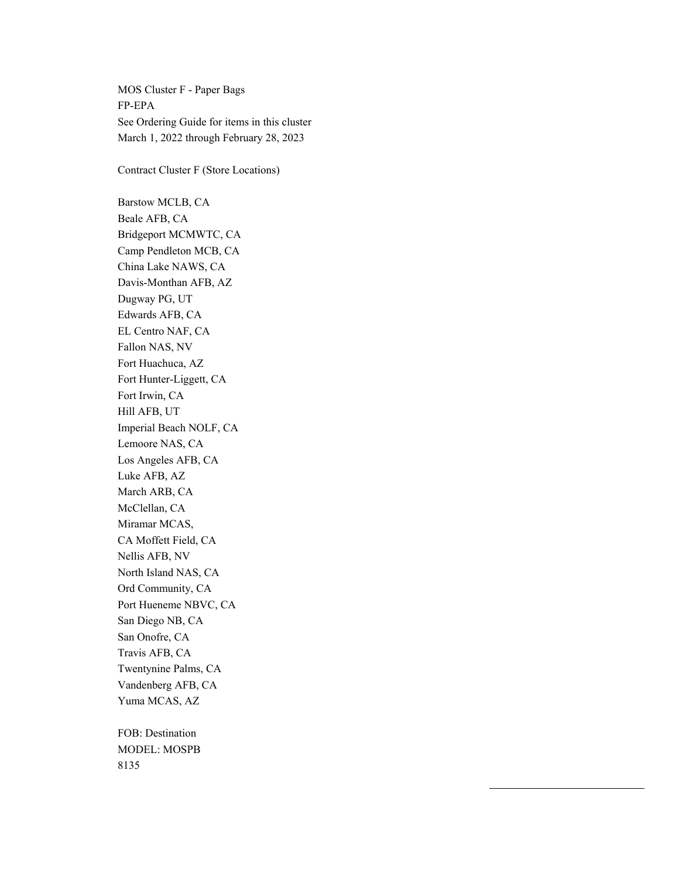MOS Cluster F - Paper Bags
FP-EPA
See Ordering Guide for items in this cluster
March 1, 2022 through February 28, 2023

Contract Cluster F (Store Locations)

Barstow MCLB, CA
Beale AFB, CA
Bridgeport MCMWTC, CA
Camp Pendleton MCB, CA
China Lake NAWS, CA
Davis-Monthan AFB, AZ
Dugway PG, UT
Edwards AFB, CA
EL Centro NAF, CA
Fallon NAS, NV
Fort Huachuca, AZ
Fort Hunter-Liggett, CA
Fort Irwin, CA
Hill AFB, UT
Imperial Beach NOLF, CA
Lemoore NAS, CA
Los Angeles AFB, CA
Luke AFB, AZ
March ARB, CA
McClellan, CA
Miramar MCAS,
CA Moffett Field, CA
Nellis AFB, NV
North Island NAS, CA
Ord Community, CA
Port Hueneme NBVC, CA
San Diego NB, CA
San Onofre, CA
Travis AFB, CA
Twentynine Palms, CA
Vandenberg AFB, CA
Yuma MCAS, AZ

FOB: Destination
MODEL: MOSPB
8135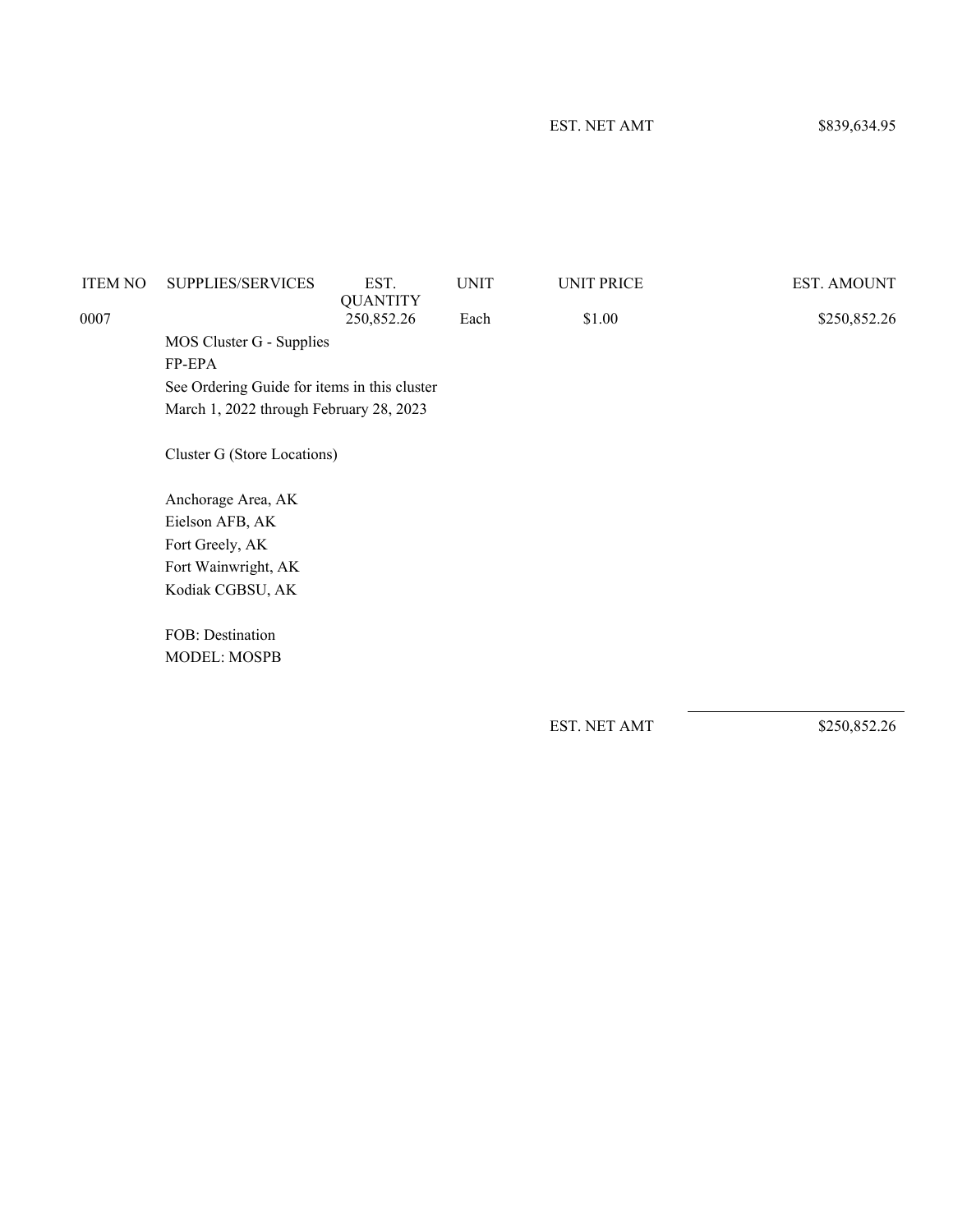EST. NET AMT $839,634.95

| ITEM NO | SUPPLIES/SERVICES | EST. QUANTITY | UNIT | UNIT PRICE | EST. AMOUNT |
|---|---|---|---|---|---|
| 0007 | | 250,852.26 | Each | $1.00 | $250,852.26 |

MOS Cluster G - Supplies
FP-EPA
See Ordering Guide for items in this cluster
March 1, 2022 through February 28, 2023

Cluster G (Store Locations)

Anchorage Area, AK
Eielson AFB, AK
Fort Greely, AK
Fort Wainwright, AK
Kodiak CGBSU, AK

FOB: Destination
MODEL: MOSPB

EST. NET AMT $250,852.26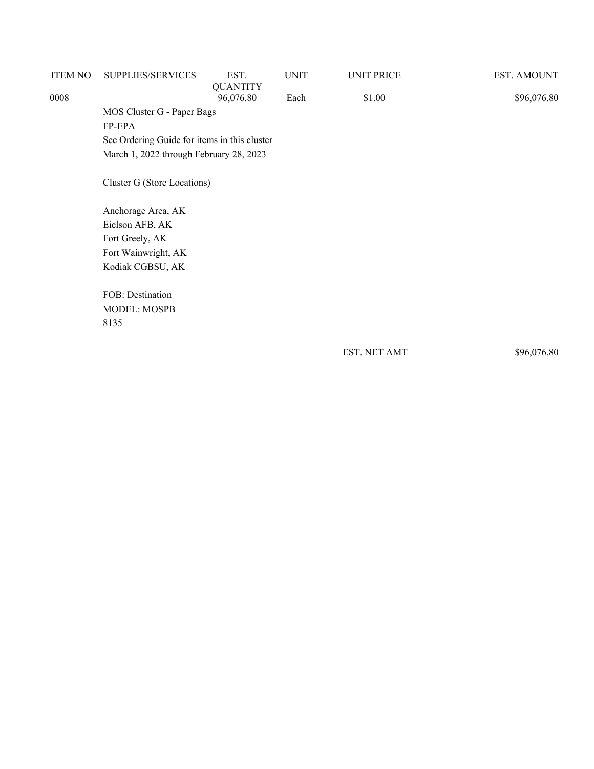| ITEM NO | SUPPLIES/SERVICES | EST. QUANTITY | UNIT | UNIT PRICE | EST. AMOUNT |
|---|---|---|---|---|---|
| 0008 | | 96,076.80 | Each | $1.00 | $96,076.80 |

MOS Cluster G - Paper Bags
FP-EPA
See Ordering Guide for items in this cluster
March 1, 2022 through February 28, 2023

Cluster G (Store Locations)

Anchorage Area, AK
Eielson AFB, AK
Fort Greely, AK
Fort Wainwright, AK
Kodiak CGBSU, AK

FOB: Destination
MODEL: MOSPB
8135

EST. NET AMT $96,076.80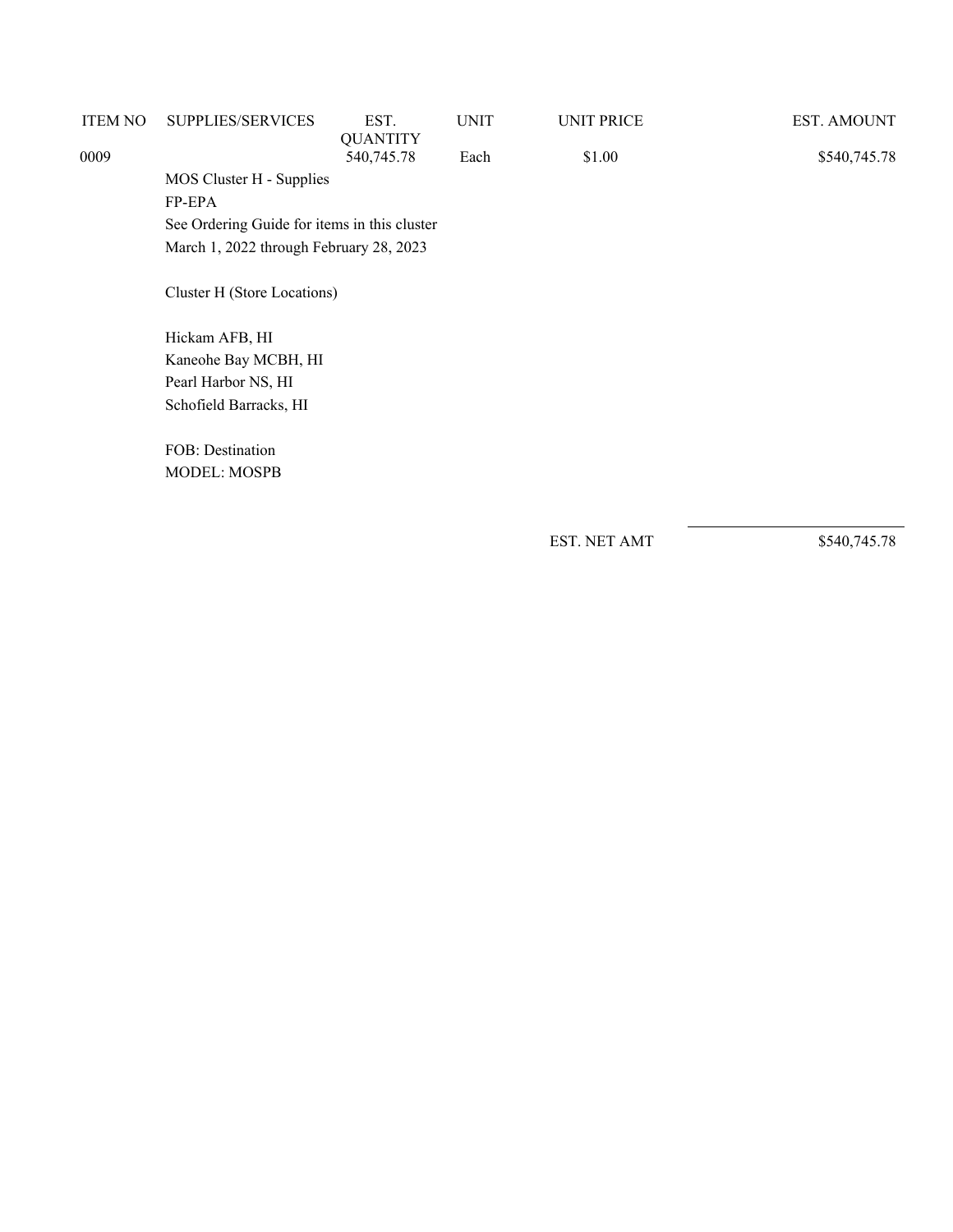| ITEM NO | SUPPLIES/SERVICES | EST. QUANTITY | UNIT | UNIT PRICE | EST. AMOUNT |
|---|---|---|---|---|---|
| 0009 | | 540,745.78 | Each | $1.00 | $540,745.78 |

MOS Cluster H - Supplies
FP-EPA
See Ordering Guide for items in this cluster
March 1, 2022 through February 28, 2023

Cluster H (Store Locations)

Hickam AFB, HI
Kaneohe Bay MCBH, HI
Pearl Harbor NS, HI
Schofield Barracks, HI

FOB: Destination
MODEL: MOSPB

EST. NET AMT $540,745.78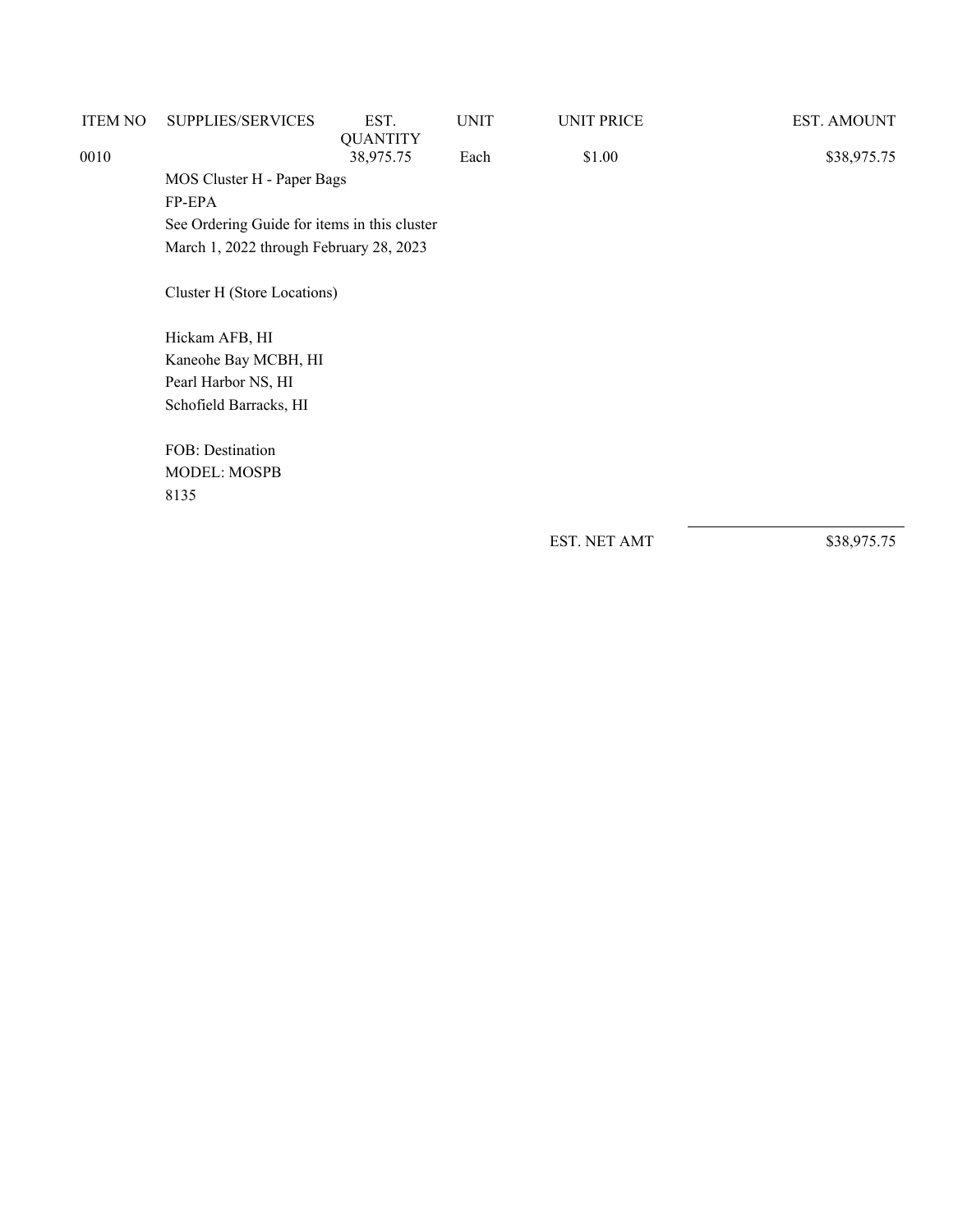| ITEM NO | SUPPLIES/SERVICES | EST. QUANTITY | UNIT | UNIT PRICE | EST. AMOUNT |
|---|---|---|---|---|---|
| 0010 | | 38,975.75 | Each | $1.00 | $38,975.75 |

MOS Cluster H - Paper Bags
FP-EPA
See Ordering Guide for items in this cluster
March 1, 2022 through February 28, 2023

Cluster H (Store Locations)

Hickam AFB, HI
Kaneohe Bay MCBH, HI
Pearl Harbor NS, HI
Schofield Barracks, HI

FOB: Destination
MODEL: MOSPB
8135

| | |
|---|---|
| EST. NET AMT | $38,975.75 |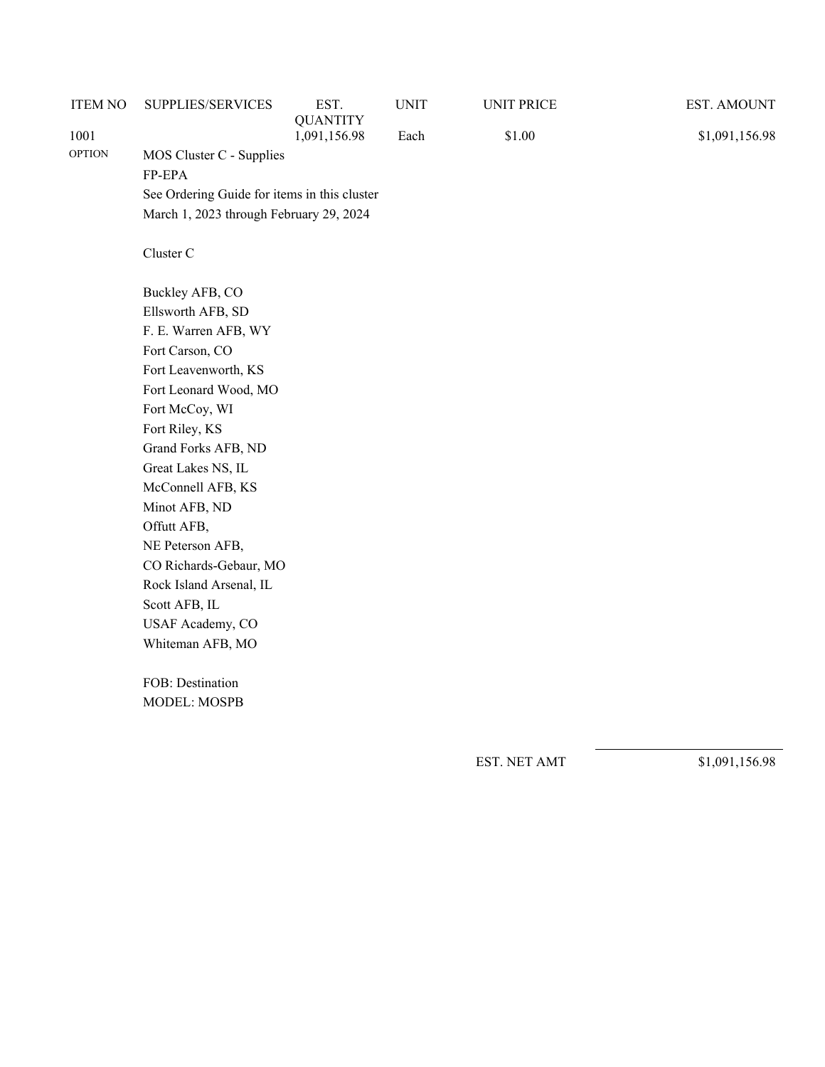| ITEM NO | SUPPLIES/SERVICES | EST. QUANTITY | UNIT | UNIT PRICE | EST. AMOUNT |
|---|---|---|---|---|---|
| 1001 | | 1,091,156.98 | Each | $1.00 | $1,091,156.98 |
| OPTION | MOS Cluster C - Supplies | | | | |

FP-EPA
See Ordering Guide for items in this cluster
March 1, 2023 through February 29, 2024

Cluster C

Buckley AFB, CO
Ellsworth AFB, SD
F. E. Warren AFB, WY
Fort Carson, CO
Fort Leavenworth, KS
Fort Leonard Wood, MO
Fort McCoy, WI
Fort Riley, KS
Grand Forks AFB, ND
Great Lakes NS, IL
McConnell AFB, KS
Minot AFB, ND
Offutt AFB,
NE Peterson AFB,
CO Richards-Gebaur, MO
Rock Island Arsenal, IL
Scott AFB, IL
USAF Academy, CO
Whiteman AFB, MO

FOB: Destination
MODEL: MOSPB

EST. NET AMT $1,091,156.98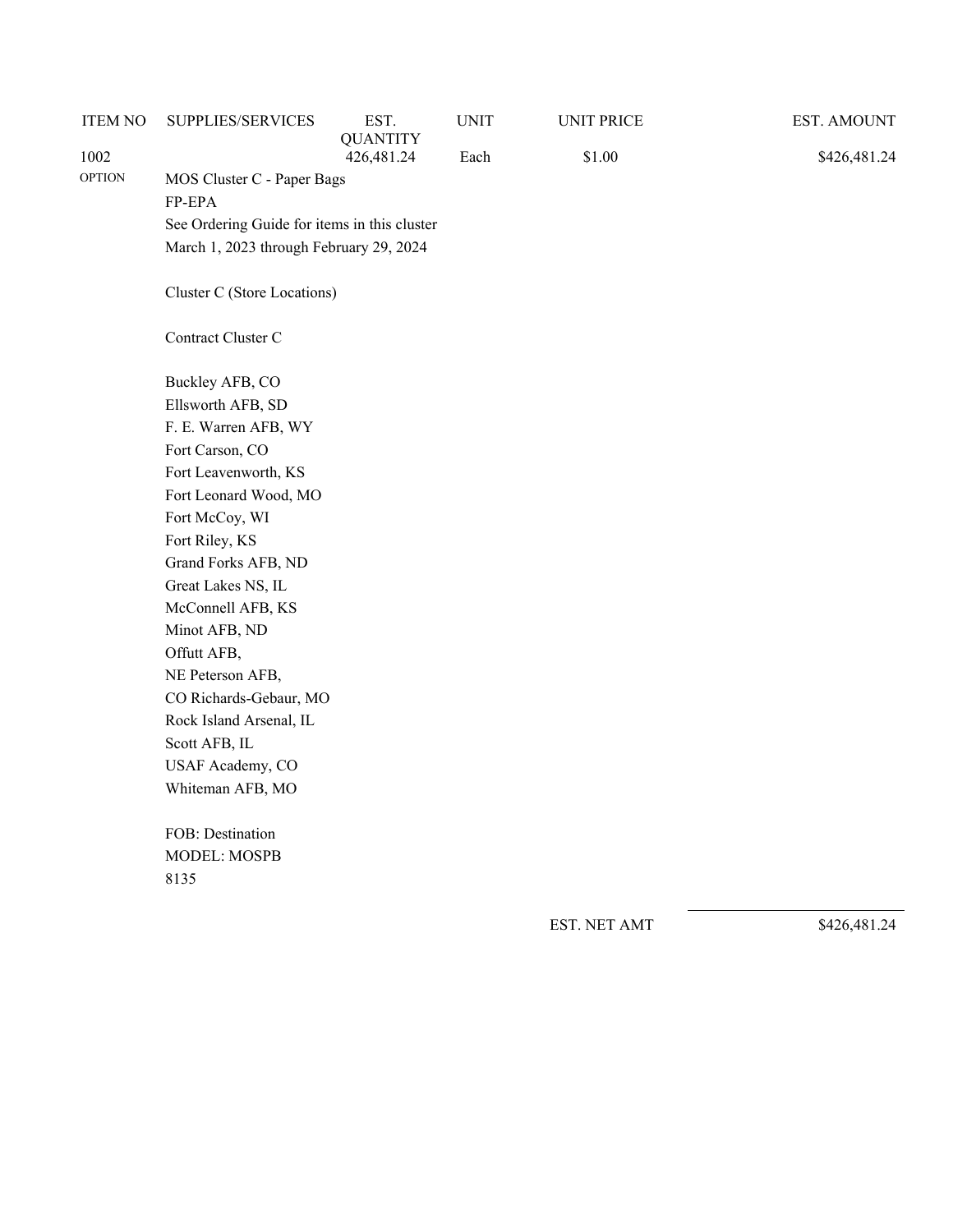| ITEM NO | SUPPLIES/SERVICES | EST. QUANTITY | UNIT | UNIT PRICE | EST. AMOUNT |
|---|---|---|---|---|---|
| 1002 | | 426,481.24 | Each | $1.00 | $426,481.24 |
| OPTION | MOS Cluster C - Paper Bags | | | | |

FP-EPA

See Ordering Guide for items in this cluster

March 1, 2023 through February 29, 2024

Cluster C (Store Locations)

Contract Cluster C

Buckley AFB, CO
Ellsworth AFB, SD
F. E. Warren AFB, WY
Fort Carson, CO
Fort Leavenworth, KS
Fort Leonard Wood, MO
Fort McCoy, WI
Fort Riley, KS
Grand Forks AFB, ND
Great Lakes NS, IL
McConnell AFB, KS
Minot AFB, ND
Offutt AFB,
NE Peterson AFB,
CO Richards-Gebaur, MO
Rock Island Arsenal, IL
Scott AFB, IL
USAF Academy, CO
Whiteman AFB, MO

FOB: Destination
MODEL: MOSPB
8135

| | |
|---|---|
| EST. NET AMT | $426,481.24 |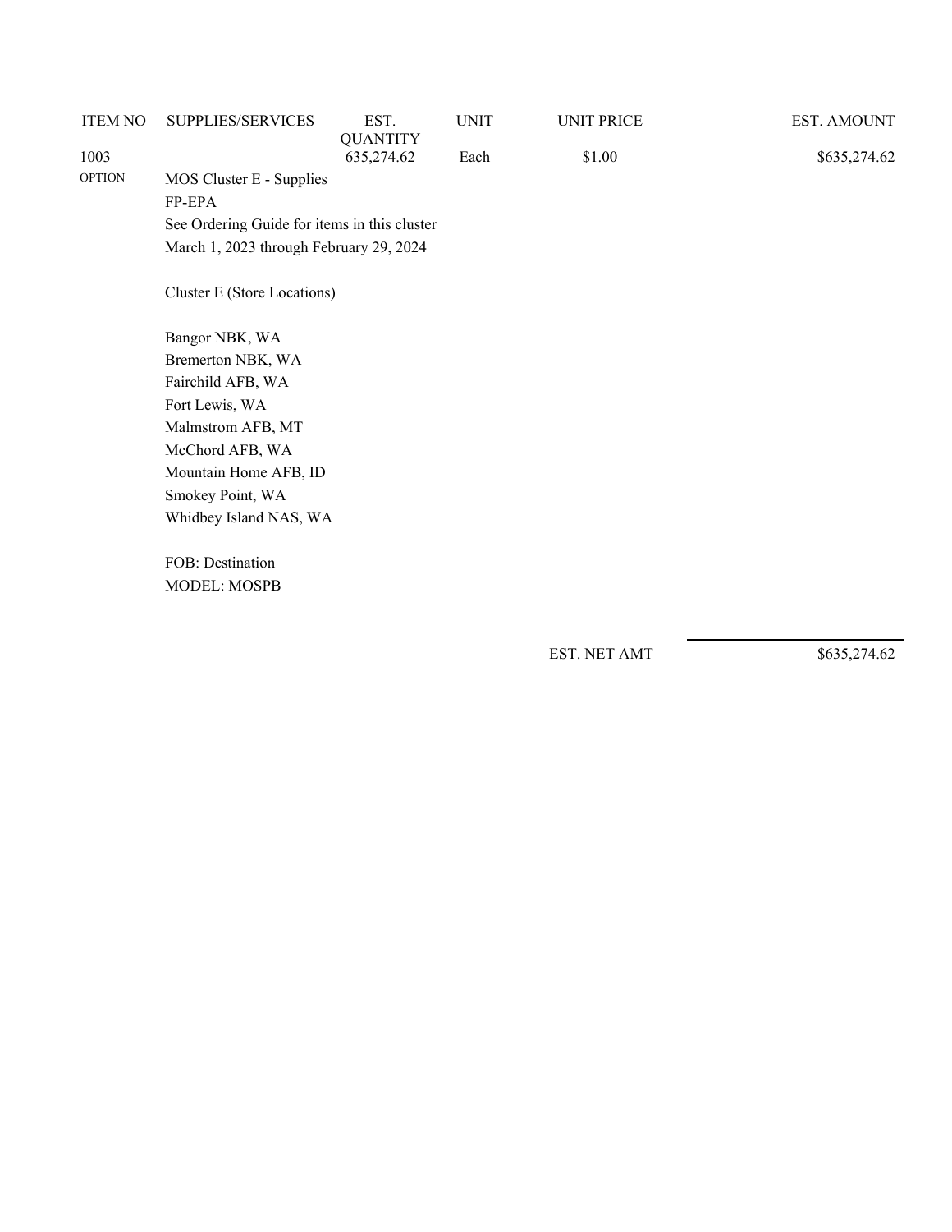| ITEM NO | SUPPLIES/SERVICES | EST. QUANTITY | UNIT | UNIT PRICE | EST. AMOUNT |
|---|---|---|---|---|---|
| 1003 | | 635,274.62 | Each | $1.00 | $635,274.62 |
| OPTION | MOS Cluster E - Supplies<br>FP-EPA<br>See Ordering Guide for items in this cluster<br>March 1, 2023 through February 29, 2024 | | | | |

Cluster E (Store Locations)

Bangor NBK, WA
Bremerton NBK, WA
Fairchild AFB, WA
Fort Lewis, WA
Malmstrom AFB, MT
McChord AFB, WA
Mountain Home AFB, ID
Smokey Point, WA
Whidbey Island NAS, WA

FOB: Destination
MODEL: MOSPB

EST. NET AMT $635,274.62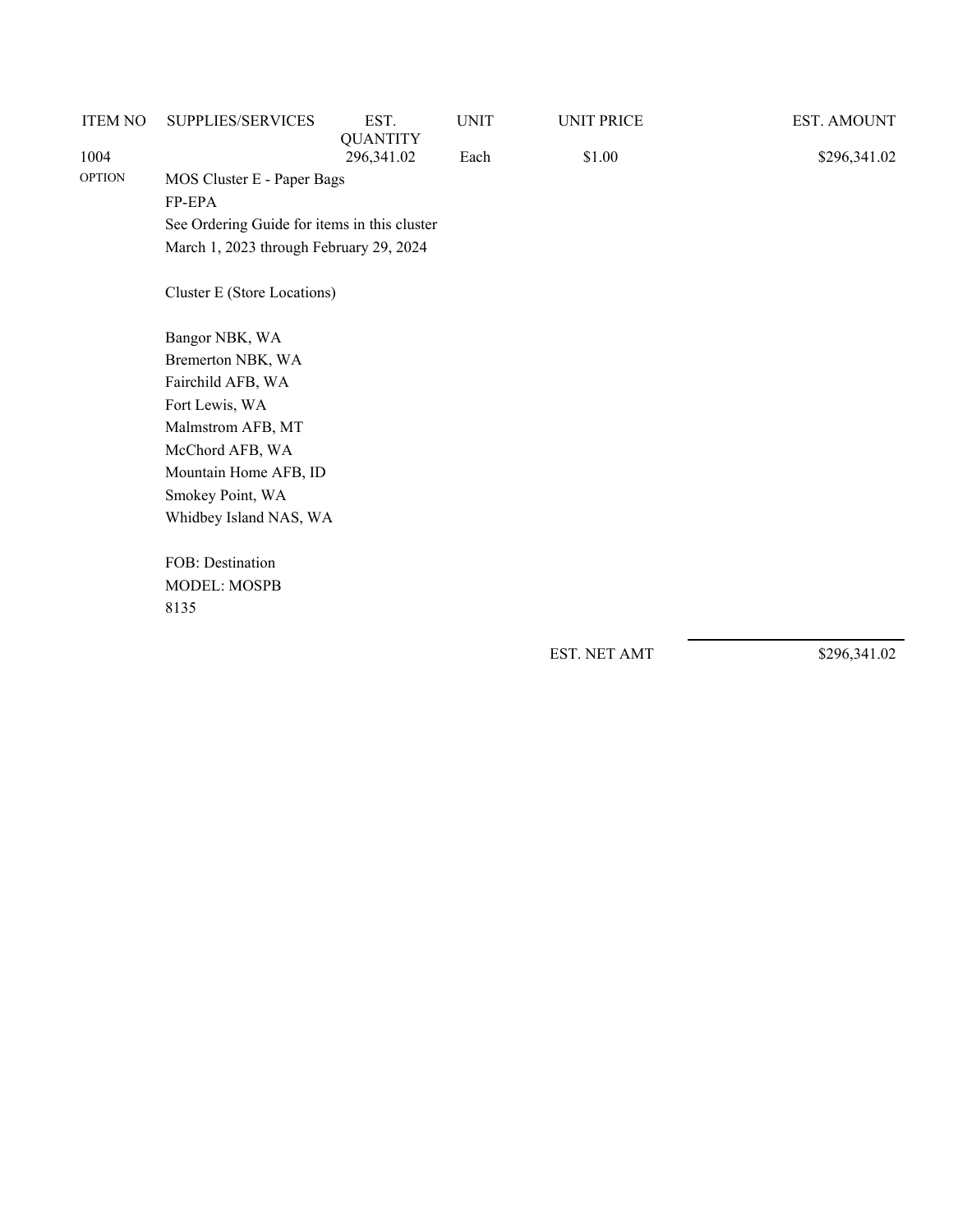| ITEM NO | SUPPLIES/SERVICES | EST. QUANTITY | UNIT | UNIT PRICE | EST. AMOUNT |
|---|---|---|---|---|---|
| 1004 | | 296,341.02 | Each | $1.00 | $296,341.02 |
| OPTION | MOS Cluster E - Paper Bags | | | | |

FP-EPA

See Ordering Guide for items in this cluster

March 1, 2023 through February 29, 2024

Cluster E (Store Locations)

Bangor NBK, WA
Bremerton NBK, WA
Fairchild AFB, WA
Fort Lewis, WA
Malmstrom AFB, MT
McChord AFB, WA
Mountain Home AFB, ID
Smokey Point, WA
Whidbey Island NAS, WA

FOB: Destination
MODEL: MOSPB
8135

EST. NET AMT $296,341.02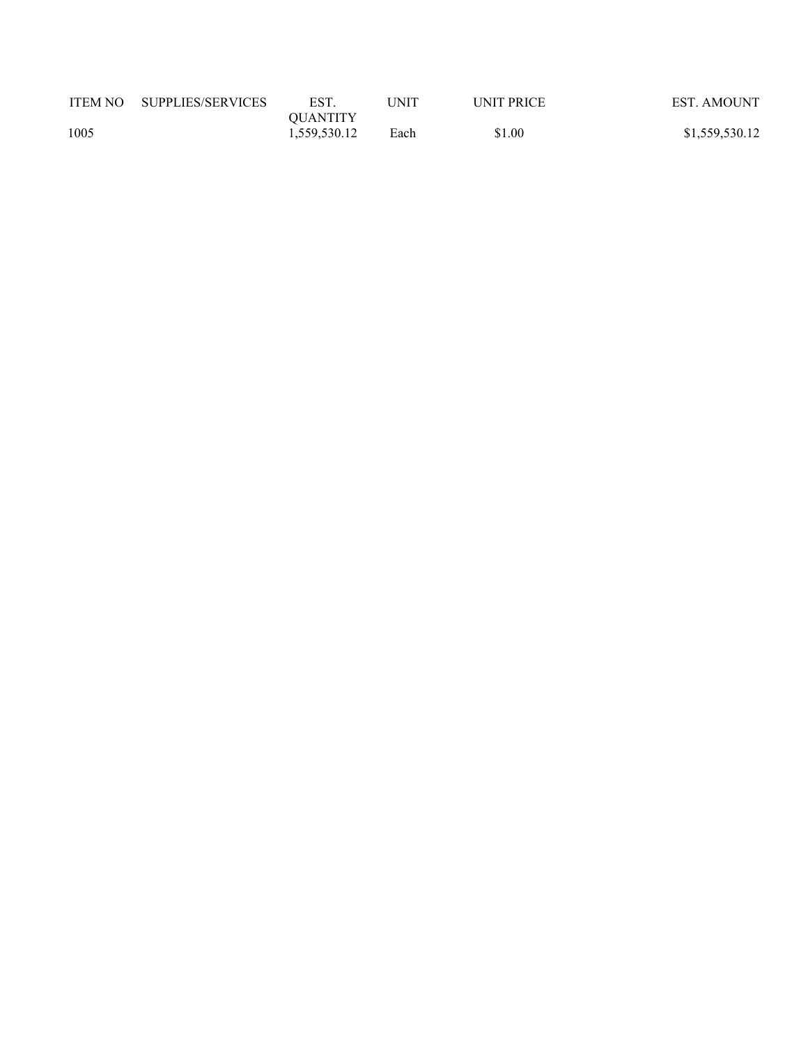| ITEM NO | SUPPLIES/SERVICES | EST. QUANTITY | UNIT | UNIT PRICE | EST. AMOUNT |
|---|---|---|---|---|---|
| 1005 | | 1,559,530.12 | Each | $1.00 | $1,559,530.12 |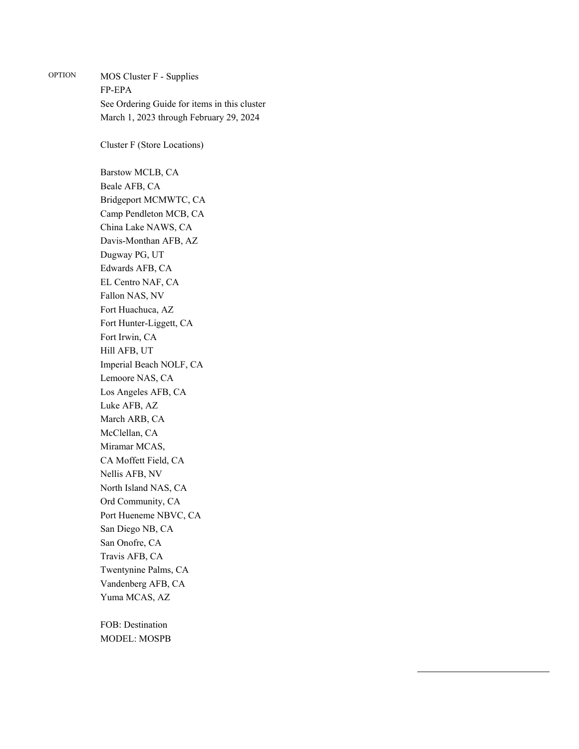OPTION

MOS Cluster F - Supplies
FP-EPA
See Ordering Guide for items in this cluster
March 1, 2023 through February 29, 2024

Cluster F (Store Locations)

Barstow MCLB, CA
Beale AFB, CA
Bridgeport MCMWTC, CA
Camp Pendleton MCB, CA
China Lake NAWS, CA
Davis-Monthan AFB, AZ
Dugway PG, UT
Edwards AFB, CA
EL Centro NAF, CA
Fallon NAS, NV
Fort Huachuca, AZ
Fort Hunter-Liggett, CA
Fort Irwin, CA
Hill AFB, UT
Imperial Beach NOLF, CA
Lemoore NAS, CA
Los Angeles AFB, CA
Luke AFB, AZ
March ARB, CA
McClellan, CA
Miramar MCAS,
CA Moffett Field, CA
Nellis AFB, NV
North Island NAS, CA
Ord Community, CA
Port Hueneme NBVC, CA
San Diego NB, CA
San Onofre, CA
Travis AFB, CA
Twentynine Palms, CA
Vandenberg AFB, CA
Yuma MCAS, AZ

FOB: Destination
MODEL: MOSPB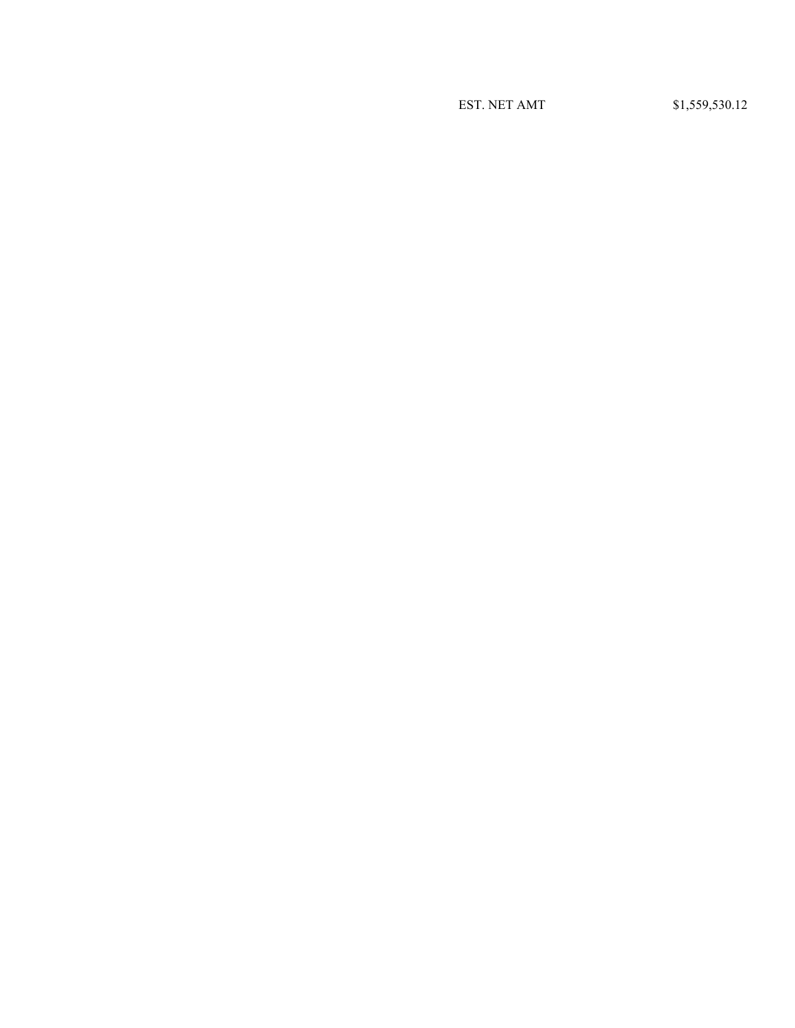| EST. NET AMT | $1,559,530.12 |
| --- | --- |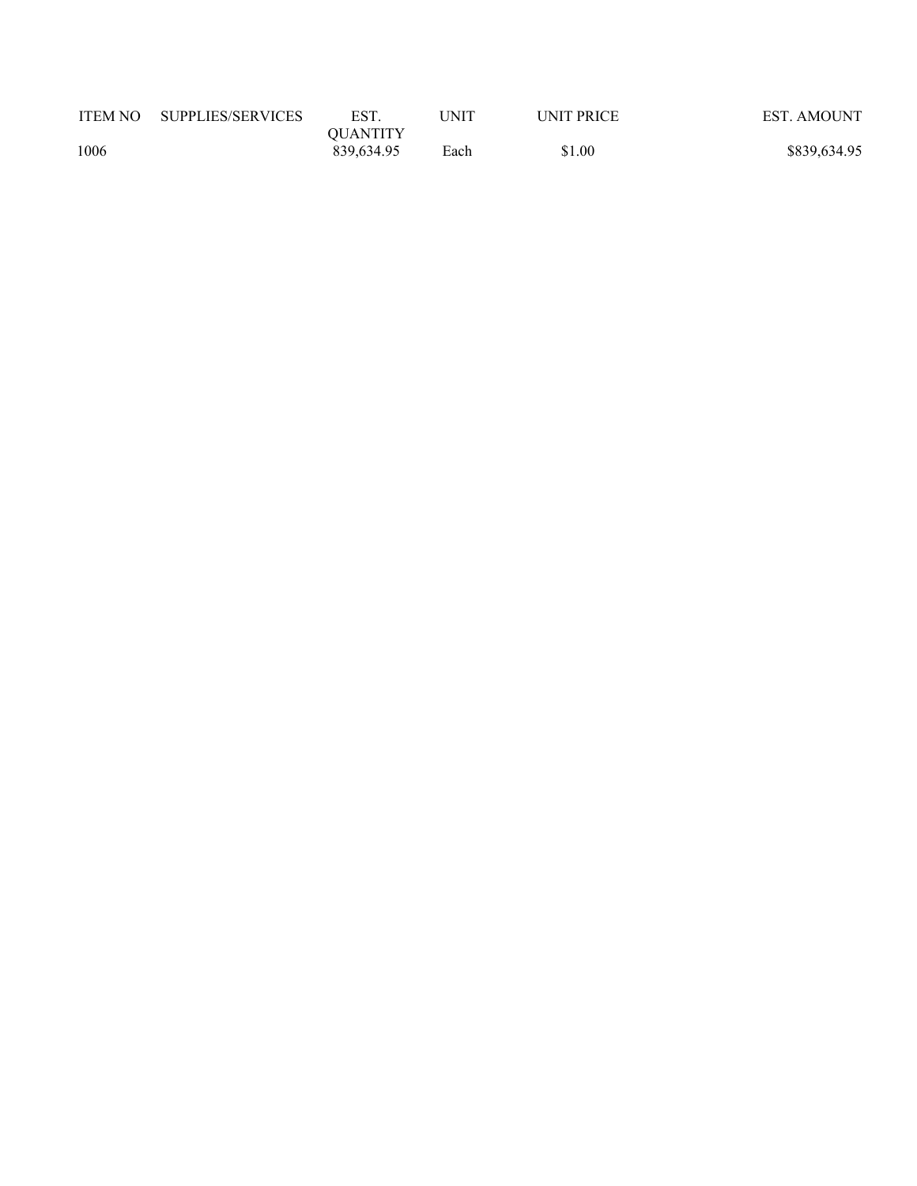| ITEM NO | SUPPLIES/SERVICES | EST. QUANTITY | UNIT | UNIT PRICE | EST. AMOUNT |
|---|---|---|---|---|---|
| 1006 | | 839,634.95 | Each | $1.00 | $839,634.95 |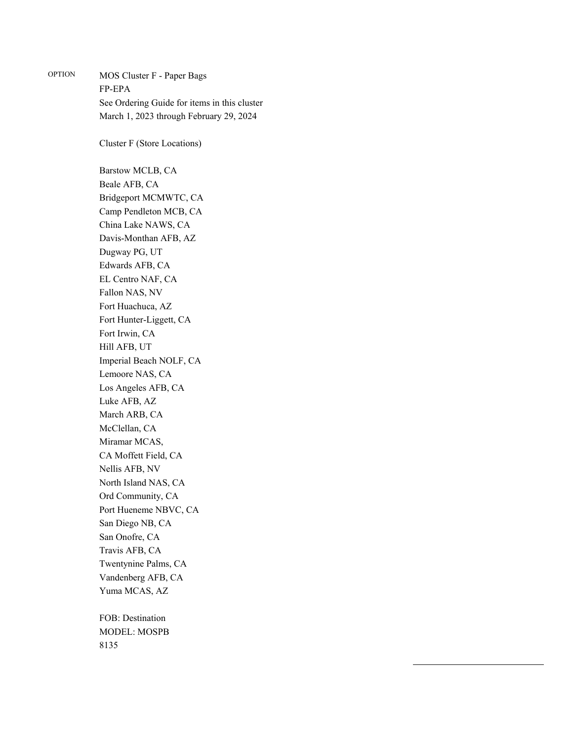OPTION

MOS Cluster F - Paper Bags
FP-EPA
See Ordering Guide for items in this cluster
March 1, 2023 through February 29, 2024

Cluster F (Store Locations)

Barstow MCLB, CA
Beale AFB, CA
Bridgeport MCMWTC, CA
Camp Pendleton MCB, CA
China Lake NAWS, CA
Davis-Monthan AFB, AZ
Dugway PG, UT
Edwards AFB, CA
EL Centro NAF, CA
Fallon NAS, NV
Fort Huachuca, AZ
Fort Hunter-Liggett, CA
Fort Irwin, CA
Hill AFB, UT
Imperial Beach NOLF, CA
Lemoore NAS, CA
Los Angeles AFB, CA
Luke AFB, AZ
March ARB, CA
McClellan, CA
Miramar MCAS,
CA Moffett Field, CA
Nellis AFB, NV
North Island NAS, CA
Ord Community, CA
Port Hueneme NBVC, CA
San Diego NB, CA
San Onofre, CA
Travis AFB, CA
Twentynine Palms, CA
Vandenberg AFB, CA
Yuma MCAS, AZ

FOB: Destination
MODEL: MOSPB
8135

\_\_\_\_\_\_\_\_\_\_\_\_\_\_\_\_\_\_\_\_\_\_\_\_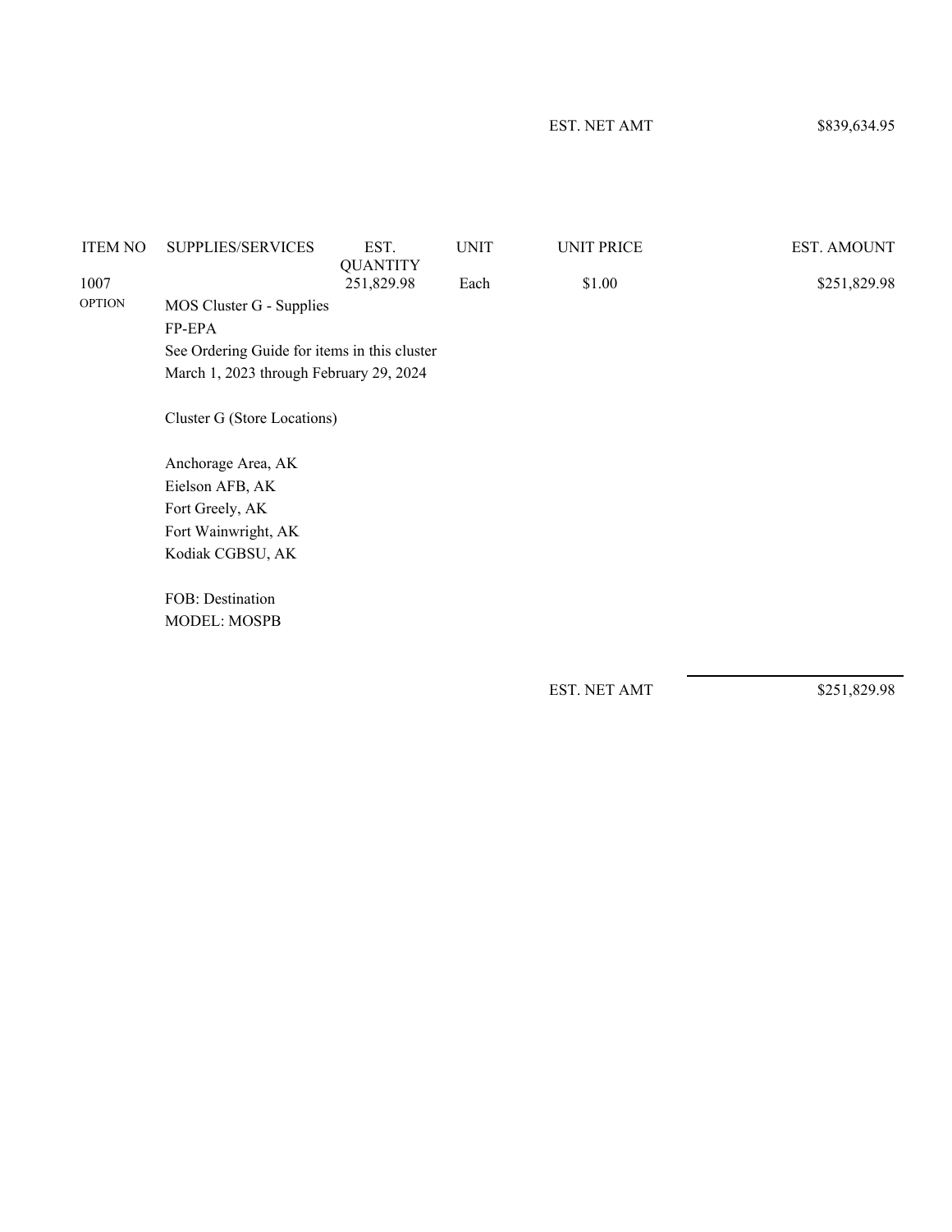EST. NET AMT $839,634.95

| ITEM NO | SUPPLIES/SERVICES | EST. QUANTITY | UNIT | UNIT PRICE | EST. AMOUNT |
| --- | --- | --- | --- | --- | --- |
| 1007 | | 251,829.98 | Each | $1.00 | $251,829.98 |
| OPTION | MOS Cluster G - Supplies | | | | |

FP-EPA

See Ordering Guide for items in this cluster

March 1, 2023 through February 29, 2024

Cluster G (Store Locations)

Anchorage Area, AK
Eielson AFB, AK
Fort Greely, AK
Fort Wainwright, AK
Kodiak CGBSU, AK

FOB: Destination
MODEL: MOSPB

EST. NET AMT $251,829.98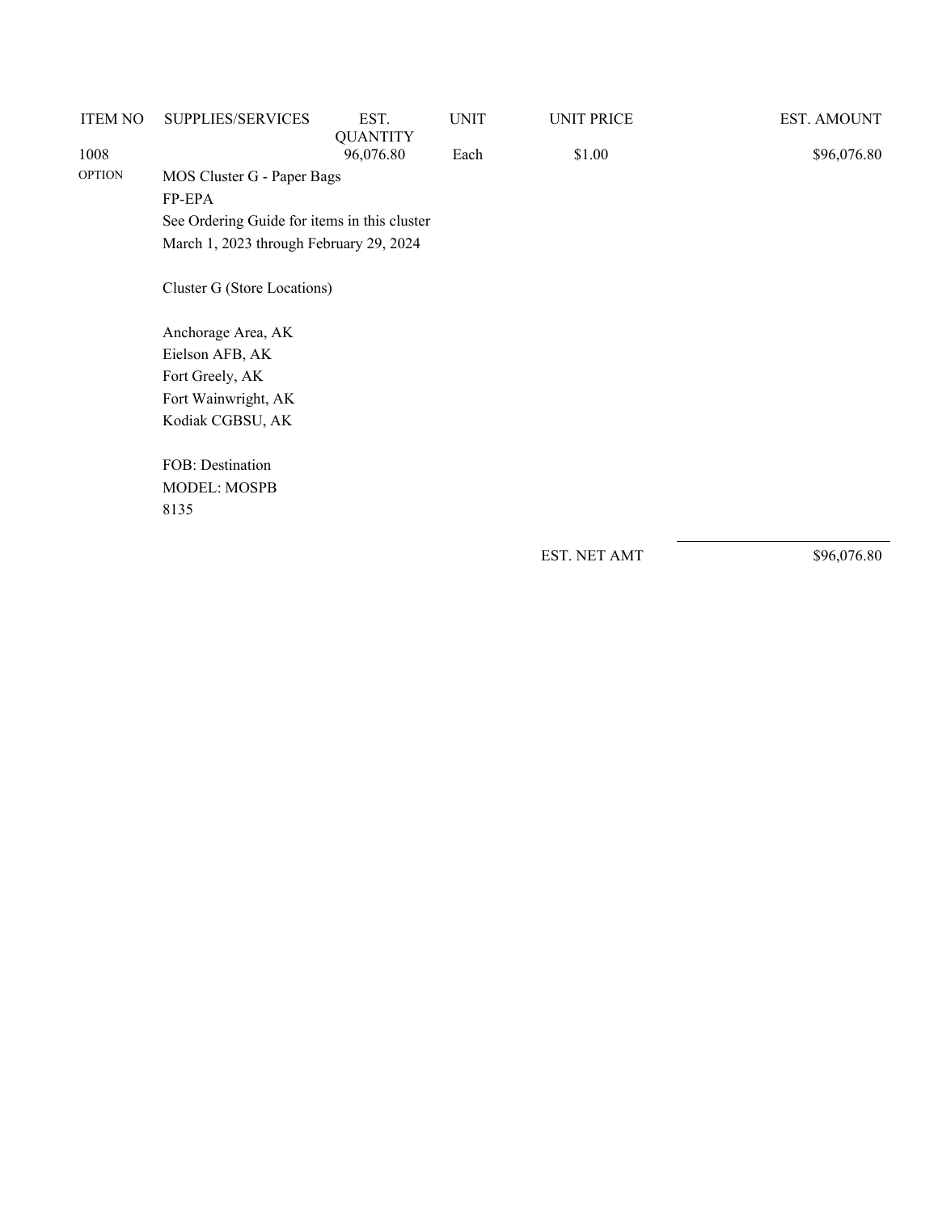| ITEM NO | SUPPLIES/SERVICES | EST. QUANTITY | UNIT | UNIT PRICE | EST. AMOUNT |
|---|---|---|---|---|---|
| 1008 | | 96,076.80 | Each | $1.00 | $96,076.80 |
| OPTION | MOS Cluster G - Paper Bags | | | | |

FP-EPA

See Ordering Guide for items in this cluster

March 1, 2023 through February 29, 2024

Cluster G (Store Locations)

Anchorage Area, AK
Eielson AFB, AK
Fort Greely, AK
Fort Wainwright, AK
Kodiak CGBSU, AK

FOB: Destination
MODEL: MOSPB
8135

EST. NET AMT $96,076.80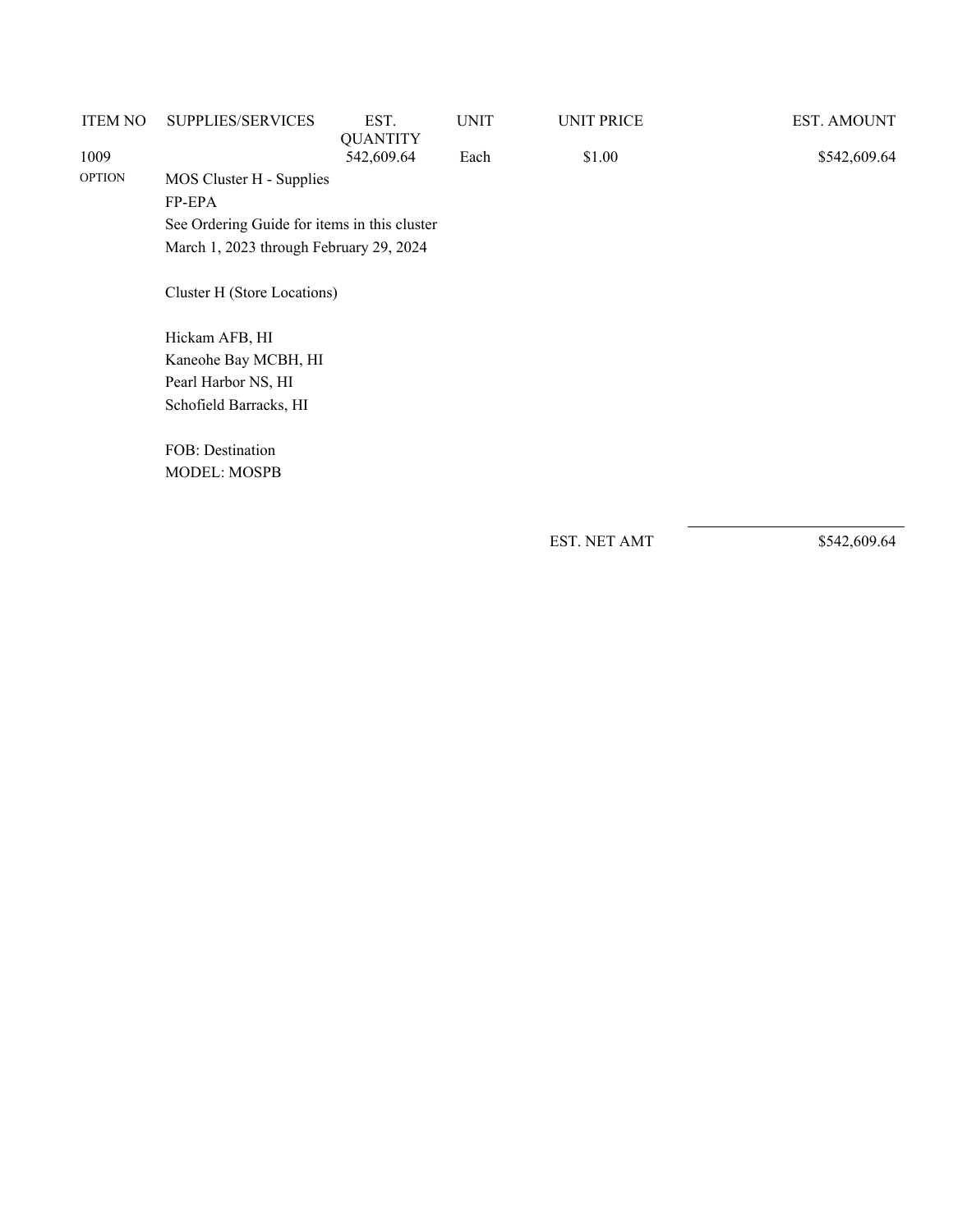| ITEM NO | SUPPLIES/SERVICES | EST. QUANTITY | UNIT | UNIT PRICE | EST. AMOUNT |
|---|---|---|---|---|---|
| 1009 | | 542,609.64 | Each | $1.00 | $542,609.64 |
| OPTION | MOS Cluster H - Supplies<br>FP-EPA<br>See Ordering Guide for items in this cluster<br>March 1, 2023 through February 29, 2024<br><br>Cluster H (Store Locations)<br><br>Hickam AFB, HI<br>Kaneohe Bay MCBH, HI<br>Pearl Harbor NS, HI<br>Schofield Barracks, HI<br><br>FOB: Destination<br>MODEL: MOSPB | | | | |

EST. NET AMT $542,609.64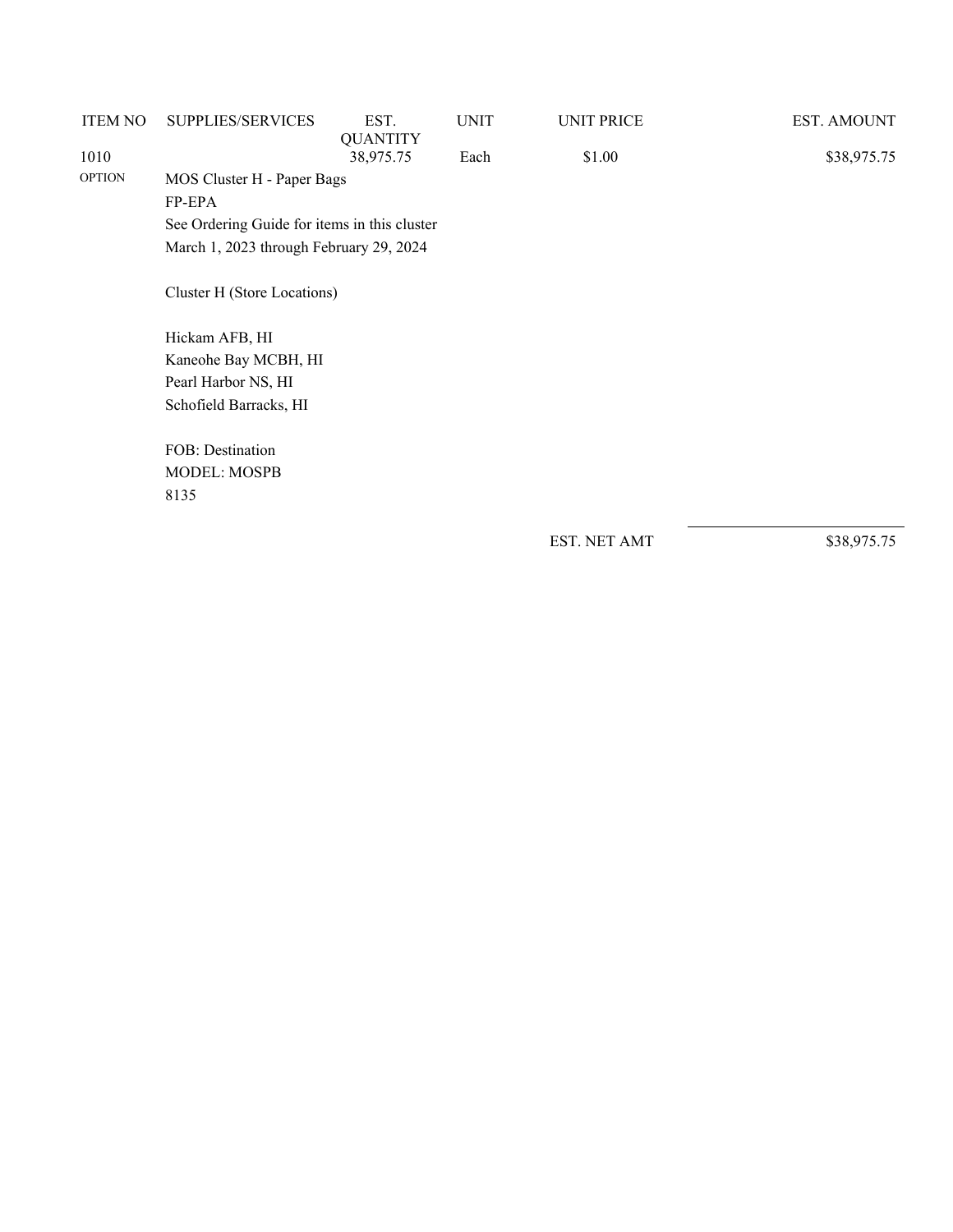| ITEM NO | SUPPLIES/SERVICES | EST. QUANTITY | UNIT | UNIT PRICE | EST. AMOUNT |
| --- | --- | --- | --- | --- | --- |
| 1010 | | 38,975.75 | Each | $1.00 | $38,975.75 |
| OPTION | MOS Cluster H - Paper Bags | | | | |

FP-EPA
See Ordering Guide for items in this cluster
March 1, 2023 through February 29, 2024

Cluster H (Store Locations)

Hickam AFB, HI
Kaneohe Bay MCBH, HI
Pearl Harbor NS, HI
Schofield Barracks, HI

FOB: Destination
MODEL: MOSPB
8135

EST. NET AMT $38,975.75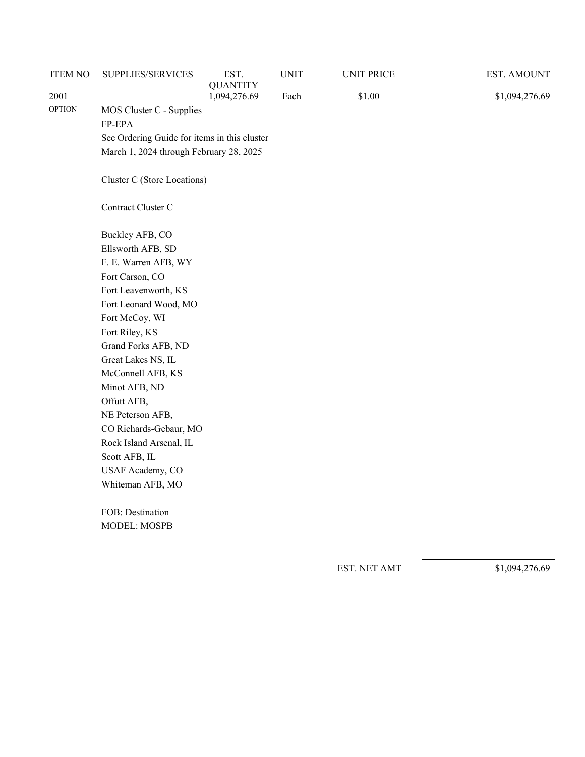| ITEM NO | SUPPLIES/SERVICES | EST. QUANTITY | UNIT | UNIT PRICE | EST. AMOUNT |
|---|---|---|---|---|---|
| 2001 | | 1,094,276.69 | Each | $1.00 | $1,094,276.69 |
| OPTION | MOS Cluster C - Supplies | | | | |

FP-EPA

See Ordering Guide for items in this cluster

March 1, 2024 through February 28, 2025

Cluster C (Store Locations)

Contract Cluster C

Buckley AFB, CO
Ellsworth AFB, SD
F. E. Warren AFB, WY
Fort Carson, CO
Fort Leavenworth, KS
Fort Leonard Wood, MO
Fort McCoy, WI
Fort Riley, KS
Grand Forks AFB, ND
Great Lakes NS, IL
McConnell AFB, KS
Minot AFB, ND
Offutt AFB,
NE Peterson AFB,
CO Richards-Gebaur, MO
Rock Island Arsenal, IL
Scott AFB, IL
USAF Academy, CO
Whiteman AFB, MO

FOB: Destination
MODEL: MOSPB

EST. NET AMT $1,094,276.69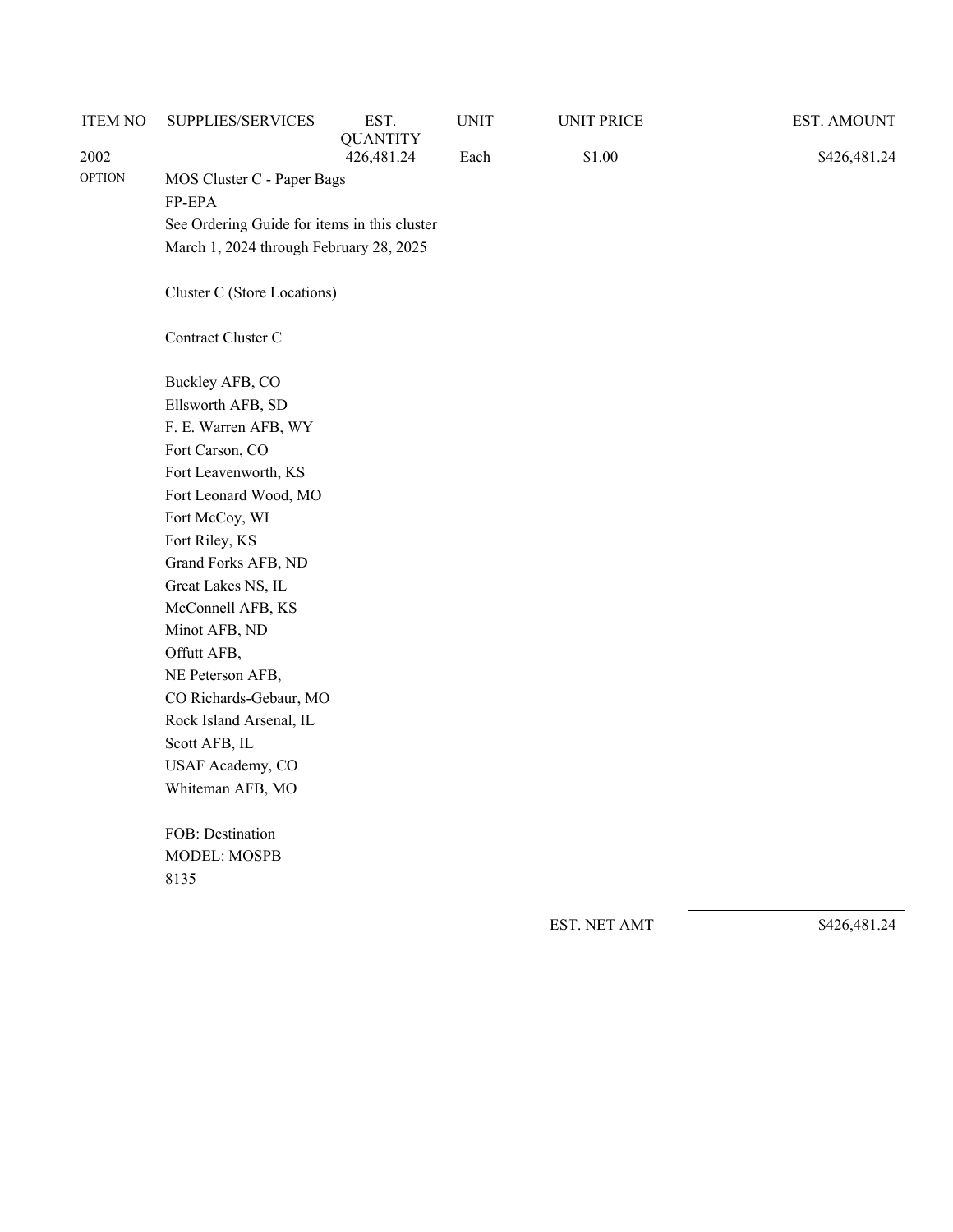| ITEM NO | SUPPLIES/SERVICES | EST. QUANTITY | UNIT | UNIT PRICE | EST. AMOUNT |
|---|---|---|---|---|---|
| 2002 | | 426,481.24 | Each | $1.00 | $426,481.24 |
| OPTION | MOS Cluster C - Paper Bags<br>FP-EPA<br>See Ordering Guide for items in this cluster<br>March 1, 2024 through February 28, 2025<br><br>Cluster C (Store Locations)<br><br>Contract Cluster C<br><br>Buckley AFB, CO<br>Ellsworth AFB, SD<br>F. E. Warren AFB, WY<br>Fort Carson, CO<br>Fort Leavenworth, KS<br>Fort Leonard Wood, MO<br>Fort McCoy, WI<br>Fort Riley, KS<br>Grand Forks AFB, ND<br>Great Lakes NS, IL<br>McConnell AFB, KS<br>Minot AFB, ND<br>Offutt AFB,<br>NE Peterson AFB,<br>CO Richards-Gebaur, MO<br>Rock Island Arsenal, IL<br>Scott AFB, IL<br>USAF Academy, CO<br>Whiteman AFB, MO<br><br>FOB: Destination<br>MODEL: MOSPB<br>8135 | | | | |

EST. NET AMT $426,481.24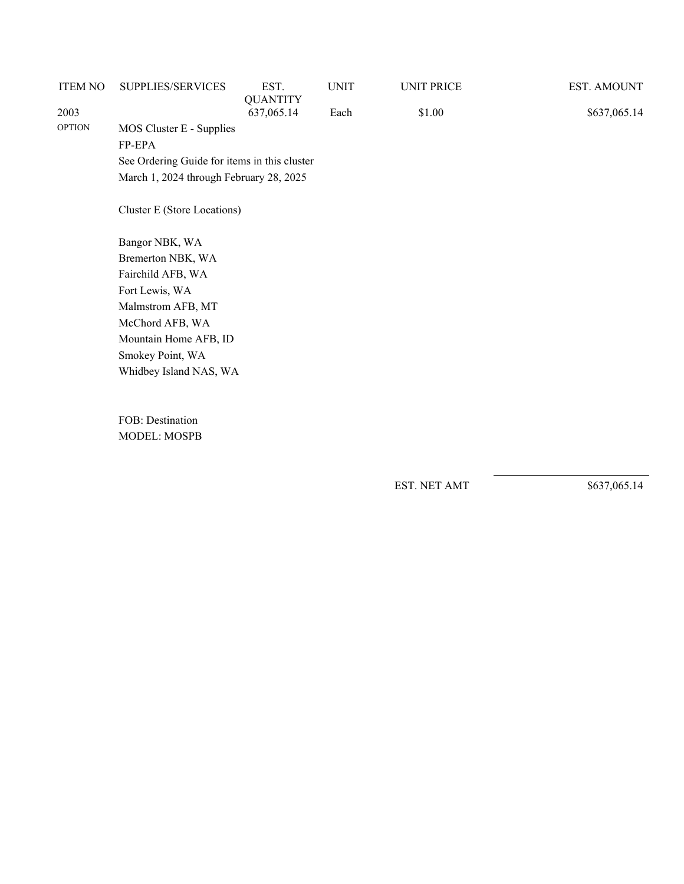| ITEM NO | SUPPLIES/SERVICES | EST. QUANTITY | UNIT | UNIT PRICE | EST. AMOUNT |
|---|---|---|---|---|---|
| 2003 | | 637,065.14 | Each | $1.00 | $637,065.14 |
| OPTION | MOS Cluster E - Supplies | | | | |

FP-EPA
See Ordering Guide for items in this cluster
March 1, 2024 through February 28, 2025

Cluster E (Store Locations)

Bangor NBK, WA
Bremerton NBK, WA
Fairchild AFB, WA
Fort Lewis, WA
Malmstrom AFB, MT
McChord AFB, WA
Mountain Home AFB, ID
Smokey Point, WA
Whidbey Island NAS, WA

FOB: Destination
MODEL: MOSPB

EST. NET AMT $637,065.14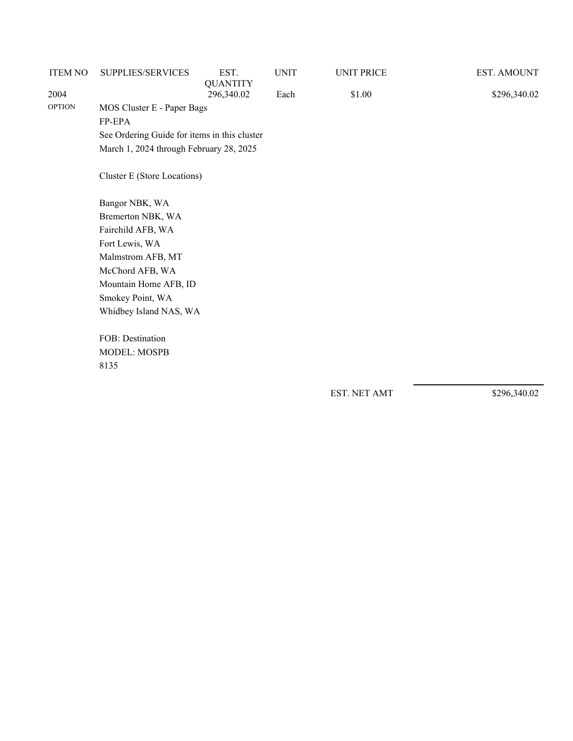| ITEM NO | SUPPLIES/SERVICES | EST. QUANTITY | UNIT | UNIT PRICE | EST. AMOUNT |
|---|---|---|---|---|---|
| 2004 | | 296,340.02 | Each | $1.00 | $296,340.02 |
| OPTION | MOS Cluster E - Paper Bags | | | | |

FP-EPA
See Ordering Guide for items in this cluster
March 1, 2024 through February 28, 2025

Cluster E (Store Locations)

Bangor NBK, WA
Bremerton NBK, WA
Fairchild AFB, WA
Fort Lewis, WA
Malmstrom AFB, MT
McChord AFB, WA
Mountain Home AFB, ID
Smokey Point, WA
Whidbey Island NAS, WA

FOB: Destination
MODEL: MOSPB
8135

EST. NET AMT $296,340.02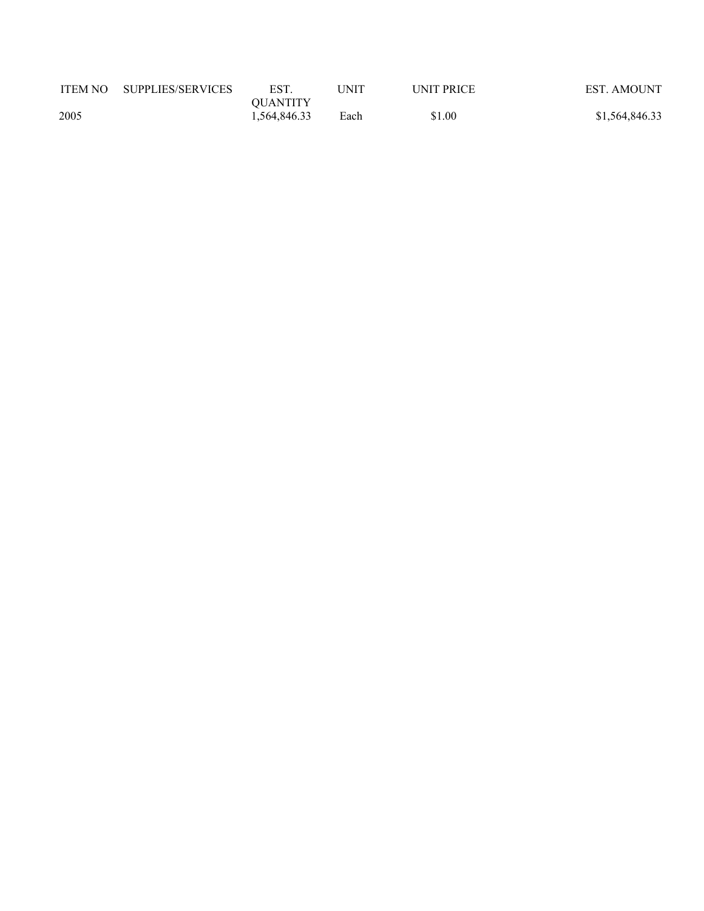| ITEM NO | SUPPLIES/SERVICES | EST. QUANTITY | UNIT | UNIT PRICE | EST. AMOUNT |
|---|---|---|---|---|---|
| 2005 | | 1,564,846.33 | Each | $1.00 | $1,564,846.33 |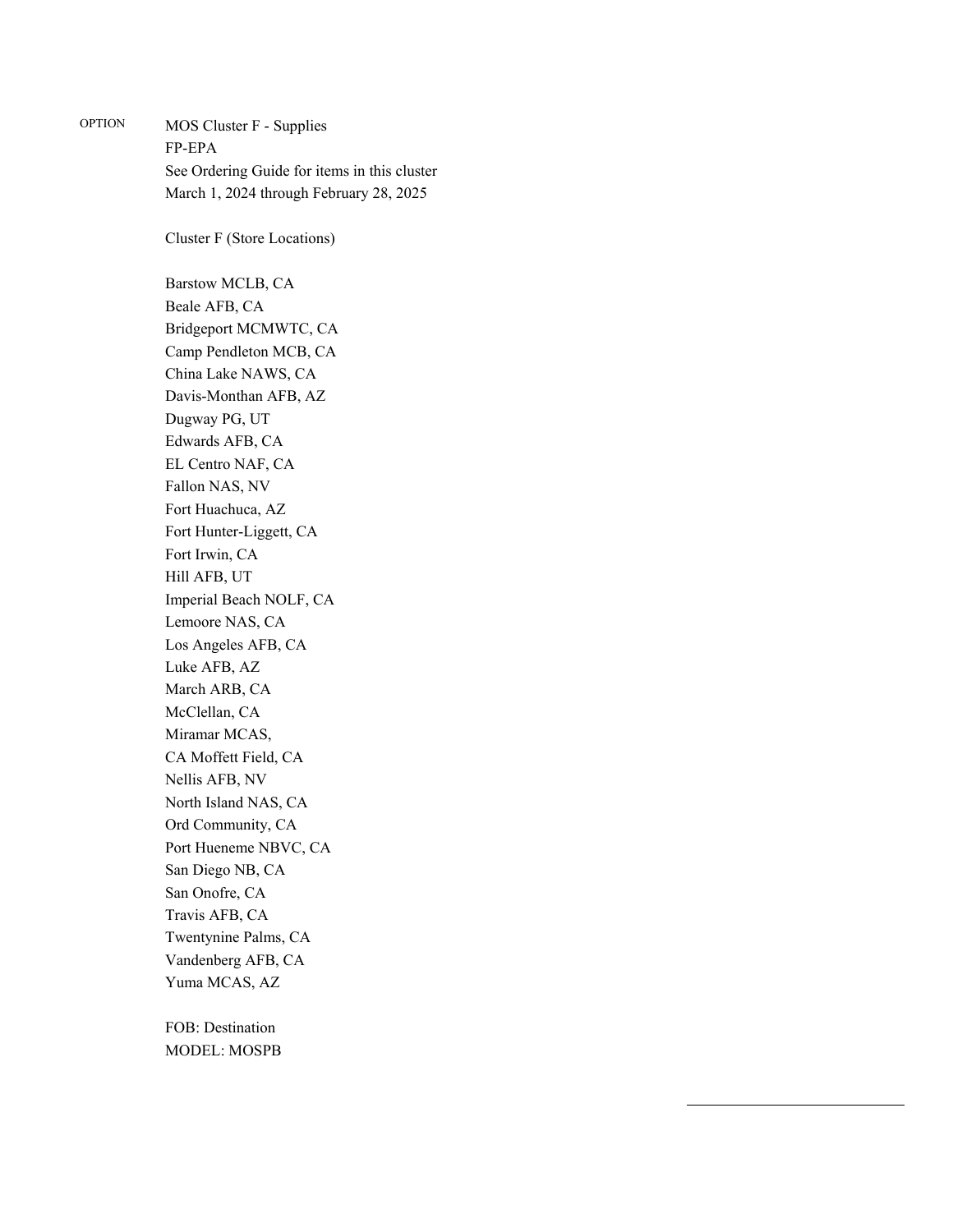OPTION

MOS Cluster F - Supplies
FP-EPA
See Ordering Guide for items in this cluster
March 1, 2024 through February 28, 2025

Cluster F (Store Locations)

Barstow MCLB, CA
Beale AFB, CA
Bridgeport MCMWTC, CA
Camp Pendleton MCB, CA
China Lake NAWS, CA
Davis-Monthan AFB, AZ
Dugway PG, UT
Edwards AFB, CA
EL Centro NAF, CA
Fallon NAS, NV
Fort Huachuca, AZ
Fort Hunter-Liggett, CA
Fort Irwin, CA
Hill AFB, UT
Imperial Beach NOLF, CA
Lemoore NAS, CA
Los Angeles AFB, CA
Luke AFB, AZ
March ARB, CA
McClellan, CA
Miramar MCAS,
CA Moffett Field, CA
Nellis AFB, NV
North Island NAS, CA
Ord Community, CA
Port Hueneme NBVC, CA
San Diego NB, CA
San Onofre, CA
Travis AFB, CA
Twentynine Palms, CA
Vandenberg AFB, CA
Yuma MCAS, AZ

FOB: Destination
MODEL: MOSPB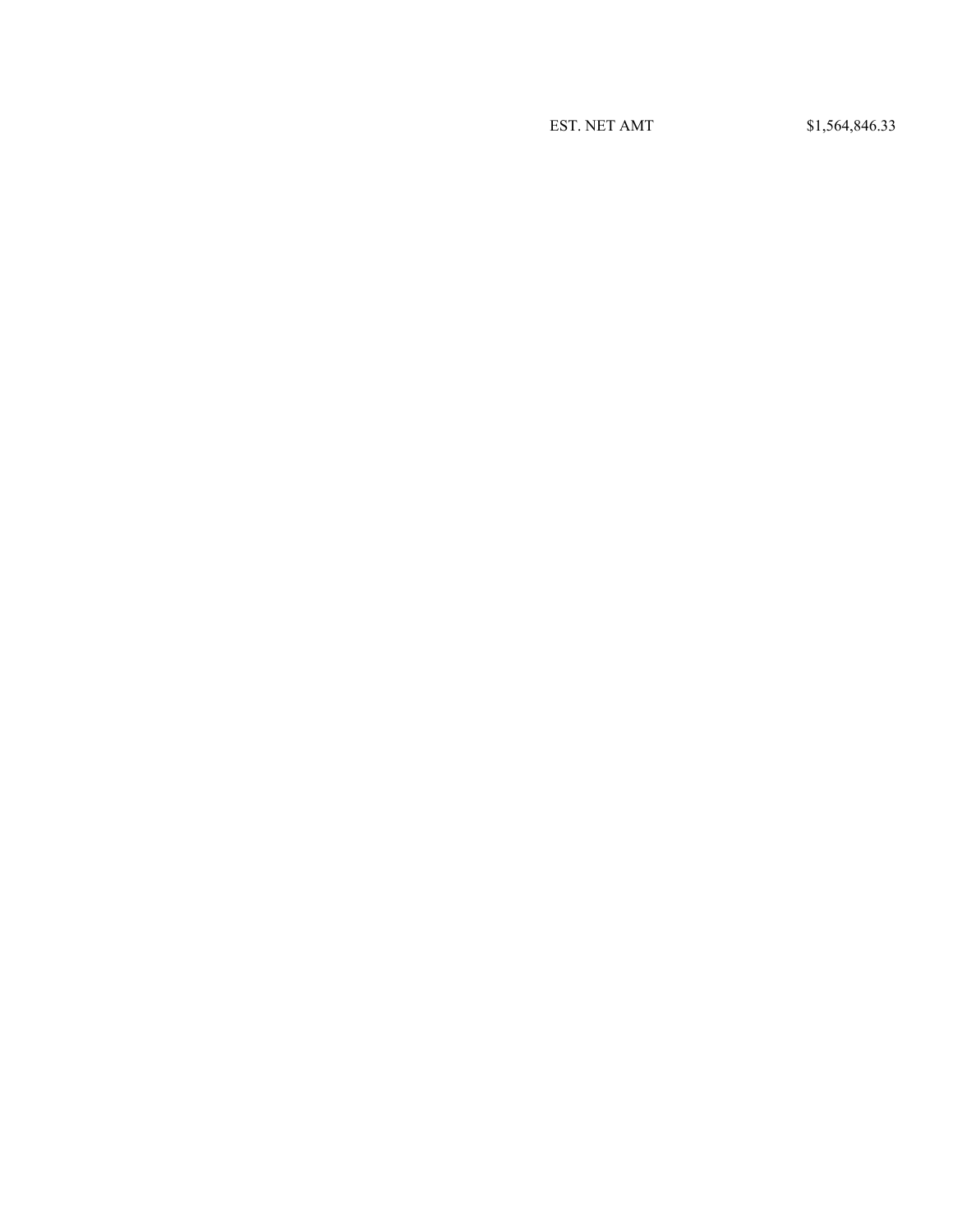| EST. NET AMT | $1,564,846.33 |
| --- | --- |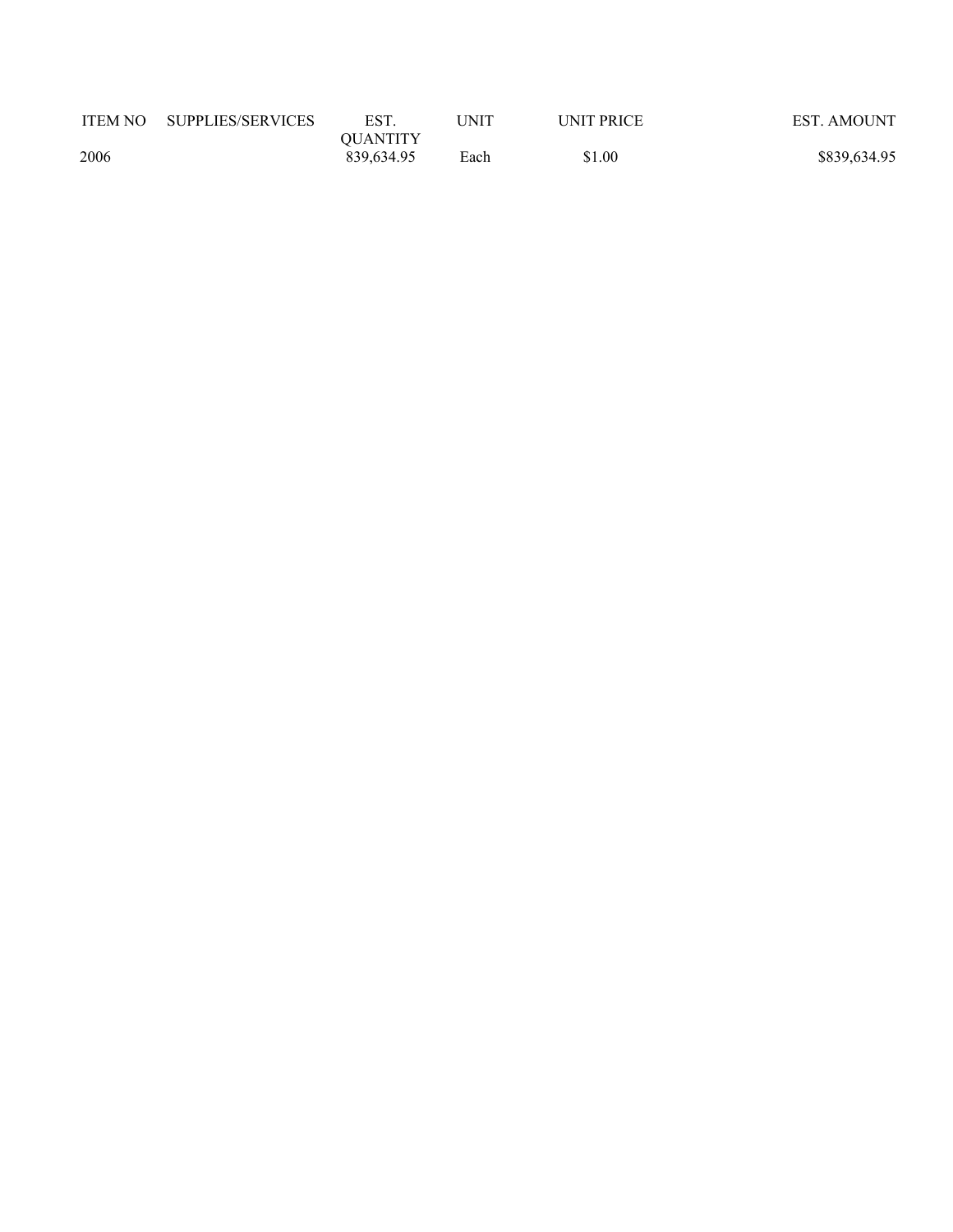| ITEM NO | SUPPLIES/SERVICES | EST. QUANTITY | UNIT | UNIT PRICE | EST. AMOUNT |
|---|---|---|---|---|---|
| 2006 | | 839,634.95 | Each | $1.00 | $839,634.95 |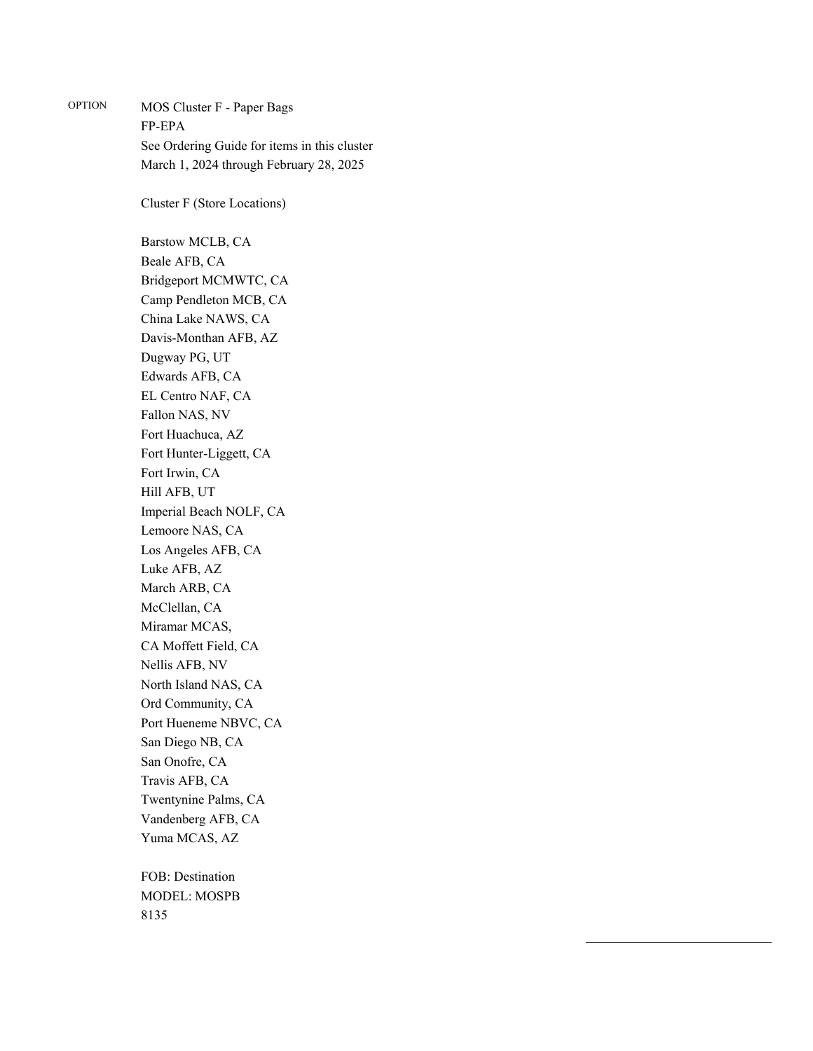OPTION

MOS Cluster F - Paper Bags
FP-EPA
See Ordering Guide for items in this cluster
March 1, 2024 through February 28, 2025

Cluster F (Store Locations)

Barstow MCLB, CA
Beale AFB, CA
Bridgeport MCMWTC, CA
Camp Pendleton MCB, CA
China Lake NAWS, CA
Davis-Monthan AFB, AZ
Dugway PG, UT
Edwards AFB, CA
EL Centro NAF, CA
Fallon NAS, NV
Fort Huachuca, AZ
Fort Hunter-Liggett, CA
Fort Irwin, CA
Hill AFB, UT
Imperial Beach NOLF, CA
Lemoore NAS, CA
Los Angeles AFB, CA
Luke AFB, AZ
March ARB, CA
McClellan, CA
Miramar MCAS,
CA Moffett Field, CA
Nellis AFB, NV
North Island NAS, CA
Ord Community, CA
Port Hueneme NBVC, CA
San Diego NB, CA
San Onofre, CA
Travis AFB, CA
Twentynine Palms, CA
Vandenberg AFB, CA
Yuma MCAS, AZ

FOB: Destination
MODEL: MOSPB
8135

\_\_\_\_\_\_\_\_\_\_\_\_\_\_\_\_\_\_\_\_\_\_\_\_\_\_\_\_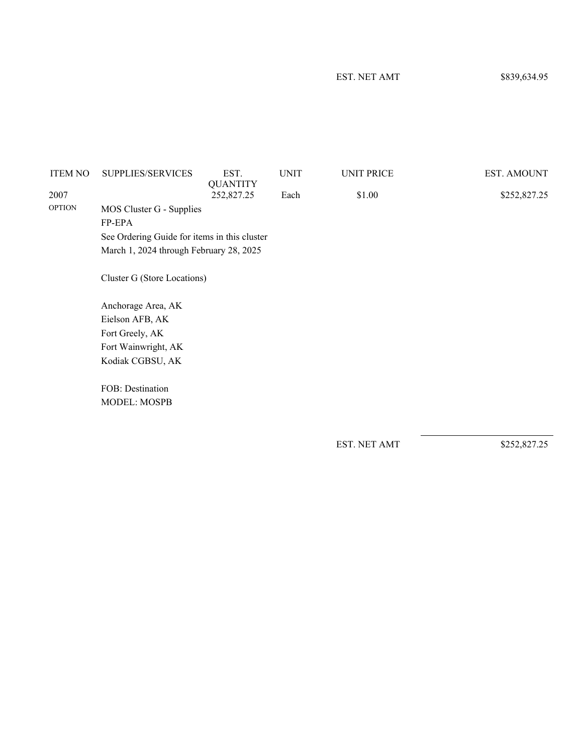EST. NET AMT $839,634.95

| ITEM NO | SUPPLIES/SERVICES | EST. QUANTITY | UNIT | UNIT PRICE | EST. AMOUNT |
|---|---|---|---|---|---|
| 2007 | | 252,827.25 | Each | $1.00 | $252,827.25 |
| OPTION | MOS Cluster G - Supplies | | | | |

FP-EPA

See Ordering Guide for items in this cluster

March 1, 2024 through February 28, 2025

Cluster G (Store Locations)

Anchorage Area, AK
Eielson AFB, AK
Fort Greely, AK
Fort Wainwright, AK
Kodiak CGBSU, AK

FOB: Destination
MODEL: MOSPB

EST. NET AMT $252,827.25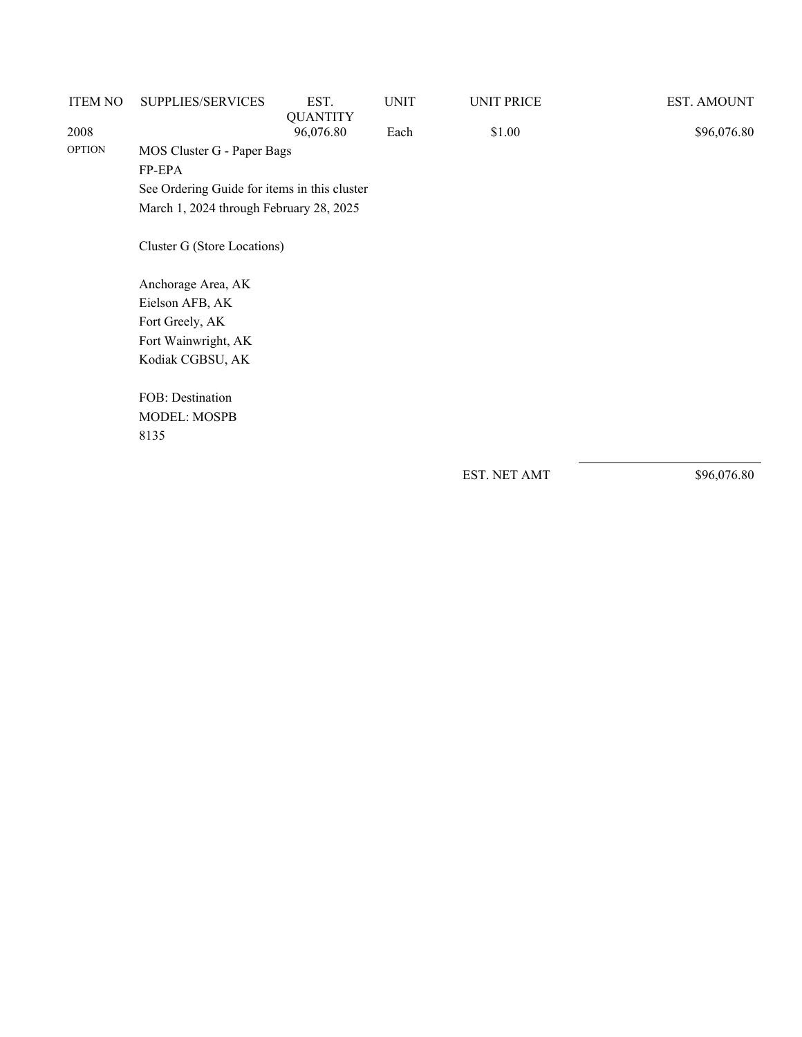| ITEM NO | SUPPLIES/SERVICES | EST. QUANTITY | UNIT | UNIT PRICE | EST. AMOUNT |
| --- | --- | --- | --- | --- | --- |
| 2008 | | 96,076.80 | Each | $1.00 | $96,076.80 |
| OPTION | MOS Cluster G - Paper Bags<br>FP-EPA<br>See Ordering Guide for items in this cluster<br>March 1, 2024 through February 28, 2025<br><br>Cluster G (Store Locations)<br><br>Anchorage Area, AK<br>Eielson AFB, AK<br>Fort Greely, AK<br>Fort Wainwright, AK<br>Kodiak CGBSU, AK<br><br>FOB: Destination<br>MODEL: MOSPB<br>8135 | | | | |
| | | | | EST. NET AMT | $96,076.80 |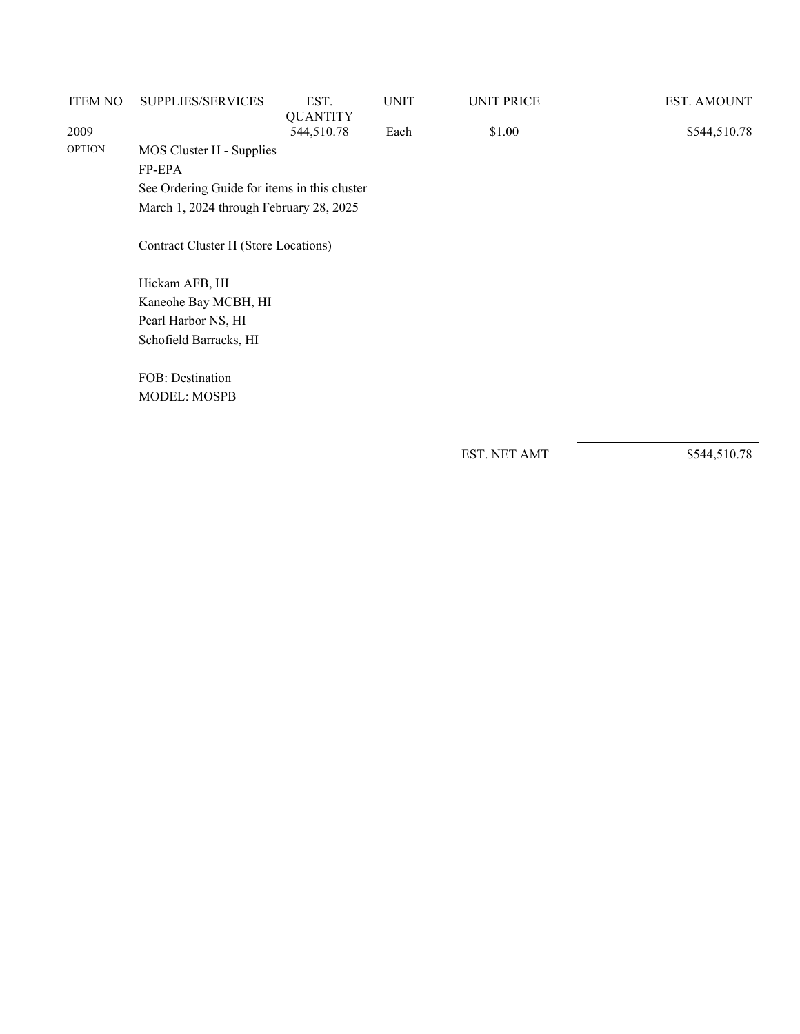| ITEM NO | SUPPLIES/SERVICES | EST. QUANTITY | UNIT | UNIT PRICE | EST. AMOUNT |
| --- | --- | --- | --- | --- | --- |
| 2009 | | 544,510.78 | Each | $1.00 | $544,510.78 |
| OPTION | MOS Cluster H - Supplies | | | | |
| | FP-EPA | | | | |
| | See Ordering Guide for items in this cluster | | | | |
| | March 1, 2024 through February 28, 2025 | | | | |

Contract Cluster H (Store Locations)

Hickam AFB, HI
Kaneohe Bay MCBH, HI
Pearl Harbor NS, HI
Schofield Barracks, HI

FOB: Destination
MODEL: MOSPB

| | |
| --- | --- |
| EST. NET AMT | $544,510.78 |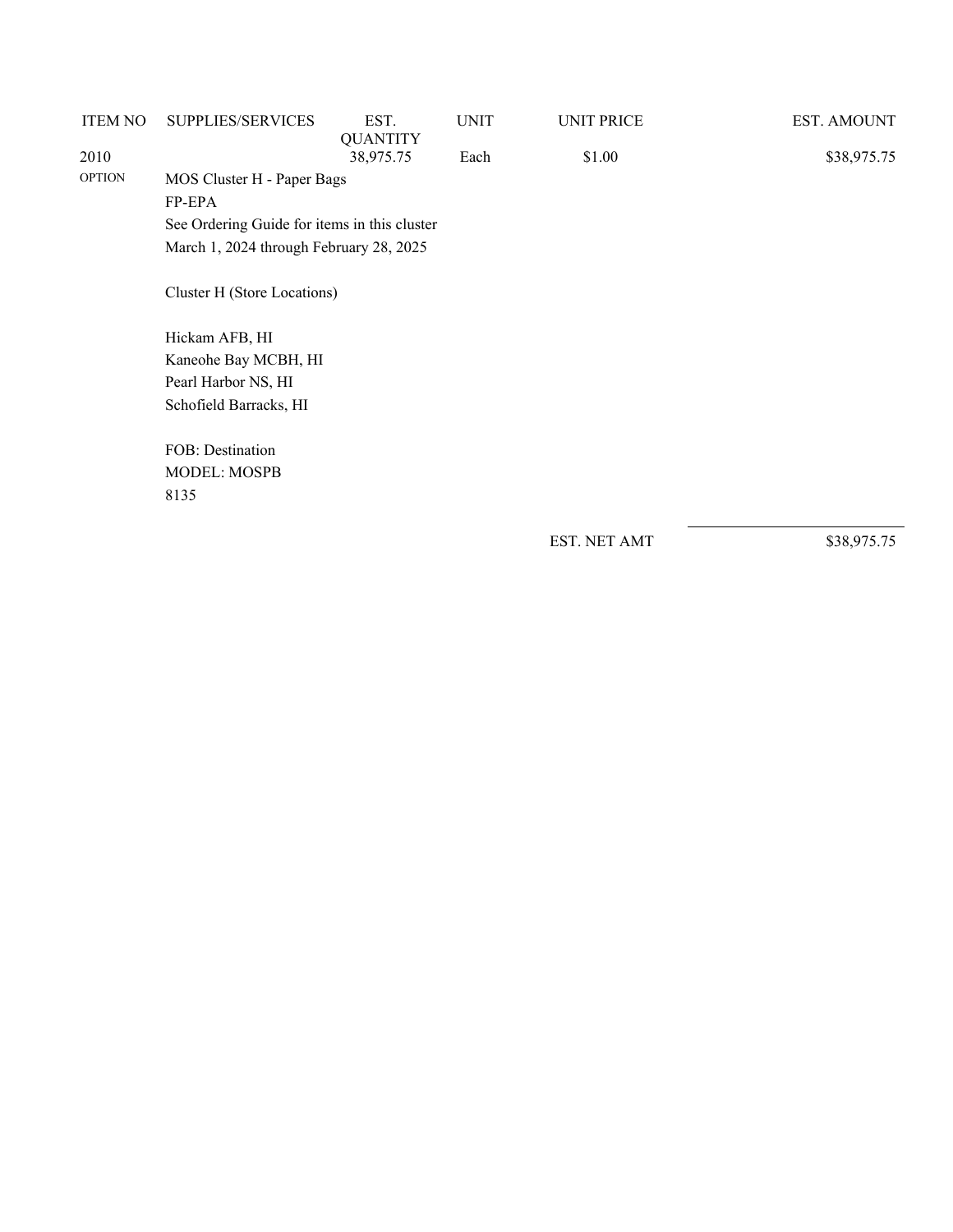| ITEM NO | SUPPLIES/SERVICES | EST. QUANTITY | UNIT | UNIT PRICE | EST. AMOUNT |
|---|---|---|---|---|---|
| 2010 | | 38,975.75 | Each | $1.00 | $38,975.75 |
| OPTION | MOS Cluster H - Paper Bags<br>FP-EPA<br>See Ordering Guide for items in this cluster<br>March 1, 2024 through February 28, 2025<br><br>Cluster H (Store Locations)<br><br>Hickam AFB, HI<br>Kaneohe Bay MCBH, HI<br>Pearl Harbor NS, HI<br>Schofield Barracks, HI<br><br>FOB: Destination<br>MODEL: MOSPB<br>8135 | | | | |
| | | | | EST. NET AMT | $38,975.75 |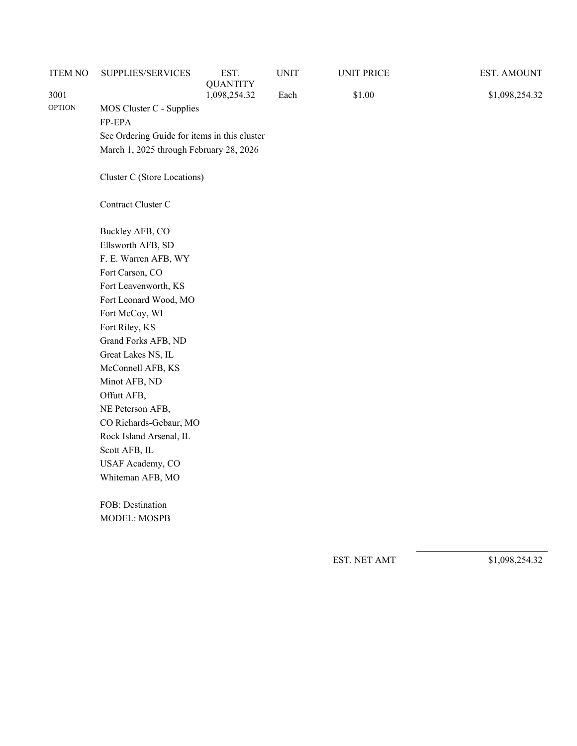| ITEM NO | SUPPLIES/SERVICES | EST. QUANTITY | UNIT | UNIT PRICE | EST. AMOUNT |
|---|---|---|---|---|---|
| 3001 | | 1,098,254.32 | Each | $1.00 | $1,098,254.32 |
| OPTION | MOS Cluster C - Supplies | | | | |

FP-EPA

See Ordering Guide for items in this cluster

March 1, 2025 through February 28, 2026

Cluster C (Store Locations)

Contract Cluster C

Buckley AFB, CO
Ellsworth AFB, SD
F. E. Warren AFB, WY
Fort Carson, CO
Fort Leavenworth, KS
Fort Leonard Wood, MO
Fort McCoy, WI
Fort Riley, KS
Grand Forks AFB, ND
Great Lakes NS, IL
McConnell AFB, KS
Minot AFB, ND
Offutt AFB,
NE Peterson AFB,
CO Richards-Gebaur, MO
Rock Island Arsenal, IL
Scott AFB, IL
USAF Academy, CO
Whiteman AFB, MO

FOB: Destination
MODEL: MOSPB

EST. NET AMT $1,098,254.32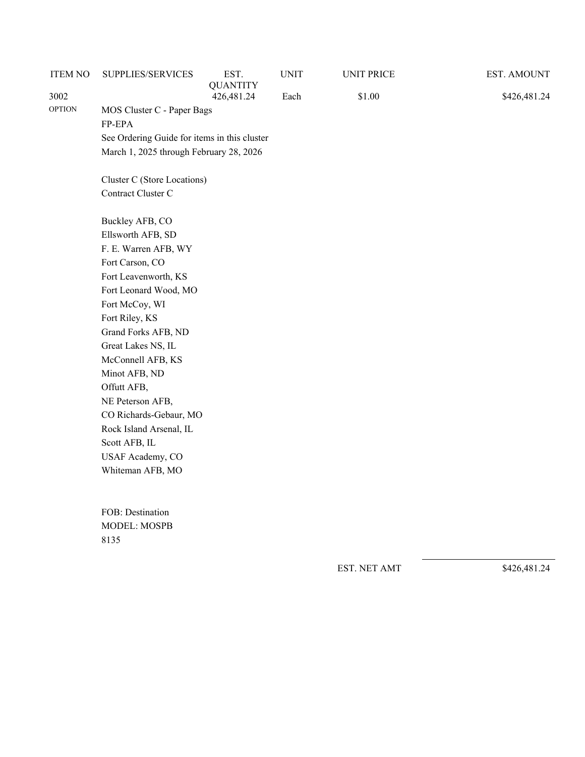| ITEM NO | SUPPLIES/SERVICES | EST. QUANTITY | UNIT | UNIT PRICE | EST. AMOUNT |
| --- | --- | --- | --- | --- | --- |
| 3002 | | 426,481.24 | Each | $1.00 | $426,481.24 |
| OPTION | MOS Cluster C - Paper Bags | | | | |

FP-EPA
See Ordering Guide for items in this cluster
March 1, 2025 through February 28, 2026

Cluster C (Store Locations)
Contract Cluster C

Buckley AFB, CO
Ellsworth AFB, SD
F. E. Warren AFB, WY
Fort Carson, CO
Fort Leavenworth, KS
Fort Leonard Wood, MO
Fort McCoy, WI
Fort Riley, KS
Grand Forks AFB, ND
Great Lakes NS, IL
McConnell AFB, KS
Minot AFB, ND
Offutt AFB,
NE Peterson AFB,
CO Richards-Gebaur, MO
Rock Island Arsenal, IL
Scott AFB, IL
USAF Academy, CO
Whiteman AFB, MO

FOB: Destination
MODEL: MOSPB
8135

EST. NET AMT $426,481.24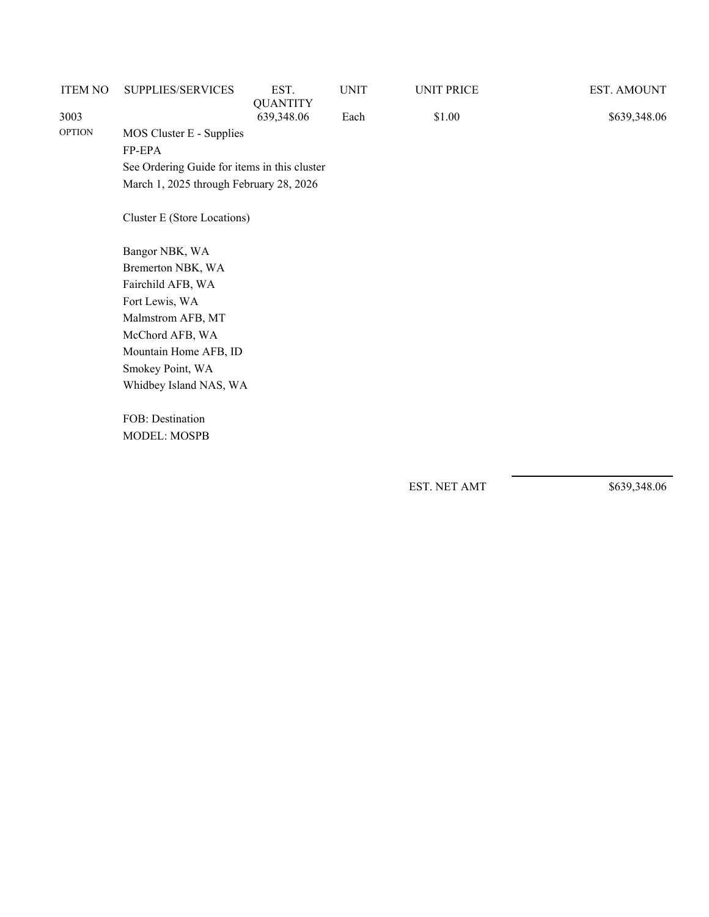| ITEM NO | SUPPLIES/SERVICES | EST. QUANTITY | UNIT | UNIT PRICE | EST. AMOUNT |
|---|---|---|---|---|---|
| 3003 | | 639,348.06 | Each | $1.00 | $639,348.06 |
| OPTION | MOS Cluster E - Supplies | | | | |

FP-EPA
See Ordering Guide for items in this cluster
March 1, 2025 through February 28, 2026

Cluster E (Store Locations)

Bangor NBK, WA
Bremerton NBK, WA
Fairchild AFB, WA
Fort Lewis, WA
Malmstrom AFB, MT
McChord AFB, WA
Mountain Home AFB, ID
Smokey Point, WA
Whidbey Island NAS, WA

FOB: Destination
MODEL: MOSPB

EST. NET AMT $639,348.06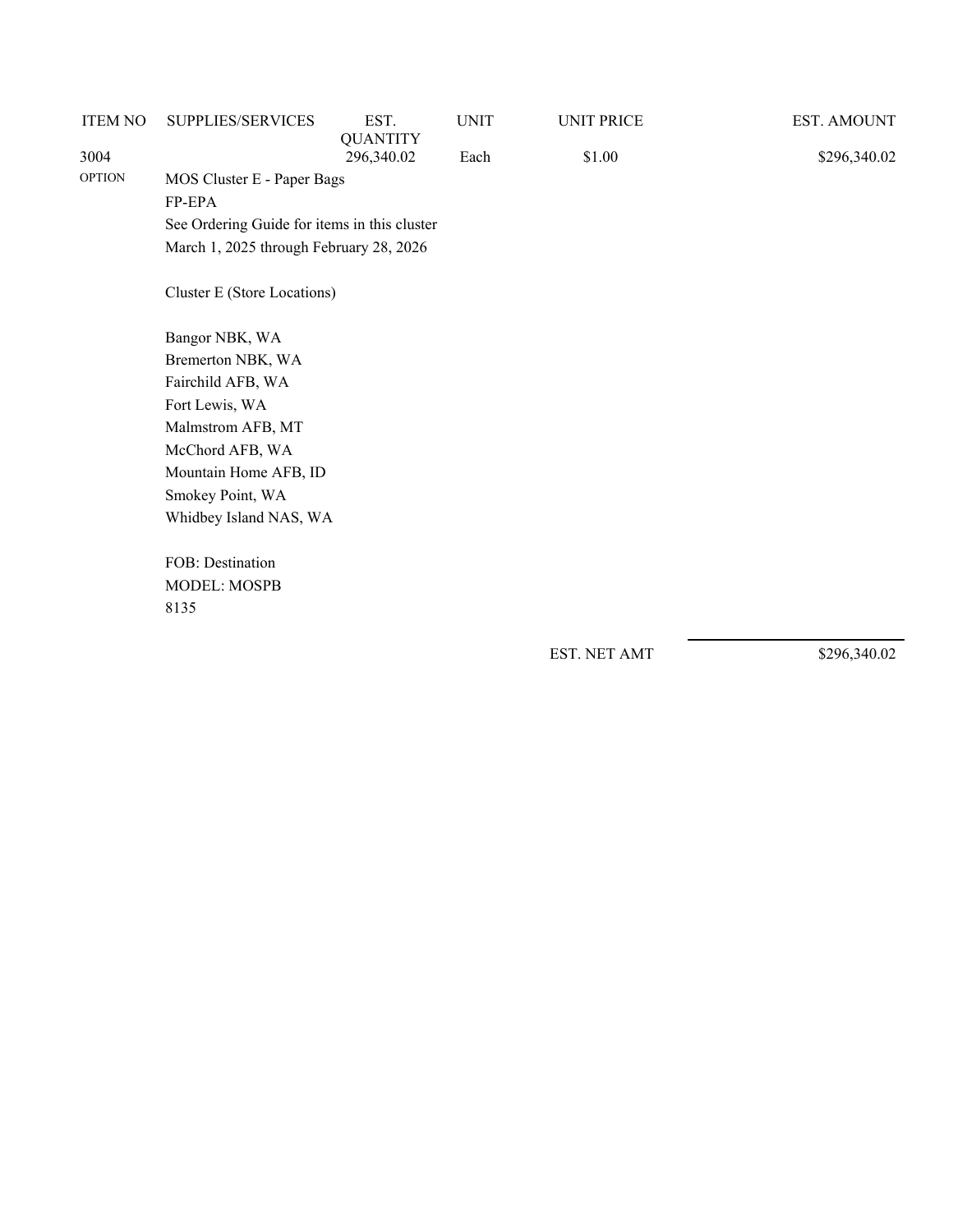| ITEM NO | SUPPLIES/SERVICES | EST. QUANTITY | UNIT | UNIT PRICE | EST. AMOUNT |
|---|---|---|---|---|---|
| 3004 | | 296,340.02 | Each | $1.00 | $296,340.02 |
| OPTION | MOS Cluster E - Paper Bags | | | | |

FP-EPA

See Ordering Guide for items in this cluster

March 1, 2025 through February 28, 2026

Cluster E (Store Locations)

Bangor NBK, WA
Bremerton NBK, WA
Fairchild AFB, WA
Fort Lewis, WA
Malmstrom AFB, MT
McChord AFB, WA
Mountain Home AFB, ID
Smokey Point, WA
Whidbey Island NAS, WA

FOB: Destination
MODEL: MOSPB
8135

EST. NET AMT $296,340.02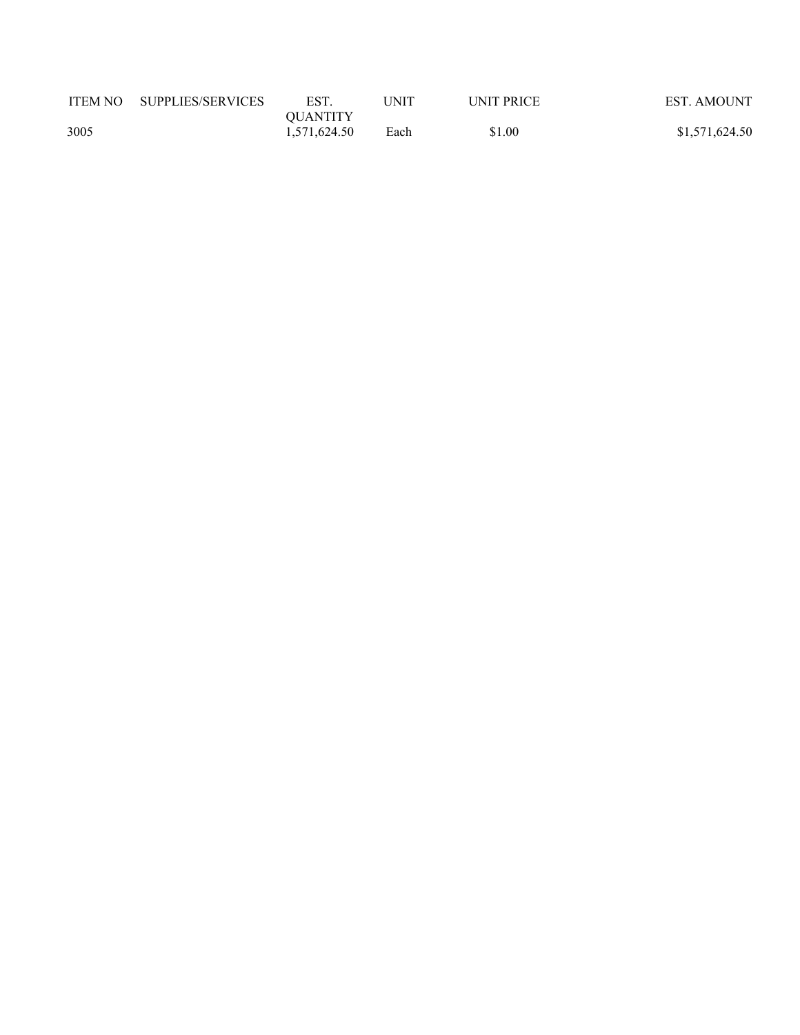| ITEM NO | SUPPLIES/SERVICES | EST. QUANTITY | UNIT | UNIT PRICE | EST. AMOUNT |
|---|---|---|---|---|---|
| 3005 | | 1,571,624.50 | Each | $1.00 | $1,571,624.50 |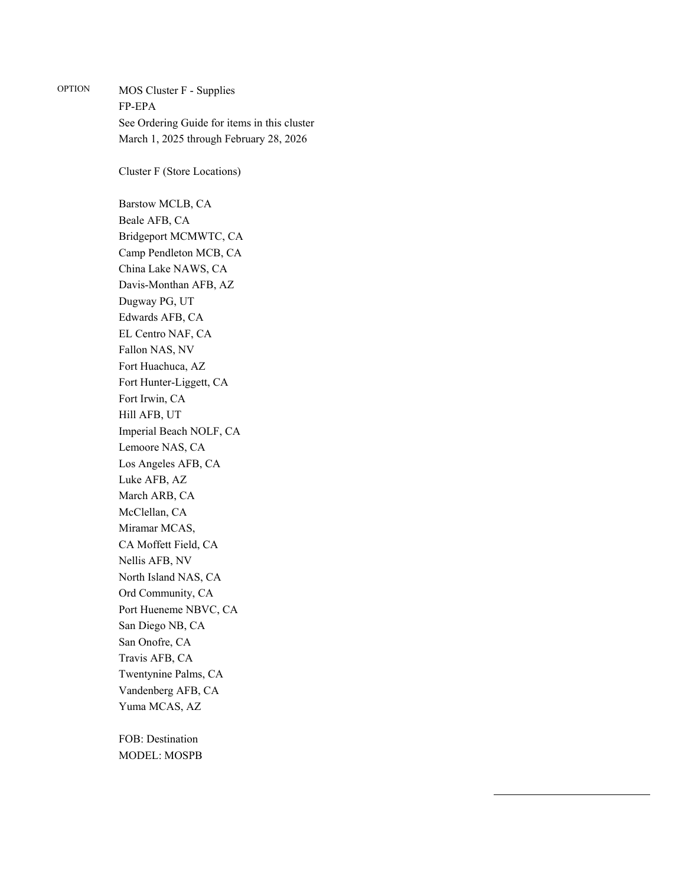OPTION

MOS Cluster F - Supplies
FP-EPA
See Ordering Guide for items in this cluster
March 1, 2025 through February 28, 2026

Cluster F (Store Locations)

Barstow MCLB, CA
Beale AFB, CA
Bridgeport MCMWTC, CA
Camp Pendleton MCB, CA
China Lake NAWS, CA
Davis-Monthan AFB, AZ
Dugway PG, UT
Edwards AFB, CA
EL Centro NAF, CA
Fallon NAS, NV
Fort Huachuca, AZ
Fort Hunter-Liggett, CA
Fort Irwin, CA
Hill AFB, UT
Imperial Beach NOLF, CA
Lemoore NAS, CA
Los Angeles AFB, CA
Luke AFB, AZ
March ARB, CA
McClellan, CA
Miramar MCAS,
CA Moffett Field, CA
Nellis AFB, NV
North Island NAS, CA
Ord Community, CA
Port Hueneme NBVC, CA
San Diego NB, CA
San Onofre, CA
Travis AFB, CA
Twentynine Palms, CA
Vandenberg AFB, CA
Yuma MCAS, AZ

FOB: Destination
MODEL: MOSPB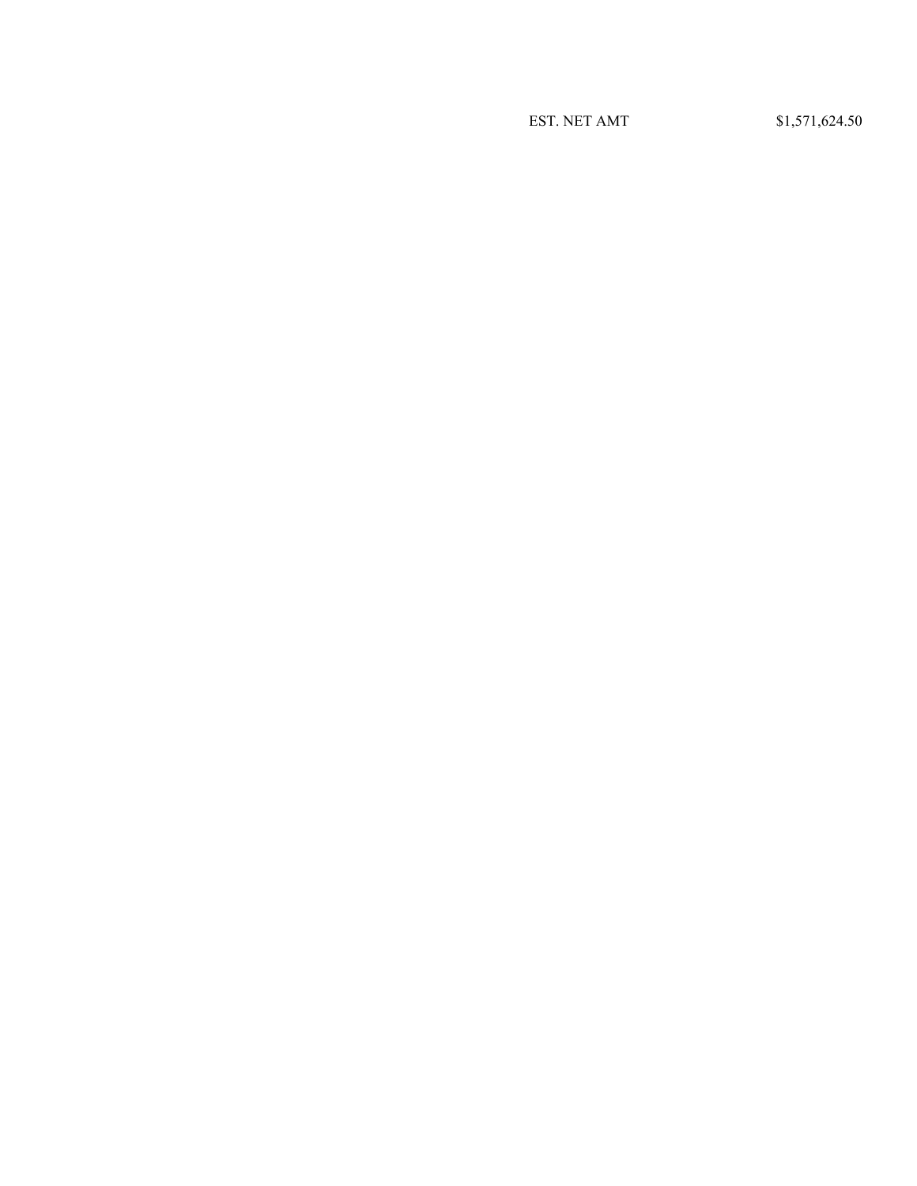EST. NET AMT $1,571,624.50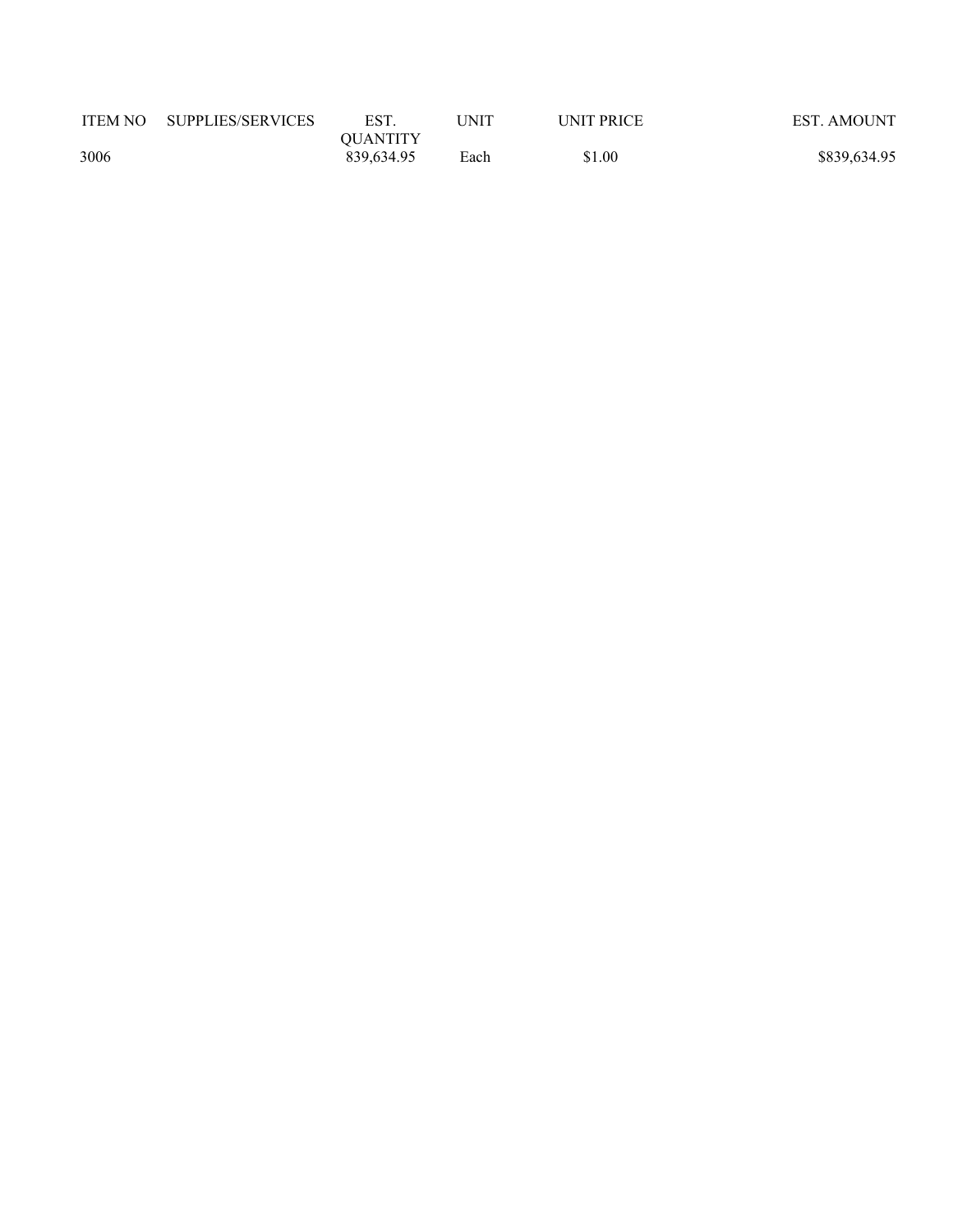| ITEM NO | SUPPLIES/SERVICES | EST. QUANTITY | UNIT | UNIT PRICE | EST. AMOUNT |
|---|---|---|---|---|---|
| 3006 | | 839,634.95 | Each | $1.00 | $839,634.95 |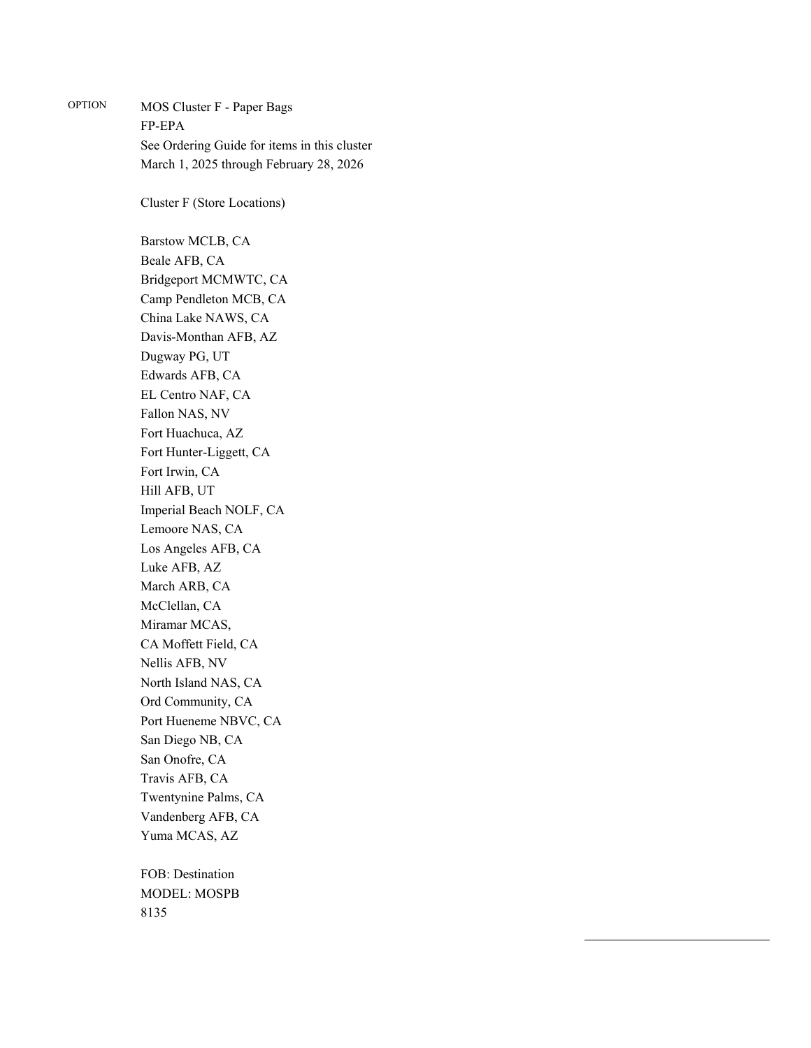OPTION

MOS Cluster F - Paper Bags
FP-EPA
See Ordering Guide for items in this cluster
March 1, 2025 through February 28, 2026

Cluster F (Store Locations)

Barstow MCLB, CA
Beale AFB, CA
Bridgeport MCMWTC, CA
Camp Pendleton MCB, CA
China Lake NAWS, CA
Davis-Monthan AFB, AZ
Dugway PG, UT
Edwards AFB, CA
EL Centro NAF, CA
Fallon NAS, NV
Fort Huachuca, AZ
Fort Hunter-Liggett, CA
Fort Irwin, CA
Hill AFB, UT
Imperial Beach NOLF, CA
Lemoore NAS, CA
Los Angeles AFB, CA
Luke AFB, AZ
March ARB, CA
McClellan, CA
Miramar MCAS,
CA Moffett Field, CA
Nellis AFB, NV
North Island NAS, CA
Ord Community, CA
Port Hueneme NBVC, CA
San Diego NB, CA
San Onofre, CA
Travis AFB, CA
Twentynine Palms, CA
Vandenberg AFB, CA
Yuma MCAS, AZ

FOB: Destination
MODEL: MOSPB
8135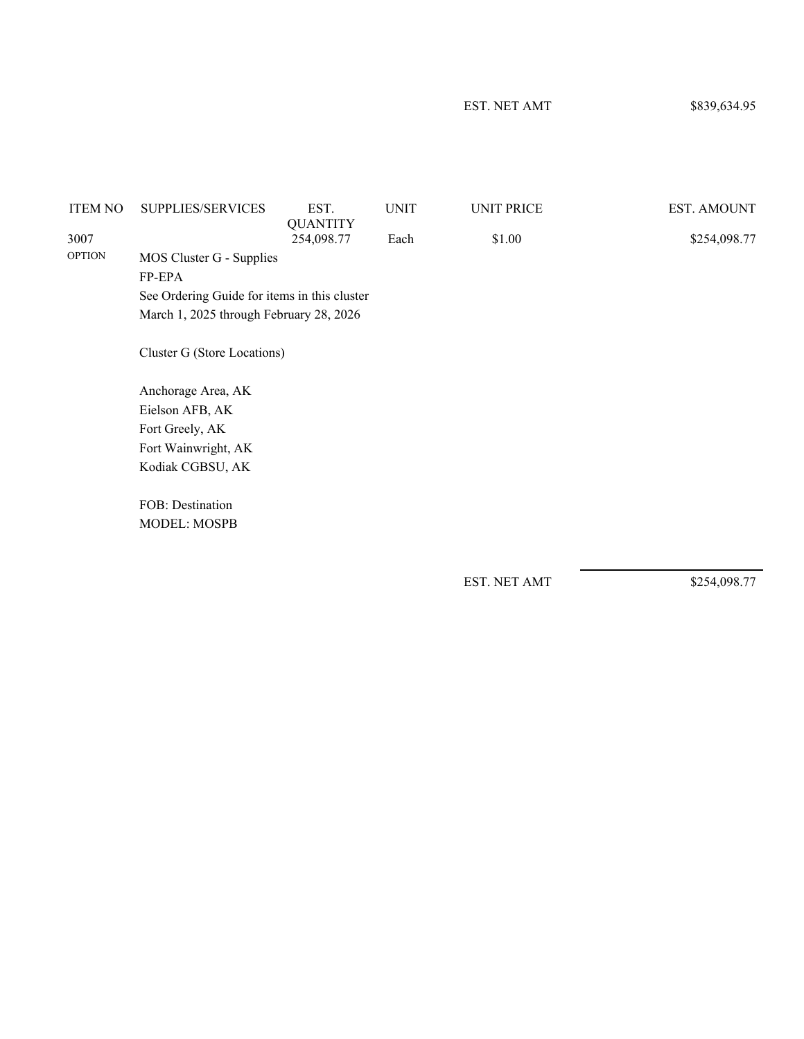EST. NET AMT $839,634.95

| ITEM NO | SUPPLIES/SERVICES | EST. QUANTITY | UNIT | UNIT PRICE | EST. AMOUNT |
|---|---|---|---|---|---|
| 3007 | | 254,098.77 | Each | $1.00 | $254,098.77 |
| OPTION | MOS Cluster G - Supplies | | | | |

FP-EPA
See Ordering Guide for items in this cluster
March 1, 2025 through February 28, 2026

Cluster G (Store Locations)

Anchorage Area, AK
Eielson AFB, AK
Fort Greely, AK
Fort Wainwright, AK
Kodiak CGBSU, AK

FOB: Destination
MODEL: MOSPB

EST. NET AMT $254,098.77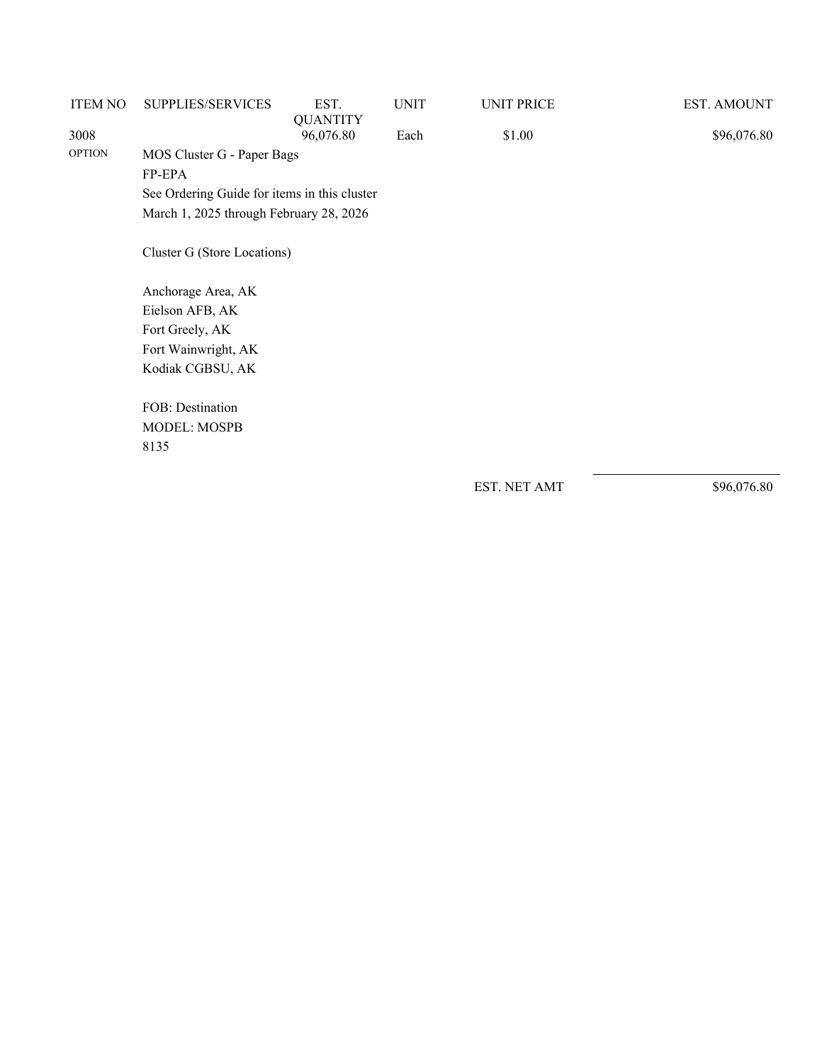| ITEM NO | SUPPLIES/SERVICES | EST. QUANTITY | UNIT | UNIT PRICE | EST. AMOUNT |
|---|---|---|---|---|---|
| 3008 | | 96,076.80 | Each | $1.00 | $96,076.80 |
| OPTION | MOS Cluster G - Paper Bags | | | | |

FP-EPA

See Ordering Guide for items in this cluster

March 1, 2025 through February 28, 2026

Cluster G (Store Locations)

Anchorage Area, AK
Eielson AFB, AK
Fort Greely, AK
Fort Wainwright, AK
Kodiak CGBSU, AK

FOB: Destination
MODEL: MOSPB
8135

EST. NET AMT $96,076.80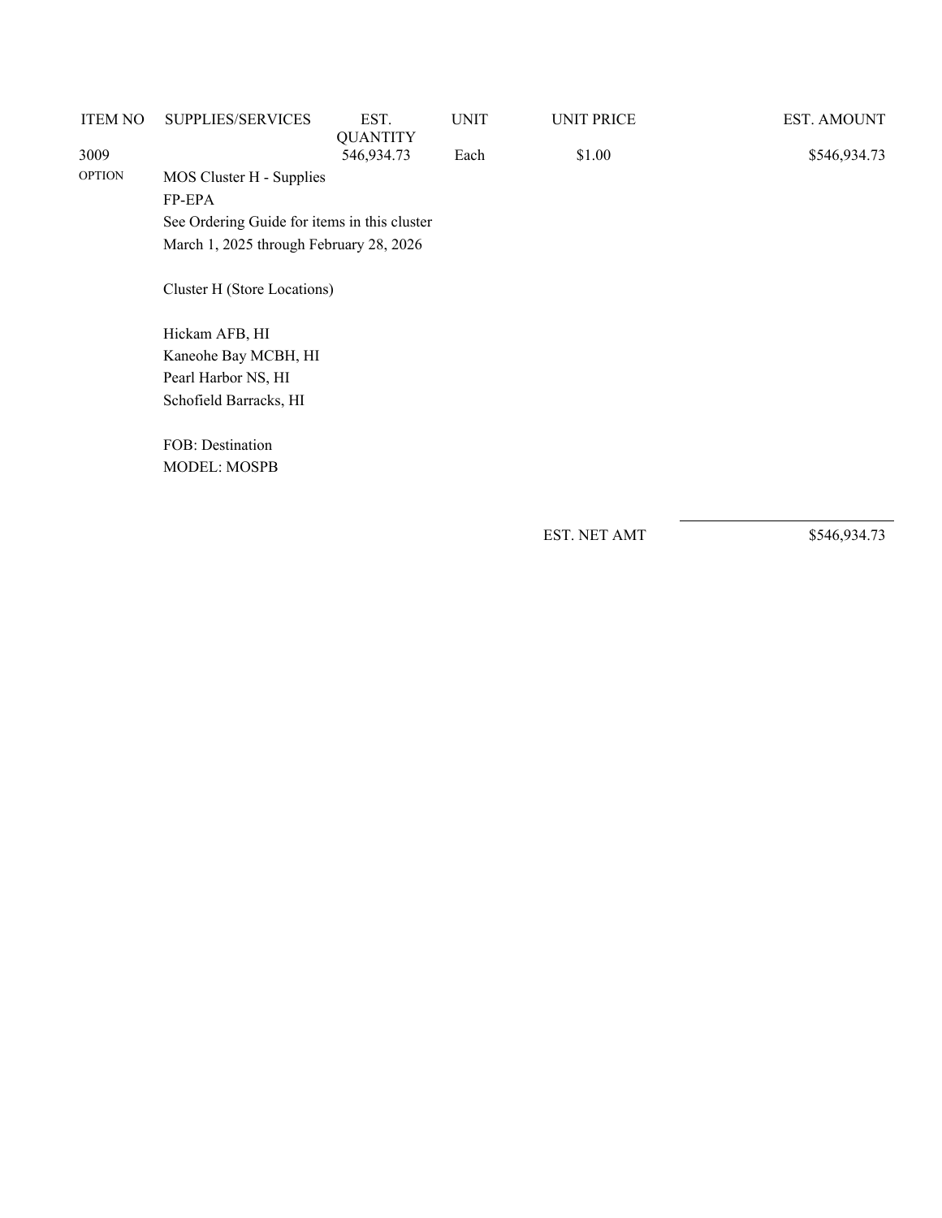| ITEM NO | SUPPLIES/SERVICES | EST. QUANTITY | UNIT | UNIT PRICE | EST. AMOUNT |
| --- | --- | --- | --- | --- | --- |
| 3009 | | 546,934.73 | Each | $1.00 | $546,934.73 |
| OPTION | MOS Cluster H - Supplies<br>FP-EPA<br>See Ordering Guide for items in this cluster<br>March 1, 2025 through February 28, 2026<br><br>Cluster H (Store Locations)<br><br>Hickam AFB, HI<br>Kaneohe Bay MCBH, HI<br>Pearl Harbor NS, HI<br>Schofield Barracks, HI<br><br>FOB: Destination<br>MODEL: MOSPB | | | | |
| | | | | EST. NET AMT | $546,934.73 |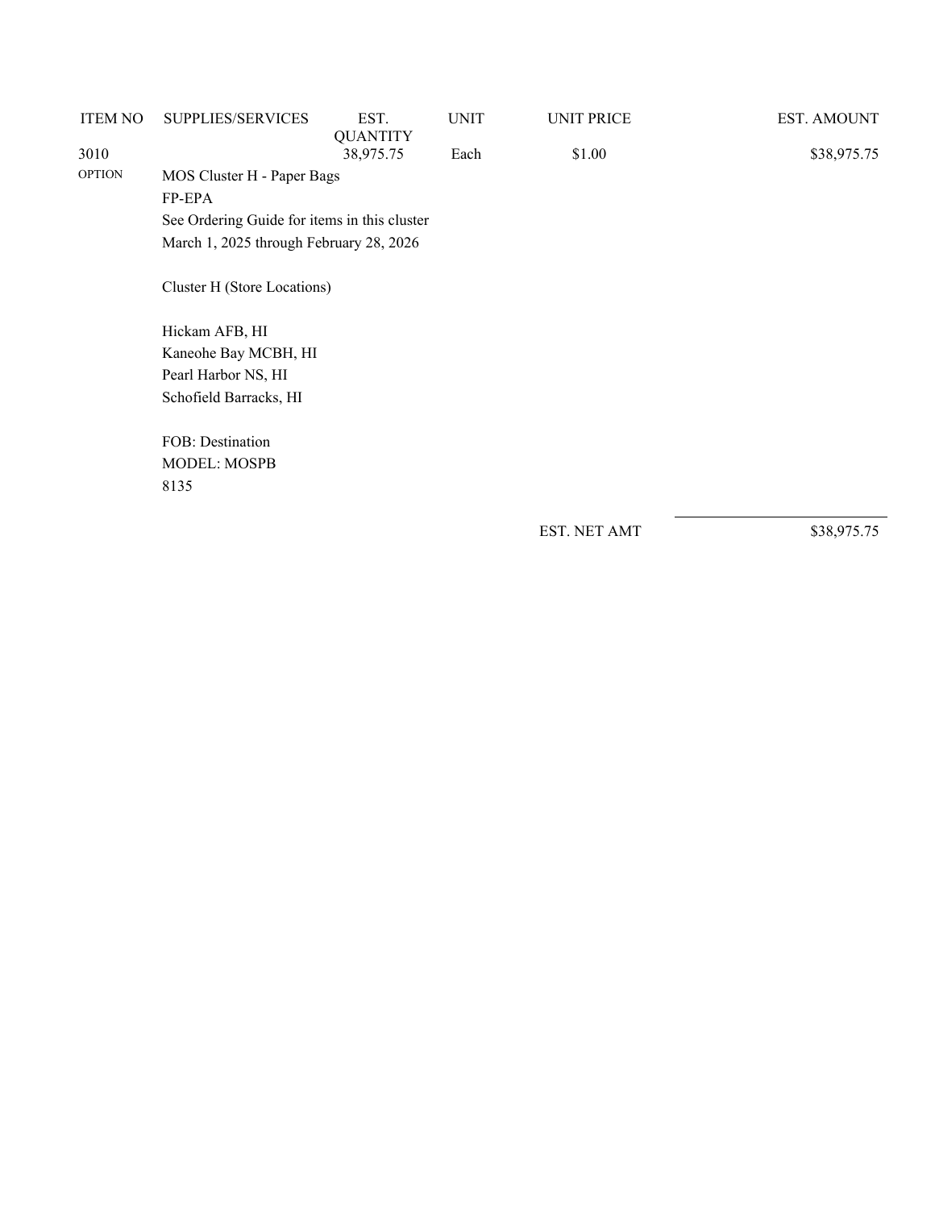| ITEM NO | SUPPLIES/SERVICES | EST. QUANTITY | UNIT | UNIT PRICE | EST. AMOUNT |
|---|---|---|---|---|---|
| 3010 | | 38,975.75 | Each | $1.00 | $38,975.75 |
| OPTION | MOS Cluster H - Paper Bags | | | | |
| | FP-EPA | | | | |
| | See Ordering Guide for items in this cluster | | | | |
| | March 1, 2025 through February 28, 2026 | | | | |
| | | | | | |
| | Cluster H (Store Locations) | | | | |
| | | | | | |
| | Hickam AFB, HI | | | | |
| | Kaneohe Bay MCBH, HI | | | | |
| | Pearl Harbor NS, HI | | | | |
| | Schofield Barracks, HI | | | | |
| | | | | | |
| | FOB: Destination | | | | |
| | MODEL: MOSPB | | | | |
| | 8135 | | | | |
| | | | | EST. NET AMT | $38,975.75 |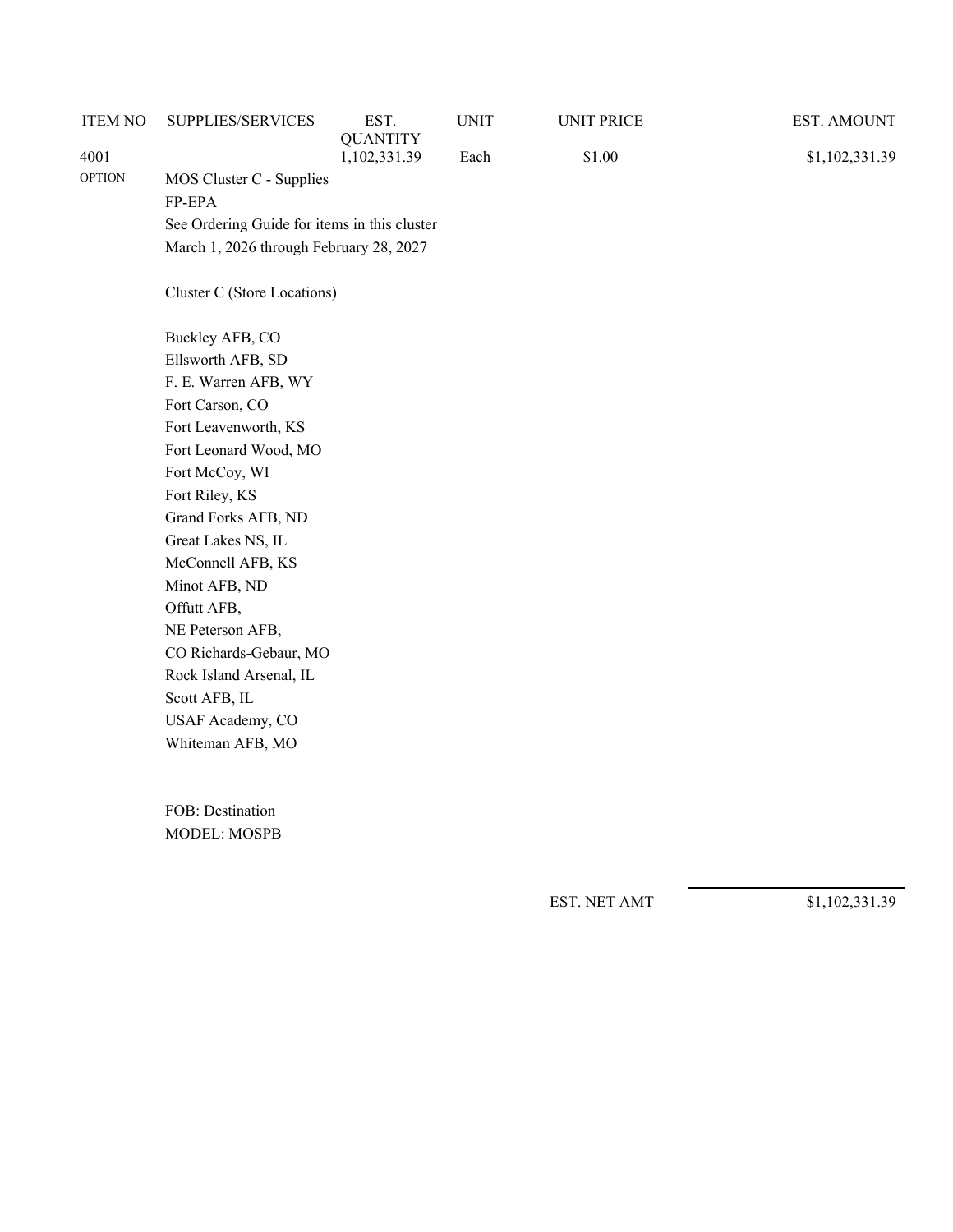| ITEM NO | SUPPLIES/SERVICES | EST. QUANTITY | UNIT | UNIT PRICE | EST. AMOUNT |
|---|---|---|---|---|---|
| 4001 | | 1,102,331.39 | Each | $1.00 | $1,102,331.39 |
| OPTION | MOS Cluster C - Supplies | | | | |

FP-EPA

See Ordering Guide for items in this cluster

March 1, 2026 through February 28, 2027

Cluster C (Store Locations)

Buckley AFB, CO
Ellsworth AFB, SD
F. E. Warren AFB, WY
Fort Carson, CO
Fort Leavenworth, KS
Fort Leonard Wood, MO
Fort McCoy, WI
Fort Riley, KS
Grand Forks AFB, ND
Great Lakes NS, IL
McConnell AFB, KS
Minot AFB, ND
Offutt AFB,
NE Peterson AFB,
CO Richards-Gebaur, MO
Rock Island Arsenal, IL
Scott AFB, IL
USAF Academy, CO
Whiteman AFB, MO

FOB: Destination
MODEL: MOSPB

EST. NET AMT $1,102,331.39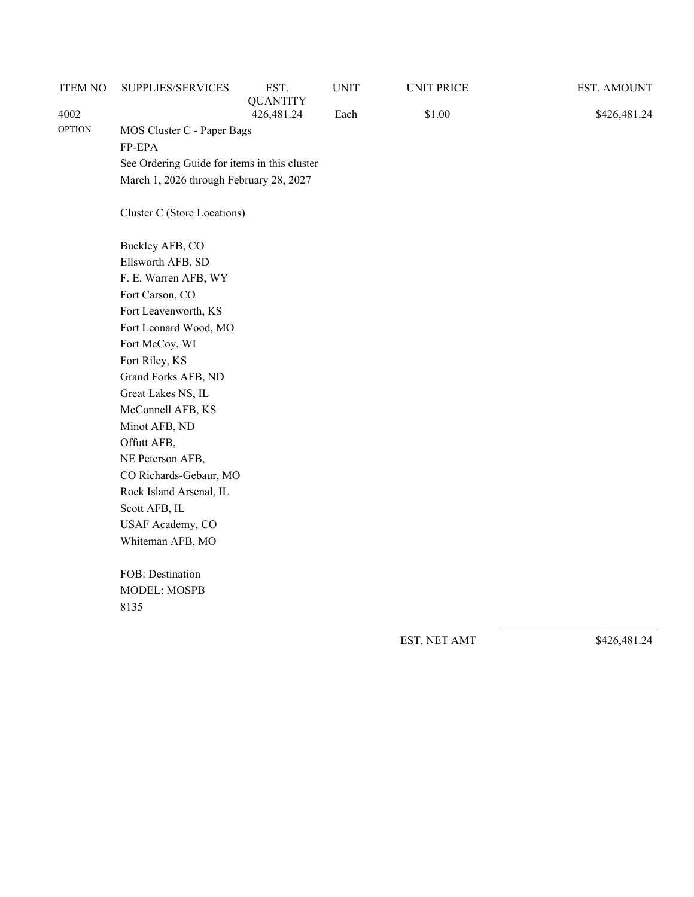| ITEM NO | SUPPLIES/SERVICES | EST. QUANTITY | UNIT | UNIT PRICE | EST. AMOUNT |
|---|---|---|---|---|---|
| 4002 | | 426,481.24 | Each | $1.00 | $426,481.24 |
| OPTION | MOS Cluster C - Paper Bags | | | | |

FP-EPA
See Ordering Guide for items in this cluster
March 1, 2026 through February 28, 2027

Cluster C (Store Locations)

Buckley AFB, CO
Ellsworth AFB, SD
F. E. Warren AFB, WY
Fort Carson, CO
Fort Leavenworth, KS
Fort Leonard Wood, MO
Fort McCoy, WI
Fort Riley, KS
Grand Forks AFB, ND
Great Lakes NS, IL
McConnell AFB, KS
Minot AFB, ND
Offutt AFB,
NE Peterson AFB,
CO Richards-Gebaur, MO
Rock Island Arsenal, IL
Scott AFB, IL
USAF Academy, CO
Whiteman AFB, MO

FOB: Destination
MODEL: MOSPB
8135

EST. NET AMT $426,481.24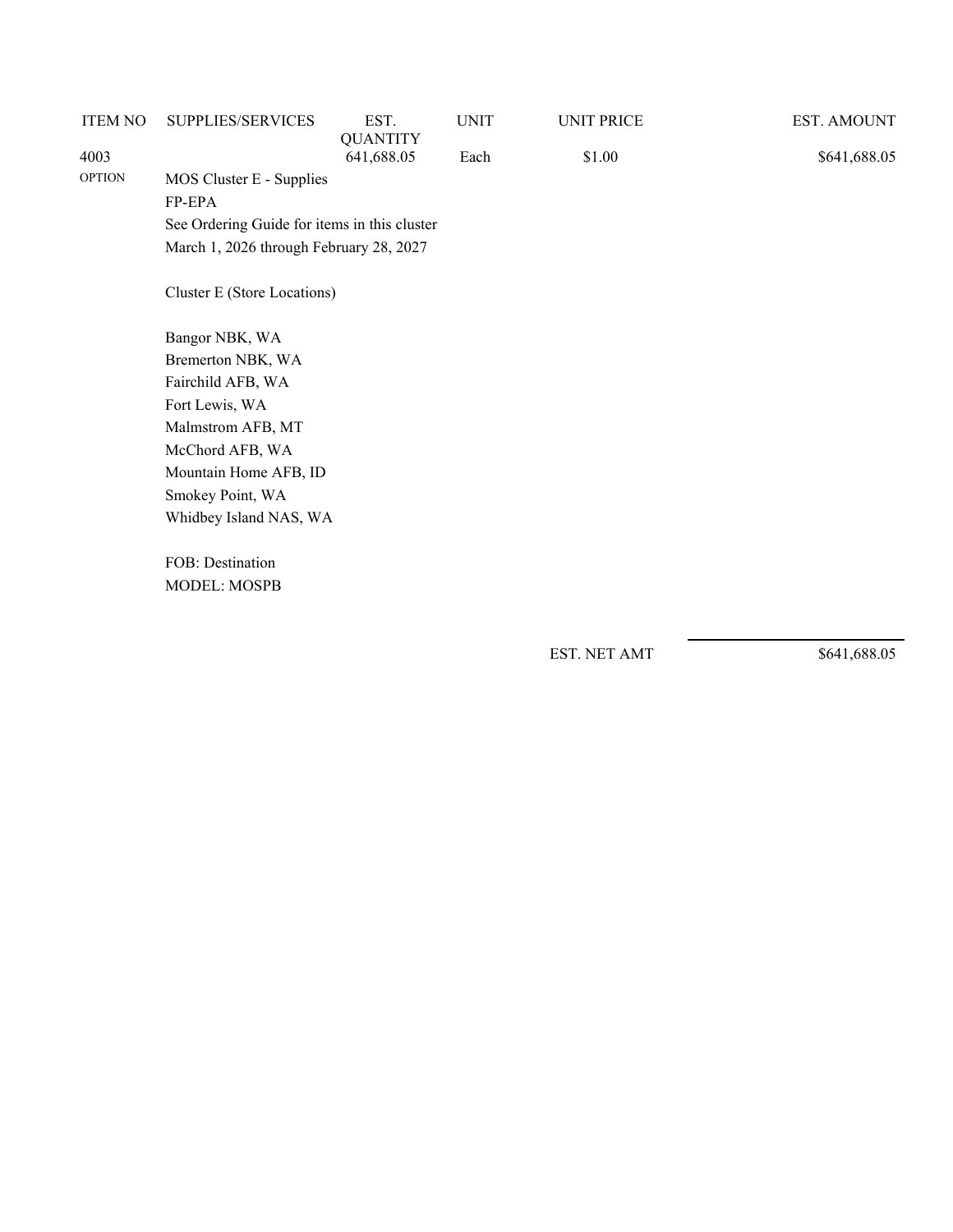| ITEM NO | SUPPLIES/SERVICES | EST. QUANTITY | UNIT | UNIT PRICE | EST. AMOUNT |
|---|---|---|---|---|---|
| 4003 | | 641,688.05 | Each | $1.00 | $641,688.05 |
| OPTION | MOS Cluster E - Supplies<br>FP-EPA<br>See Ordering Guide for items in this cluster<br>March 1, 2026 through February 28, 2027<br><br>Cluster E (Store Locations)<br><br>Bangor NBK, WA<br>Bremerton NBK, WA<br>Fairchild AFB, WA<br>Fort Lewis, WA<br>Malmstrom AFB, MT<br>McChord AFB, WA<br>Mountain Home AFB, ID<br>Smokey Point, WA<br>Whidbey Island NAS, WA<br><br>FOB: Destination<br>MODEL: MOSPB | | | | |

EST. NET AMT $641,688.05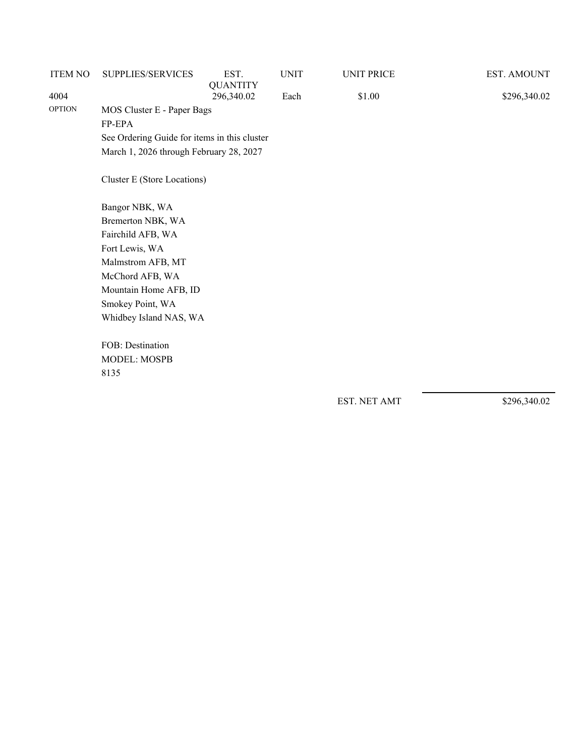| ITEM NO | SUPPLIES/SERVICES | EST. QUANTITY | UNIT | UNIT PRICE | EST. AMOUNT |
|---|---|---|---|---|---|
| 4004 | | 296,340.02 | Each | $1.00 | $296,340.02 |
| OPTION | MOS Cluster E - Paper Bags | | | | |

FP-EPA

See Ordering Guide for items in this cluster

March 1, 2026 through February 28, 2027

Cluster E (Store Locations)

Bangor NBK, WA
Bremerton NBK, WA
Fairchild AFB, WA
Fort Lewis, WA
Malmstrom AFB, MT
McChord AFB, WA
Mountain Home AFB, ID
Smokey Point, WA
Whidbey Island NAS, WA

FOB: Destination
MODEL: MOSPB
8135

EST. NET AMT $296,340.02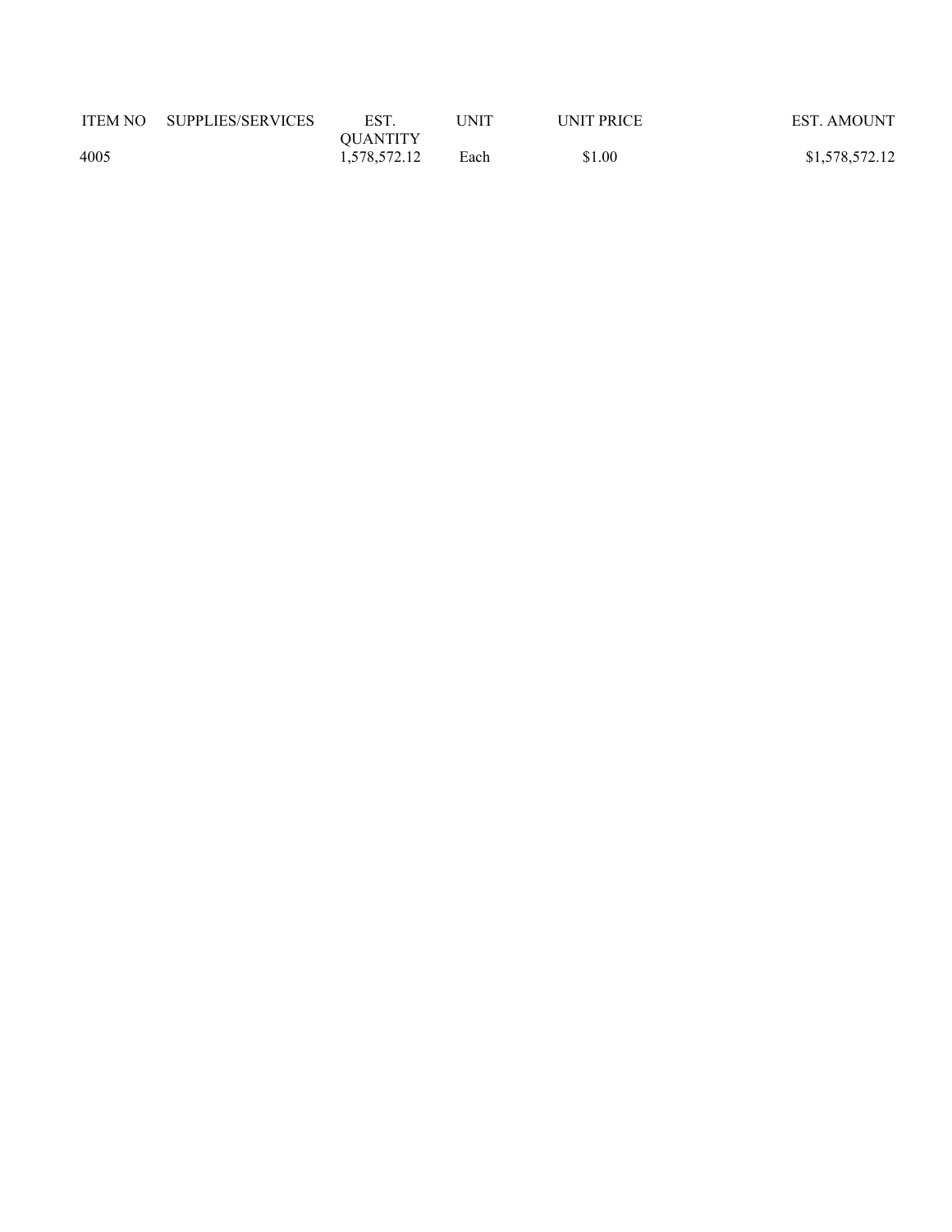| ITEM NO | SUPPLIES/SERVICES | EST. QUANTITY | UNIT | UNIT PRICE | EST. AMOUNT |
| --- | --- | --- | --- | --- | --- |
| 4005 | | 1,578,572.12 | Each | $1.00 | $1,578,572.12 |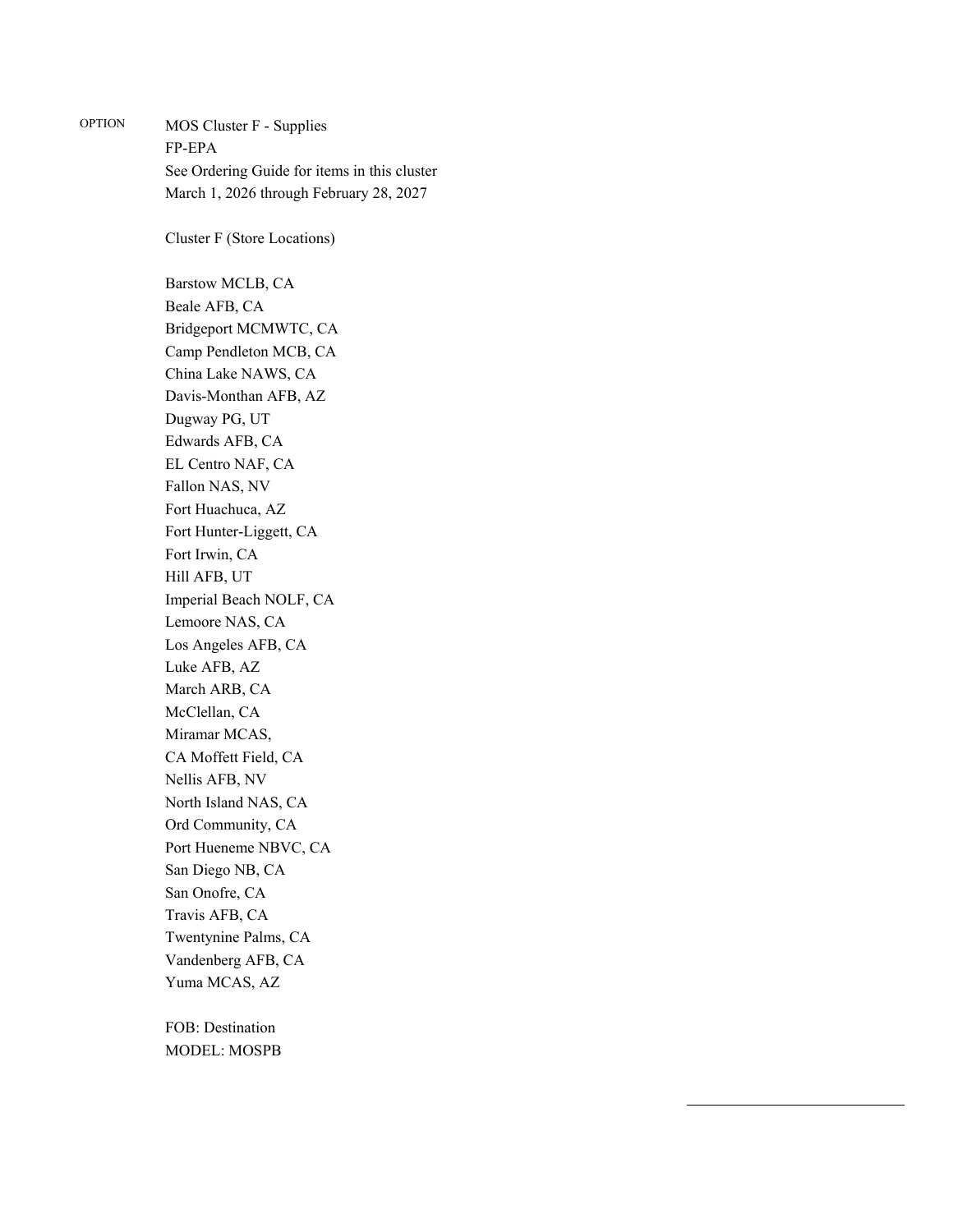OPTION

MOS Cluster F - Supplies
FP-EPA
See Ordering Guide for items in this cluster
March 1, 2026 through February 28, 2027

Cluster F (Store Locations)

Barstow MCLB, CA
Beale AFB, CA
Bridgeport MCMWTC, CA
Camp Pendleton MCB, CA
China Lake NAWS, CA
Davis-Monthan AFB, AZ
Dugway PG, UT
Edwards AFB, CA
EL Centro NAF, CA
Fallon NAS, NV
Fort Huachuca, AZ
Fort Hunter-Liggett, CA
Fort Irwin, CA
Hill AFB, UT
Imperial Beach NOLF, CA
Lemoore NAS, CA
Los Angeles AFB, CA
Luke AFB, AZ
March ARB, CA
McClellan, CA
Miramar MCAS,
CA Moffett Field, CA
Nellis AFB, NV
North Island NAS, CA
Ord Community, CA
Port Hueneme NBVC, CA
San Diego NB, CA
San Onofre, CA
Travis AFB, CA
Twentynine Palms, CA
Vandenberg AFB, CA
Yuma MCAS, AZ

FOB: Destination
MODEL: MOSPB

\_\_\_\_\_\_\_\_\_\_\_\_\_\_\_\_\_\_\_\_\_\_\_\_\_\_\_\_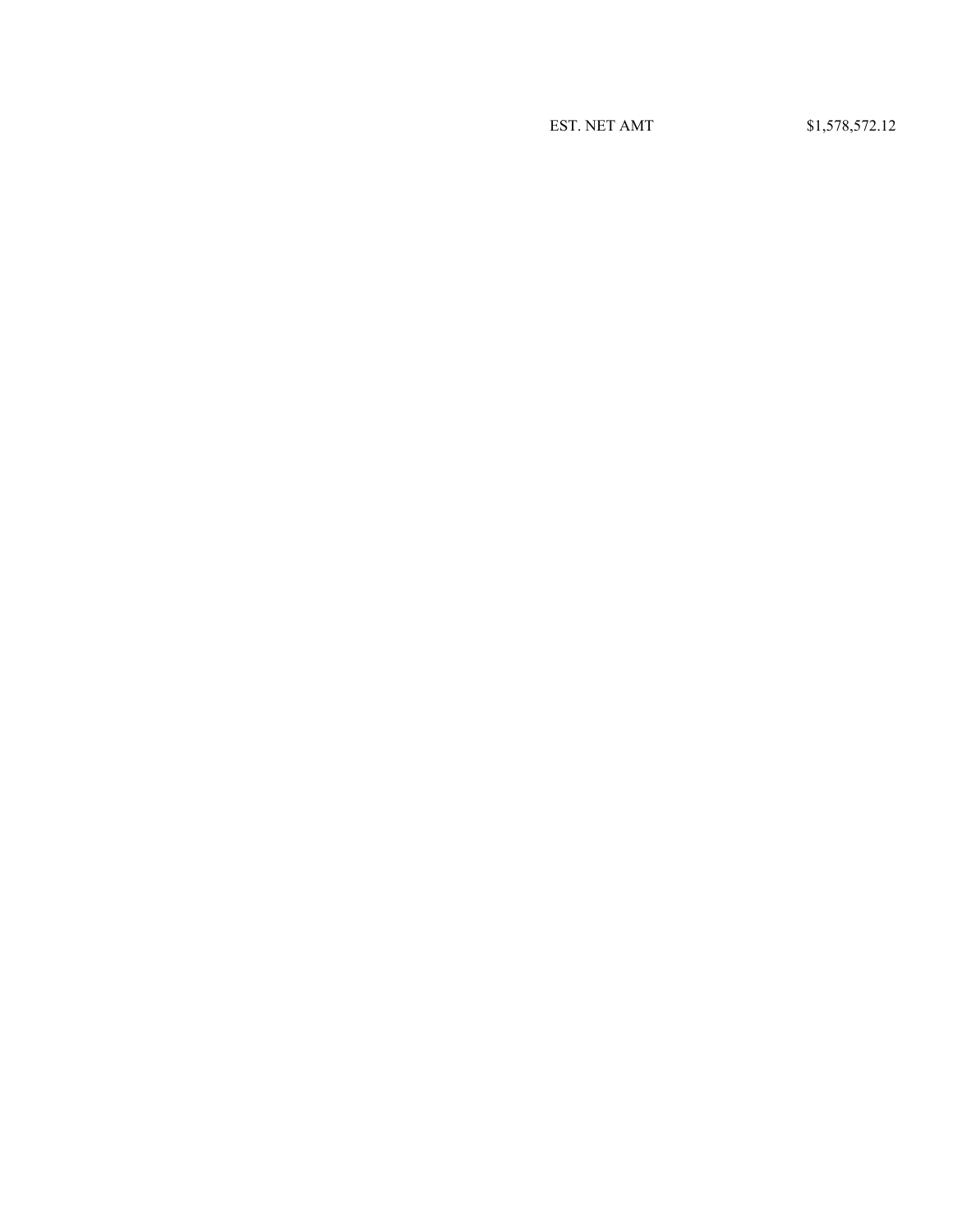| EST. NET AMT | $1,578,572.12 |
| --- | --- |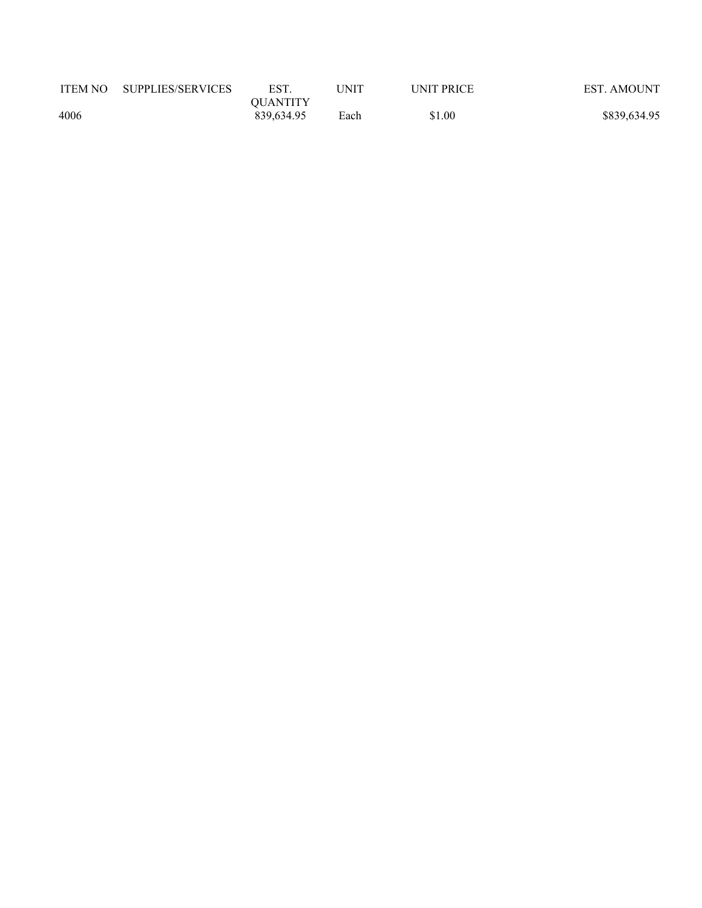| ITEM NO | SUPPLIES/SERVICES | EST. QUANTITY | UNIT | UNIT PRICE | EST. AMOUNT |
|---|---|---|---|---|---|
| 4006 | | 839,634.95 | Each | $1.00 | $839,634.95 |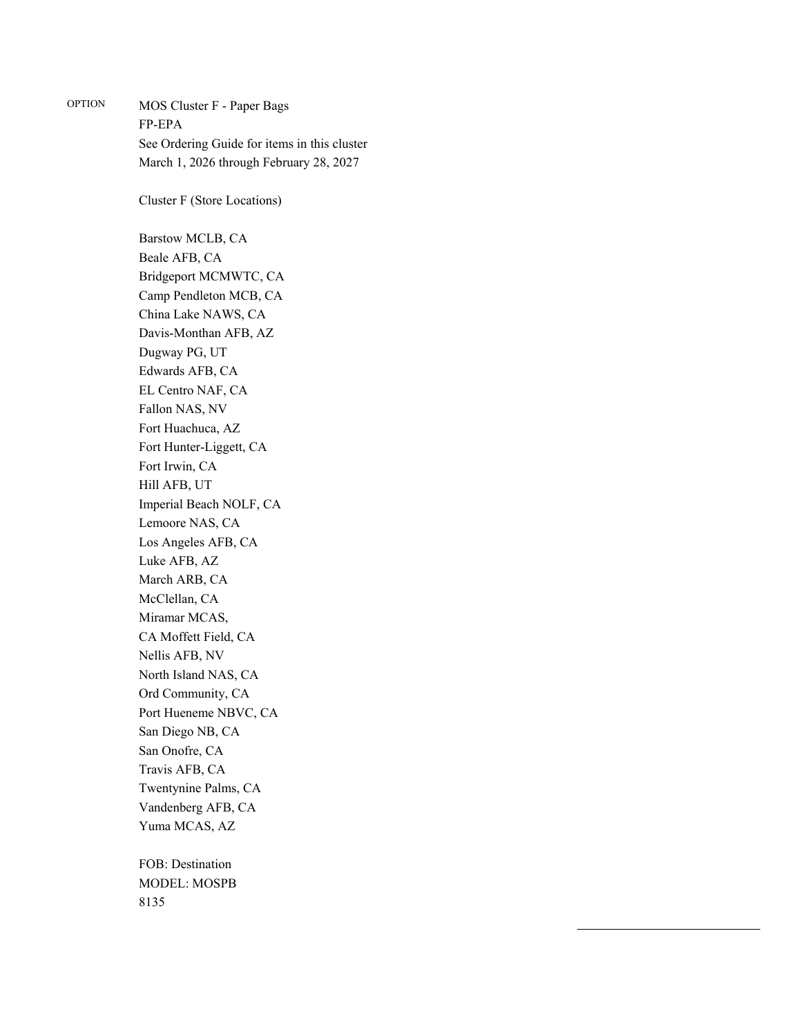OPTION

MOS Cluster F - Paper Bags
FP-EPA
See Ordering Guide for items in this cluster
March 1, 2026 through February 28, 2027

Cluster F (Store Locations)

Barstow MCLB, CA
Beale AFB, CA
Bridgeport MCMWTC, CA
Camp Pendleton MCB, CA
China Lake NAWS, CA
Davis-Monthan AFB, AZ
Dugway PG, UT
Edwards AFB, CA
EL Centro NAF, CA
Fallon NAS, NV
Fort Huachuca, AZ
Fort Hunter-Liggett, CA
Fort Irwin, CA
Hill AFB, UT
Imperial Beach NOLF, CA
Lemoore NAS, CA
Los Angeles AFB, CA
Luke AFB, AZ
March ARB, CA
McClellan, CA
Miramar MCAS,
CA Moffett Field, CA
Nellis AFB, NV
North Island NAS, CA
Ord Community, CA
Port Hueneme NBVC, CA
San Diego NB, CA
San Onofre, CA
Travis AFB, CA
Twentynine Palms, CA
Vandenberg AFB, CA
Yuma MCAS, AZ

FOB: Destination
MODEL: MOSPB
8135

______________________________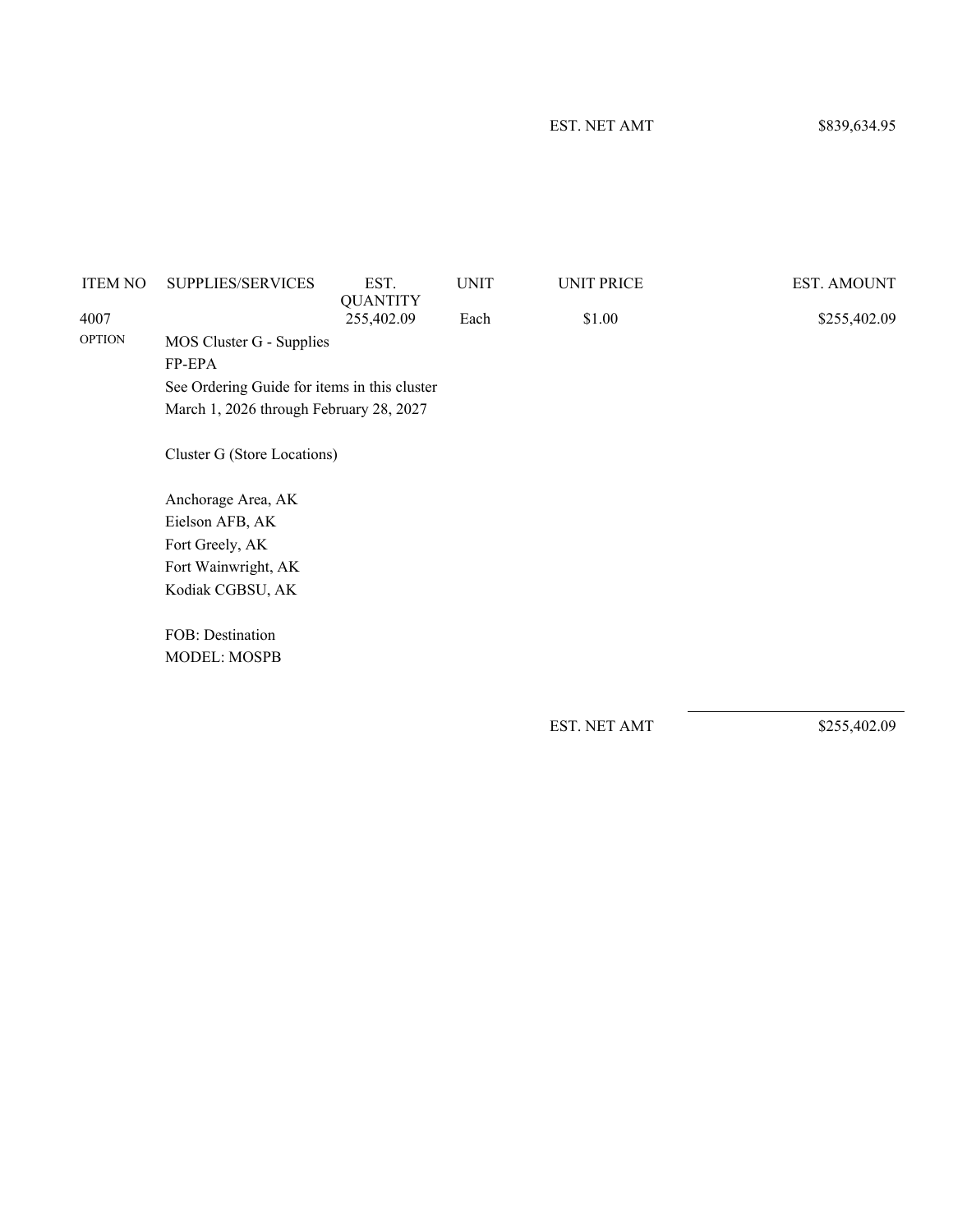EST. NET AMT $839,634.95

| ITEM NO | SUPPLIES/SERVICES | EST. QUANTITY | UNIT | UNIT PRICE | EST. AMOUNT |
|---|---|---|---|---|---|
| 4007 | | 255,402.09 | Each | $1.00 | $255,402.09 |
| OPTION | MOS Cluster G - Supplies | | | | |

FP-EPA
See Ordering Guide for items in this cluster
March 1, 2026 through February 28, 2027

Cluster G (Store Locations)

Anchorage Area, AK
Eielson AFB, AK
Fort Greely, AK
Fort Wainwright, AK
Kodiak CGBSU, AK

FOB: Destination
MODEL: MOSPB

EST. NET AMT $255,402.09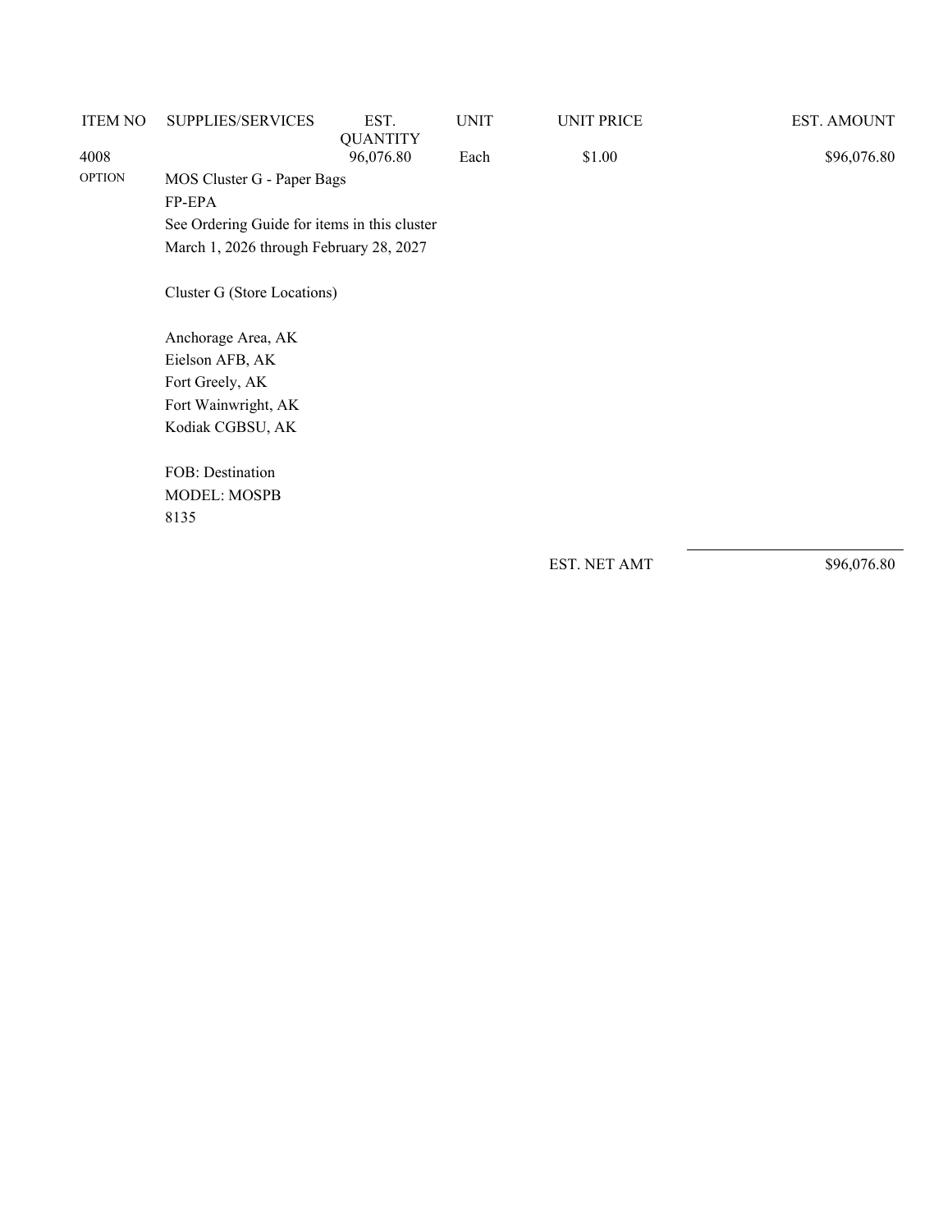| ITEM NO | SUPPLIES/SERVICES | EST. QUANTITY | UNIT | UNIT PRICE | EST. AMOUNT |
|---|---|---|---|---|---|
| 4008 | | 96,076.80 | Each | $1.00 | $96,076.80 |
| OPTION | MOS Cluster G - Paper Bags | | | | |
| | FP-EPA | | | | |
| | See Ordering Guide for items in this cluster | | | | |
| | March 1, 2026 through February 28, 2027 | | | | |

Cluster G (Store Locations)

Anchorage Area, AK
Eielson AFB, AK
Fort Greely, AK
Fort Wainwright, AK
Kodiak CGBSU, AK

FOB: Destination
MODEL: MOSPB
8135

EST. NET AMT $96,076.80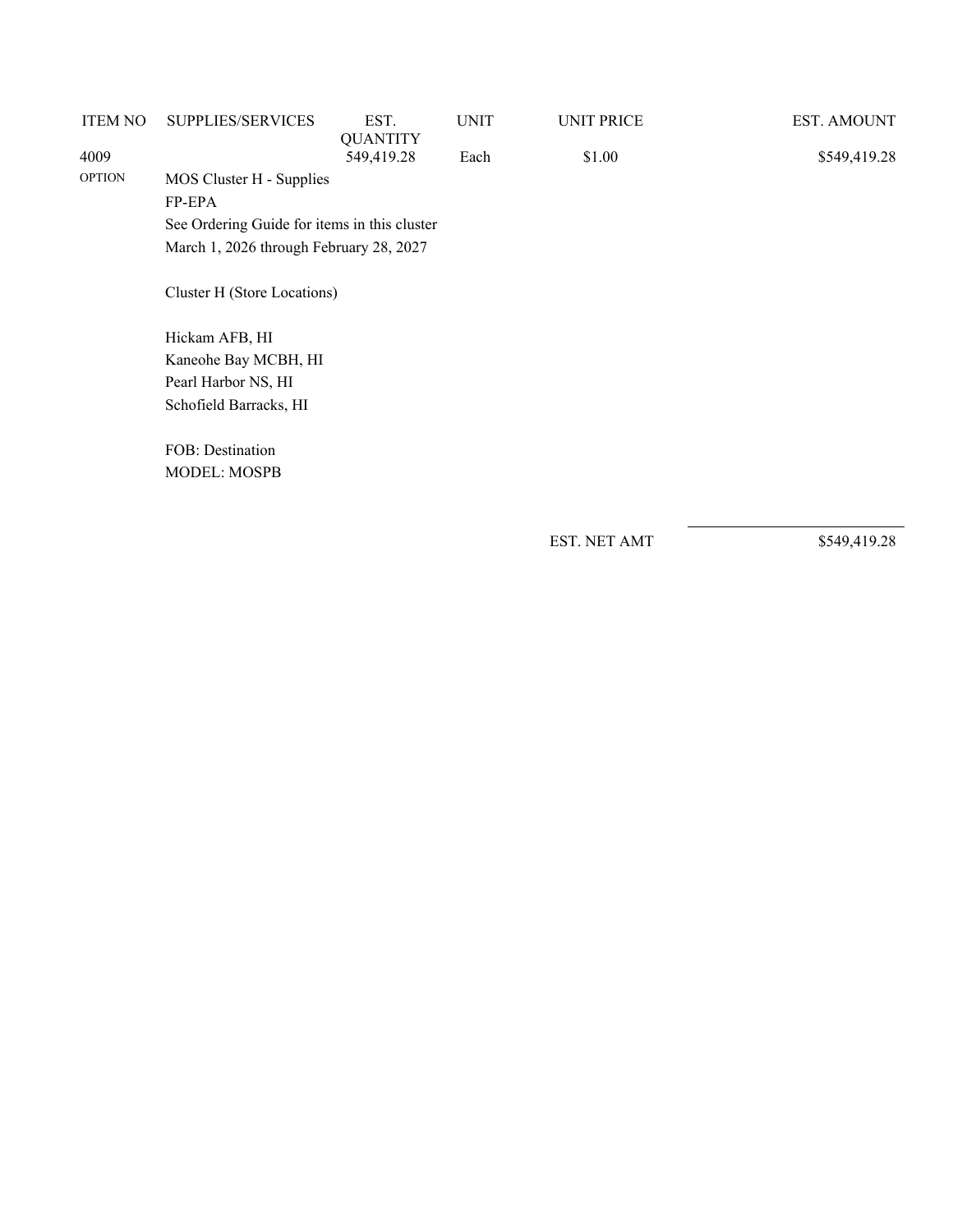| ITEM NO | SUPPLIES/SERVICES | EST. QUANTITY | UNIT | UNIT PRICE | EST. AMOUNT |
|---|---|---|---|---|---|
| 4009 | | 549,419.28 | Each | $1.00 | $549,419.28 |
| OPTION | MOS Cluster H - Supplies<br>FP-EPA<br>See Ordering Guide for items in this cluster<br>March 1, 2026 through February 28, 2027<br><br>Cluster H (Store Locations)<br><br>Hickam AFB, HI<br>Kaneohe Bay MCBH, HI<br>Pearl Harbor NS, HI<br>Schofield Barracks, HI<br><br>FOB: Destination<br>MODEL: MOSPB | | | | |
| | | | | EST. NET AMT | $549,419.28 |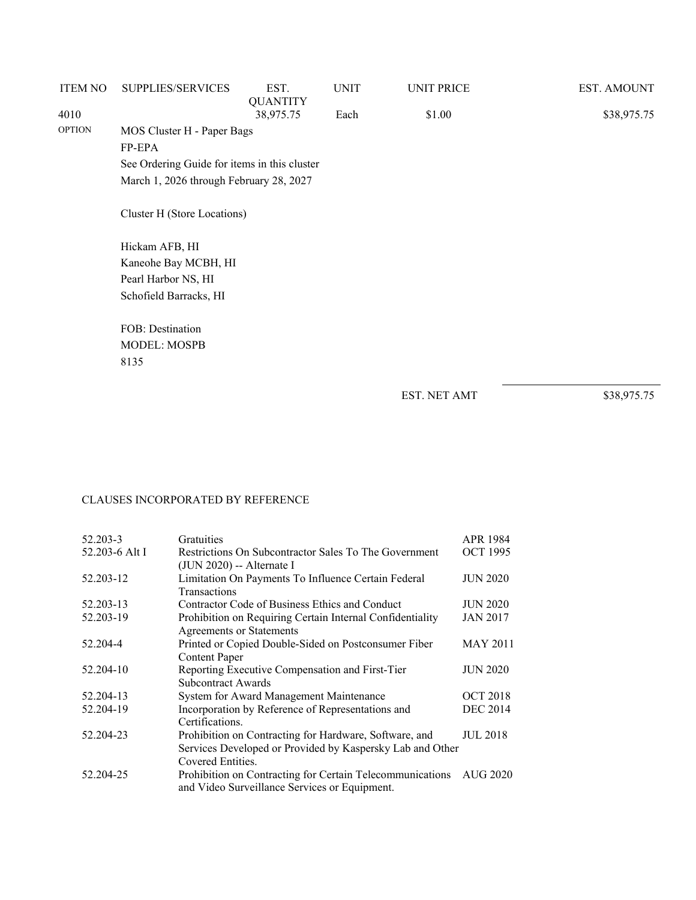| ITEM NO | SUPPLIES/SERVICES | EST. QUANTITY | UNIT | UNIT PRICE | EST. AMOUNT |
|---|---|---|---|---|---|
| 4010 | | 38,975.75 | Each | $1.00 | $38,975.75 |
| OPTION | MOS Cluster H - Paper Bags<br>FP-EPA<br>See Ordering Guide for items in this cluster<br>March 1, 2026 through February 28, 2027<br><br>Cluster H (Store Locations)<br><br>Hickam AFB, HI<br>Kaneohe Bay MCBH, HI<br>Pearl Harbor NS, HI<br>Schofield Barracks, HI<br><br>FOB: Destination<br>MODEL: MOSPB<br>8135 | | | | |
| | | | | EST. NET AMT | $38,975.75 |

CLAUSES INCORPORATED BY REFERENCE

| | | |
|---|---|---|
| 52.203-3 | Gratuities | APR 1984 |
| 52.203-6 Alt I | Restrictions On Subcontractor Sales To The Government (JUN 2020) -- Alternate I | OCT 1995 |
| 52.203-12 | Limitation On Payments To Influence Certain Federal Transactions | JUN 2020 |
| 52.203-13 | Contractor Code of Business Ethics and Conduct | JUN 2020 |
| 52.203-19 | Prohibition on Requiring Certain Internal Confidentiality Agreements or Statements | JAN 2017 |
| 52.204-4 | Printed or Copied Double-Sided on Postconsumer Fiber Content Paper | MAY 2011 |
| 52.204-10 | Reporting Executive Compensation and First-Tier Subcontract Awards | JUN 2020 |
| 52.204-13 | System for Award Management Maintenance | OCT 2018 |
| 52.204-19 | Incorporation by Reference of Representations and Certifications. | DEC 2014 |
| 52.204-23 | Prohibition on Contracting for Hardware, Software, and Services Developed or Provided by Kaspersky Lab and Other Covered Entities. | JUL 2018 |
| 52.204-25 | Prohibition on Contracting for Certain Telecommunications and Video Surveillance Services or Equipment. | AUG 2020 |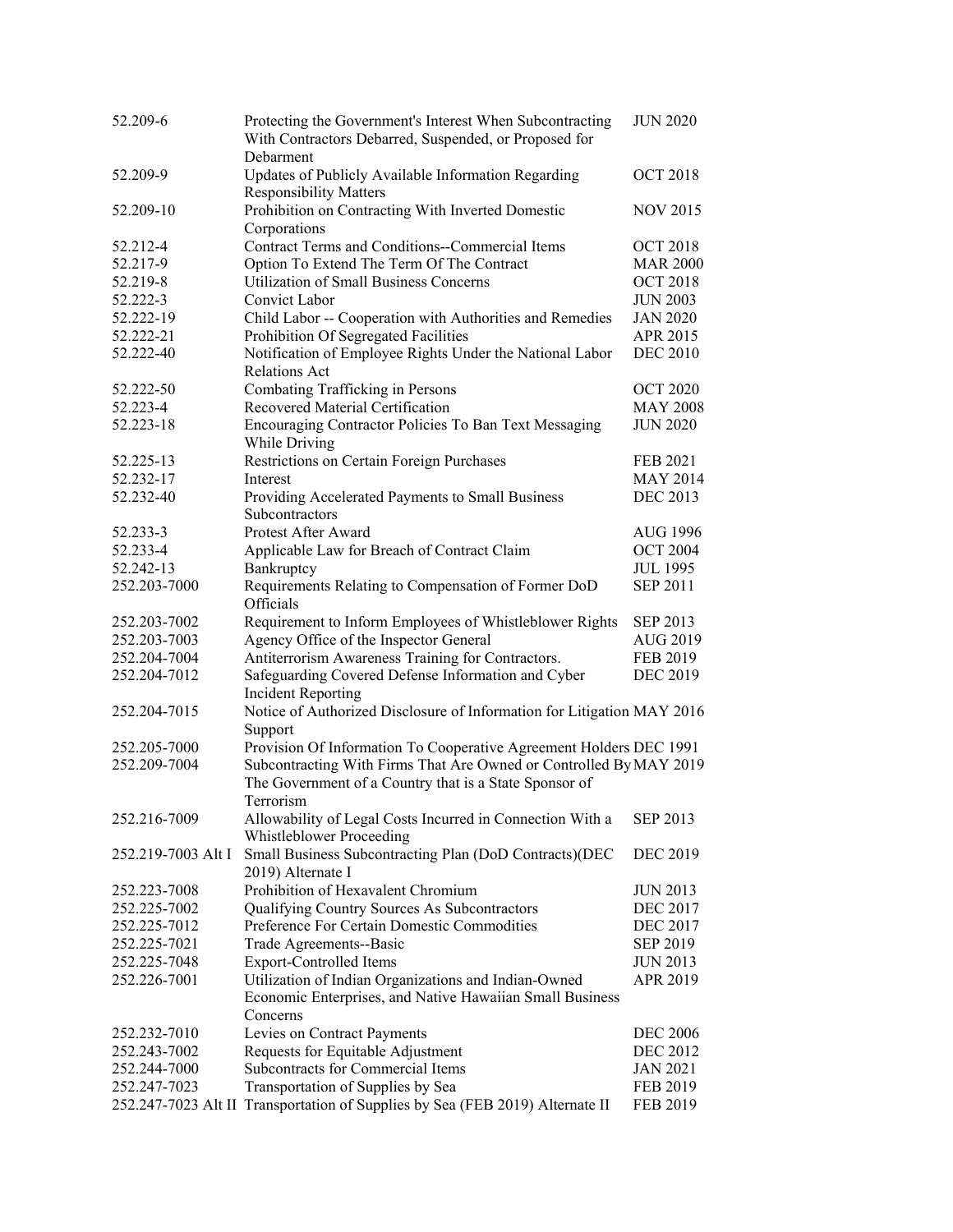| | | |
|---|---|---|
| 52.209-6 | Protecting the Government's Interest When Subcontracting With Contractors Debarred, Suspended, or Proposed for Debarment | JUN 2020 |
| 52.209-9 | Updates of Publicly Available Information Regarding Responsibility Matters | OCT 2018 |
| 52.209-10 | Prohibition on Contracting With Inverted Domestic Corporations | NOV 2015 |
| 52.212-4 | Contract Terms and Conditions--Commercial Items | OCT 2018 |
| 52.217-9 | Option To Extend The Term Of The Contract | MAR 2000 |
| 52.219-8 | Utilization of Small Business Concerns | OCT 2018 |
| 52.222-3 | Convict Labor | JUN 2003 |
| 52.222-19 | Child Labor -- Cooperation with Authorities and Remedies | JAN 2020 |
| 52.222-21 | Prohibition Of Segregated Facilities | APR 2015 |
| 52.222-40 | Notification of Employee Rights Under the National Labor Relations Act | DEC 2010 |
| 52.222-50 | Combating Trafficking in Persons | OCT 2020 |
| 52.223-4 | Recovered Material Certification | MAY 2008 |
| 52.223-18 | Encouraging Contractor Policies To Ban Text Messaging While Driving | JUN 2020 |
| 52.225-13 | Restrictions on Certain Foreign Purchases | FEB 2021 |
| 52.232-17 | Interest | MAY 2014 |
| 52.232-40 | Providing Accelerated Payments to Small Business Subcontractors | DEC 2013 |
| 52.233-3 | Protest After Award | AUG 1996 |
| 52.233-4 | Applicable Law for Breach of Contract Claim | OCT 2004 |
| 52.242-13 | Bankruptcy | JUL 1995 |
| 252.203-7000 | Requirements Relating to Compensation of Former DoD Officials | SEP 2011 |
| 252.203-7002 | Requirement to Inform Employees of Whistleblower Rights | SEP 2013 |
| 252.203-7003 | Agency Office of the Inspector General | AUG 2019 |
| 252.204-7004 | Antiterrorism Awareness Training for Contractors. | FEB 2019 |
| 252.204-7012 | Safeguarding Covered Defense Information and Cyber Incident Reporting | DEC 2019 |
| 252.204-7015 | Notice of Authorized Disclosure of Information for Litigation Support | MAY 2016 |
| 252.205-7000 | Provision Of Information To Cooperative Agreement Holders | DEC 1991 |
| 252.209-7004 | Subcontracting With Firms That Are Owned or Controlled By The Government of a Country that is a State Sponsor of Terrorism | MAY 2019 |
| 252.216-7009 | Allowability of Legal Costs Incurred in Connection With a Whistleblower Proceeding | SEP 2013 |
| 252.219-7003 Alt I | Small Business Subcontracting Plan (DoD Contracts)(DEC 2019) Alternate I | DEC 2019 |
| 252.223-7008 | Prohibition of Hexavalent Chromium | JUN 2013 |
| 252.225-7002 | Qualifying Country Sources As Subcontractors | DEC 2017 |
| 252.225-7012 | Preference For Certain Domestic Commodities | DEC 2017 |
| 252.225-7021 | Trade Agreements--Basic | SEP 2019 |
| 252.225-7048 | Export-Controlled Items | JUN 2013 |
| 252.226-7001 | Utilization of Indian Organizations and Indian-Owned Economic Enterprises, and Native Hawaiian Small Business Concerns | APR 2019 |
| 252.232-7010 | Levies on Contract Payments | DEC 2006 |
| 252.243-7002 | Requests for Equitable Adjustment | DEC 2012 |
| 252.244-7000 | Subcontracts for Commercial Items | JAN 2021 |
| 252.247-7023 | Transportation of Supplies by Sea | FEB 2019 |
| 252.247-7023 Alt II | Transportation of Supplies by Sea (FEB 2019) Alternate II | FEB 2019 |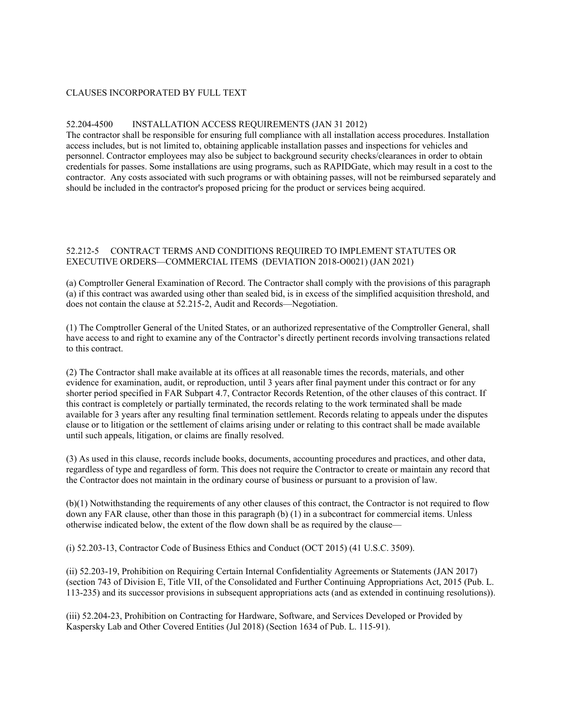CLAUSES INCORPORATED BY FULL TEXT

52.204-4500 INSTALLATION ACCESS REQUIREMENTS (JAN 31 2012)
The contractor shall be responsible for ensuring full compliance with all installation access procedures. Installation access includes, but is not limited to, obtaining applicable installation passes and inspections for vehicles and personnel. Contractor employees may also be subject to background security checks/clearances in order to obtain credentials for passes. Some installations are using programs, such as RAPIDGate, which may result in a cost to the contractor. Any costs associated with such programs or with obtaining passes, will not be reimbursed separately and should be included in the contractor's proposed pricing for the product or services being acquired.

52.212-5 CONTRACT TERMS AND CONDITIONS REQUIRED TO IMPLEMENT STATUTES OR EXECUTIVE ORDERS—COMMERCIAL ITEMS (DEVIATION 2018-O0021) (JAN 2021)

(a) Comptroller General Examination of Record. The Contractor shall comply with the provisions of this paragraph (a) if this contract was awarded using other than sealed bid, is in excess of the simplified acquisition threshold, and does not contain the clause at 52.215-2, Audit and Records—Negotiation.

(1) The Comptroller General of the United States, or an authorized representative of the Comptroller General, shall have access to and right to examine any of the Contractor's directly pertinent records involving transactions related to this contract.

(2) The Contractor shall make available at its offices at all reasonable times the records, materials, and other evidence for examination, audit, or reproduction, until 3 years after final payment under this contract or for any shorter period specified in FAR Subpart 4.7, Contractor Records Retention, of the other clauses of this contract. If this contract is completely or partially terminated, the records relating to the work terminated shall be made available for 3 years after any resulting final termination settlement. Records relating to appeals under the disputes clause or to litigation or the settlement of claims arising under or relating to this contract shall be made available until such appeals, litigation, or claims are finally resolved.

(3) As used in this clause, records include books, documents, accounting procedures and practices, and other data, regardless of type and regardless of form. This does not require the Contractor to create or maintain any record that the Contractor does not maintain in the ordinary course of business or pursuant to a provision of law.

(b)(1) Notwithstanding the requirements of any other clauses of this contract, the Contractor is not required to flow down any FAR clause, other than those in this paragraph (b) (1) in a subcontract for commercial items. Unless otherwise indicated below, the extent of the flow down shall be as required by the clause—

(i) 52.203-13, Contractor Code of Business Ethics and Conduct (OCT 2015) (41 U.S.C. 3509).

(ii) 52.203-19, Prohibition on Requiring Certain Internal Confidentiality Agreements or Statements (JAN 2017) (section 743 of Division E, Title VII, of the Consolidated and Further Continuing Appropriations Act, 2015 (Pub. L. 113-235) and its successor provisions in subsequent appropriations acts (and as extended in continuing resolutions)).

(iii) 52.204-23, Prohibition on Contracting for Hardware, Software, and Services Developed or Provided by Kaspersky Lab and Other Covered Entities (Jul 2018) (Section 1634 of Pub. L. 115-91).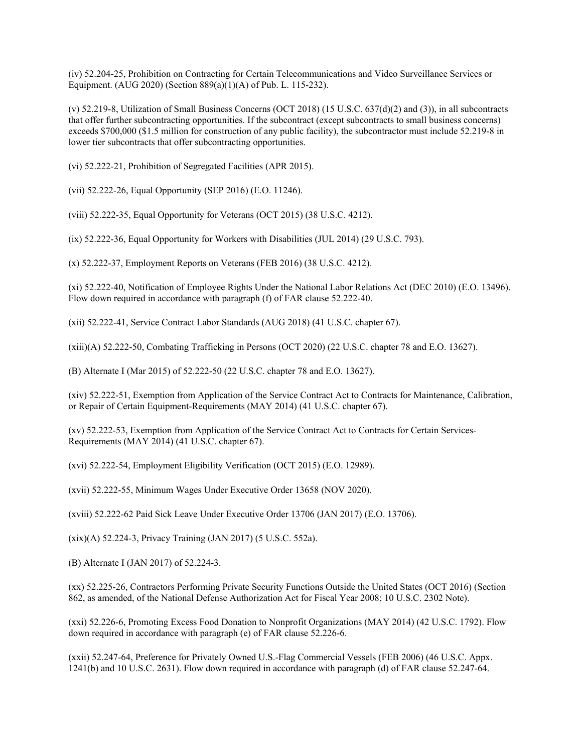(iv) 52.204-25, Prohibition on Contracting for Certain Telecommunications and Video Surveillance Services or Equipment. (AUG 2020) (Section 889(a)(1)(A) of Pub. L. 115-232).

(v) 52.219-8, Utilization of Small Business Concerns (OCT 2018) (15 U.S.C. 637(d)(2) and (3)), in all subcontracts that offer further subcontracting opportunities. If the subcontract (except subcontracts to small business concerns) exceeds $700,000 ($1.5 million for construction of any public facility), the subcontractor must include 52.219-8 in lower tier subcontracts that offer subcontracting opportunities.

(vi) 52.222-21, Prohibition of Segregated Facilities (APR 2015).

(vii) 52.222-26, Equal Opportunity (SEP 2016) (E.O. 11246).

(viii) 52.222-35, Equal Opportunity for Veterans (OCT 2015) (38 U.S.C. 4212).

(ix) 52.222-36, Equal Opportunity for Workers with Disabilities (JUL 2014) (29 U.S.C. 793).

(x) 52.222-37, Employment Reports on Veterans (FEB 2016) (38 U.S.C. 4212).

(xi) 52.222-40, Notification of Employee Rights Under the National Labor Relations Act (DEC 2010) (E.O. 13496). Flow down required in accordance with paragraph (f) of FAR clause 52.222-40.

(xii) 52.222-41, Service Contract Labor Standards (AUG 2018) (41 U.S.C. chapter 67).

(xiii)(A) 52.222-50, Combating Trafficking in Persons (OCT 2020) (22 U.S.C. chapter 78 and E.O. 13627).

(B) Alternate I (Mar 2015) of 52.222-50 (22 U.S.C. chapter 78 and E.O. 13627).

(xiv) 52.222-51, Exemption from Application of the Service Contract Act to Contracts for Maintenance, Calibration, or Repair of Certain Equipment-Requirements (MAY 2014) (41 U.S.C. chapter 67).

(xv) 52.222-53, Exemption from Application of the Service Contract Act to Contracts for Certain Services-Requirements (MAY 2014) (41 U.S.C. chapter 67).

(xvi) 52.222-54, Employment Eligibility Verification (OCT 2015) (E.O. 12989).

(xvii) 52.222-55, Minimum Wages Under Executive Order 13658 (NOV 2020).

(xviii) 52.222-62 Paid Sick Leave Under Executive Order 13706 (JAN 2017) (E.O. 13706).

(xix)(A) 52.224-3, Privacy Training (JAN 2017) (5 U.S.C. 552a).

(B) Alternate I (JAN 2017) of 52.224-3.

(xx) 52.225-26, Contractors Performing Private Security Functions Outside the United States (OCT 2016) (Section 862, as amended, of the National Defense Authorization Act for Fiscal Year 2008; 10 U.S.C. 2302 Note).

(xxi) 52.226-6, Promoting Excess Food Donation to Nonprofit Organizations (MAY 2014) (42 U.S.C. 1792). Flow down required in accordance with paragraph (e) of FAR clause 52.226-6.

(xxii) 52.247-64, Preference for Privately Owned U.S.-Flag Commercial Vessels (FEB 2006) (46 U.S.C. Appx. 1241(b) and 10 U.S.C. 2631). Flow down required in accordance with paragraph (d) of FAR clause 52.247-64.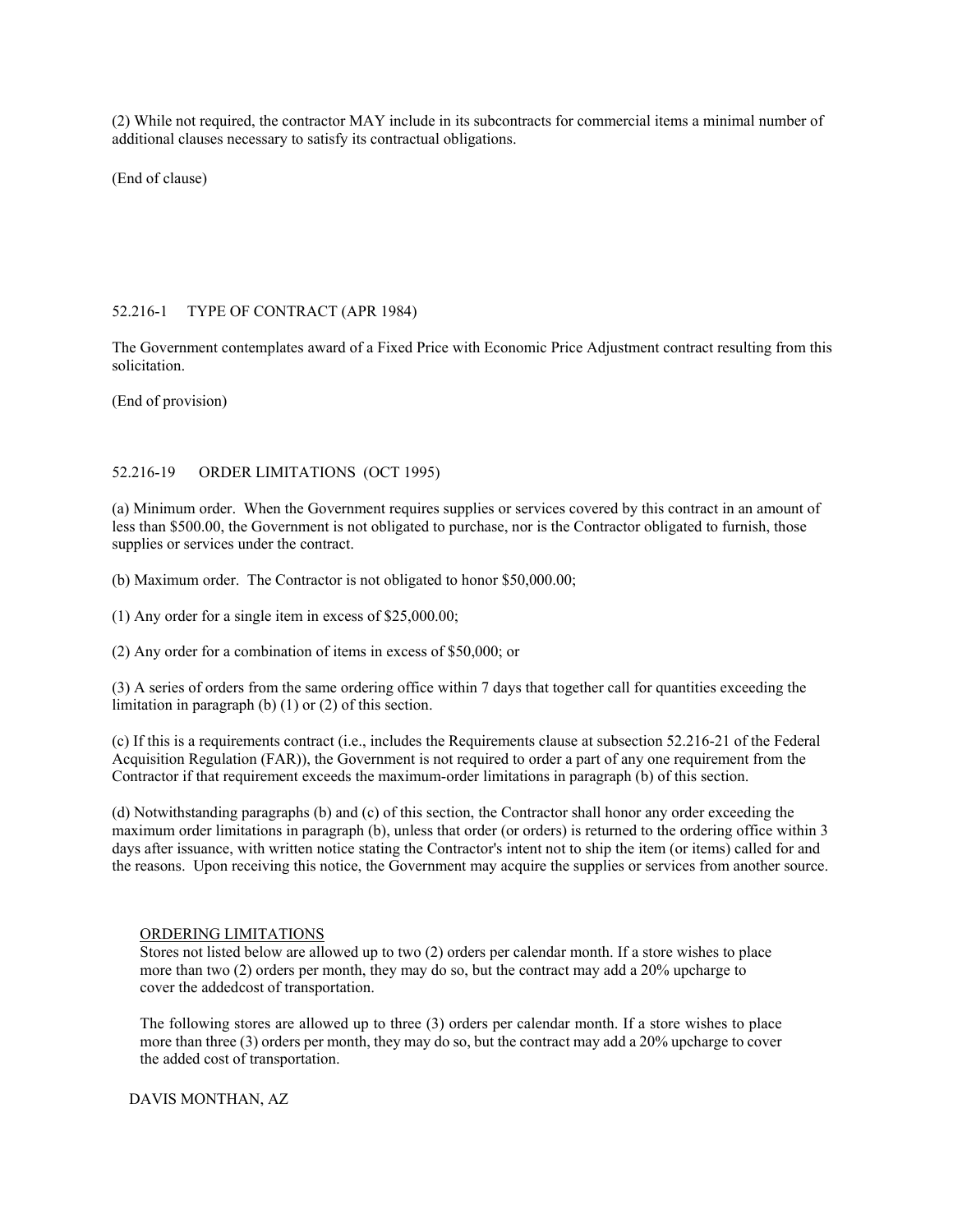(2) While not required, the contractor MAY include in its subcontracts for commercial items a minimal number of additional clauses necessary to satisfy its contractual obligations.

(End of clause)

52.216-1 TYPE OF CONTRACT (APR 1984)

The Government contemplates award of a Fixed Price with Economic Price Adjustment contract resulting from this solicitation.

(End of provision)

52.216-19 ORDER LIMITATIONS (OCT 1995)

(a) Minimum order. When the Government requires supplies or services covered by this contract in an amount of less than $500.00, the Government is not obligated to purchase, nor is the Contractor obligated to furnish, those supplies or services under the contract.

(b) Maximum order. The Contractor is not obligated to honor $50,000.00;

(1) Any order for a single item in excess of $25,000.00;

(2) Any order for a combination of items in excess of $50,000; or

(3) A series of orders from the same ordering office within 7 days that together call for quantities exceeding the limitation in paragraph (b) (1) or (2) of this section.

(c) If this is a requirements contract (i.e., includes the Requirements clause at subsection 52.216-21 of the Federal Acquisition Regulation (FAR)), the Government is not required to order a part of any one requirement from the Contractor if that requirement exceeds the maximum-order limitations in paragraph (b) of this section.

(d) Notwithstanding paragraphs (b) and (c) of this section, the Contractor shall honor any order exceeding the maximum order limitations in paragraph (b), unless that order (or orders) is returned to the ordering office within 3 days after issuance, with written notice stating the Contractor's intent not to ship the item (or items) called for and the reasons. Upon receiving this notice, the Government may acquire the supplies or services from another source.

ORDERING LIMITATIONS

Stores not listed below are allowed up to two (2) orders per calendar month. If a store wishes to place more than two (2) orders per month, they may do so, but the contract may add a 20% upcharge to cover the addedcost of transportation.

The following stores are allowed up to three (3) orders per calendar month. If a store wishes to place more than three (3) orders per month, they may do so, but the contract may add a 20% upcharge to cover the added cost of transportation.

DAVIS MONTHAN, AZ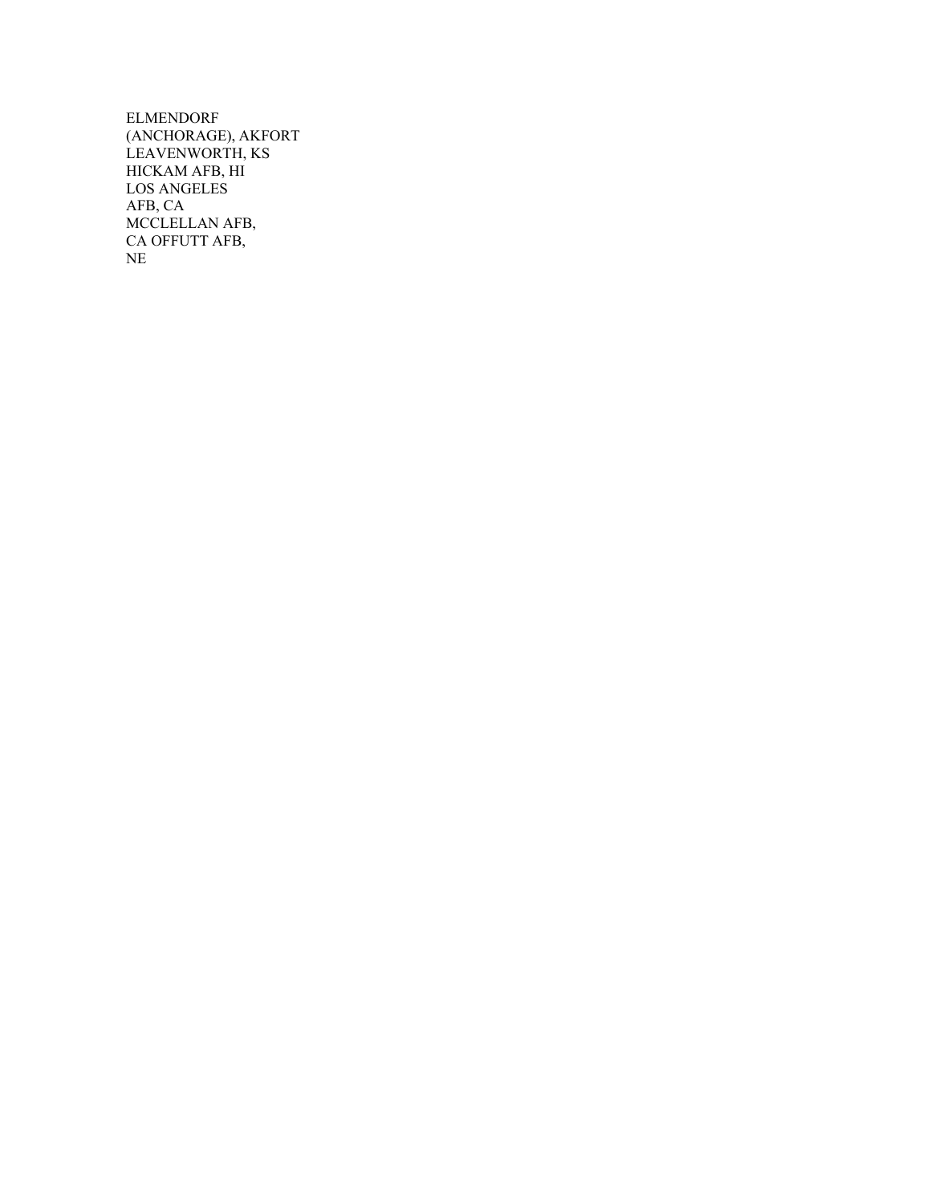ELMENDORF
(ANCHORAGE), AKFORT
LEAVENWORTH, KS
HICKAM AFB, HI
LOS ANGELES
AFB, CA
MCCLELLAN AFB,
CA OFFUTT AFB,
NE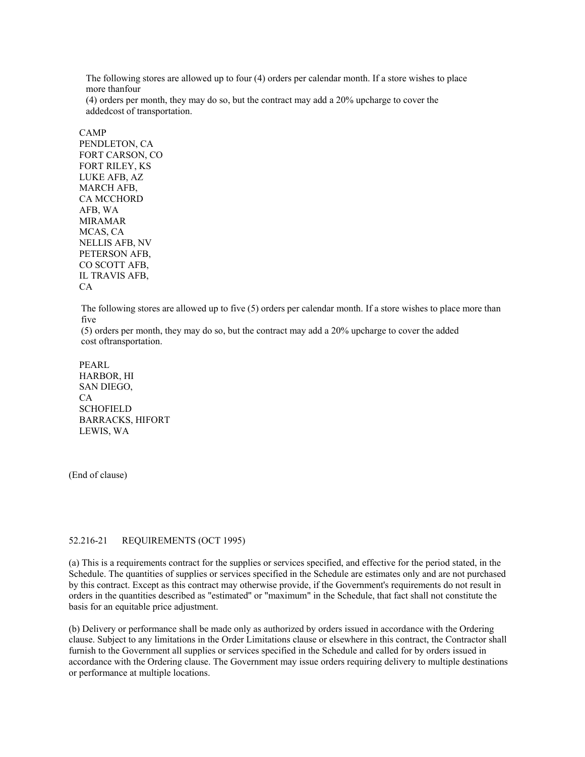The following stores are allowed up to four (4) orders per calendar month. If a store wishes to place more thanfour (4) orders per month, they may do so, but the contract may add a 20% upcharge to cover the addedcost of transportation.

CAMP PENDLETON, CA
FORT CARSON, CO
FORT RILEY, KS
LUKE AFB, AZ
MARCH AFB, CA
MCCHORD AFB, WA
MIRAMAR MCAS, CA
NELLIS AFB, NV
PETERSON AFB, CO
SCOTT AFB, IL
TRAVIS AFB, CA

The following stores are allowed up to five (5) orders per calendar month. If a store wishes to place more than five (5) orders per month, they may do so, but the contract may add a 20% upcharge to cover the added cost oftransportation.

PEARL HARBOR, HI
SAN DIEGO, CA
SCHOFIELD BARRACKS, HI
FORT LEWIS, WA

(End of clause)

52.216-21 REQUIREMENTS (OCT 1995)

(a) This is a requirements contract for the supplies or services specified, and effective for the period stated, in the Schedule. The quantities of supplies or services specified in the Schedule are estimates only and are not purchased by this contract. Except as this contract may otherwise provide, if the Government's requirements do not result in orders in the quantities described as "estimated" or "maximum" in the Schedule, that fact shall not constitute the basis for an equitable price adjustment.

(b) Delivery or performance shall be made only as authorized by orders issued in accordance with the Ordering clause. Subject to any limitations in the Order Limitations clause or elsewhere in this contract, the Contractor shall furnish to the Government all supplies or services specified in the Schedule and called for by orders issued in accordance with the Ordering clause. The Government may issue orders requiring delivery to multiple destinations or performance at multiple locations.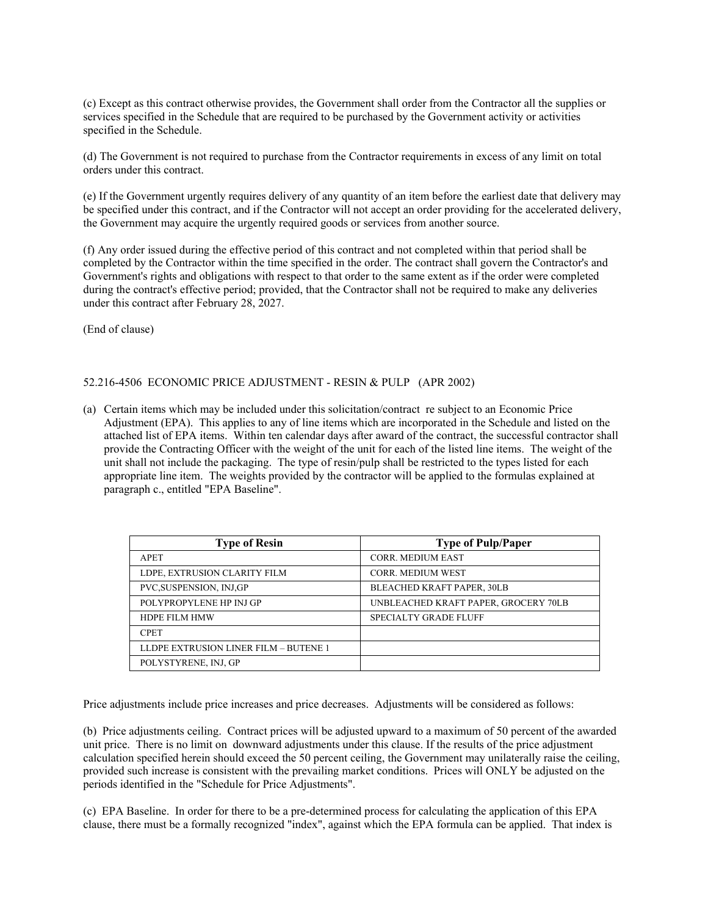(c) Except as this contract otherwise provides, the Government shall order from the Contractor all the supplies or services specified in the Schedule that are required to be purchased by the Government activity or activities specified in the Schedule.

(d) The Government is not required to purchase from the Contractor requirements in excess of any limit on total orders under this contract.

(e) If the Government urgently requires delivery of any quantity of an item before the earliest date that delivery may be specified under this contract, and if the Contractor will not accept an order providing for the accelerated delivery, the Government may acquire the urgently required goods or services from another source.

(f) Any order issued during the effective period of this contract and not completed within that period shall be completed by the Contractor within the time specified in the order. The contract shall govern the Contractor's and Government's rights and obligations with respect to that order to the same extent as if the order were completed during the contract's effective period; provided, that the Contractor shall not be required to make any deliveries under this contract after February 28, 2027.

(End of clause)

52.216-4506 ECONOMIC PRICE ADJUSTMENT - RESIN & PULP (APR 2002)

(a) Certain items which may be included under this solicitation/contract re subject to an Economic Price Adjustment (EPA). This applies to any of line items which are incorporated in the Schedule and listed on the attached list of EPA items. Within ten calendar days after award of the contract, the successful contractor shall provide the Contracting Officer with the weight of the unit for each of the listed line items. The weight of the unit shall not include the packaging. The type of resin/pulp shall be restricted to the types listed for each appropriate line item. The weights provided by the contractor will be applied to the formulas explained at paragraph c., entitled "EPA Baseline".

| Type of Resin | Type of Pulp/Paper |
|---|---|
| APET | CORR. MEDIUM EAST |
| LDPE, EXTRUSION CLARITY FILM | CORR. MEDIUM WEST |
| PVC,SUSPENSION, INJ,GP | BLEACHED KRAFT PAPER, 30LB |
| POLYPROPYLENE HP INJ GP | UNBLEACHED KRAFT PAPER, GROCERY 70LB |
| HDPE FILM HMW | SPECIALTY GRADE FLUFF |
| CPET | |
| LLDPE EXTRUSION LINER FILM – BUTENE 1 | |
| POLYSTYRENE, INJ, GP | |

Price adjustments include price increases and price decreases. Adjustments will be considered as follows:

(b) Price adjustments ceiling. Contract prices will be adjusted upward to a maximum of 50 percent of the awarded unit price. There is no limit on downward adjustments under this clause. If the results of the price adjustment calculation specified herein should exceed the 50 percent ceiling, the Government may unilaterally raise the ceiling, provided such increase is consistent with the prevailing market conditions. Prices will ONLY be adjusted on the periods identified in the "Schedule for Price Adjustments".

(c) EPA Baseline. In order for there to be a pre-determined process for calculating the application of this EPA clause, there must be a formally recognized "index", against which the EPA formula can be applied. That index is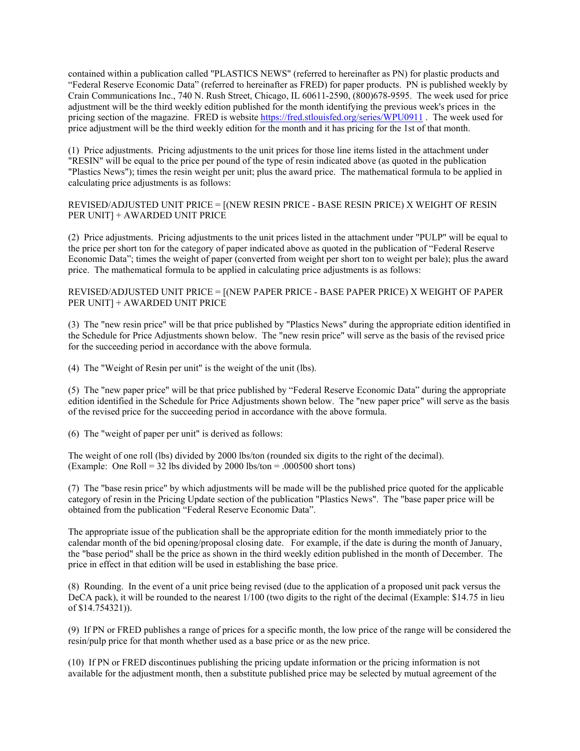contained within a publication called "PLASTICS NEWS" (referred to hereinafter as PN) for plastic products and "Federal Reserve Economic Data" (referred to hereinafter as FRED) for paper products. PN is published weekly by Crain Communications Inc., 740 N. Rush Street, Chicago, IL 60611-2590, (800)678-9595. The week used for price adjustment will be the third weekly edition published for the month identifying the previous week's prices in the pricing section of the magazine. FRED is website https://fred.stlouisfed.org/series/WPU0911 . The week used for price adjustment will be the third weekly edition for the month and it has pricing for the 1st of that month.

(1) Price adjustments. Pricing adjustments to the unit prices for those line items listed in the attachment under "RESIN" will be equal to the price per pound of the type of resin indicated above (as quoted in the publication "Plastics News"); times the resin weight per unit; plus the award price. The mathematical formula to be applied in calculating price adjustments is as follows:

REVISED/ADJUSTED UNIT PRICE = [(NEW RESIN PRICE - BASE RESIN PRICE) X WEIGHT OF RESIN PER UNIT] + AWARDED UNIT PRICE

(2) Price adjustments. Pricing adjustments to the unit prices listed in the attachment under "PULP" will be equal to the price per short ton for the category of paper indicated above as quoted in the publication of "Federal Reserve Economic Data"; times the weight of paper (converted from weight per short ton to weight per bale); plus the award price. The mathematical formula to be applied in calculating price adjustments is as follows:

REVISED/ADJUSTED UNIT PRICE = [(NEW PAPER PRICE - BASE PAPER PRICE) X WEIGHT OF PAPER PER UNIT] + AWARDED UNIT PRICE

(3) The "new resin price" will be that price published by "Plastics News" during the appropriate edition identified in the Schedule for Price Adjustments shown below. The "new resin price" will serve as the basis of the revised price for the succeeding period in accordance with the above formula.

(4) The "Weight of Resin per unit" is the weight of the unit (lbs).

(5) The "new paper price" will be that price published by "Federal Reserve Economic Data" during the appropriate edition identified in the Schedule for Price Adjustments shown below. The "new paper price" will serve as the basis of the revised price for the succeeding period in accordance with the above formula.

(6) The "weight of paper per unit" is derived as follows:

The weight of one roll (lbs) divided by 2000 lbs/ton (rounded six digits to the right of the decimal).
(Example: One Roll = 32 lbs divided by 2000 lbs/ton = .000500 short tons)

(7) The "base resin price" by which adjustments will be made will be the published price quoted for the applicable category of resin in the Pricing Update section of the publication "Plastics News". The "base paper price will be obtained from the publication "Federal Reserve Economic Data".

The appropriate issue of the publication shall be the appropriate edition for the month immediately prior to the calendar month of the bid opening/proposal closing date. For example, if the date is during the month of January, the "base period" shall be the price as shown in the third weekly edition published in the month of December. The price in effect in that edition will be used in establishing the base price.

(8) Rounding. In the event of a unit price being revised (due to the application of a proposed unit pack versus the DeCA pack), it will be rounded to the nearest 1/100 (two digits to the right of the decimal (Example: $14.75 in lieu of $14.754321)).

(9) If PN or FRED publishes a range of prices for a specific month, the low price of the range will be considered the resin/pulp price for that month whether used as a base price or as the new price.

(10) If PN or FRED discontinues publishing the pricing update information or the pricing information is not available for the adjustment month, then a substitute published price may be selected by mutual agreement of the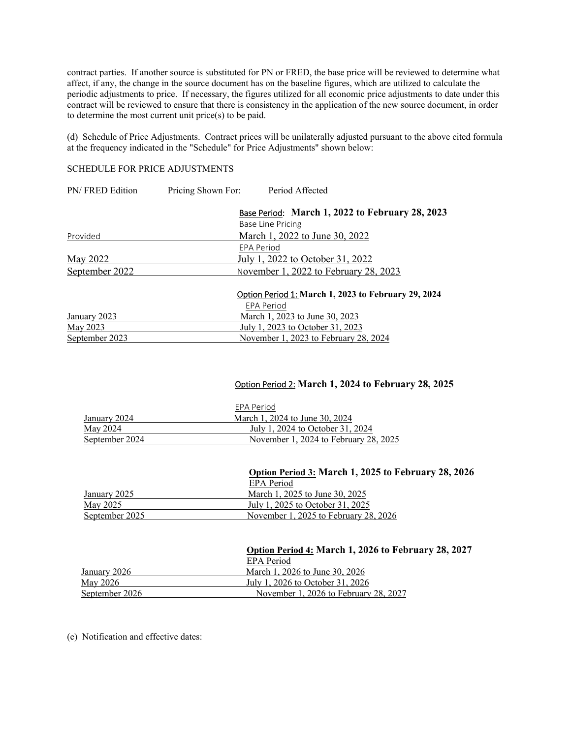contract parties. If another source is substituted for PN or FRED, the base price will be reviewed to determine what affect, if any, the change in the source document has on the baseline figures, which are utilized to calculate the periodic adjustments to price. If necessary, the figures utilized for all economic price adjustments to date under this contract will be reviewed to ensure that there is consistency in the application of the new source document, in order to determine the most current unit price(s) to be paid.

(d) Schedule of Price Adjustments. Contract prices will be unilaterally adjusted pursuant to the above cited formula at the frequency indicated in the "Schedule" for Price Adjustments" shown below:

SCHEDULE FOR PRICE ADJUSTMENTS

| PN/ FRED Edition | Pricing Shown For: Period Affected |
|---|---|
| | Base Period: **March 1, 2022 to February 28, 2023** |
| | Base Line Pricing |
| Provided | March 1, 2022 to June 30, 2022 |
| | EPA Period |
| May 2022 | July 1, 2022 to October 31, 2022 |
| September 2022 | November 1, 2022 to February 28, 2023 |
| | Option Period 1: **March 1, 2023 to February 29, 2024** |
| | EPA Period |
| January 2023 | March 1, 2023 to June 30, 2023 |
| May 2023 | July 1, 2023 to October 31, 2023 |
| September 2023 | November 1, 2023 to February 28, 2024 |
| | Option Period 2: **March 1, 2024 to February 28, 2025** |
| | EPA Period |
| January 2024 | March 1, 2024 to June 30, 2024 |
| May 2024 | July 1, 2024 to October 31, 2024 |
| September 2024 | November 1, 2024 to February 28, 2025 |
| | **Option Period 3: March 1, 2025 to February 28, 2026** |
| | EPA Period |
| January 2025 | March 1, 2025 to June 30, 2025 |
| May 2025 | July 1, 2025 to October 31, 2025 |
| September 2025 | November 1, 2025 to February 28, 2026 |
| | **Option Period 4: March 1, 2026 to February 28, 2027** |
| | EPA Period |
| January 2026 | March 1, 2026 to June 30, 2026 |
| May 2026 | July 1, 2026 to October 31, 2026 |
| September 2026 | November 1, 2026 to February 28, 2027 |

(e) Notification and effective dates: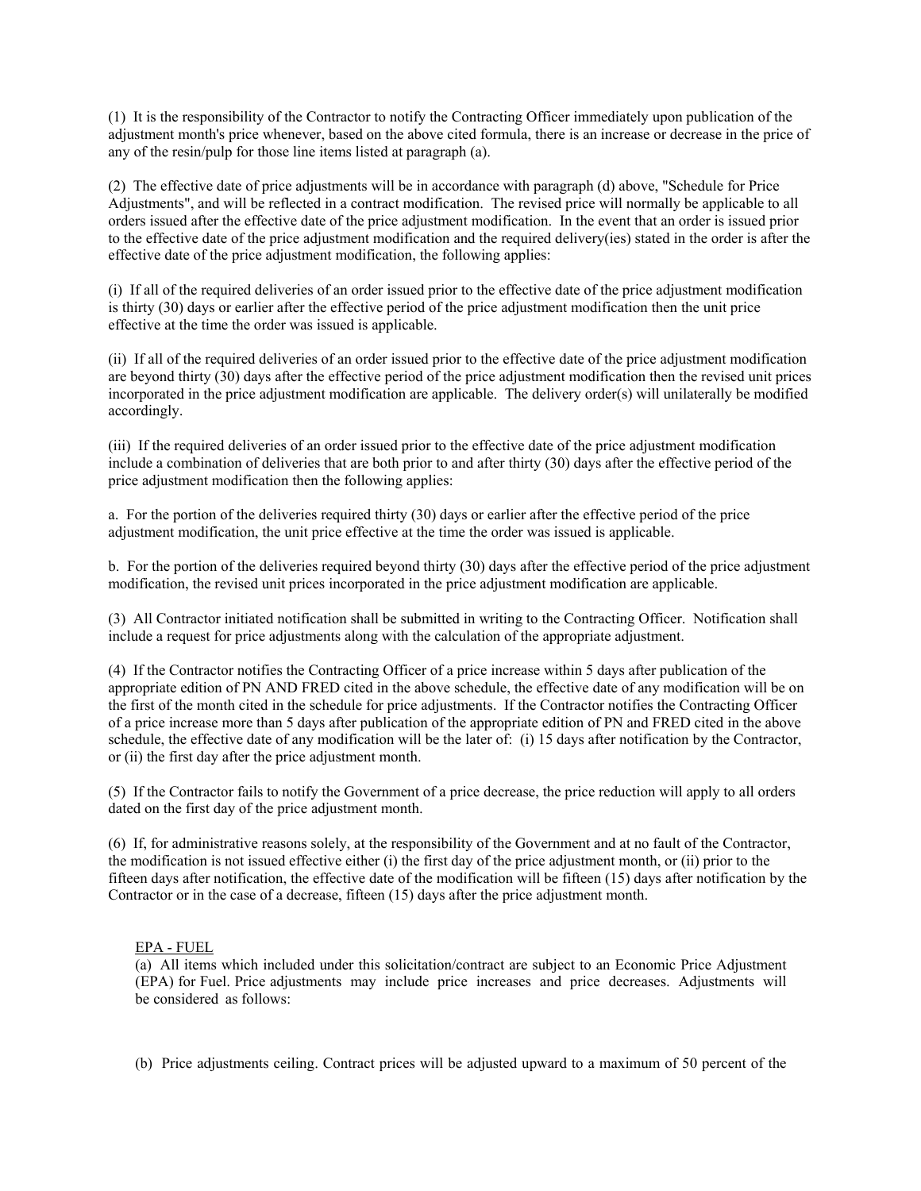(1) It is the responsibility of the Contractor to notify the Contracting Officer immediately upon publication of the adjustment month's price whenever, based on the above cited formula, there is an increase or decrease in the price of any of the resin/pulp for those line items listed at paragraph (a).

(2) The effective date of price adjustments will be in accordance with paragraph (d) above, "Schedule for Price Adjustments", and will be reflected in a contract modification. The revised price will normally be applicable to all orders issued after the effective date of the price adjustment modification. In the event that an order is issued prior to the effective date of the price adjustment modification and the required delivery(ies) stated in the order is after the effective date of the price adjustment modification, the following applies:

(i) If all of the required deliveries of an order issued prior to the effective date of the price adjustment modification is thirty (30) days or earlier after the effective period of the price adjustment modification then the unit price effective at the time the order was issued is applicable.

(ii) If all of the required deliveries of an order issued prior to the effective date of the price adjustment modification are beyond thirty (30) days after the effective period of the price adjustment modification then the revised unit prices incorporated in the price adjustment modification are applicable. The delivery order(s) will unilaterally be modified accordingly.

(iii) If the required deliveries of an order issued prior to the effective date of the price adjustment modification include a combination of deliveries that are both prior to and after thirty (30) days after the effective period of the price adjustment modification then the following applies:

a. For the portion of the deliveries required thirty (30) days or earlier after the effective period of the price adjustment modification, the unit price effective at the time the order was issued is applicable.

b. For the portion of the deliveries required beyond thirty (30) days after the effective period of the price adjustment modification, the revised unit prices incorporated in the price adjustment modification are applicable.

(3) All Contractor initiated notification shall be submitted in writing to the Contracting Officer. Notification shall include a request for price adjustments along with the calculation of the appropriate adjustment.

(4) If the Contractor notifies the Contracting Officer of a price increase within 5 days after publication of the appropriate edition of PN AND FRED cited in the above schedule, the effective date of any modification will be on the first of the month cited in the schedule for price adjustments. If the Contractor notifies the Contracting Officer of a price increase more than 5 days after publication of the appropriate edition of PN and FRED cited in the above schedule, the effective date of any modification will be the later of: (i) 15 days after notification by the Contractor, or (ii) the first day after the price adjustment month.

(5) If the Contractor fails to notify the Government of a price decrease, the price reduction will apply to all orders dated on the first day of the price adjustment month.

(6) If, for administrative reasons solely, at the responsibility of the Government and at no fault of the Contractor, the modification is not issued effective either (i) the first day of the price adjustment month, or (ii) prior to the fifteen days after notification, the effective date of the modification will be fifteen (15) days after notification by the Contractor or in the case of a decrease, fifteen (15) days after the price adjustment month.

<u>EPA - FUEL</u>

(a) All items which included under this solicitation/contract are subject to an Economic Price Adjustment (EPA) for Fuel. Price adjustments may include price increases and price decreases. Adjustments will be considered as follows:

(b) Price adjustments ceiling. Contract prices will be adjusted upward to a maximum of 50 percent of the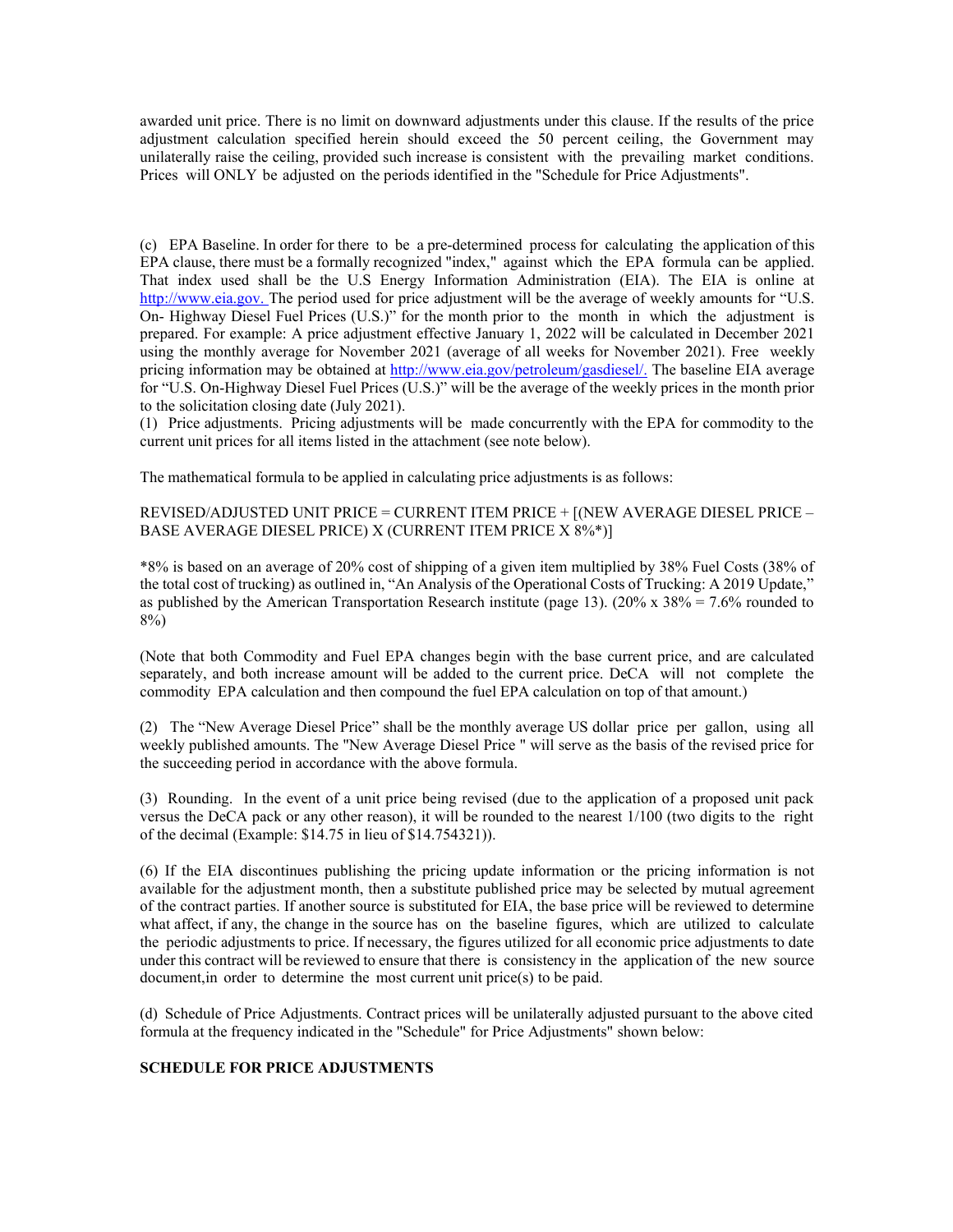awarded unit price. There is no limit on downward adjustments under this clause. If the results of the price adjustment calculation specified herein should exceed the 50 percent ceiling, the Government may unilaterally raise the ceiling, provided such increase is consistent with the prevailing market conditions. Prices will ONLY be adjusted on the periods identified in the "Schedule for Price Adjustments".

(c) EPA Baseline. In order for there to be a pre-determined process for calculating the application of this EPA clause, there must be a formally recognized "index," against which the EPA formula can be applied. That index used shall be the U.S Energy Information Administration (EIA). The EIA is online at http://www.eia.gov. The period used for price adjustment will be the average of weekly amounts for "U.S. On- Highway Diesel Fuel Prices (U.S.)" for the month prior to the month in which the adjustment is prepared. For example: A price adjustment effective January 1, 2022 will be calculated in December 2021 using the monthly average for November 2021 (average of all weeks for November 2021). Free weekly pricing information may be obtained at http://www.eia.gov/petroleum/gasdiesel/. The baseline EIA average for "U.S. On-Highway Diesel Fuel Prices (U.S.)" will be the average of the weekly prices in the month prior to the solicitation closing date (July 2021).

(1) Price adjustments. Pricing adjustments will be made concurrently with the EPA for commodity to the current unit prices for all items listed in the attachment (see note below).

The mathematical formula to be applied in calculating price adjustments is as follows:

REVISED/ADJUSTED UNIT PRICE = CURRENT ITEM PRICE + [(NEW AVERAGE DIESEL PRICE – BASE AVERAGE DIESEL PRICE) X (CURRENT ITEM PRICE X 8%*)]

*8% is based on an average of 20% cost of shipping of a given item multiplied by 38% Fuel Costs (38% of the total cost of trucking) as outlined in, "An Analysis of the Operational Costs of Trucking: A 2019 Update," as published by the American Transportation Research institute (page 13). (20% x 38% = 7.6% rounded to 8%)

(Note that both Commodity and Fuel EPA changes begin with the base current price, and are calculated separately, and both increase amount will be added to the current price. DeCA will not complete the commodity EPA calculation and then compound the fuel EPA calculation on top of that amount.)

(2) The "New Average Diesel Price" shall be the monthly average US dollar price per gallon, using all weekly published amounts. The "New Average Diesel Price " will serve as the basis of the revised price for the succeeding period in accordance with the above formula.

(3) Rounding. In the event of a unit price being revised (due to the application of a proposed unit pack versus the DeCA pack or any other reason), it will be rounded to the nearest 1/100 (two digits to the right of the decimal (Example: $14.75 in lieu of $14.754321)).

(6) If the EIA discontinues publishing the pricing update information or the pricing information is not available for the adjustment month, then a substitute published price may be selected by mutual agreement of the contract parties. If another source is substituted for EIA, the base price will be reviewed to determine what affect, if any, the change in the source has on the baseline figures, which are utilized to calculate the periodic adjustments to price. If necessary, the figures utilized for all economic price adjustments to date under this contract will be reviewed to ensure that there is consistency in the application of the new source document,in order to determine the most current unit price(s) to be paid.

(d) Schedule of Price Adjustments. Contract prices will be unilaterally adjusted pursuant to the above cited formula at the frequency indicated in the "Schedule" for Price Adjustments" shown below:

**SCHEDULE FOR PRICE ADJUSTMENTS**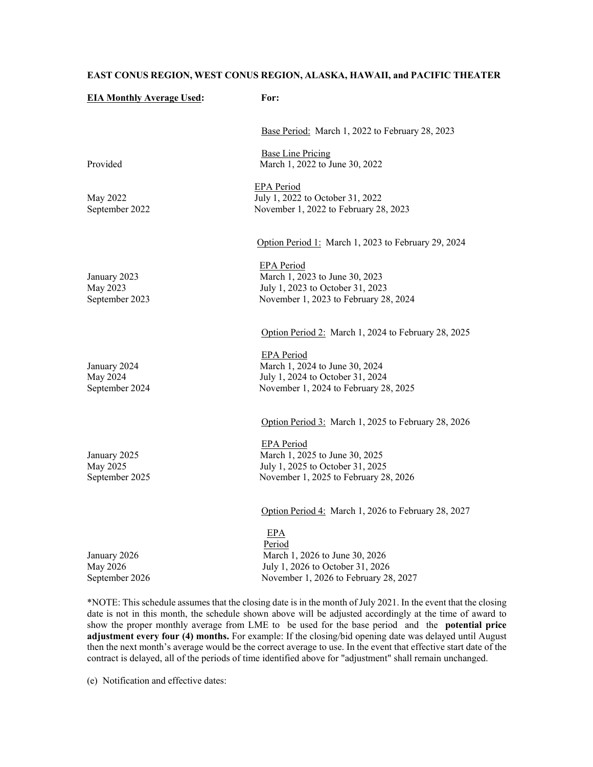**EAST CONUS REGION, WEST CONUS REGION, ALASKA, HAWAII, and PACIFIC THEATER**

| EIA Monthly Average Used: | For: |
|---|---|
| | Base Period: March 1, 2022 to February 28, 2023 |
| | Base Line Pricing |
| Provided | March 1, 2022 to June 30, 2022 |
| | EPA Period |
| May 2022 | July 1, 2022 to October 31, 2022 |
| September 2022 | November 1, 2022 to February 28, 2023 |
| | Option Period 1: March 1, 2023 to February 29, 2024 |
| | EPA Period |
| January 2023 | March 1, 2023 to June 30, 2023 |
| May 2023 | July 1, 2023 to October 31, 2023 |
| September 2023 | November 1, 2023 to February 28, 2024 |
| | Option Period 2: March 1, 2024 to February 28, 2025 |
| | EPA Period |
| January 2024 | March 1, 2024 to June 30, 2024 |
| May 2024 | July 1, 2024 to October 31, 2024 |
| September 2024 | November 1, 2024 to February 28, 2025 |
| | Option Period 3: March 1, 2025 to February 28, 2026 |
| | EPA Period |
| January 2025 | March 1, 2025 to June 30, 2025 |
| May 2025 | July 1, 2025 to October 31, 2025 |
| September 2025 | November 1, 2025 to February 28, 2026 |
| | Option Period 4: March 1, 2026 to February 28, 2027 |
| | EPA Period |
| January 2026 | March 1, 2026 to June 30, 2026 |
| May 2026 | July 1, 2026 to October 31, 2026 |
| September 2026 | November 1, 2026 to February 28, 2027 |

*NOTE: This schedule assumes that the closing date is in the month of July 2021. In the event that the closing date is not in this month, the schedule shown above will be adjusted accordingly at the time of award to show the proper monthly average from LME to be used for the base period and the **potential price adjustment every four (4) months.** For example: If the closing/bid opening date was delayed until August then the next month's average would be the correct average to use. In the event that effective start date of the contract is delayed, all of the periods of time identified above for "adjustment" shall remain unchanged.

(e) Notification and effective dates: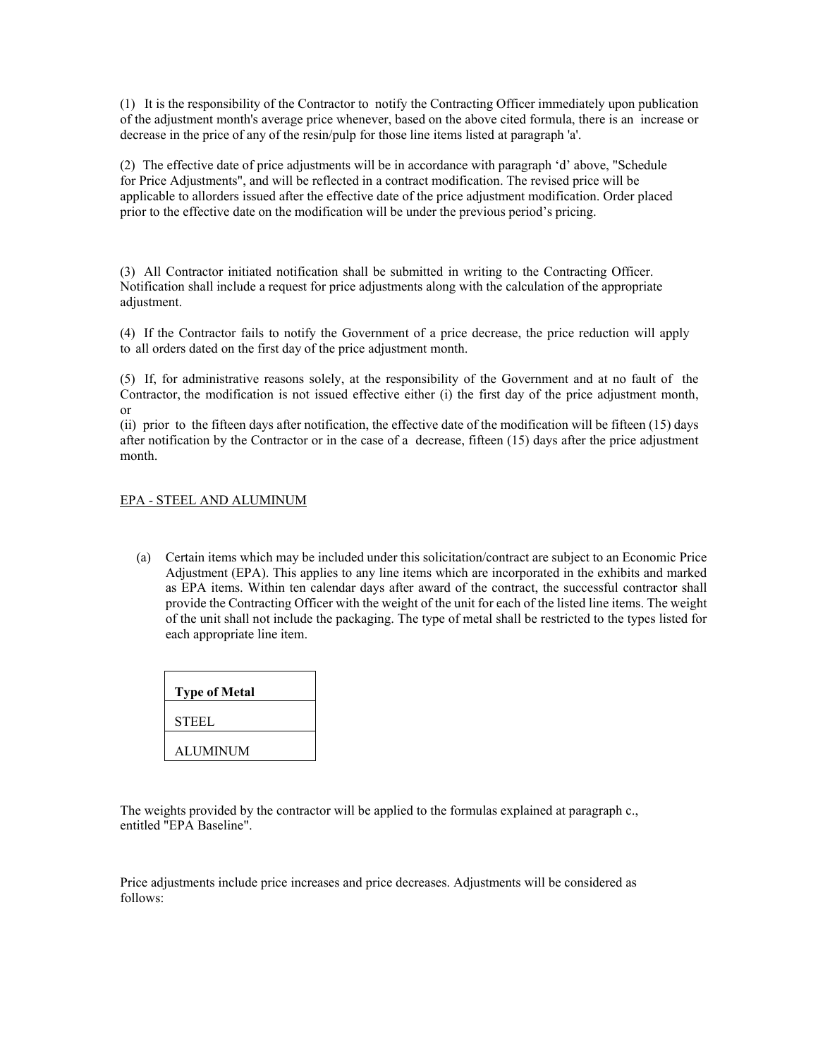(1) It is the responsibility of the Contractor to notify the Contracting Officer immediately upon publication of the adjustment month's average price whenever, based on the above cited formula, there is an increase or decrease in the price of any of the resin/pulp for those line items listed at paragraph 'a'.

(2) The effective date of price adjustments will be in accordance with paragraph 'd' above, "Schedule for Price Adjustments", and will be reflected in a contract modification. The revised price will be applicable to allorders issued after the effective date of the price adjustment modification. Order placed prior to the effective date on the modification will be under the previous period's pricing.

(3) All Contractor initiated notification shall be submitted in writing to the Contracting Officer. Notification shall include a request for price adjustments along with the calculation of the appropriate adjustment.

(4) If the Contractor fails to notify the Government of a price decrease, the price reduction will apply to all orders dated on the first day of the price adjustment month.

(5) If, for administrative reasons solely, at the responsibility of the Government and at no fault of the Contractor, the modification is not issued effective either (i) the first day of the price adjustment month, or
(ii) prior to the fifteen days after notification, the effective date of the modification will be fifteen (15) days after notification by the Contractor or in the case of a decrease, fifteen (15) days after the price adjustment month.

EPA - STEEL AND ALUMINUM

(a) Certain items which may be included under this solicitation/contract are subject to an Economic Price Adjustment (EPA). This applies to any line items which are incorporated in the exhibits and marked as EPA items. Within ten calendar days after award of the contract, the successful contractor shall provide the Contracting Officer with the weight of the unit for each of the listed line items. The weight of the unit shall not include the packaging. The type of metal shall be restricted to the types listed for each appropriate line item.

| **Type of Metal** |
|---|
| STEEL |
| ALUMINUM |

The weights provided by the contractor will be applied to the formulas explained at paragraph c., entitled "EPA Baseline".

Price adjustments include price increases and price decreases. Adjustments will be considered as follows: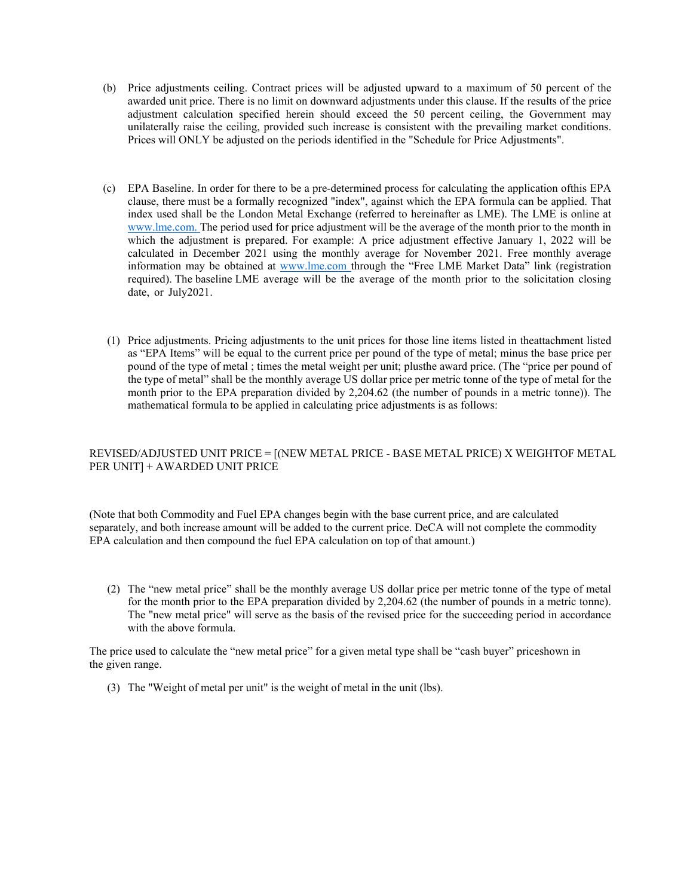(b) Price adjustments ceiling. Contract prices will be adjusted upward to a maximum of 50 percent of the awarded unit price. There is no limit on downward adjustments under this clause. If the results of the price adjustment calculation specified herein should exceed the 50 percent ceiling, the Government may unilaterally raise the ceiling, provided such increase is consistent with the prevailing market conditions. Prices will ONLY be adjusted on the periods identified in the "Schedule for Price Adjustments".

(c) EPA Baseline. In order for there to be a pre-determined process for calculating the application ofthis EPA clause, there must be a formally recognized "index", against which the EPA formula can be applied. That index used shall be the London Metal Exchange (referred to hereinafter as LME). The LME is online at www.lme.com. The period used for price adjustment will be the average of the month prior to the month in which the adjustment is prepared. For example: A price adjustment effective January 1, 2022 will be calculated in December 2021 using the monthly average for November 2021. Free monthly average information may be obtained at www.lme.com through the "Free LME Market Data" link (registration required). The baseline LME average will be the average of the month prior to the solicitation closing date, or July2021.

(1) Price adjustments. Pricing adjustments to the unit prices for those line items listed in theattachment listed as "EPA Items" will be equal to the current price per pound of the type of metal; minus the base price per pound of the type of metal ; times the metal weight per unit; plusthe award price. (The "price per pound of the type of metal" shall be the monthly average US dollar price per metric tonne of the type of metal for the month prior to the EPA preparation divided by 2,204.62 (the number of pounds in a metric tonne)). The mathematical formula to be applied in calculating price adjustments is as follows:

REVISED/ADJUSTED UNIT PRICE = [(NEW METAL PRICE - BASE METAL PRICE) X WEIGHTOF METAL PER UNIT] + AWARDED UNIT PRICE

(Note that both Commodity and Fuel EPA changes begin with the base current price, and are calculated separately, and both increase amount will be added to the current price. DeCA will not complete the commodity EPA calculation and then compound the fuel EPA calculation on top of that amount.)

(2) The "new metal price" shall be the monthly average US dollar price per metric tonne of the type of metal for the month prior to the EPA preparation divided by 2,204.62 (the number of pounds in a metric tonne). The "new metal price" will serve as the basis of the revised price for the succeeding period in accordance with the above formula.

The price used to calculate the "new metal price" for a given metal type shall be "cash buyer" priceshown in the given range.

(3) The "Weight of metal per unit" is the weight of metal in the unit (lbs).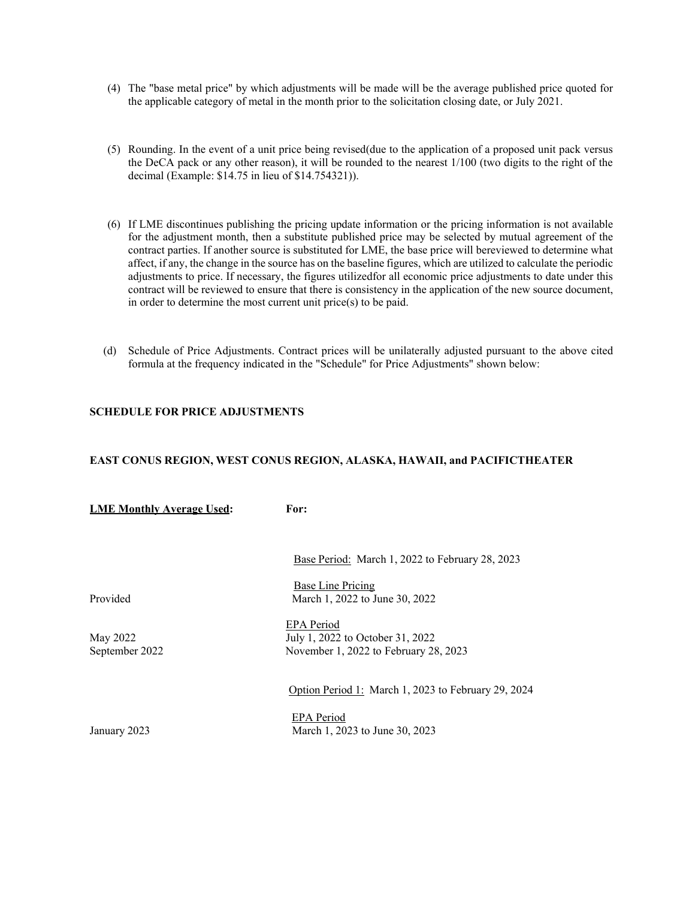(4) The "base metal price" by which adjustments will be made will be the average published price quoted for the applicable category of metal in the month prior to the solicitation closing date, or July 2021.

(5) Rounding. In the event of a unit price being revised(due to the application of a proposed unit pack versus the DeCA pack or any other reason), it will be rounded to the nearest 1/100 (two digits to the right of the decimal (Example: $14.75 in lieu of $14.754321)).

(6) If LME discontinues publishing the pricing update information or the pricing information is not available for the adjustment month, then a substitute published price may be selected by mutual agreement of the contract parties. If another source is substituted for LME, the base price will bereviewed to determine what affect, if any, the change in the source has on the baseline figures, which are utilized to calculate the periodic adjustments to price. If necessary, the figures utilizedfor all economic price adjustments to date under this contract will be reviewed to ensure that there is consistency in the application of the new source document, in order to determine the most current unit price(s) to be paid.

(d) Schedule of Price Adjustments. Contract prices will be unilaterally adjusted pursuant to the above cited formula at the frequency indicated in the "Schedule" for Price Adjustments" shown below:

**SCHEDULE FOR PRICE ADJUSTMENTS**

**EAST CONUS REGION, WEST CONUS REGION, ALASKA, HAWAII, and PACIFICTHEATER**

| **LME Monthly Average Used:** | **For:** |
|---|---|
| | Base Period: March 1, 2022 to February 28, 2023 |
| | Base Line Pricing |
| Provided | March 1, 2022 to June 30, 2022 |
| | EPA Period |
| May 2022 | July 1, 2022 to October 31, 2022 |
| September 2022 | November 1, 2022 to February 28, 2023 |
| | Option Period 1: March 1, 2023 to February 29, 2024 |
| | EPA Period |
| January 2023 | March 1, 2023 to June 30, 2023 |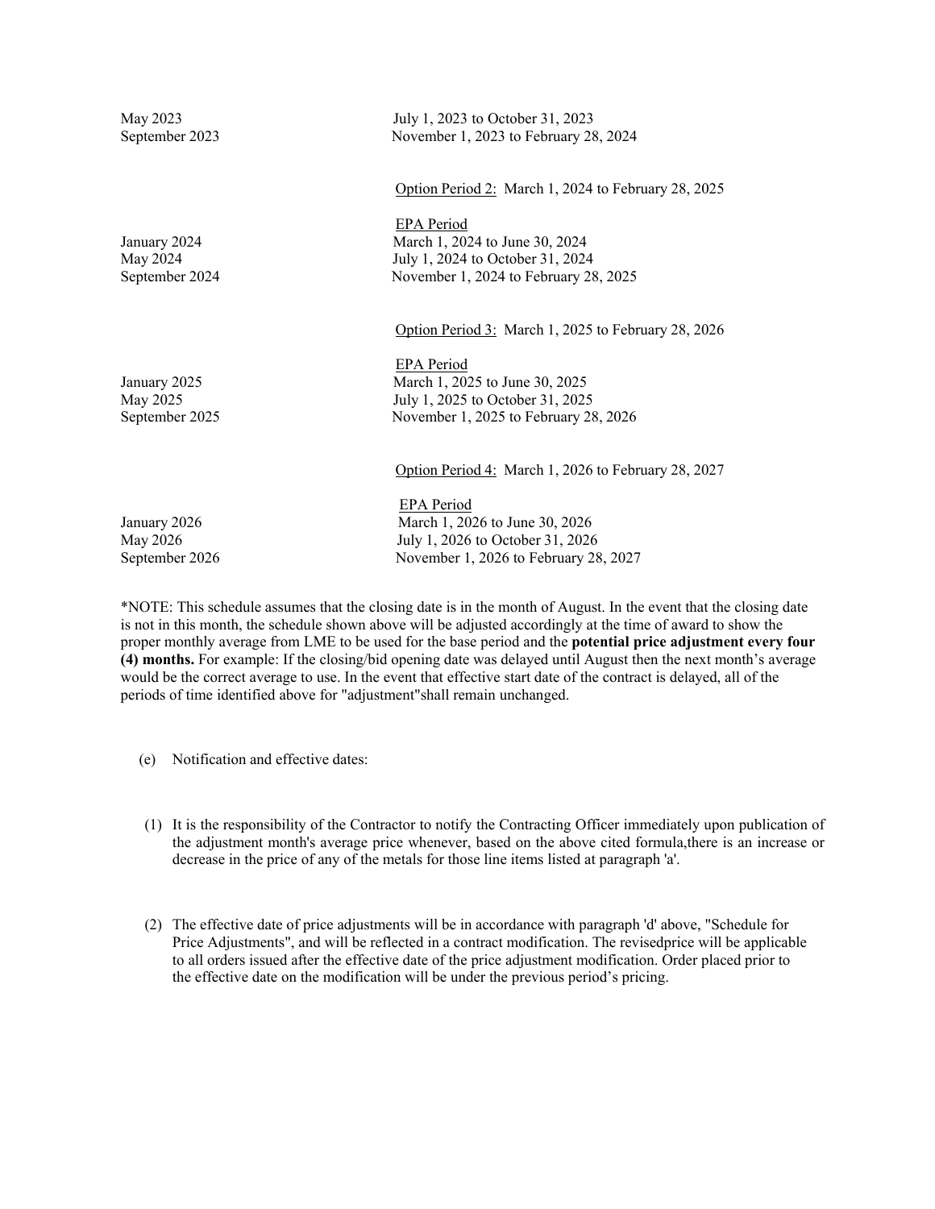| | |
|---|---|
| May 2023 | July 1, 2023 to October 31, 2023 |
| September 2023 | November 1, 2023 to February 28, 2024 |

Option Period 2: March 1, 2024 to February 28, 2025

| | EPA Period |
|---|---|
| January 2024 | March 1, 2024 to June 30, 2024 |
| May 2024 | July 1, 2024 to October 31, 2024 |
| September 2024 | November 1, 2024 to February 28, 2025 |

Option Period 3: March 1, 2025 to February 28, 2026

| | EPA Period |
|---|---|
| January 2025 | March 1, 2025 to June 30, 2025 |
| May 2025 | July 1, 2025 to October 31, 2025 |
| September 2025 | November 1, 2025 to February 28, 2026 |

Option Period 4: March 1, 2026 to February 28, 2027

| | EPA Period |
|---|---|
| January 2026 | March 1, 2026 to June 30, 2026 |
| May 2026 | July 1, 2026 to October 31, 2026 |
| September 2026 | November 1, 2026 to February 28, 2027 |

*NOTE: This schedule assumes that the closing date is in the month of August. In the event that the closing date is not in this month, the schedule shown above will be adjusted accordingly at the time of award to show the proper monthly average from LME to be used for the base period and the **potential price adjustment every four (4) months.** For example: If the closing/bid opening date was delayed until August then the next month's average would be the correct average to use. In the event that effective start date of the contract is delayed, all of the periods of time identified above for "adjustment"shall remain unchanged.

(e) Notification and effective dates:

(1) It is the responsibility of the Contractor to notify the Contracting Officer immediately upon publication of the adjustment month's average price whenever, based on the above cited formula,there is an increase or decrease in the price of any of the metals for those line items listed at paragraph 'a'.

(2) The effective date of price adjustments will be in accordance with paragraph 'd' above, "Schedule for Price Adjustments", and will be reflected in a contract modification. The revisedprice will be applicable to all orders issued after the effective date of the price adjustment modification. Order placed prior to the effective date on the modification will be under the previous period's pricing.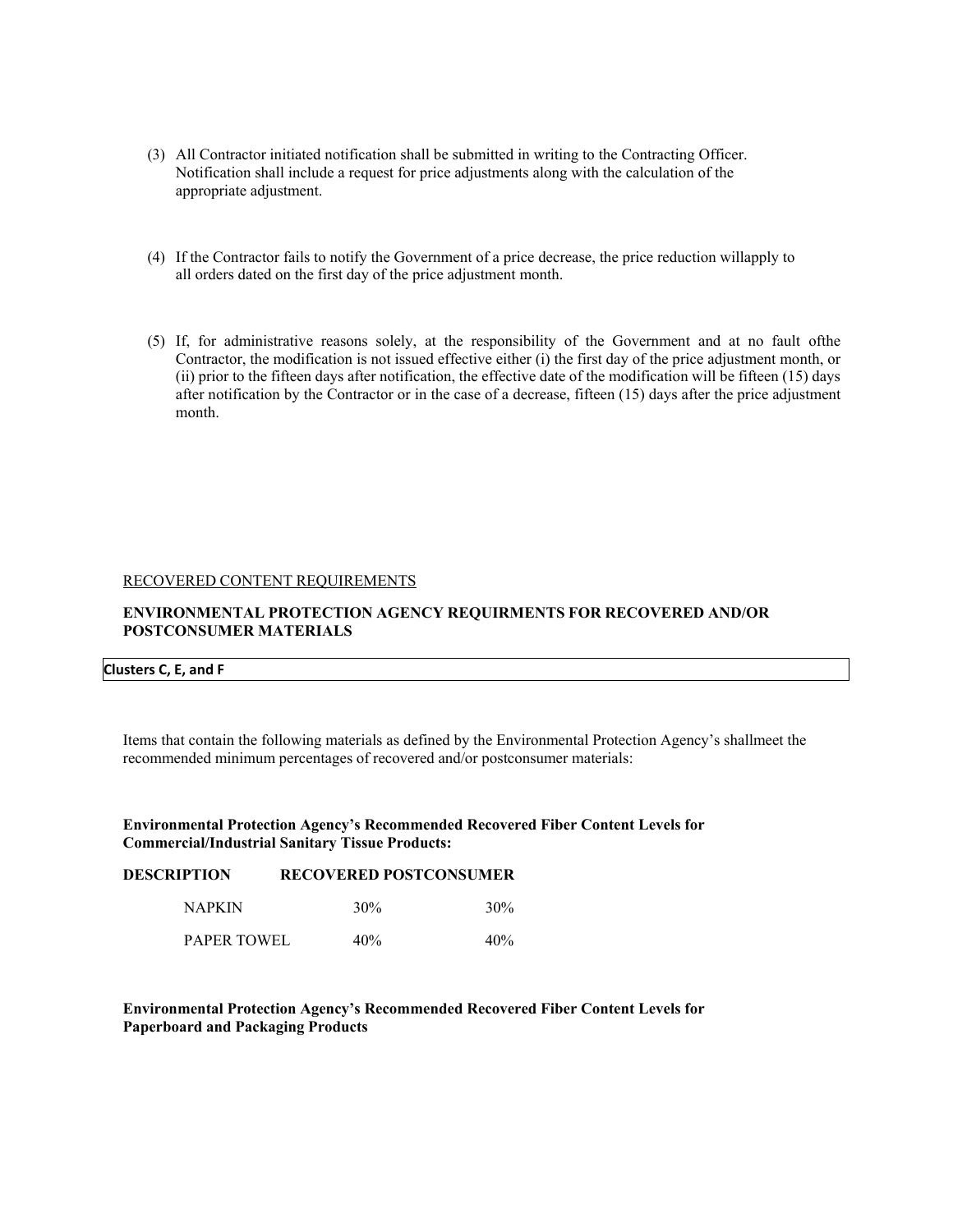(3) All Contractor initiated notification shall be submitted in writing to the Contracting Officer. Notification shall include a request for price adjustments along with the calculation of the appropriate adjustment.

(4) If the Contractor fails to notify the Government of a price decrease, the price reduction willapply to all orders dated on the first day of the price adjustment month.

(5) If, for administrative reasons solely, at the responsibility of the Government and at no fault ofthe Contractor, the modification is not issued effective either (i) the first day of the price adjustment month, or (ii) prior to the fifteen days after notification, the effective date of the modification will be fifteen (15) days after notification by the Contractor or in the case of a decrease, fifteen (15) days after the price adjustment month.

RECOVERED CONTENT REQUIREMENTS

**ENVIRONMENTAL PROTECTION AGENCY REQUIRMENTS FOR RECOVERED AND/OR POSTCONSUMER MATERIALS**

**Clusters C, E, and F**

Items that contain the following materials as defined by the Environmental Protection Agency's shallmeet the recommended minimum percentages of recovered and/or postconsumer materials:

**Environmental Protection Agency's Recommended Recovered Fiber Content Levels for Commercial/Industrial Sanitary Tissue Products:**

| DESCRIPTION | RECOVERED | POSTCONSUMER |
|---|---|---|
| NAPKIN | 30% | 30% |
| PAPER TOWEL | 40% | 40% |

**Environmental Protection Agency's Recommended Recovered Fiber Content Levels for Paperboard and Packaging Products**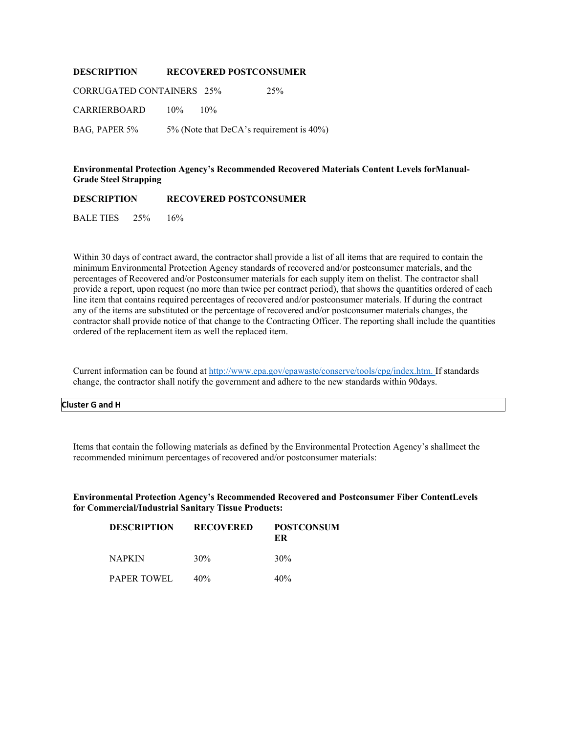| DESCRIPTION | RECOVERED | POSTCONSUMER |
| --- | --- | --- |
| CORRUGATED CONTAINERS | 25% | 25% |
| CARRIERBOARD | 10% | 10% |
| BAG, PAPER | 5% | 5% (Note that DeCA's requirement is 40%) |

**Environmental Protection Agency's Recommended Recovered Materials Content Levels forManual-Grade Steel Strapping**

| DESCRIPTION | RECOVERED | POSTCONSUMER |
| --- | --- | --- |
| BALE TIES | 25% | 16% |

Within 30 days of contract award, the contractor shall provide a list of all items that are required to contain the minimum Environmental Protection Agency standards of recovered and/or postconsumer materials, and the percentages of Recovered and/or Postconsumer materials for each supply item on thelist. The contractor shall provide a report, upon request (no more than twice per contract period), that shows the quantities ordered of each line item that contains required percentages of recovered and/or postconsumer materials. If during the contract any of the items are substituted or the percentage of recovered and/or postconsumer materials changes, the contractor shall provide notice of that change to the Contracting Officer. The reporting shall include the quantities ordered of the replacement item as well the replaced item.

Current information can be found at http://www.epa.gov/epawaste/conserve/tools/cpg/index.htm. If standards change, the contractor shall notify the government and adhere to the new standards within 90days.

**Cluster G and H**

Items that contain the following materials as defined by the Environmental Protection Agency's shallmeet the recommended minimum percentages of recovered and/or postconsumer materials:

**Environmental Protection Agency's Recommended Recovered and Postconsumer Fiber ContentLevels for Commercial/Industrial Sanitary Tissue Products:**

| DESCRIPTION | RECOVERED | POSTCONSUMER |
| --- | --- | --- |
| NAPKIN | 30% | 30% |
| PAPER TOWEL | 40% | 40% |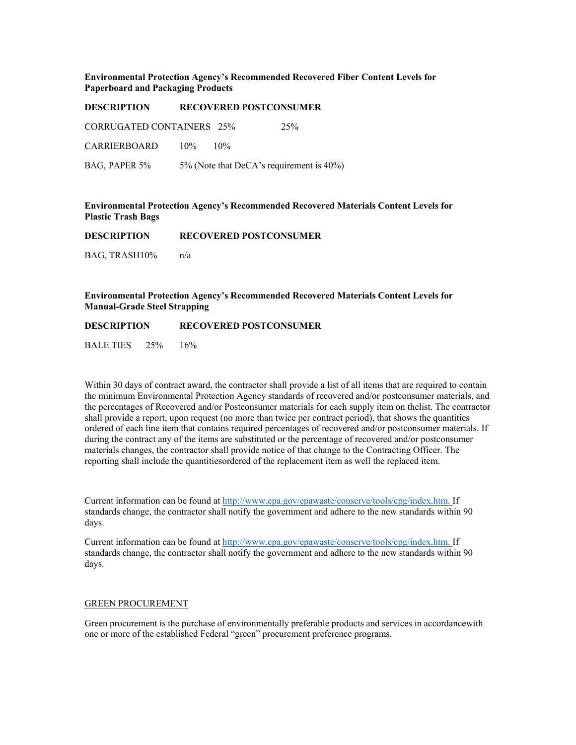**Environmental Protection Agency's Recommended Recovered Fiber Content Levels for Paperboard and Packaging Products**

| DESCRIPTION | RECOVERED | POSTCONSUMER |
| --- | --- | --- |
| CORRUGATED CONTAINERS | 25% | 25% |
| CARRIERBOARD | 10% | 10% |
| BAG, PAPER | 5% | 5% (Note that DeCA's requirement is 40%) |

**Environmental Protection Agency's Recommended Recovered Materials Content Levels for Plastic Trash Bags**

| DESCRIPTION | RECOVERED | POSTCONSUMER |
| --- | --- | --- |
| BAG, TRASH | 10% | n/a |

**Environmental Protection Agency's Recommended Recovered Materials Content Levels for Manual-Grade Steel Strapping**

| DESCRIPTION | RECOVERED | POSTCONSUMER |
| --- | --- | --- |
| BALE TIES | 25% | 16% |

Within 30 days of contract award, the contractor shall provide a list of all items that are required to contain the minimum Environmental Protection Agency standards of recovered and/or postconsumer materials, and the percentages of Recovered and/or Postconsumer materials for each supply item on thelist. The contractor shall provide a report, upon request (no more than twice per contract period), that shows the quantities ordered of each line item that contains required percentages of recovered and/or postconsumer materials. If during the contract any of the items are substituted or the percentage of recovered and/or postconsumer materials changes, the contractor shall provide notice of that change to the Contracting Officer. The reporting shall include the quantitiesordered of the replacement item as well the replaced item.

Current information can be found at http://www.epa.gov/epawaste/conserve/tools/cpg/index.htm. If standards change, the contractor shall notify the government and adhere to the new standards within 90 days.

Current information can be found at http://www.epa.gov/epawaste/conserve/tools/cpg/index.htm. If standards change, the contractor shall notify the government and adhere to the new standards within 90 days.

GREEN PROCUREMENT

Green procurement is the purchase of environmentally preferable products and services in accordancewith one or more of the established Federal "green" procurement preference programs.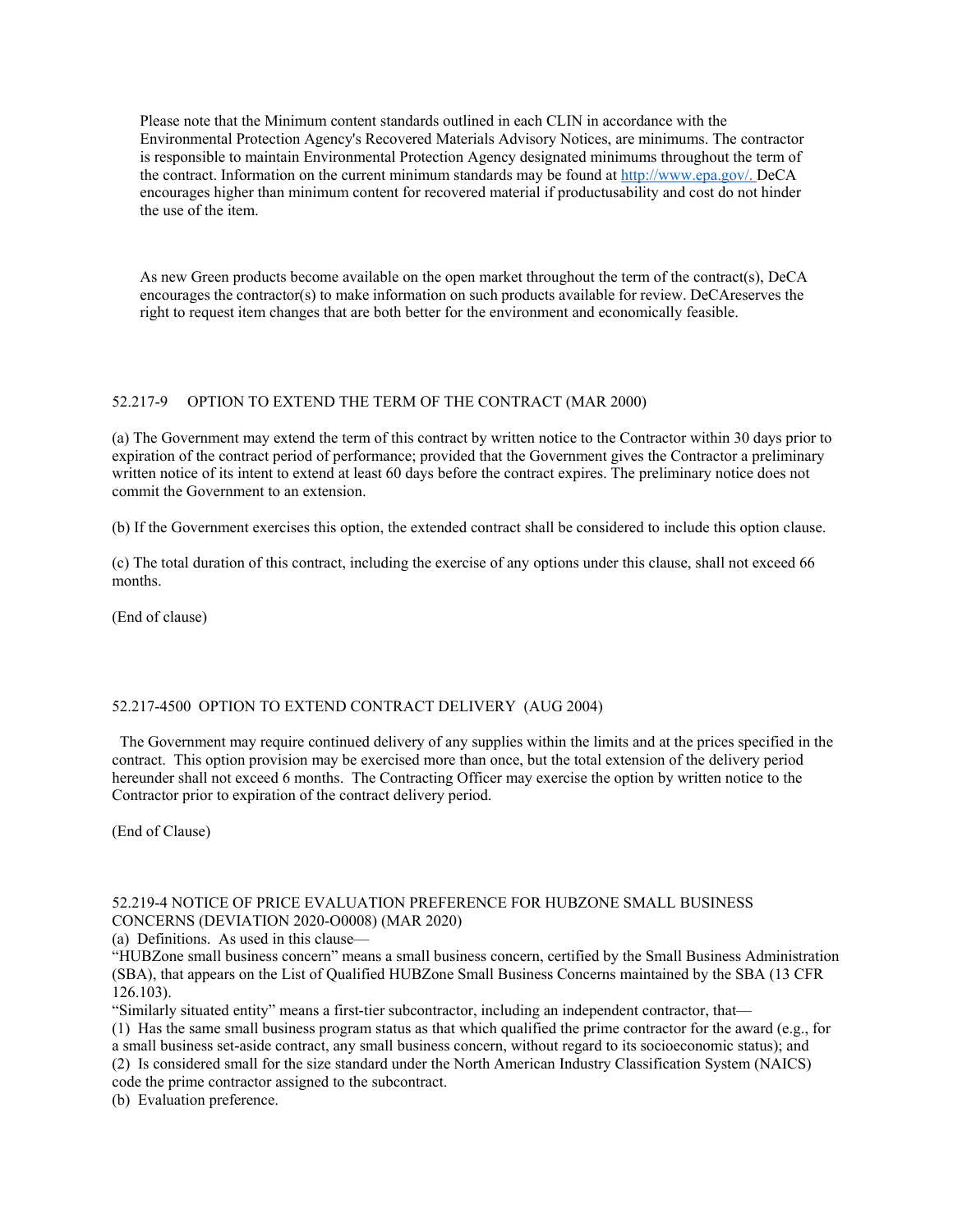Please note that the Minimum content standards outlined in each CLIN in accordance with the Environmental Protection Agency's Recovered Materials Advisory Notices, are minimums. The contractor is responsible to maintain Environmental Protection Agency designated minimums throughout the term of the contract. Information on the current minimum standards may be found at http://www.epa.gov/. DeCA encourages higher than minimum content for recovered material if productusability and cost do not hinder the use of the item.

As new Green products become available on the open market throughout the term of the contract(s), DeCA encourages the contractor(s) to make information on such products available for review. DeCAreserves the right to request item changes that are both better for the environment and economically feasible.

52.217-9 OPTION TO EXTEND THE TERM OF THE CONTRACT (MAR 2000)

(a) The Government may extend the term of this contract by written notice to the Contractor within 30 days prior to expiration of the contract period of performance; provided that the Government gives the Contractor a preliminary written notice of its intent to extend at least 60 days before the contract expires. The preliminary notice does not commit the Government to an extension.

(b) If the Government exercises this option, the extended contract shall be considered to include this option clause.

(c) The total duration of this contract, including the exercise of any options under this clause, shall not exceed 66 months.

(End of clause)

52.217-4500 OPTION TO EXTEND CONTRACT DELIVERY (AUG 2004)

The Government may require continued delivery of any supplies within the limits and at the prices specified in the contract. This option provision may be exercised more than once, but the total extension of the delivery period hereunder shall not exceed 6 months. The Contracting Officer may exercise the option by written notice to the Contractor prior to expiration of the contract delivery period.

(End of Clause)

52.219-4 NOTICE OF PRICE EVALUATION PREFERENCE FOR HUBZONE SMALL BUSINESS CONCERNS (DEVIATION 2020-O0008) (MAR 2020)

(a) Definitions. As used in this clause—

"HUBZone small business concern" means a small business concern, certified by the Small Business Administration (SBA), that appears on the List of Qualified HUBZone Small Business Concerns maintained by the SBA (13 CFR 126.103).

"Similarly situated entity" means a first-tier subcontractor, including an independent contractor, that—

(1) Has the same small business program status as that which qualified the prime contractor for the award (e.g., for a small business set-aside contract, any small business concern, without regard to its socioeconomic status); and

(2) Is considered small for the size standard under the North American Industry Classification System (NAICS) code the prime contractor assigned to the subcontract.

(b) Evaluation preference.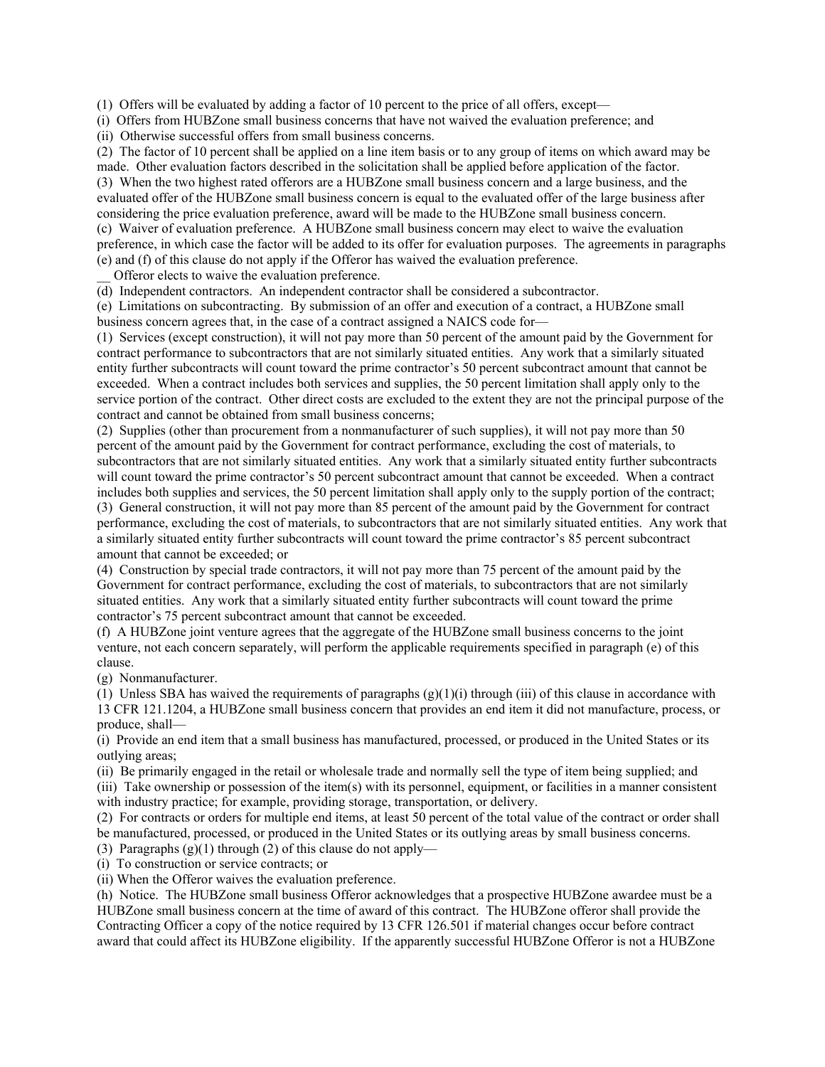(1) Offers will be evaluated by adding a factor of 10 percent to the price of all offers, except—

(i) Offers from HUBZone small business concerns that have not waived the evaluation preference; and

(ii) Otherwise successful offers from small business concerns.

(2) The factor of 10 percent shall be applied on a line item basis or to any group of items on which award may be made. Other evaluation factors described in the solicitation shall be applied before application of the factor.

(3) When the two highest rated offerors are a HUBZone small business concern and a large business, and the evaluated offer of the HUBZone small business concern is equal to the evaluated offer of the large business after considering the price evaluation preference, award will be made to the HUBZone small business concern.

(c) Waiver of evaluation preference. A HUBZone small business concern may elect to waive the evaluation preference, in which case the factor will be added to its offer for evaluation purposes. The agreements in paragraphs (e) and (f) of this clause do not apply if the Offeror has waived the evaluation preference.

__ Offeror elects to waive the evaluation preference.

(d) Independent contractors. An independent contractor shall be considered a subcontractor.

(e) Limitations on subcontracting. By submission of an offer and execution of a contract, a HUBZone small business concern agrees that, in the case of a contract assigned a NAICS code for—

(1) Services (except construction), it will not pay more than 50 percent of the amount paid by the Government for contract performance to subcontractors that are not similarly situated entities. Any work that a similarly situated entity further subcontracts will count toward the prime contractor's 50 percent subcontract amount that cannot be exceeded. When a contract includes both services and supplies, the 50 percent limitation shall apply only to the service portion of the contract. Other direct costs are excluded to the extent they are not the principal purpose of the contract and cannot be obtained from small business concerns;

(2) Supplies (other than procurement from a nonmanufacturer of such supplies), it will not pay more than 50 percent of the amount paid by the Government for contract performance, excluding the cost of materials, to subcontractors that are not similarly situated entities. Any work that a similarly situated entity further subcontracts will count toward the prime contractor's 50 percent subcontract amount that cannot be exceeded. When a contract includes both supplies and services, the 50 percent limitation shall apply only to the supply portion of the contract;

(3) General construction, it will not pay more than 85 percent of the amount paid by the Government for contract performance, excluding the cost of materials, to subcontractors that are not similarly situated entities. Any work that a similarly situated entity further subcontracts will count toward the prime contractor's 85 percent subcontract amount that cannot be exceeded; or

(4) Construction by special trade contractors, it will not pay more than 75 percent of the amount paid by the Government for contract performance, excluding the cost of materials, to subcontractors that are not similarly situated entities. Any work that a similarly situated entity further subcontracts will count toward the prime contractor's 75 percent subcontract amount that cannot be exceeded.

(f) A HUBZone joint venture agrees that the aggregate of the HUBZone small business concerns to the joint venture, not each concern separately, will perform the applicable requirements specified in paragraph (e) of this clause.

(g) Nonmanufacturer.

(1) Unless SBA has waived the requirements of paragraphs (g)(1)(i) through (iii) of this clause in accordance with 13 CFR 121.1204, a HUBZone small business concern that provides an end item it did not manufacture, process, or produce, shall—

(i) Provide an end item that a small business has manufactured, processed, or produced in the United States or its outlying areas;

(ii) Be primarily engaged in the retail or wholesale trade and normally sell the type of item being supplied; and

(iii) Take ownership or possession of the item(s) with its personnel, equipment, or facilities in a manner consistent with industry practice; for example, providing storage, transportation, or delivery.

(2) For contracts or orders for multiple end items, at least 50 percent of the total value of the contract or order shall be manufactured, processed, or produced in the United States or its outlying areas by small business concerns.

(3) Paragraphs (g)(1) through (2) of this clause do not apply—

(i) To construction or service contracts; or

(ii) When the Offeror waives the evaluation preference.

(h) Notice. The HUBZone small business Offeror acknowledges that a prospective HUBZone awardee must be a HUBZone small business concern at the time of award of this contract. The HUBZone offeror shall provide the Contracting Officer a copy of the notice required by 13 CFR 126.501 if material changes occur before contract award that could affect its HUBZone eligibility. If the apparently successful HUBZone Offeror is not a HUBZone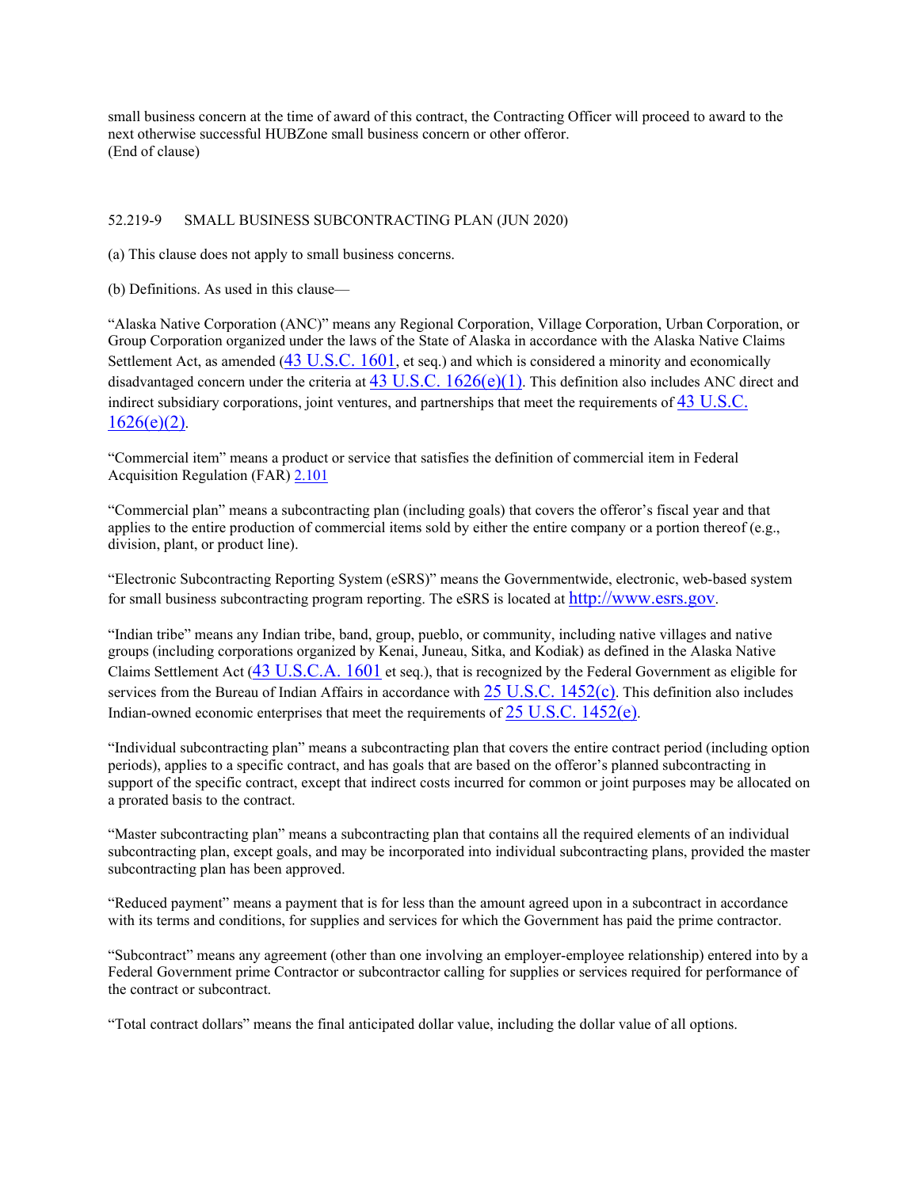small business concern at the time of award of this contract, the Contracting Officer will proceed to award to the next otherwise successful HUBZone small business concern or other offeror.
(End of clause)

52.219-9 SMALL BUSINESS SUBCONTRACTING PLAN (JUN 2020)

(a) This clause does not apply to small business concerns.

(b) Definitions. As used in this clause—

"Alaska Native Corporation (ANC)" means any Regional Corporation, Village Corporation, Urban Corporation, or Group Corporation organized under the laws of the State of Alaska in accordance with the Alaska Native Claims Settlement Act, as amended (43 U.S.C. 1601, et seq.) and which is considered a minority and economically disadvantaged concern under the criteria at 43 U.S.C. 1626(e)(1). This definition also includes ANC direct and indirect subsidiary corporations, joint ventures, and partnerships that meet the requirements of 43 U.S.C. 1626(e)(2).

"Commercial item" means a product or service that satisfies the definition of commercial item in Federal Acquisition Regulation (FAR) 2.101

"Commercial plan" means a subcontracting plan (including goals) that covers the offeror's fiscal year and that applies to the entire production of commercial items sold by either the entire company or a portion thereof (e.g., division, plant, or product line).

"Electronic Subcontracting Reporting System (eSRS)" means the Governmentwide, electronic, web-based system for small business subcontracting program reporting. The eSRS is located at http://www.esrs.gov.

"Indian tribe" means any Indian tribe, band, group, pueblo, or community, including native villages and native groups (including corporations organized by Kenai, Juneau, Sitka, and Kodiak) as defined in the Alaska Native Claims Settlement Act (43 U.S.C.A. 1601 et seq.), that is recognized by the Federal Government as eligible for services from the Bureau of Indian Affairs in accordance with 25 U.S.C. 1452(c). This definition also includes Indian-owned economic enterprises that meet the requirements of 25 U.S.C. 1452(e).

"Individual subcontracting plan" means a subcontracting plan that covers the entire contract period (including option periods), applies to a specific contract, and has goals that are based on the offeror's planned subcontracting in support of the specific contract, except that indirect costs incurred for common or joint purposes may be allocated on a prorated basis to the contract.

"Master subcontracting plan" means a subcontracting plan that contains all the required elements of an individual subcontracting plan, except goals, and may be incorporated into individual subcontracting plans, provided the master subcontracting plan has been approved.

"Reduced payment" means a payment that is for less than the amount agreed upon in a subcontract in accordance with its terms and conditions, for supplies and services for which the Government has paid the prime contractor.

"Subcontract" means any agreement (other than one involving an employer-employee relationship) entered into by a Federal Government prime Contractor or subcontractor calling for supplies or services required for performance of the contract or subcontract.

"Total contract dollars" means the final anticipated dollar value, including the dollar value of all options.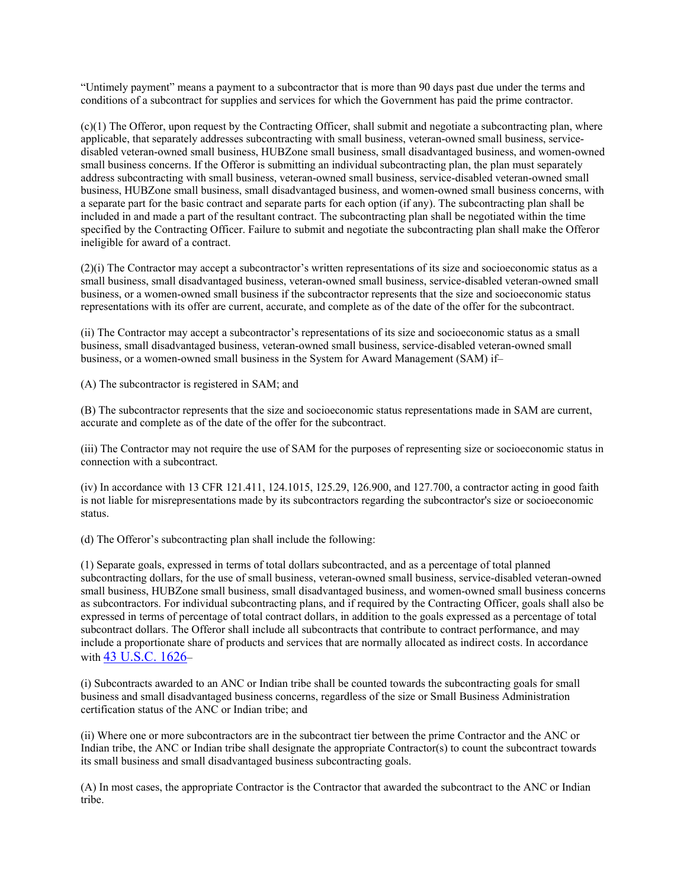"Untimely payment" means a payment to a subcontractor that is more than 90 days past due under the terms and conditions of a subcontract for supplies and services for which the Government has paid the prime contractor.

(c)(1) The Offeror, upon request by the Contracting Officer, shall submit and negotiate a subcontracting plan, where applicable, that separately addresses subcontracting with small business, veteran-owned small business, service-disabled veteran-owned small business, HUBZone small business, small disadvantaged business, and women-owned small business concerns. If the Offeror is submitting an individual subcontracting plan, the plan must separately address subcontracting with small business, veteran-owned small business, service-disabled veteran-owned small business, HUBZone small business, small disadvantaged business, and women-owned small business concerns, with a separate part for the basic contract and separate parts for each option (if any). The subcontracting plan shall be included in and made a part of the resultant contract. The subcontracting plan shall be negotiated within the time specified by the Contracting Officer. Failure to submit and negotiate the subcontracting plan shall make the Offeror ineligible for award of a contract.

(2)(i) The Contractor may accept a subcontractor's written representations of its size and socioeconomic status as a small business, small disadvantaged business, veteran-owned small business, service-disabled veteran-owned small business, or a women-owned small business if the subcontractor represents that the size and socioeconomic status representations with its offer are current, accurate, and complete as of the date of the offer for the subcontract.

(ii) The Contractor may accept a subcontractor's representations of its size and socioeconomic status as a small business, small disadvantaged business, veteran-owned small business, service-disabled veteran-owned small business, or a women-owned small business in the System for Award Management (SAM) if–

(A) The subcontractor is registered in SAM; and

(B) The subcontractor represents that the size and socioeconomic status representations made in SAM are current, accurate and complete as of the date of the offer for the subcontract.

(iii) The Contractor may not require the use of SAM for the purposes of representing size or socioeconomic status in connection with a subcontract.

(iv) In accordance with 13 CFR 121.411, 124.1015, 125.29, 126.900, and 127.700, a contractor acting in good faith is not liable for misrepresentations made by its subcontractors regarding the subcontractor's size or socioeconomic status.

(d) The Offeror's subcontracting plan shall include the following:

(1) Separate goals, expressed in terms of total dollars subcontracted, and as a percentage of total planned subcontracting dollars, for the use of small business, veteran-owned small business, service-disabled veteran-owned small business, HUBZone small business, small disadvantaged business, and women-owned small business concerns as subcontractors. For individual subcontracting plans, and if required by the Contracting Officer, goals shall also be expressed in terms of percentage of total contract dollars, in addition to the goals expressed as a percentage of total subcontract dollars. The Offeror shall include all subcontracts that contribute to contract performance, and may include a proportionate share of products and services that are normally allocated as indirect costs. In accordance with 43 U.S.C. 1626–

(i) Subcontracts awarded to an ANC or Indian tribe shall be counted towards the subcontracting goals for small business and small disadvantaged business concerns, regardless of the size or Small Business Administration certification status of the ANC or Indian tribe; and

(ii) Where one or more subcontractors are in the subcontract tier between the prime Contractor and the ANC or Indian tribe, the ANC or Indian tribe shall designate the appropriate Contractor(s) to count the subcontract towards its small business and small disadvantaged business subcontracting goals.

(A) In most cases, the appropriate Contractor is the Contractor that awarded the subcontract to the ANC or Indian tribe.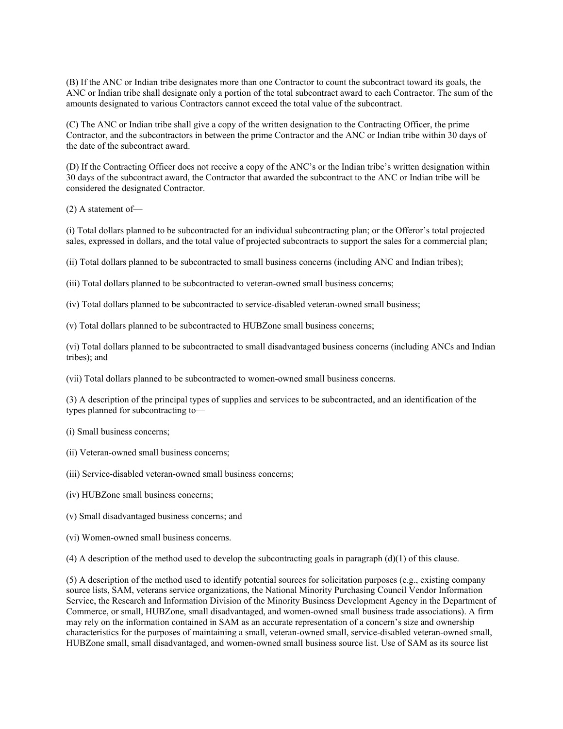(B) If the ANC or Indian tribe designates more than one Contractor to count the subcontract toward its goals, the ANC or Indian tribe shall designate only a portion of the total subcontract award to each Contractor. The sum of the amounts designated to various Contractors cannot exceed the total value of the subcontract.

(C) The ANC or Indian tribe shall give a copy of the written designation to the Contracting Officer, the prime Contractor, and the subcontractors in between the prime Contractor and the ANC or Indian tribe within 30 days of the date of the subcontract award.

(D) If the Contracting Officer does not receive a copy of the ANC's or the Indian tribe's written designation within 30 days of the subcontract award, the Contractor that awarded the subcontract to the ANC or Indian tribe will be considered the designated Contractor.

(2) A statement of—

(i) Total dollars planned to be subcontracted for an individual subcontracting plan; or the Offeror's total projected sales, expressed in dollars, and the total value of projected subcontracts to support the sales for a commercial plan;

(ii) Total dollars planned to be subcontracted to small business concerns (including ANC and Indian tribes);

(iii) Total dollars planned to be subcontracted to veteran-owned small business concerns;

(iv) Total dollars planned to be subcontracted to service-disabled veteran-owned small business;

(v) Total dollars planned to be subcontracted to HUBZone small business concerns;

(vi) Total dollars planned to be subcontracted to small disadvantaged business concerns (including ANCs and Indian tribes); and

(vii) Total dollars planned to be subcontracted to women-owned small business concerns.

(3) A description of the principal types of supplies and services to be subcontracted, and an identification of the types planned for subcontracting to—

(i) Small business concerns;

(ii) Veteran-owned small business concerns;

(iii) Service-disabled veteran-owned small business concerns;

(iv) HUBZone small business concerns;

(v) Small disadvantaged business concerns; and

(vi) Women-owned small business concerns.

(4) A description of the method used to develop the subcontracting goals in paragraph (d)(1) of this clause.

(5) A description of the method used to identify potential sources for solicitation purposes (e.g., existing company source lists, SAM, veterans service organizations, the National Minority Purchasing Council Vendor Information Service, the Research and Information Division of the Minority Business Development Agency in the Department of Commerce, or small, HUBZone, small disadvantaged, and women-owned small business trade associations). A firm may rely on the information contained in SAM as an accurate representation of a concern's size and ownership characteristics for the purposes of maintaining a small, veteran-owned small, service-disabled veteran-owned small, HUBZone small, small disadvantaged, and women-owned small business source list. Use of SAM as its source list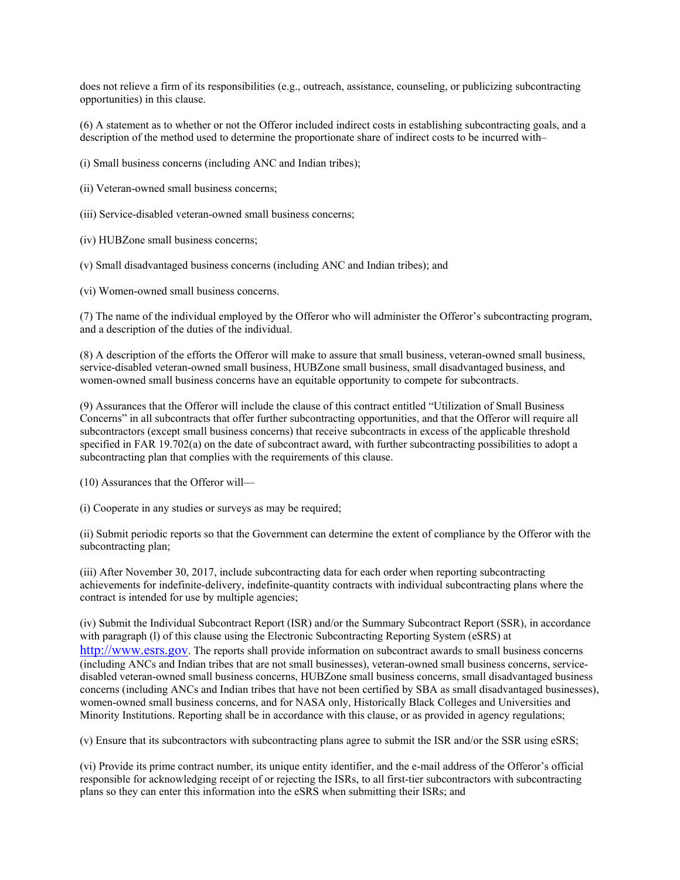does not relieve a firm of its responsibilities (e.g., outreach, assistance, counseling, or publicizing subcontracting opportunities) in this clause.

(6) A statement as to whether or not the Offeror included indirect costs in establishing subcontracting goals, and a description of the method used to determine the proportionate share of indirect costs to be incurred with–

(i) Small business concerns (including ANC and Indian tribes);

(ii) Veteran-owned small business concerns;

(iii) Service-disabled veteran-owned small business concerns;

(iv) HUBZone small business concerns;

(v) Small disadvantaged business concerns (including ANC and Indian tribes); and

(vi) Women-owned small business concerns.

(7) The name of the individual employed by the Offeror who will administer the Offeror's subcontracting program, and a description of the duties of the individual.

(8) A description of the efforts the Offeror will make to assure that small business, veteran-owned small business, service-disabled veteran-owned small business, HUBZone small business, small disadvantaged business, and women-owned small business concerns have an equitable opportunity to compete for subcontracts.

(9) Assurances that the Offeror will include the clause of this contract entitled "Utilization of Small Business Concerns" in all subcontracts that offer further subcontracting opportunities, and that the Offeror will require all subcontractors (except small business concerns) that receive subcontracts in excess of the applicable threshold specified in FAR 19.702(a) on the date of subcontract award, with further subcontracting possibilities to adopt a subcontracting plan that complies with the requirements of this clause.

(10) Assurances that the Offeror will—

(i) Cooperate in any studies or surveys as may be required;

(ii) Submit periodic reports so that the Government can determine the extent of compliance by the Offeror with the subcontracting plan;

(iii) After November 30, 2017, include subcontracting data for each order when reporting subcontracting achievements for indefinite-delivery, indefinite-quantity contracts with individual subcontracting plans where the contract is intended for use by multiple agencies;

(iv) Submit the Individual Subcontract Report (ISR) and/or the Summary Subcontract Report (SSR), in accordance with paragraph (l) of this clause using the Electronic Subcontracting Reporting System (eSRS) at http://www.esrs.gov. The reports shall provide information on subcontract awards to small business concerns (including ANCs and Indian tribes that are not small businesses), veteran-owned small business concerns, service-disabled veteran-owned small business concerns, HUBZone small business concerns, small disadvantaged business concerns (including ANCs and Indian tribes that have not been certified by SBA as small disadvantaged businesses), women-owned small business concerns, and for NASA only, Historically Black Colleges and Universities and Minority Institutions. Reporting shall be in accordance with this clause, or as provided in agency regulations;

(v) Ensure that its subcontractors with subcontracting plans agree to submit the ISR and/or the SSR using eSRS;

(vi) Provide its prime contract number, its unique entity identifier, and the e-mail address of the Offeror's official responsible for acknowledging receipt of or rejecting the ISRs, to all first-tier subcontractors with subcontracting plans so they can enter this information into the eSRS when submitting their ISRs; and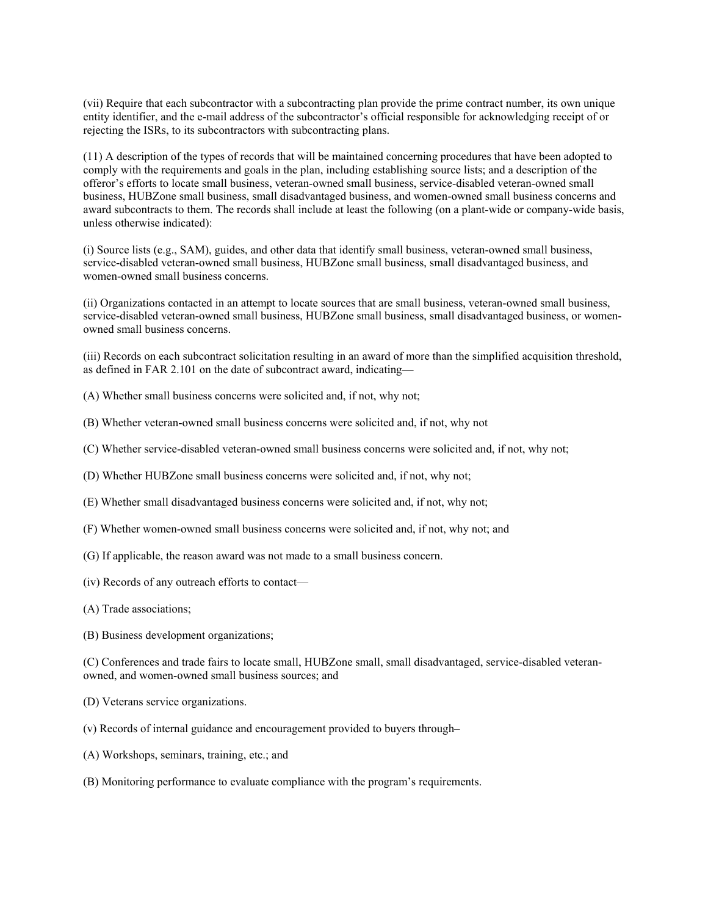(vii) Require that each subcontractor with a subcontracting plan provide the prime contract number, its own unique entity identifier, and the e-mail address of the subcontractor's official responsible for acknowledging receipt of or rejecting the ISRs, to its subcontractors with subcontracting plans.

(11) A description of the types of records that will be maintained concerning procedures that have been adopted to comply with the requirements and goals in the plan, including establishing source lists; and a description of the offeror's efforts to locate small business, veteran-owned small business, service-disabled veteran-owned small business, HUBZone small business, small disadvantaged business, and women-owned small business concerns and award subcontracts to them. The records shall include at least the following (on a plant-wide or company-wide basis, unless otherwise indicated):

(i) Source lists (e.g., SAM), guides, and other data that identify small business, veteran-owned small business, service-disabled veteran-owned small business, HUBZone small business, small disadvantaged business, and women-owned small business concerns.

(ii) Organizations contacted in an attempt to locate sources that are small business, veteran-owned small business, service-disabled veteran-owned small business, HUBZone small business, small disadvantaged business, or women-owned small business concerns.

(iii) Records on each subcontract solicitation resulting in an award of more than the simplified acquisition threshold, as defined in FAR 2.101 on the date of subcontract award, indicating—

(A) Whether small business concerns were solicited and, if not, why not;

(B) Whether veteran-owned small business concerns were solicited and, if not, why not

(C) Whether service-disabled veteran-owned small business concerns were solicited and, if not, why not;

(D) Whether HUBZone small business concerns were solicited and, if not, why not;

(E) Whether small disadvantaged business concerns were solicited and, if not, why not;

(F) Whether women-owned small business concerns were solicited and, if not, why not; and

(G) If applicable, the reason award was not made to a small business concern.

(iv) Records of any outreach efforts to contact—

(A) Trade associations;

(B) Business development organizations;

(C) Conferences and trade fairs to locate small, HUBZone small, small disadvantaged, service-disabled veteran-owned, and women-owned small business sources; and

(D) Veterans service organizations.

(v) Records of internal guidance and encouragement provided to buyers through–

(A) Workshops, seminars, training, etc.; and

(B) Monitoring performance to evaluate compliance with the program's requirements.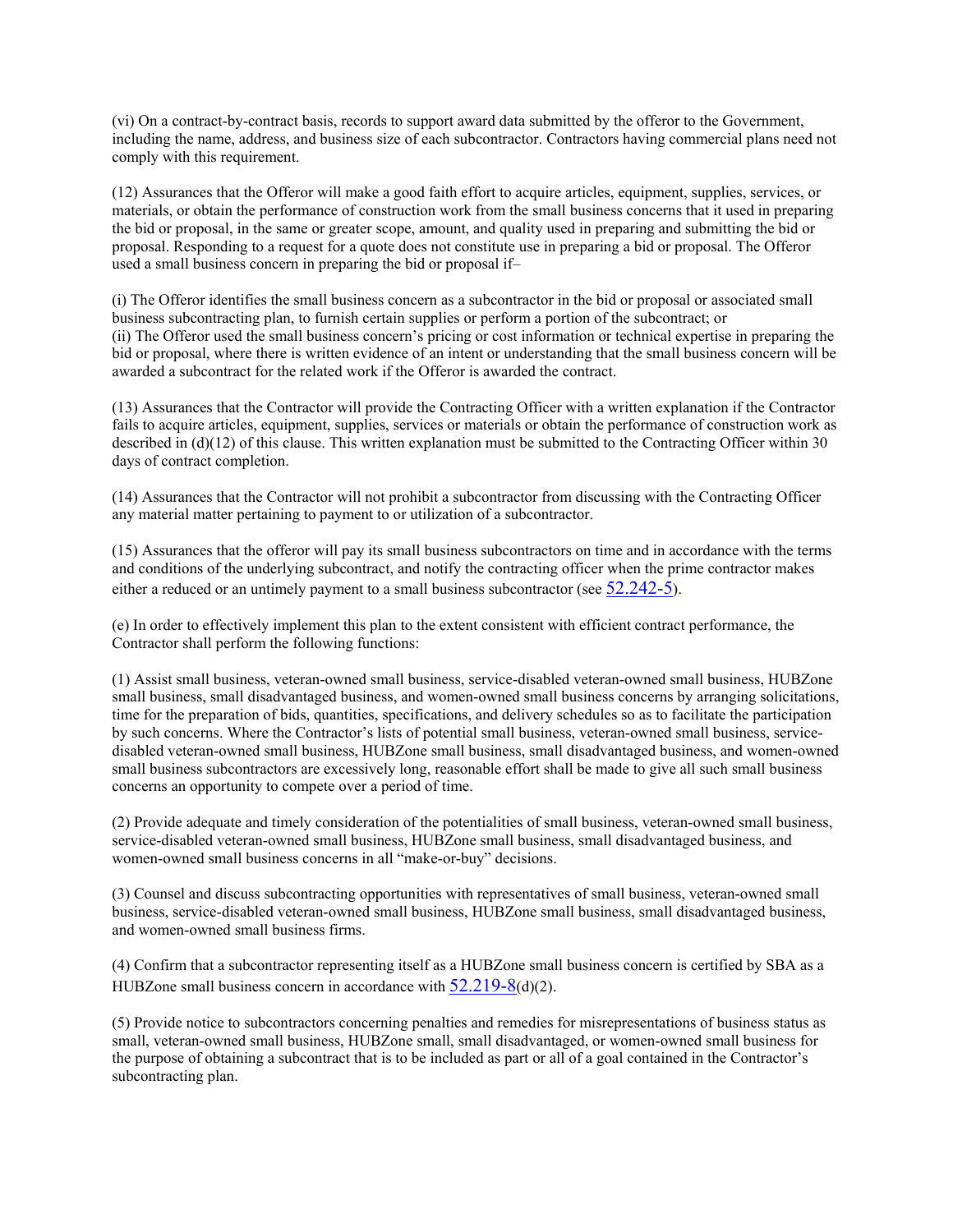(vi) On a contract-by-contract basis, records to support award data submitted by the offeror to the Government, including the name, address, and business size of each subcontractor. Contractors having commercial plans need not comply with this requirement.

(12) Assurances that the Offeror will make a good faith effort to acquire articles, equipment, supplies, services, or materials, or obtain the performance of construction work from the small business concerns that it used in preparing the bid or proposal, in the same or greater scope, amount, and quality used in preparing and submitting the bid or proposal. Responding to a request for a quote does not constitute use in preparing a bid or proposal. The Offeror used a small business concern in preparing the bid or proposal if–

(i) The Offeror identifies the small business concern as a subcontractor in the bid or proposal or associated small business subcontracting plan, to furnish certain supplies or perform a portion of the subcontract; or
(ii) The Offeror used the small business concern's pricing or cost information or technical expertise in preparing the bid or proposal, where there is written evidence of an intent or understanding that the small business concern will be awarded a subcontract for the related work if the Offeror is awarded the contract.

(13) Assurances that the Contractor will provide the Contracting Officer with a written explanation if the Contractor fails to acquire articles, equipment, supplies, services or materials or obtain the performance of construction work as described in (d)(12) of this clause. This written explanation must be submitted to the Contracting Officer within 30 days of contract completion.

(14) Assurances that the Contractor will not prohibit a subcontractor from discussing with the Contracting Officer any material matter pertaining to payment to or utilization of a subcontractor.

(15) Assurances that the offeror will pay its small business subcontractors on time and in accordance with the terms and conditions of the underlying subcontract, and notify the contracting officer when the prime contractor makes either a reduced or an untimely payment to a small business subcontractor (see 52.242-5).

(e) In order to effectively implement this plan to the extent consistent with efficient contract performance, the Contractor shall perform the following functions:

(1) Assist small business, veteran-owned small business, service-disabled veteran-owned small business, HUBZone small business, small disadvantaged business, and women-owned small business concerns by arranging solicitations, time for the preparation of bids, quantities, specifications, and delivery schedules so as to facilitate the participation by such concerns. Where the Contractor's lists of potential small business, veteran-owned small business, service-disabled veteran-owned small business, HUBZone small business, small disadvantaged business, and women-owned small business subcontractors are excessively long, reasonable effort shall be made to give all such small business concerns an opportunity to compete over a period of time.

(2) Provide adequate and timely consideration of the potentialities of small business, veteran-owned small business, service-disabled veteran-owned small business, HUBZone small business, small disadvantaged business, and women-owned small business concerns in all "make-or-buy" decisions.

(3) Counsel and discuss subcontracting opportunities with representatives of small business, veteran-owned small business, service-disabled veteran-owned small business, HUBZone small business, small disadvantaged business, and women-owned small business firms.

(4) Confirm that a subcontractor representing itself as a HUBZone small business concern is certified by SBA as a HUBZone small business concern in accordance with 52.219-8(d)(2).

(5) Provide notice to subcontractors concerning penalties and remedies for misrepresentations of business status as small, veteran-owned small business, HUBZone small, small disadvantaged, or women-owned small business for the purpose of obtaining a subcontract that is to be included as part or all of a goal contained in the Contractor's subcontracting plan.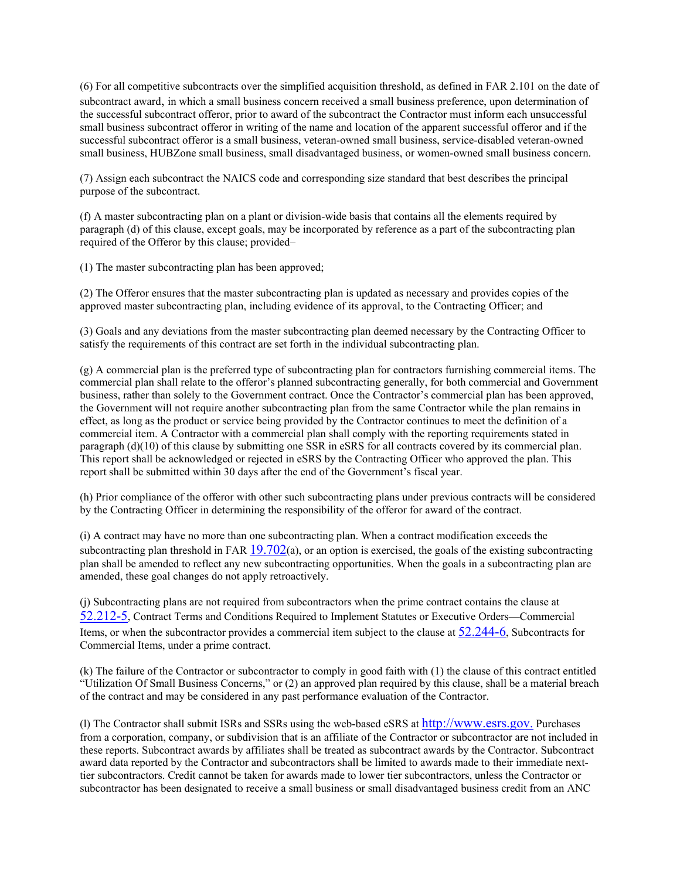(6) For all competitive subcontracts over the simplified acquisition threshold, as defined in FAR 2.101 on the date of subcontract award, in which a small business concern received a small business preference, upon determination of the successful subcontract offeror, prior to award of the subcontract the Contractor must inform each unsuccessful small business subcontract offeror in writing of the name and location of the apparent successful offeror and if the successful subcontract offeror is a small business, veteran-owned small business, service-disabled veteran-owned small business, HUBZone small business, small disadvantaged business, or women-owned small business concern.

(7) Assign each subcontract the NAICS code and corresponding size standard that best describes the principal purpose of the subcontract.

(f) A master subcontracting plan on a plant or division-wide basis that contains all the elements required by paragraph (d) of this clause, except goals, may be incorporated by reference as a part of the subcontracting plan required of the Offeror by this clause; provided–

(1) The master subcontracting plan has been approved;

(2) The Offeror ensures that the master subcontracting plan is updated as necessary and provides copies of the approved master subcontracting plan, including evidence of its approval, to the Contracting Officer; and

(3) Goals and any deviations from the master subcontracting plan deemed necessary by the Contracting Officer to satisfy the requirements of this contract are set forth in the individual subcontracting plan.

(g) A commercial plan is the preferred type of subcontracting plan for contractors furnishing commercial items. The commercial plan shall relate to the offeror's planned subcontracting generally, for both commercial and Government business, rather than solely to the Government contract. Once the Contractor's commercial plan has been approved, the Government will not require another subcontracting plan from the same Contractor while the plan remains in effect, as long as the product or service being provided by the Contractor continues to meet the definition of a commercial item. A Contractor with a commercial plan shall comply with the reporting requirements stated in paragraph (d)(10) of this clause by submitting one SSR in eSRS for all contracts covered by its commercial plan. This report shall be acknowledged or rejected in eSRS by the Contracting Officer who approved the plan. This report shall be submitted within 30 days after the end of the Government's fiscal year.

(h) Prior compliance of the offeror with other such subcontracting plans under previous contracts will be considered by the Contracting Officer in determining the responsibility of the offeror for award of the contract.

(i) A contract may have no more than one subcontracting plan. When a contract modification exceeds the subcontracting plan threshold in FAR 19.702(a), or an option is exercised, the goals of the existing subcontracting plan shall be amended to reflect any new subcontracting opportunities. When the goals in a subcontracting plan are amended, these goal changes do not apply retroactively.

(j) Subcontracting plans are not required from subcontractors when the prime contract contains the clause at 52.212-5, Contract Terms and Conditions Required to Implement Statutes or Executive Orders—Commercial Items, or when the subcontractor provides a commercial item subject to the clause at 52.244-6, Subcontracts for Commercial Items, under a prime contract.

(k) The failure of the Contractor or subcontractor to comply in good faith with (1) the clause of this contract entitled "Utilization Of Small Business Concerns," or (2) an approved plan required by this clause, shall be a material breach of the contract and may be considered in any past performance evaluation of the Contractor.

(l) The Contractor shall submit ISRs and SSRs using the web-based eSRS at http://www.esrs.gov. Purchases from a corporation, company, or subdivision that is an affiliate of the Contractor or subcontractor are not included in these reports. Subcontract awards by affiliates shall be treated as subcontract awards by the Contractor. Subcontract award data reported by the Contractor and subcontractors shall be limited to awards made to their immediate next-tier subcontractors. Credit cannot be taken for awards made to lower tier subcontractors, unless the Contractor or subcontractor has been designated to receive a small business or small disadvantaged business credit from an ANC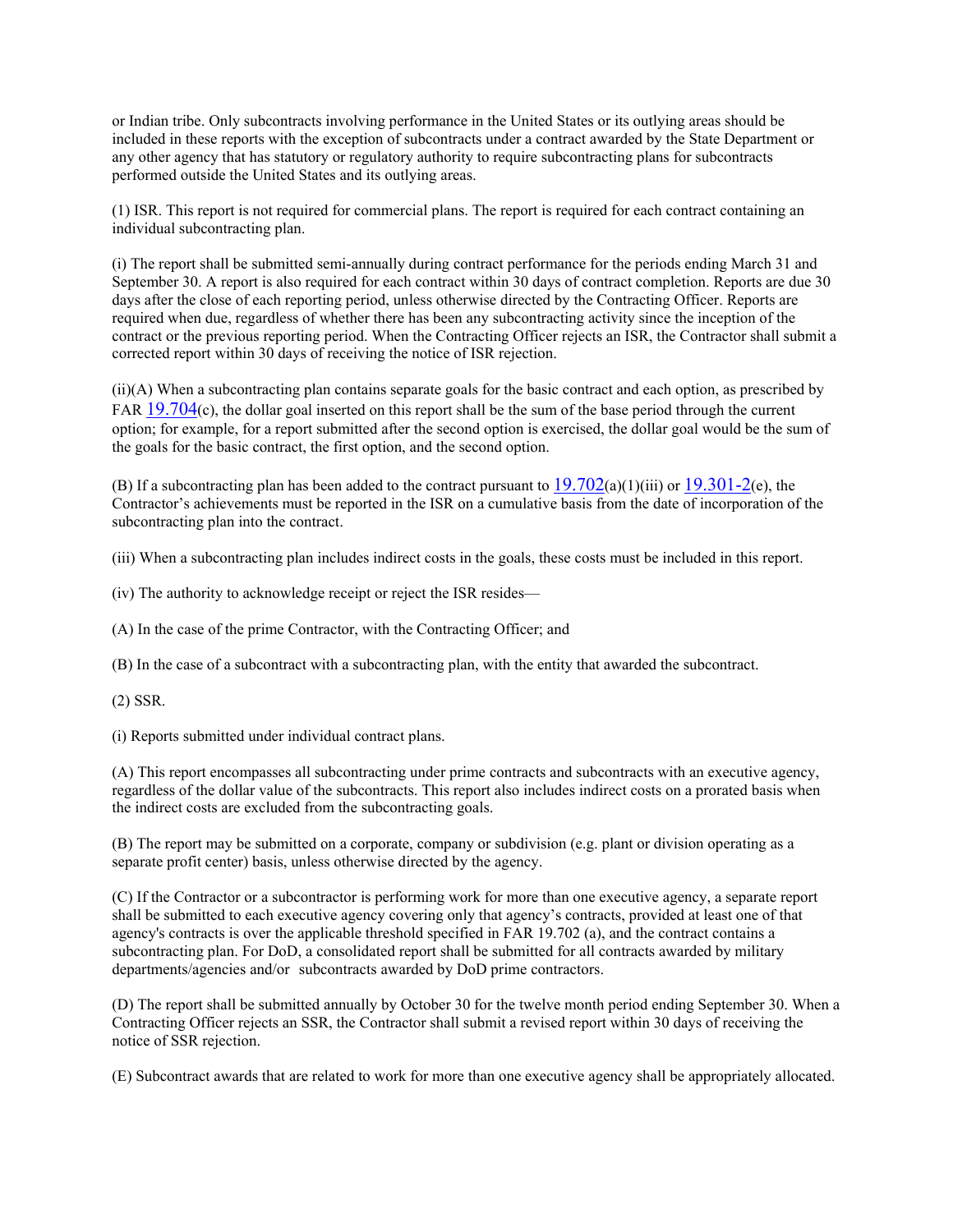or Indian tribe. Only subcontracts involving performance in the United States or its outlying areas should be included in these reports with the exception of subcontracts under a contract awarded by the State Department or any other agency that has statutory or regulatory authority to require subcontracting plans for subcontracts performed outside the United States and its outlying areas.

(1) ISR. This report is not required for commercial plans. The report is required for each contract containing an individual subcontracting plan.

(i) The report shall be submitted semi-annually during contract performance for the periods ending March 31 and September 30. A report is also required for each contract within 30 days of contract completion. Reports are due 30 days after the close of each reporting period, unless otherwise directed by the Contracting Officer. Reports are required when due, regardless of whether there has been any subcontracting activity since the inception of the contract or the previous reporting period. When the Contracting Officer rejects an ISR, the Contractor shall submit a corrected report within 30 days of receiving the notice of ISR rejection.

(ii)(A) When a subcontracting plan contains separate goals for the basic contract and each option, as prescribed by FAR 19.704(c), the dollar goal inserted on this report shall be the sum of the base period through the current option; for example, for a report submitted after the second option is exercised, the dollar goal would be the sum of the goals for the basic contract, the first option, and the second option.

(B) If a subcontracting plan has been added to the contract pursuant to 19.702(a)(1)(iii) or 19.301-2(e), the Contractor's achievements must be reported in the ISR on a cumulative basis from the date of incorporation of the subcontracting plan into the contract.

(iii) When a subcontracting plan includes indirect costs in the goals, these costs must be included in this report.

(iv) The authority to acknowledge receipt or reject the ISR resides—

(A) In the case of the prime Contractor, with the Contracting Officer; and

(B) In the case of a subcontract with a subcontracting plan, with the entity that awarded the subcontract.

(2) SSR.

(i) Reports submitted under individual contract plans.

(A) This report encompasses all subcontracting under prime contracts and subcontracts with an executive agency, regardless of the dollar value of the subcontracts. This report also includes indirect costs on a prorated basis when the indirect costs are excluded from the subcontracting goals.

(B) The report may be submitted on a corporate, company or subdivision (e.g. plant or division operating as a separate profit center) basis, unless otherwise directed by the agency.

(C) If the Contractor or a subcontractor is performing work for more than one executive agency, a separate report shall be submitted to each executive agency covering only that agency's contracts, provided at least one of that agency's contracts is over the applicable threshold specified in FAR 19.702 (a), and the contract contains a subcontracting plan. For DoD, a consolidated report shall be submitted for all contracts awarded by military departments/agencies and/or subcontracts awarded by DoD prime contractors.

(D) The report shall be submitted annually by October 30 for the twelve month period ending September 30. When a Contracting Officer rejects an SSR, the Contractor shall submit a revised report within 30 days of receiving the notice of SSR rejection.

(E) Subcontract awards that are related to work for more than one executive agency shall be appropriately allocated.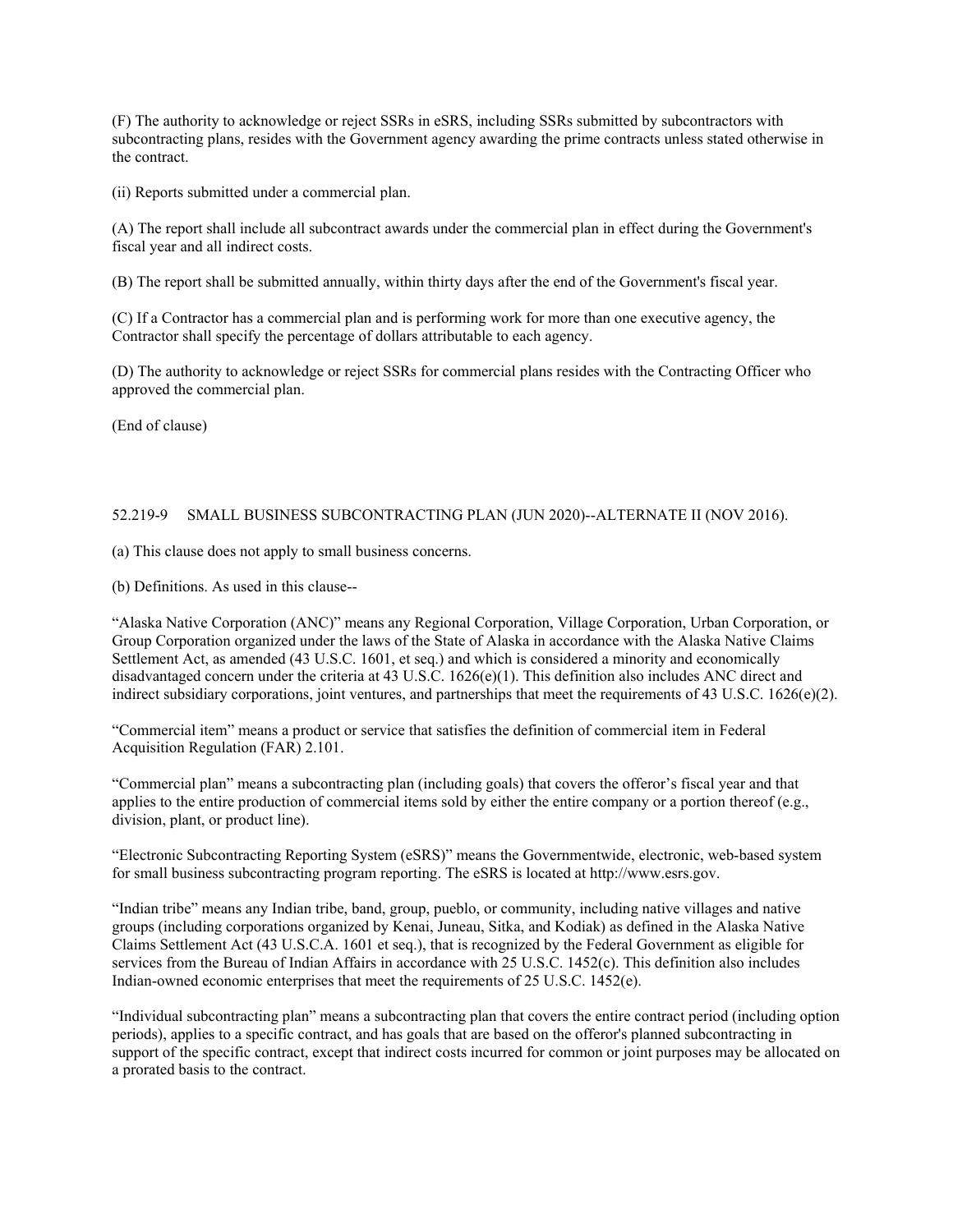(F) The authority to acknowledge or reject SSRs in eSRS, including SSRs submitted by subcontractors with subcontracting plans, resides with the Government agency awarding the prime contracts unless stated otherwise in the contract.

(ii) Reports submitted under a commercial plan.

(A) The report shall include all subcontract awards under the commercial plan in effect during the Government's fiscal year and all indirect costs.

(B) The report shall be submitted annually, within thirty days after the end of the Government's fiscal year.

(C) If a Contractor has a commercial plan and is performing work for more than one executive agency, the Contractor shall specify the percentage of dollars attributable to each agency.

(D) The authority to acknowledge or reject SSRs for commercial plans resides with the Contracting Officer who approved the commercial plan.

(End of clause)

52.219-9 SMALL BUSINESS SUBCONTRACTING PLAN (JUN 2020)--ALTERNATE II (NOV 2016).

(a) This clause does not apply to small business concerns.

(b) Definitions. As used in this clause--

"Alaska Native Corporation (ANC)" means any Regional Corporation, Village Corporation, Urban Corporation, or Group Corporation organized under the laws of the State of Alaska in accordance with the Alaska Native Claims Settlement Act, as amended (43 U.S.C. 1601, et seq.) and which is considered a minority and economically disadvantaged concern under the criteria at 43 U.S.C. 1626(e)(1). This definition also includes ANC direct and indirect subsidiary corporations, joint ventures, and partnerships that meet the requirements of 43 U.S.C. 1626(e)(2).

"Commercial item" means a product or service that satisfies the definition of commercial item in Federal Acquisition Regulation (FAR) 2.101.

"Commercial plan" means a subcontracting plan (including goals) that covers the offeror's fiscal year and that applies to the entire production of commercial items sold by either the entire company or a portion thereof (e.g., division, plant, or product line).

"Electronic Subcontracting Reporting System (eSRS)" means the Governmentwide, electronic, web-based system for small business subcontracting program reporting. The eSRS is located at http://www.esrs.gov.

"Indian tribe" means any Indian tribe, band, group, pueblo, or community, including native villages and native groups (including corporations organized by Kenai, Juneau, Sitka, and Kodiak) as defined in the Alaska Native Claims Settlement Act (43 U.S.C.A. 1601 et seq.), that is recognized by the Federal Government as eligible for services from the Bureau of Indian Affairs in accordance with 25 U.S.C. 1452(c). This definition also includes Indian-owned economic enterprises that meet the requirements of 25 U.S.C. 1452(e).

"Individual subcontracting plan" means a subcontracting plan that covers the entire contract period (including option periods), applies to a specific contract, and has goals that are based on the offeror's planned subcontracting in support of the specific contract, except that indirect costs incurred for common or joint purposes may be allocated on a prorated basis to the contract.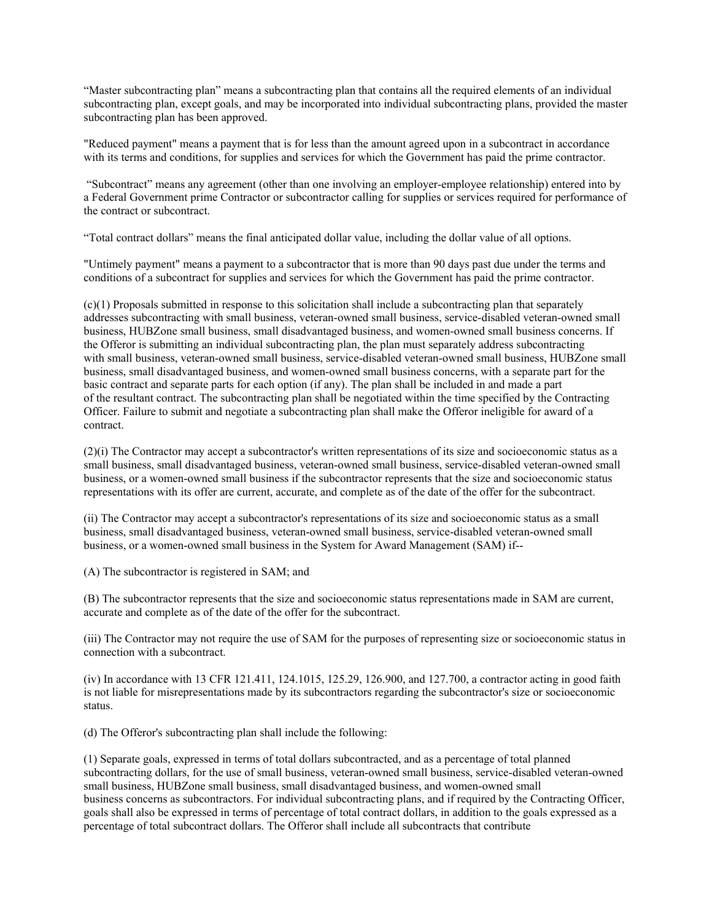“Master subcontracting plan” means a subcontracting plan that contains all the required elements of an individual subcontracting plan, except goals, and may be incorporated into individual subcontracting plans, provided the master subcontracting plan has been approved.

"Reduced payment" means a payment that is for less than the amount agreed upon in a subcontract in accordance with its terms and conditions, for supplies and services for which the Government has paid the prime contractor.

“Subcontract” means any agreement (other than one involving an employer-employee relationship) entered into by a Federal Government prime Contractor or subcontractor calling for supplies or services required for performance of the contract or subcontract.

“Total contract dollars” means the final anticipated dollar value, including the dollar value of all options.

"Untimely payment" means a payment to a subcontractor that is more than 90 days past due under the terms and conditions of a subcontract for supplies and services for which the Government has paid the prime contractor.

(c)(1) Proposals submitted in response to this solicitation shall include a subcontracting plan that separately addresses subcontracting with small business, veteran-owned small business, service-disabled veteran-owned small business, HUBZone small business, small disadvantaged business, and women-owned small business concerns. If the Offeror is submitting an individual subcontracting plan, the plan must separately address subcontracting with small business, veteran-owned small business, service-disabled veteran-owned small business, HUBZone small business, small disadvantaged business, and women-owned small business concerns, with a separate part for the basic contract and separate parts for each option (if any). The plan shall be included in and made a part of the resultant contract. The subcontracting plan shall be negotiated within the time specified by the Contracting Officer. Failure to submit and negotiate a subcontracting plan shall make the Offeror ineligible for award of a contract.

(2)(i) The Contractor may accept a subcontractor's written representations of its size and socioeconomic status as a small business, small disadvantaged business, veteran-owned small business, service-disabled veteran-owned small business, or a women-owned small business if the subcontractor represents that the size and socioeconomic status representations with its offer are current, accurate, and complete as of the date of the offer for the subcontract.

(ii) The Contractor may accept a subcontractor's representations of its size and socioeconomic status as a small business, small disadvantaged business, veteran-owned small business, service-disabled veteran-owned small business, or a women-owned small business in the System for Award Management (SAM) if--

(A) The subcontractor is registered in SAM; and

(B) The subcontractor represents that the size and socioeconomic status representations made in SAM are current, accurate and complete as of the date of the offer for the subcontract.

(iii) The Contractor may not require the use of SAM for the purposes of representing size or socioeconomic status in connection with a subcontract.

(iv) In accordance with 13 CFR 121.411, 124.1015, 125.29, 126.900, and 127.700, a contractor acting in good faith is not liable for misrepresentations made by its subcontractors regarding the subcontractor's size or socioeconomic status.

(d) The Offeror's subcontracting plan shall include the following:

(1) Separate goals, expressed in terms of total dollars subcontracted, and as a percentage of total planned subcontracting dollars, for the use of small business, veteran-owned small business, service-disabled veteran-owned small business, HUBZone small business, small disadvantaged business, and women-owned small business concerns as subcontractors. For individual subcontracting plans, and if required by the Contracting Officer, goals shall also be expressed in terms of percentage of total contract dollars, in addition to the goals expressed as a percentage of total subcontract dollars. The Offeror shall include all subcontracts that contribute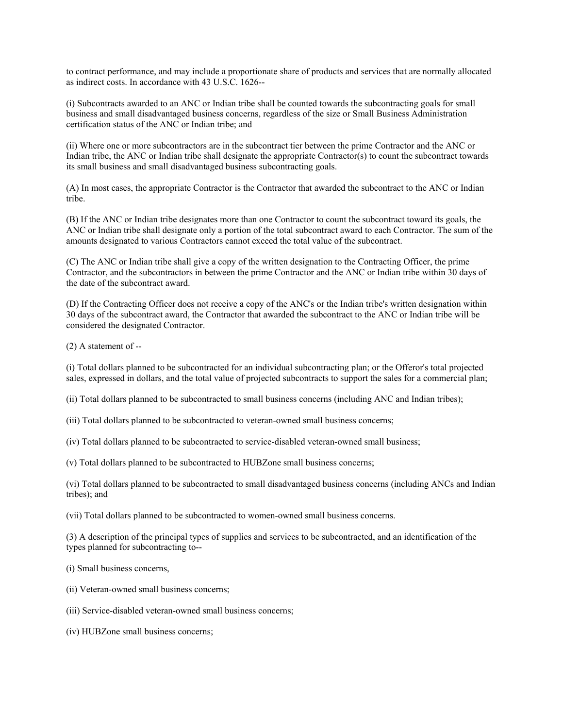to contract performance, and may include a proportionate share of products and services that are normally allocated as indirect costs. In accordance with 43 U.S.C. 1626--

(i) Subcontracts awarded to an ANC or Indian tribe shall be counted towards the subcontracting goals for small business and small disadvantaged business concerns, regardless of the size or Small Business Administration certification status of the ANC or Indian tribe; and

(ii) Where one or more subcontractors are in the subcontract tier between the prime Contractor and the ANC or Indian tribe, the ANC or Indian tribe shall designate the appropriate Contractor(s) to count the subcontract towards its small business and small disadvantaged business subcontracting goals.

(A) In most cases, the appropriate Contractor is the Contractor that awarded the subcontract to the ANC or Indian tribe.

(B) If the ANC or Indian tribe designates more than one Contractor to count the subcontract toward its goals, the ANC or Indian tribe shall designate only a portion of the total subcontract award to each Contractor. The sum of the amounts designated to various Contractors cannot exceed the total value of the subcontract.

(C) The ANC or Indian tribe shall give a copy of the written designation to the Contracting Officer, the prime Contractor, and the subcontractors in between the prime Contractor and the ANC or Indian tribe within 30 days of the date of the subcontract award.

(D) If the Contracting Officer does not receive a copy of the ANC's or the Indian tribe's written designation within 30 days of the subcontract award, the Contractor that awarded the subcontract to the ANC or Indian tribe will be considered the designated Contractor.

(2) A statement of --

(i) Total dollars planned to be subcontracted for an individual subcontracting plan; or the Offeror's total projected sales, expressed in dollars, and the total value of projected subcontracts to support the sales for a commercial plan;

(ii) Total dollars planned to be subcontracted to small business concerns (including ANC and Indian tribes);

(iii) Total dollars planned to be subcontracted to veteran-owned small business concerns;

(iv) Total dollars planned to be subcontracted to service-disabled veteran-owned small business;

(v) Total dollars planned to be subcontracted to HUBZone small business concerns;

(vi) Total dollars planned to be subcontracted to small disadvantaged business concerns (including ANCs and Indian tribes); and

(vii) Total dollars planned to be subcontracted to women-owned small business concerns.

(3) A description of the principal types of supplies and services to be subcontracted, and an identification of the types planned for subcontracting to--

(i) Small business concerns,

(ii) Veteran-owned small business concerns;

(iii) Service-disabled veteran-owned small business concerns;

(iv) HUBZone small business concerns;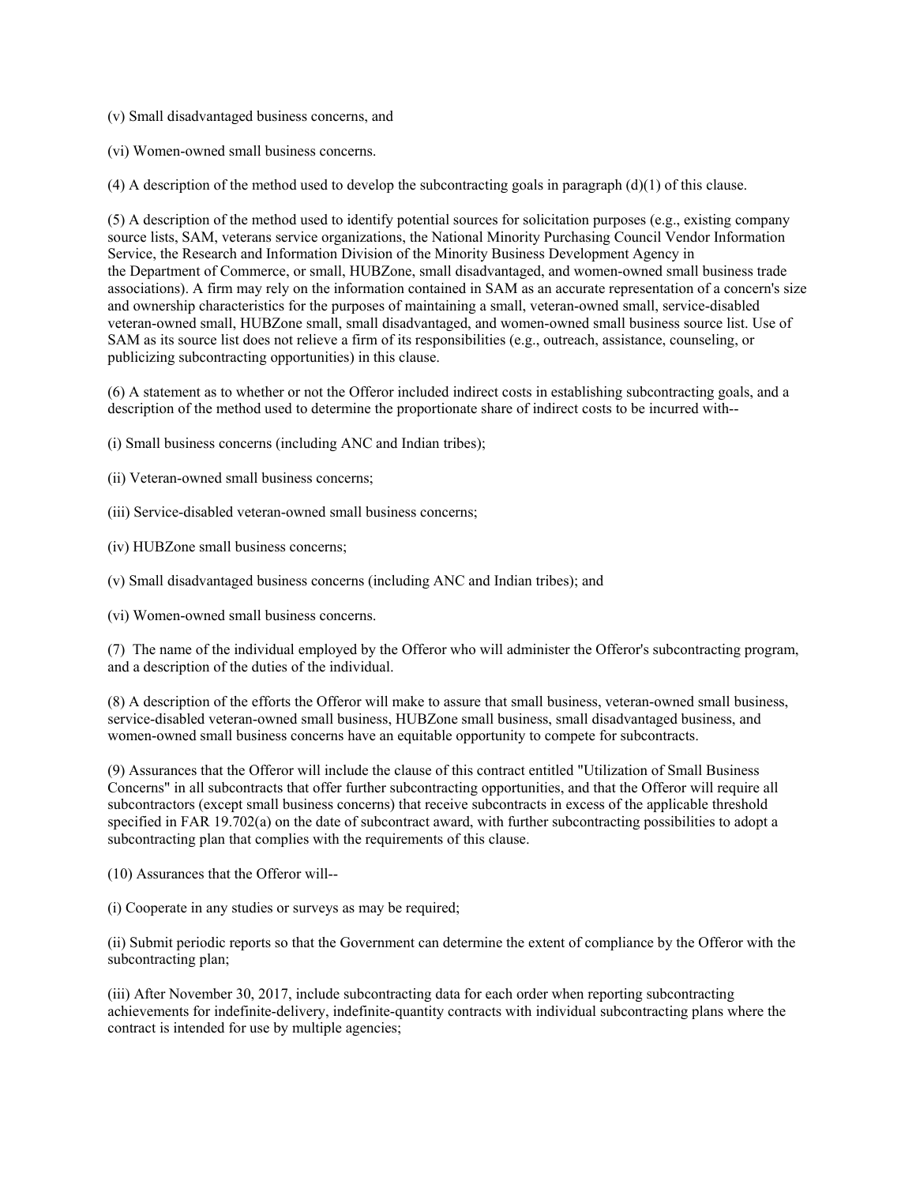(v) Small disadvantaged business concerns, and

(vi) Women-owned small business concerns.

(4) A description of the method used to develop the subcontracting goals in paragraph (d)(1) of this clause.

(5) A description of the method used to identify potential sources for solicitation purposes (e.g., existing company source lists, SAM, veterans service organizations, the National Minority Purchasing Council Vendor Information Service, the Research and Information Division of the Minority Business Development Agency in the Department of Commerce, or small, HUBZone, small disadvantaged, and women-owned small business trade associations). A firm may rely on the information contained in SAM as an accurate representation of a concern's size and ownership characteristics for the purposes of maintaining a small, veteran-owned small, service-disabled veteran-owned small, HUBZone small, small disadvantaged, and women-owned small business source list. Use of SAM as its source list does not relieve a firm of its responsibilities (e.g., outreach, assistance, counseling, or publicizing subcontracting opportunities) in this clause.

(6) A statement as to whether or not the Offeror included indirect costs in establishing subcontracting goals, and a description of the method used to determine the proportionate share of indirect costs to be incurred with--

(i) Small business concerns (including ANC and Indian tribes);

(ii) Veteran-owned small business concerns;

(iii) Service-disabled veteran-owned small business concerns;

(iv) HUBZone small business concerns;

(v) Small disadvantaged business concerns (including ANC and Indian tribes); and

(vi) Women-owned small business concerns.

(7) The name of the individual employed by the Offeror who will administer the Offeror's subcontracting program, and a description of the duties of the individual.

(8) A description of the efforts the Offeror will make to assure that small business, veteran-owned small business, service-disabled veteran-owned small business, HUBZone small business, small disadvantaged business, and women-owned small business concerns have an equitable opportunity to compete for subcontracts.

(9) Assurances that the Offeror will include the clause of this contract entitled "Utilization of Small Business Concerns" in all subcontracts that offer further subcontracting opportunities, and that the Offeror will require all subcontractors (except small business concerns) that receive subcontracts in excess of the applicable threshold specified in FAR 19.702(a) on the date of subcontract award, with further subcontracting possibilities to adopt a subcontracting plan that complies with the requirements of this clause.

(10) Assurances that the Offeror will--

(i) Cooperate in any studies or surveys as may be required;

(ii) Submit periodic reports so that the Government can determine the extent of compliance by the Offeror with the subcontracting plan;

(iii) After November 30, 2017, include subcontracting data for each order when reporting subcontracting achievements for indefinite-delivery, indefinite-quantity contracts with individual subcontracting plans where the contract is intended for use by multiple agencies;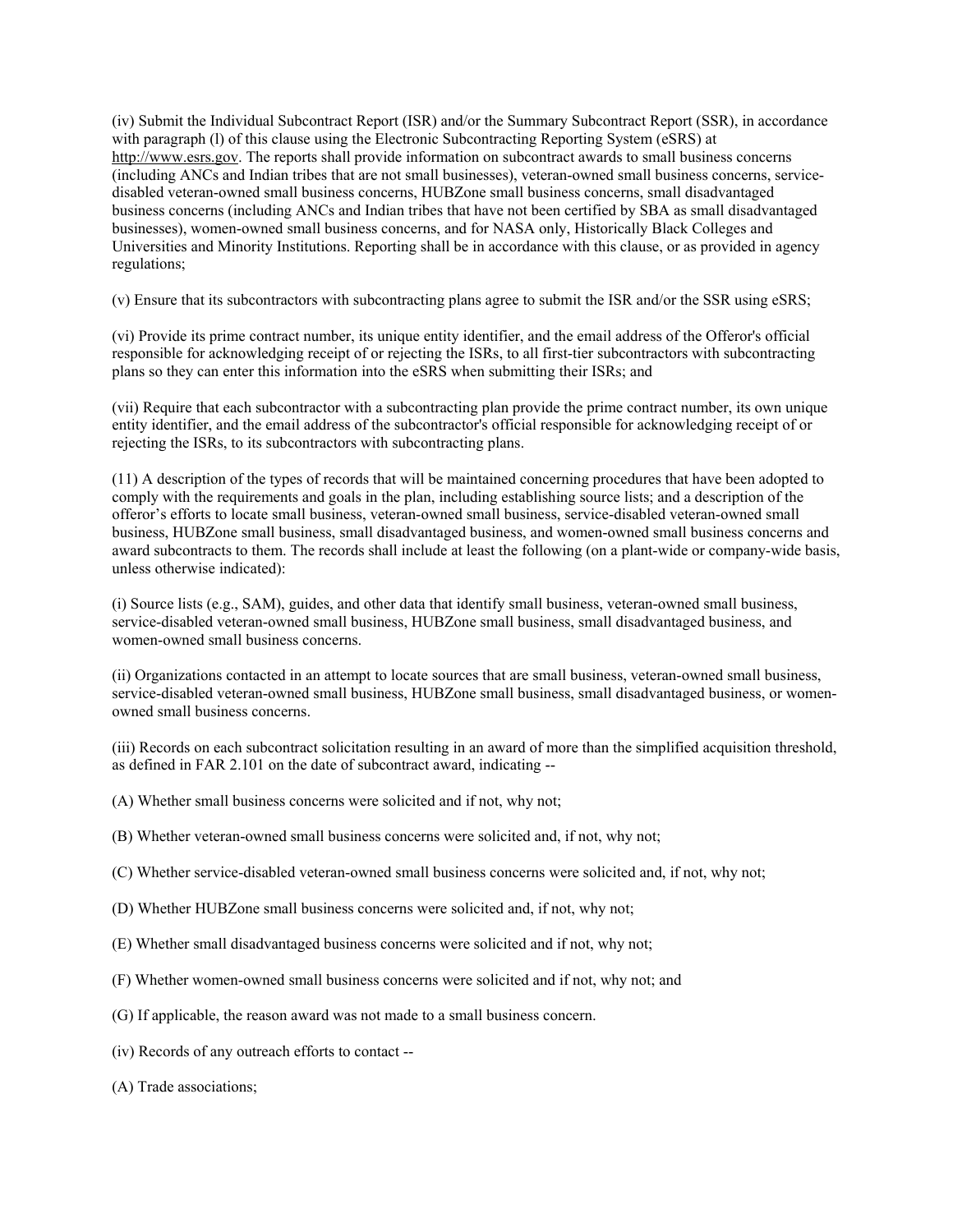(iv) Submit the Individual Subcontract Report (ISR) and/or the Summary Subcontract Report (SSR), in accordance with paragraph (l) of this clause using the Electronic Subcontracting Reporting System (eSRS) at http://www.esrs.gov. The reports shall provide information on subcontract awards to small business concerns (including ANCs and Indian tribes that are not small businesses), veteran-owned small business concerns, service-disabled veteran-owned small business concerns, HUBZone small business concerns, small disadvantaged business concerns (including ANCs and Indian tribes that have not been certified by SBA as small disadvantaged businesses), women-owned small business concerns, and for NASA only, Historically Black Colleges and Universities and Minority Institutions. Reporting shall be in accordance with this clause, or as provided in agency regulations;

(v) Ensure that its subcontractors with subcontracting plans agree to submit the ISR and/or the SSR using eSRS;

(vi) Provide its prime contract number, its unique entity identifier, and the email address of the Offeror's official responsible for acknowledging receipt of or rejecting the ISRs, to all first-tier subcontractors with subcontracting plans so they can enter this information into the eSRS when submitting their ISRs; and

(vii) Require that each subcontractor with a subcontracting plan provide the prime contract number, its own unique entity identifier, and the email address of the subcontractor's official responsible for acknowledging receipt of or rejecting the ISRs, to its subcontractors with subcontracting plans.

(11) A description of the types of records that will be maintained concerning procedures that have been adopted to comply with the requirements and goals in the plan, including establishing source lists; and a description of the offeror's efforts to locate small business, veteran-owned small business, service-disabled veteran-owned small business, HUBZone small business, small disadvantaged business, and women-owned small business concerns and award subcontracts to them. The records shall include at least the following (on a plant-wide or company-wide basis, unless otherwise indicated):

(i) Source lists (e.g., SAM), guides, and other data that identify small business, veteran-owned small business, service-disabled veteran-owned small business, HUBZone small business, small disadvantaged business, and women-owned small business concerns.

(ii) Organizations contacted in an attempt to locate sources that are small business, veteran-owned small business, service-disabled veteran-owned small business, HUBZone small business, small disadvantaged business, or women-owned small business concerns.

(iii) Records on each subcontract solicitation resulting in an award of more than the simplified acquisition threshold, as defined in FAR 2.101 on the date of subcontract award, indicating --

(A) Whether small business concerns were solicited and if not, why not;

(B) Whether veteran-owned small business concerns were solicited and, if not, why not;

(C) Whether service-disabled veteran-owned small business concerns were solicited and, if not, why not;

(D) Whether HUBZone small business concerns were solicited and, if not, why not;

(E) Whether small disadvantaged business concerns were solicited and if not, why not;

(F) Whether women-owned small business concerns were solicited and if not, why not; and

(G) If applicable, the reason award was not made to a small business concern.

(iv) Records of any outreach efforts to contact --

(A) Trade associations;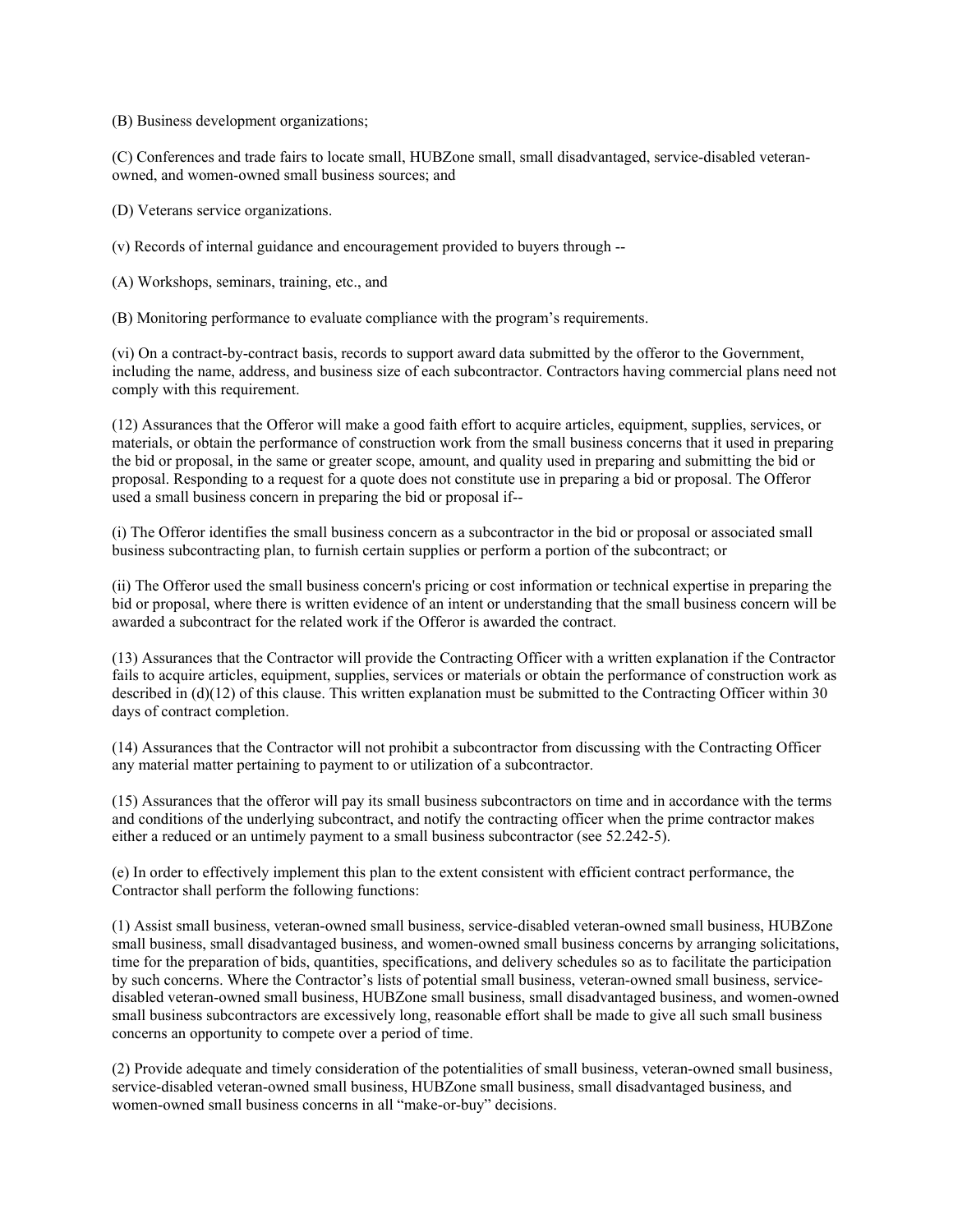(B) Business development organizations;

(C) Conferences and trade fairs to locate small, HUBZone small, small disadvantaged, service-disabled veteran-owned, and women-owned small business sources; and

(D) Veterans service organizations.

(v) Records of internal guidance and encouragement provided to buyers through --

(A) Workshops, seminars, training, etc., and

(B) Monitoring performance to evaluate compliance with the program's requirements.

(vi) On a contract-by-contract basis, records to support award data submitted by the offeror to the Government, including the name, address, and business size of each subcontractor. Contractors having commercial plans need not comply with this requirement.

(12) Assurances that the Offeror will make a good faith effort to acquire articles, equipment, supplies, services, or materials, or obtain the performance of construction work from the small business concerns that it used in preparing the bid or proposal, in the same or greater scope, amount, and quality used in preparing and submitting the bid or proposal. Responding to a request for a quote does not constitute use in preparing a bid or proposal. The Offeror used a small business concern in preparing the bid or proposal if--

(i) The Offeror identifies the small business concern as a subcontractor in the bid or proposal or associated small business subcontracting plan, to furnish certain supplies or perform a portion of the subcontract; or

(ii) The Offeror used the small business concern's pricing or cost information or technical expertise in preparing the bid or proposal, where there is written evidence of an intent or understanding that the small business concern will be awarded a subcontract for the related work if the Offeror is awarded the contract.

(13) Assurances that the Contractor will provide the Contracting Officer with a written explanation if the Contractor fails to acquire articles, equipment, supplies, services or materials or obtain the performance of construction work as described in (d)(12) of this clause. This written explanation must be submitted to the Contracting Officer within 30 days of contract completion.

(14) Assurances that the Contractor will not prohibit a subcontractor from discussing with the Contracting Officer any material matter pertaining to payment to or utilization of a subcontractor.

(15) Assurances that the offeror will pay its small business subcontractors on time and in accordance with the terms and conditions of the underlying subcontract, and notify the contracting officer when the prime contractor makes either a reduced or an untimely payment to a small business subcontractor (see 52.242-5).

(e) In order to effectively implement this plan to the extent consistent with efficient contract performance, the Contractor shall perform the following functions:

(1) Assist small business, veteran-owned small business, service-disabled veteran-owned small business, HUBZone small business, small disadvantaged business, and women-owned small business concerns by arranging solicitations, time for the preparation of bids, quantities, specifications, and delivery schedules so as to facilitate the participation by such concerns. Where the Contractor's lists of potential small business, veteran-owned small business, service-disabled veteran-owned small business, HUBZone small business, small disadvantaged business, and women-owned small business subcontractors are excessively long, reasonable effort shall be made to give all such small business concerns an opportunity to compete over a period of time.

(2) Provide adequate and timely consideration of the potentialities of small business, veteran-owned small business, service-disabled veteran-owned small business, HUBZone small business, small disadvantaged business, and women-owned small business concerns in all "make-or-buy" decisions.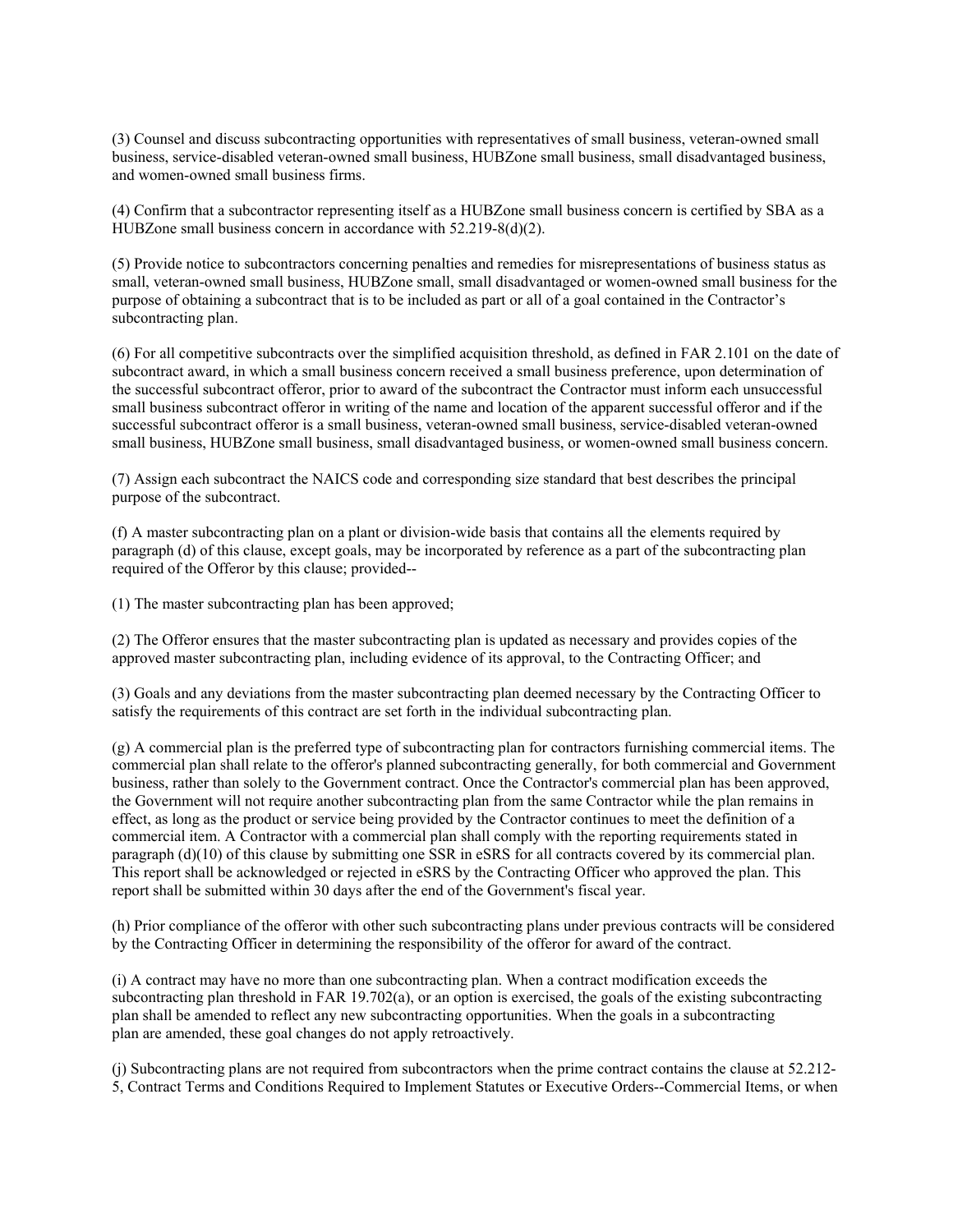(3) Counsel and discuss subcontracting opportunities with representatives of small business, veteran-owned small business, service-disabled veteran-owned small business, HUBZone small business, small disadvantaged business, and women-owned small business firms.

(4) Confirm that a subcontractor representing itself as a HUBZone small business concern is certified by SBA as a HUBZone small business concern in accordance with 52.219-8(d)(2).

(5) Provide notice to subcontractors concerning penalties and remedies for misrepresentations of business status as small, veteran-owned small business, HUBZone small, small disadvantaged or women-owned small business for the purpose of obtaining a subcontract that is to be included as part or all of a goal contained in the Contractor's subcontracting plan.

(6) For all competitive subcontracts over the simplified acquisition threshold, as defined in FAR 2.101 on the date of subcontract award, in which a small business concern received a small business preference, upon determination of the successful subcontract offeror, prior to award of the subcontract the Contractor must inform each unsuccessful small business subcontract offeror in writing of the name and location of the apparent successful offeror and if the successful subcontract offeror is a small business, veteran-owned small business, service-disabled veteran-owned small business, HUBZone small business, small disadvantaged business, or women-owned small business concern.

(7) Assign each subcontract the NAICS code and corresponding size standard that best describes the principal purpose of the subcontract.

(f) A master subcontracting plan on a plant or division-wide basis that contains all the elements required by paragraph (d) of this clause, except goals, may be incorporated by reference as a part of the subcontracting plan required of the Offeror by this clause; provided--

(1) The master subcontracting plan has been approved;

(2) The Offeror ensures that the master subcontracting plan is updated as necessary and provides copies of the approved master subcontracting plan, including evidence of its approval, to the Contracting Officer; and

(3) Goals and any deviations from the master subcontracting plan deemed necessary by the Contracting Officer to satisfy the requirements of this contract are set forth in the individual subcontracting plan.

(g) A commercial plan is the preferred type of subcontracting plan for contractors furnishing commercial items. The commercial plan shall relate to the offeror's planned subcontracting generally, for both commercial and Government business, rather than solely to the Government contract. Once the Contractor's commercial plan has been approved, the Government will not require another subcontracting plan from the same Contractor while the plan remains in effect, as long as the product or service being provided by the Contractor continues to meet the definition of a commercial item. A Contractor with a commercial plan shall comply with the reporting requirements stated in paragraph (d)(10) of this clause by submitting one SSR in eSRS for all contracts covered by its commercial plan. This report shall be acknowledged or rejected in eSRS by the Contracting Officer who approved the plan. This report shall be submitted within 30 days after the end of the Government's fiscal year.

(h) Prior compliance of the offeror with other such subcontracting plans under previous contracts will be considered by the Contracting Officer in determining the responsibility of the offeror for award of the contract.

(i) A contract may have no more than one subcontracting plan. When a contract modification exceeds the subcontracting plan threshold in FAR 19.702(a), or an option is exercised, the goals of the existing subcontracting plan shall be amended to reflect any new subcontracting opportunities. When the goals in a subcontracting plan are amended, these goal changes do not apply retroactively.

(j) Subcontracting plans are not required from subcontractors when the prime contract contains the clause at 52.212-5, Contract Terms and Conditions Required to Implement Statutes or Executive Orders--Commercial Items, or when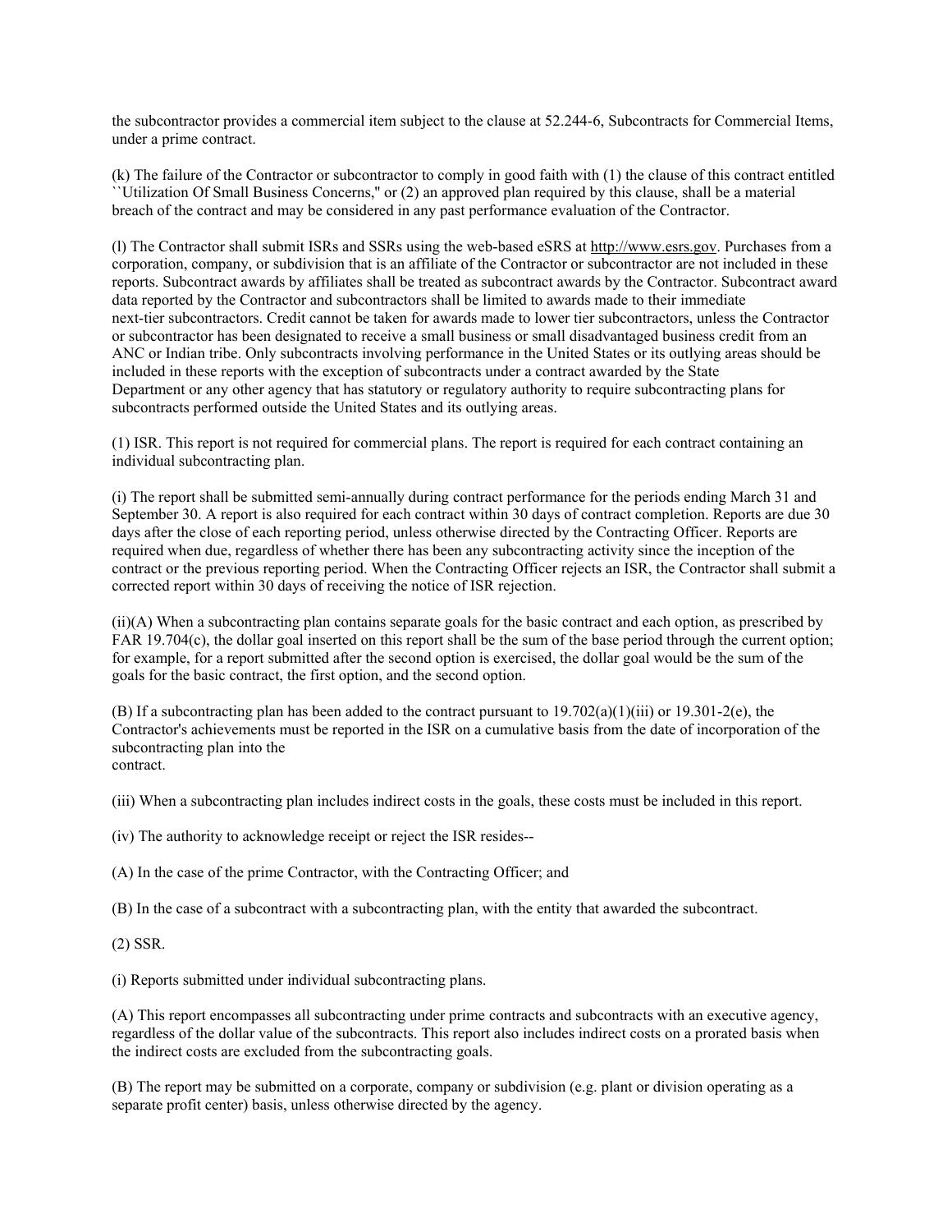the subcontractor provides a commercial item subject to the clause at 52.244-6, Subcontracts for Commercial Items, under a prime contract.

(k) The failure of the Contractor or subcontractor to comply in good faith with (1) the clause of this contract entitled ``Utilization Of Small Business Concerns,'' or (2) an approved plan required by this clause, shall be a material breach of the contract and may be considered in any past performance evaluation of the Contractor.

(l) The Contractor shall submit ISRs and SSRs using the web-based eSRS at http://www.esrs.gov. Purchases from a corporation, company, or subdivision that is an affiliate of the Contractor or subcontractor are not included in these reports. Subcontract awards by affiliates shall be treated as subcontract awards by the Contractor. Subcontract award data reported by the Contractor and subcontractors shall be limited to awards made to their immediate next-tier subcontractors. Credit cannot be taken for awards made to lower tier subcontractors, unless the Contractor or subcontractor has been designated to receive a small business or small disadvantaged business credit from an ANC or Indian tribe. Only subcontracts involving performance in the United States or its outlying areas should be included in these reports with the exception of subcontracts under a contract awarded by the State Department or any other agency that has statutory or regulatory authority to require subcontracting plans for subcontracts performed outside the United States and its outlying areas.

(1) ISR. This report is not required for commercial plans. The report is required for each contract containing an individual subcontracting plan.

(i) The report shall be submitted semi-annually during contract performance for the periods ending March 31 and September 30. A report is also required for each contract within 30 days of contract completion. Reports are due 30 days after the close of each reporting period, unless otherwise directed by the Contracting Officer. Reports are required when due, regardless of whether there has been any subcontracting activity since the inception of the contract or the previous reporting period. When the Contracting Officer rejects an ISR, the Contractor shall submit a corrected report within 30 days of receiving the notice of ISR rejection.

(ii)(A) When a subcontracting plan contains separate goals for the basic contract and each option, as prescribed by FAR 19.704(c), the dollar goal inserted on this report shall be the sum of the base period through the current option; for example, for a report submitted after the second option is exercised, the dollar goal would be the sum of the goals for the basic contract, the first option, and the second option.

(B) If a subcontracting plan has been added to the contract pursuant to 19.702(a)(1)(iii) or 19.301-2(e), the Contractor's achievements must be reported in the ISR on a cumulative basis from the date of incorporation of the subcontracting plan into the contract.

(iii) When a subcontracting plan includes indirect costs in the goals, these costs must be included in this report.

(iv) The authority to acknowledge receipt or reject the ISR resides--

(A) In the case of the prime Contractor, with the Contracting Officer; and

(B) In the case of a subcontract with a subcontracting plan, with the entity that awarded the subcontract.

(2) SSR.

(i) Reports submitted under individual subcontracting plans.

(A) This report encompasses all subcontracting under prime contracts and subcontracts with an executive agency, regardless of the dollar value of the subcontracts. This report also includes indirect costs on a prorated basis when the indirect costs are excluded from the subcontracting goals.

(B) The report may be submitted on a corporate, company or subdivision (e.g. plant or division operating as a separate profit center) basis, unless otherwise directed by the agency.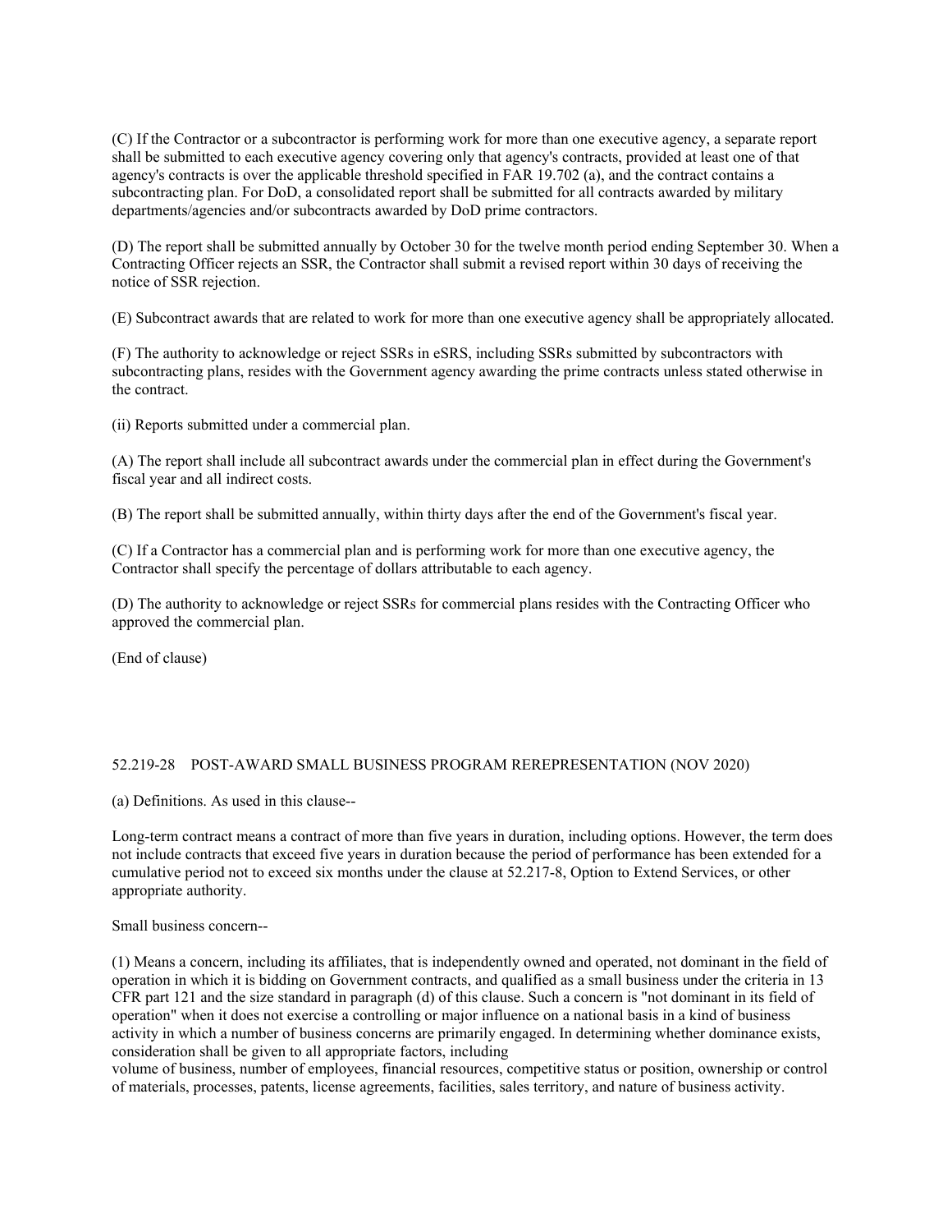(C) If the Contractor or a subcontractor is performing work for more than one executive agency, a separate report shall be submitted to each executive agency covering only that agency's contracts, provided at least one of that agency's contracts is over the applicable threshold specified in FAR 19.702 (a), and the contract contains a subcontracting plan. For DoD, a consolidated report shall be submitted for all contracts awarded by military departments/agencies and/or subcontracts awarded by DoD prime contractors.

(D) The report shall be submitted annually by October 30 for the twelve month period ending September 30. When a Contracting Officer rejects an SSR, the Contractor shall submit a revised report within 30 days of receiving the notice of SSR rejection.

(E) Subcontract awards that are related to work for more than one executive agency shall be appropriately allocated.

(F) The authority to acknowledge or reject SSRs in eSRS, including SSRs submitted by subcontractors with subcontracting plans, resides with the Government agency awarding the prime contracts unless stated otherwise in the contract.

(ii) Reports submitted under a commercial plan.

(A) The report shall include all subcontract awards under the commercial plan in effect during the Government's fiscal year and all indirect costs.

(B) The report shall be submitted annually, within thirty days after the end of the Government's fiscal year.

(C) If a Contractor has a commercial plan and is performing work for more than one executive agency, the Contractor shall specify the percentage of dollars attributable to each agency.

(D) The authority to acknowledge or reject SSRs for commercial plans resides with the Contracting Officer who approved the commercial plan.

(End of clause)

## 52.219-28 POST-AWARD SMALL BUSINESS PROGRAM REREPRESENTATION (NOV 2020)

(a) Definitions. As used in this clause--

Long-term contract means a contract of more than five years in duration, including options. However, the term does not include contracts that exceed five years in duration because the period of performance has been extended for a cumulative period not to exceed six months under the clause at 52.217-8, Option to Extend Services, or other appropriate authority.

Small business concern--

(1) Means a concern, including its affiliates, that is independently owned and operated, not dominant in the field of operation in which it is bidding on Government contracts, and qualified as a small business under the criteria in 13 CFR part 121 and the size standard in paragraph (d) of this clause. Such a concern is "not dominant in its field of operation" when it does not exercise a controlling or major influence on a national basis in a kind of business activity in which a number of business concerns are primarily engaged. In determining whether dominance exists, consideration shall be given to all appropriate factors, including volume of business, number of employees, financial resources, competitive status or position, ownership or control of materials, processes, patents, license agreements, facilities, sales territory, and nature of business activity.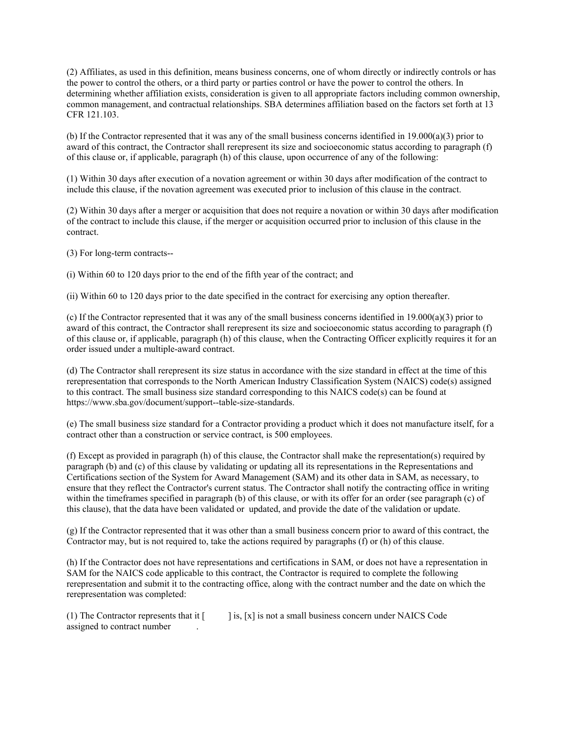(2) Affiliates, as used in this definition, means business concerns, one of whom directly or indirectly controls or has the power to control the others, or a third party or parties control or have the power to control the others. In determining whether affiliation exists, consideration is given to all appropriate factors including common ownership, common management, and contractual relationships. SBA determines affiliation based on the factors set forth at 13 CFR 121.103.

(b) If the Contractor represented that it was any of the small business concerns identified in 19.000(a)(3) prior to award of this contract, the Contractor shall rerepresent its size and socioeconomic status according to paragraph (f) of this clause or, if applicable, paragraph (h) of this clause, upon occurrence of any of the following:

(1) Within 30 days after execution of a novation agreement or within 30 days after modification of the contract to include this clause, if the novation agreement was executed prior to inclusion of this clause in the contract.

(2) Within 30 days after a merger or acquisition that does not require a novation or within 30 days after modification of the contract to include this clause, if the merger or acquisition occurred prior to inclusion of this clause in the contract.

(3) For long-term contracts--

(i) Within 60 to 120 days prior to the end of the fifth year of the contract; and

(ii) Within 60 to 120 days prior to the date specified in the contract for exercising any option thereafter.

(c) If the Contractor represented that it was any of the small business concerns identified in 19.000(a)(3) prior to award of this contract, the Contractor shall rerepresent its size and socioeconomic status according to paragraph (f) of this clause or, if applicable, paragraph (h) of this clause, when the Contracting Officer explicitly requires it for an order issued under a multiple-award contract.

(d) The Contractor shall rerepresent its size status in accordance with the size standard in effect at the time of this rerepresentation that corresponds to the North American Industry Classification System (NAICS) code(s) assigned to this contract. The small business size standard corresponding to this NAICS code(s) can be found at https://www.sba.gov/document/support--table-size-standards.

(e) The small business size standard for a Contractor providing a product which it does not manufacture itself, for a contract other than a construction or service contract, is 500 employees.

(f) Except as provided in paragraph (h) of this clause, the Contractor shall make the representation(s) required by paragraph (b) and (c) of this clause by validating or updating all its representations in the Representations and Certifications section of the System for Award Management (SAM) and its other data in SAM, as necessary, to ensure that they reflect the Contractor's current status. The Contractor shall notify the contracting office in writing within the timeframes specified in paragraph (b) of this clause, or with its offer for an order (see paragraph (c) of this clause), that the data have been validated or updated, and provide the date of the validation or update.

(g) If the Contractor represented that it was other than a small business concern prior to award of this contract, the Contractor may, but is not required to, take the actions required by paragraphs (f) or (h) of this clause.

(h) If the Contractor does not have representations and certifications in SAM, or does not have a representation in SAM for the NAICS code applicable to this contract, the Contractor is required to complete the following rerepresentation and submit it to the contracting office, along with the contract number and the date on which the rerepresentation was completed:

(1) The Contractor represents that it [ ] is, [x] is not a small business concern under NAICS Code assigned to contract number .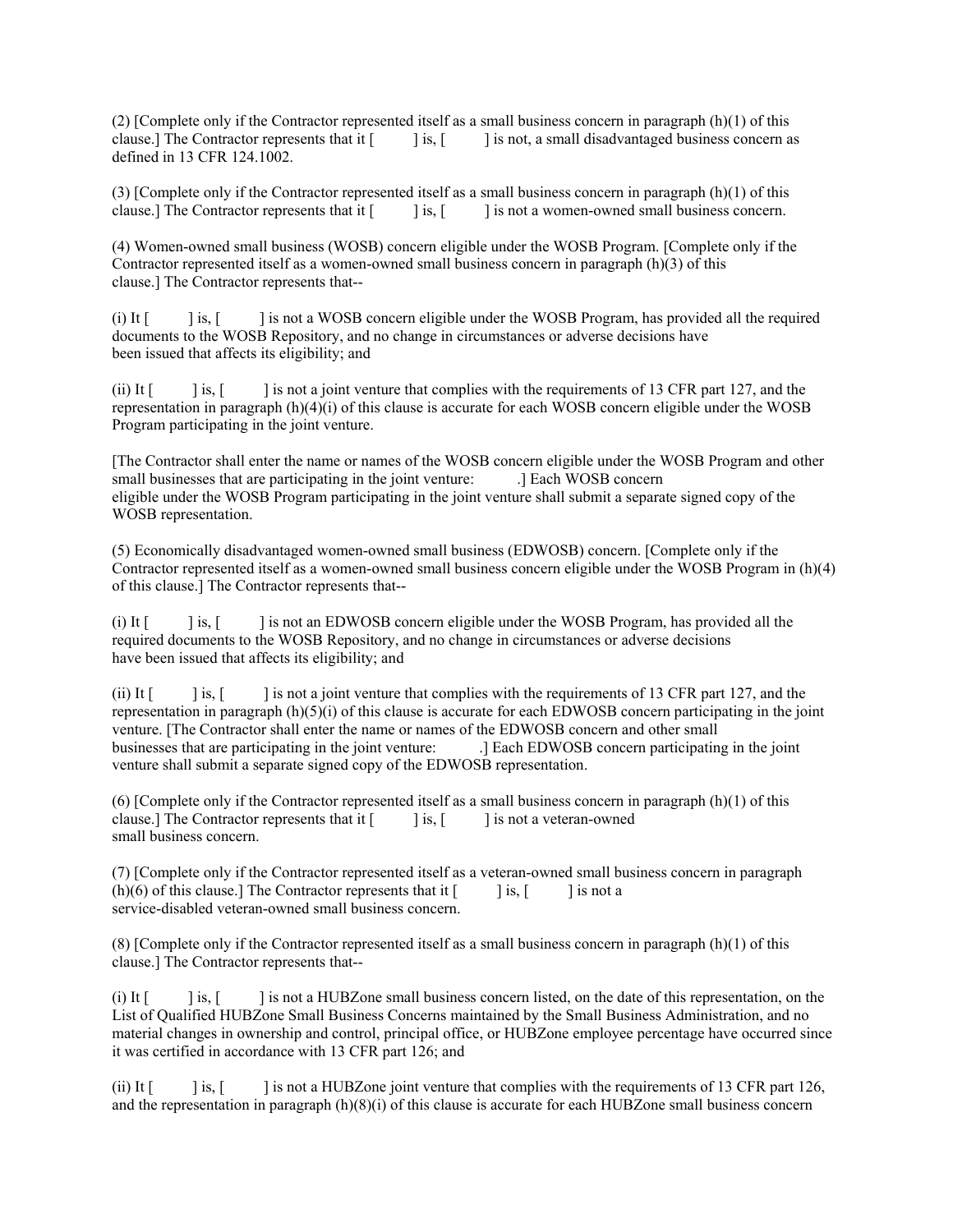(2) [Complete only if the Contractor represented itself as a small business concern in paragraph (h)(1) of this clause.] The Contractor represents that it [ ] is, [ ] is not, a small disadvantaged business concern as defined in 13 CFR 124.1002.

(3) [Complete only if the Contractor represented itself as a small business concern in paragraph (h)(1) of this clause.] The Contractor represents that it [ ] is, [ ] is not a women-owned small business concern.

(4) Women-owned small business (WOSB) concern eligible under the WOSB Program. [Complete only if the Contractor represented itself as a women-owned small business concern in paragraph (h)(3) of this clause.] The Contractor represents that--

(i) It [ ] is, [ ] is not a WOSB concern eligible under the WOSB Program, has provided all the required documents to the WOSB Repository, and no change in circumstances or adverse decisions have been issued that affects its eligibility; and

(ii) It [ ] is, [ ] is not a joint venture that complies with the requirements of 13 CFR part 127, and the representation in paragraph (h)(4)(i) of this clause is accurate for each WOSB concern eligible under the WOSB Program participating in the joint venture.

[The Contractor shall enter the name or names of the WOSB concern eligible under the WOSB Program and other small businesses that are participating in the joint venture: .] Each WOSB concern eligible under the WOSB Program participating in the joint venture shall submit a separate signed copy of the WOSB representation.

(5) Economically disadvantaged women-owned small business (EDWOSB) concern. [Complete only if the Contractor represented itself as a women-owned small business concern eligible under the WOSB Program in (h)(4) of this clause.] The Contractor represents that--

(i) It [ ] is, [ ] is not an EDWOSB concern eligible under the WOSB Program, has provided all the required documents to the WOSB Repository, and no change in circumstances or adverse decisions have been issued that affects its eligibility; and

(ii) It [ ] is, [ ] is not a joint venture that complies with the requirements of 13 CFR part 127, and the representation in paragraph (h)(5)(i) of this clause is accurate for each EDWOSB concern participating in the joint venture. [The Contractor shall enter the name or names of the EDWOSB concern and other small businesses that are participating in the joint venture: .] Each EDWOSB concern participating in the joint venture shall submit a separate signed copy of the EDWOSB representation.

(6) [Complete only if the Contractor represented itself as a small business concern in paragraph (h)(1) of this clause.] The Contractor represents that it [ ] is, [ ] is not a veteran-owned small business concern.

(7) [Complete only if the Contractor represented itself as a veteran-owned small business concern in paragraph (h)(6) of this clause.] The Contractor represents that it [ ] is, [ ] is not a service-disabled veteran-owned small business concern.

(8) [Complete only if the Contractor represented itself as a small business concern in paragraph (h)(1) of this clause.] The Contractor represents that--

(i) It [ ] is, [ ] is not a HUBZone small business concern listed, on the date of this representation, on the List of Qualified HUBZone Small Business Concerns maintained by the Small Business Administration, and no material changes in ownership and control, principal office, or HUBZone employee percentage have occurred since it was certified in accordance with 13 CFR part 126; and

(ii) It [ ] is, [ ] is not a HUBZone joint venture that complies with the requirements of 13 CFR part 126, and the representation in paragraph (h)(8)(i) of this clause is accurate for each HUBZone small business concern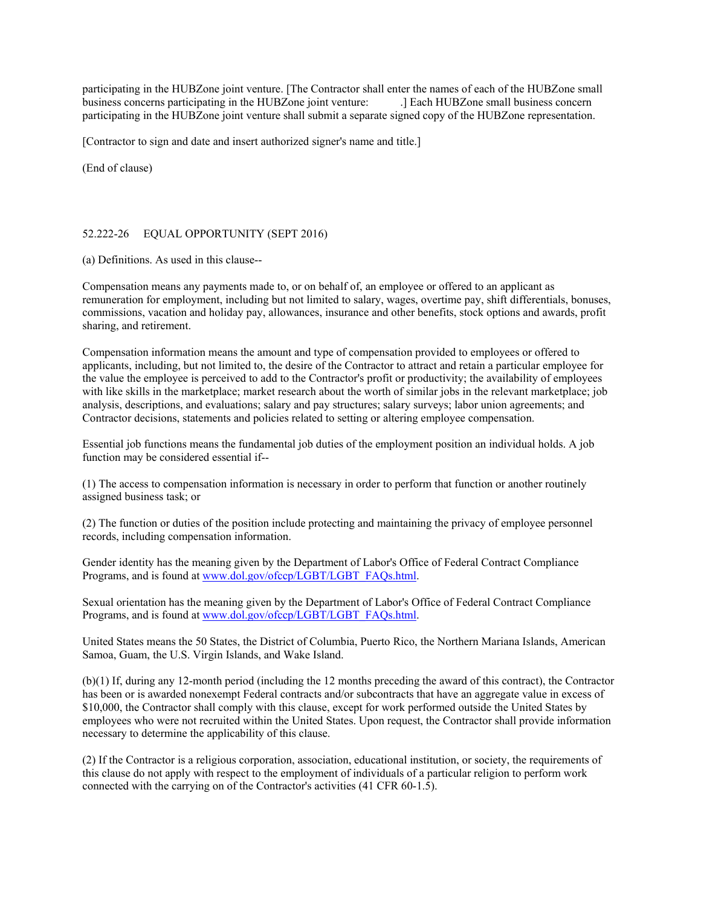participating in the HUBZone joint venture. [The Contractor shall enter the names of each of the HUBZone small business concerns participating in the HUBZone joint venture: .] Each HUBZone small business concern participating in the HUBZone joint venture shall submit a separate signed copy of the HUBZone representation.

[Contractor to sign and date and insert authorized signer's name and title.]

(End of clause)

52.222-26 EQUAL OPPORTUNITY (SEPT 2016)

(a) Definitions. As used in this clause--

Compensation means any payments made to, or on behalf of, an employee or offered to an applicant as remuneration for employment, including but not limited to salary, wages, overtime pay, shift differentials, bonuses, commissions, vacation and holiday pay, allowances, insurance and other benefits, stock options and awards, profit sharing, and retirement.

Compensation information means the amount and type of compensation provided to employees or offered to applicants, including, but not limited to, the desire of the Contractor to attract and retain a particular employee for the value the employee is perceived to add to the Contractor's profit or productivity; the availability of employees with like skills in the marketplace; market research about the worth of similar jobs in the relevant marketplace; job analysis, descriptions, and evaluations; salary and pay structures; salary surveys; labor union agreements; and Contractor decisions, statements and policies related to setting or altering employee compensation.

Essential job functions means the fundamental job duties of the employment position an individual holds. A job function may be considered essential if--

(1) The access to compensation information is necessary in order to perform that function or another routinely assigned business task; or

(2) The function or duties of the position include protecting and maintaining the privacy of employee personnel records, including compensation information.

Gender identity has the meaning given by the Department of Labor's Office of Federal Contract Compliance Programs, and is found at www.dol.gov/ofccp/LGBT/LGBT_FAQs.html.

Sexual orientation has the meaning given by the Department of Labor's Office of Federal Contract Compliance Programs, and is found at www.dol.gov/ofccp/LGBT/LGBT_FAQs.html.

United States means the 50 States, the District of Columbia, Puerto Rico, the Northern Mariana Islands, American Samoa, Guam, the U.S. Virgin Islands, and Wake Island.

(b)(1) If, during any 12-month period (including the 12 months preceding the award of this contract), the Contractor has been or is awarded nonexempt Federal contracts and/or subcontracts that have an aggregate value in excess of $10,000, the Contractor shall comply with this clause, except for work performed outside the United States by employees who were not recruited within the United States. Upon request, the Contractor shall provide information necessary to determine the applicability of this clause.

(2) If the Contractor is a religious corporation, association, educational institution, or society, the requirements of this clause do not apply with respect to the employment of individuals of a particular religion to perform work connected with the carrying on of the Contractor's activities (41 CFR 60-1.5).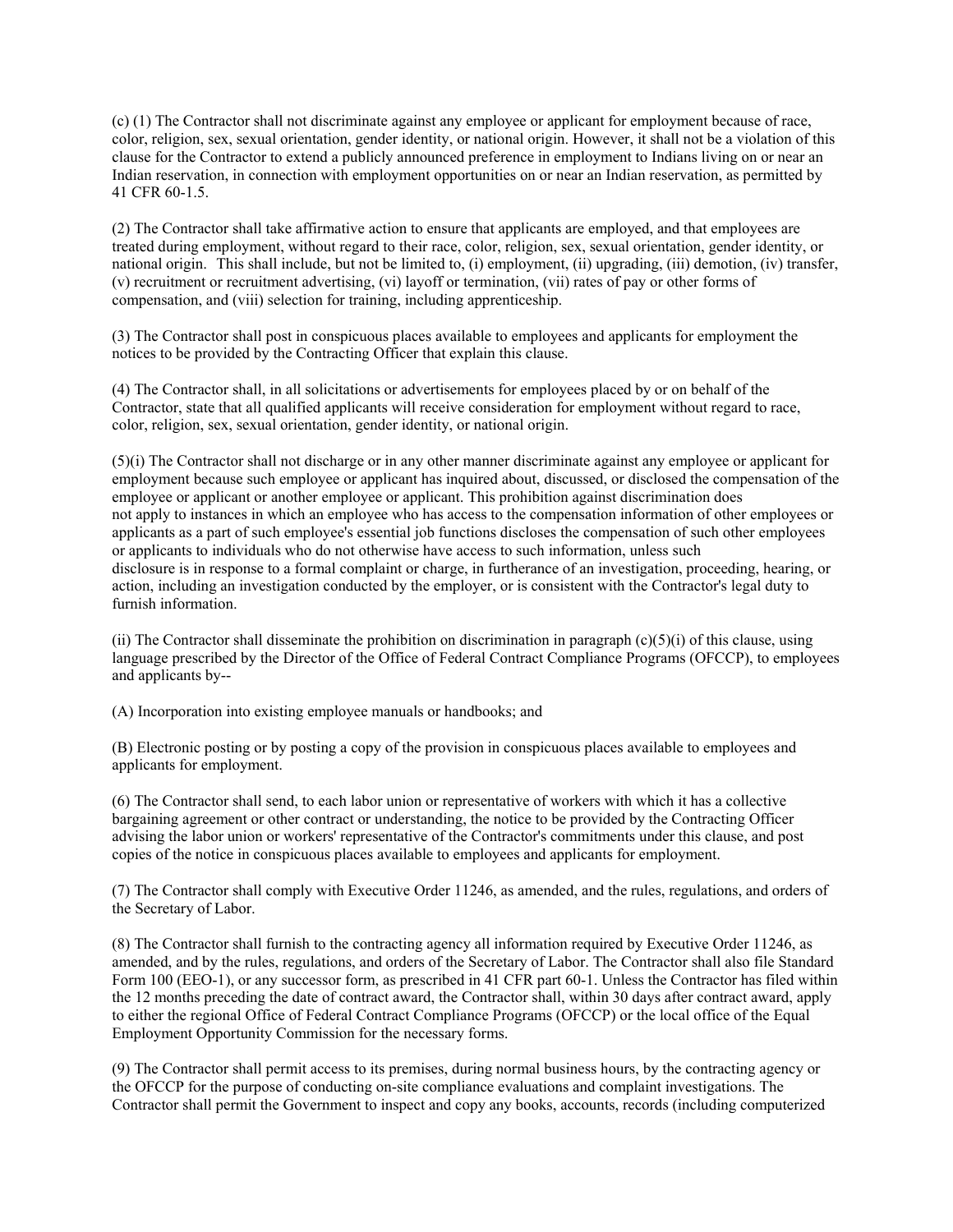(c) (1) The Contractor shall not discriminate against any employee or applicant for employment because of race, color, religion, sex, sexual orientation, gender identity, or national origin. However, it shall not be a violation of this clause for the Contractor to extend a publicly announced preference in employment to Indians living on or near an Indian reservation, in connection with employment opportunities on or near an Indian reservation, as permitted by 41 CFR 60-1.5.

(2) The Contractor shall take affirmative action to ensure that applicants are employed, and that employees are treated during employment, without regard to their race, color, religion, sex, sexual orientation, gender identity, or national origin. This shall include, but not be limited to, (i) employment, (ii) upgrading, (iii) demotion, (iv) transfer, (v) recruitment or recruitment advertising, (vi) layoff or termination, (vii) rates of pay or other forms of compensation, and (viii) selection for training, including apprenticeship.

(3) The Contractor shall post in conspicuous places available to employees and applicants for employment the notices to be provided by the Contracting Officer that explain this clause.

(4) The Contractor shall, in all solicitations or advertisements for employees placed by or on behalf of the Contractor, state that all qualified applicants will receive consideration for employment without regard to race, color, religion, sex, sexual orientation, gender identity, or national origin.

(5)(i) The Contractor shall not discharge or in any other manner discriminate against any employee or applicant for employment because such employee or applicant has inquired about, discussed, or disclosed the compensation of the employee or applicant or another employee or applicant. This prohibition against discrimination does not apply to instances in which an employee who has access to the compensation information of other employees or applicants as a part of such employee's essential job functions discloses the compensation of such other employees or applicants to individuals who do not otherwise have access to such information, unless such disclosure is in response to a formal complaint or charge, in furtherance of an investigation, proceeding, hearing, or action, including an investigation conducted by the employer, or is consistent with the Contractor's legal duty to furnish information.

(ii) The Contractor shall disseminate the prohibition on discrimination in paragraph (c)(5)(i) of this clause, using language prescribed by the Director of the Office of Federal Contract Compliance Programs (OFCCP), to employees and applicants by--

(A) Incorporation into existing employee manuals or handbooks; and

(B) Electronic posting or by posting a copy of the provision in conspicuous places available to employees and applicants for employment.

(6) The Contractor shall send, to each labor union or representative of workers with which it has a collective bargaining agreement or other contract or understanding, the notice to be provided by the Contracting Officer advising the labor union or workers' representative of the Contractor's commitments under this clause, and post copies of the notice in conspicuous places available to employees and applicants for employment.

(7) The Contractor shall comply with Executive Order 11246, as amended, and the rules, regulations, and orders of the Secretary of Labor.

(8) The Contractor shall furnish to the contracting agency all information required by Executive Order 11246, as amended, and by the rules, regulations, and orders of the Secretary of Labor. The Contractor shall also file Standard Form 100 (EEO-1), or any successor form, as prescribed in 41 CFR part 60-1. Unless the Contractor has filed within the 12 months preceding the date of contract award, the Contractor shall, within 30 days after contract award, apply to either the regional Office of Federal Contract Compliance Programs (OFCCP) or the local office of the Equal Employment Opportunity Commission for the necessary forms.

(9) The Contractor shall permit access to its premises, during normal business hours, by the contracting agency or the OFCCP for the purpose of conducting on-site compliance evaluations and complaint investigations. The Contractor shall permit the Government to inspect and copy any books, accounts, records (including computerized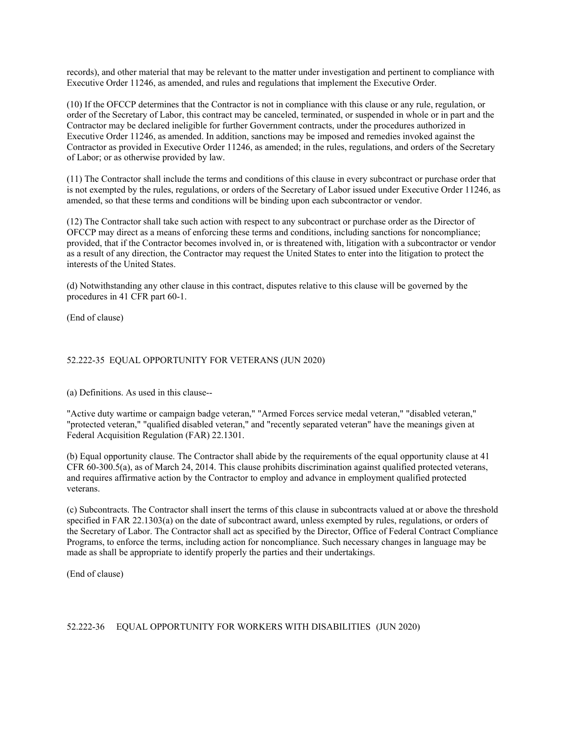records), and other material that may be relevant to the matter under investigation and pertinent to compliance with Executive Order 11246, as amended, and rules and regulations that implement the Executive Order.

(10) If the OFCCP determines that the Contractor is not in compliance with this clause or any rule, regulation, or order of the Secretary of Labor, this contract may be canceled, terminated, or suspended in whole or in part and the Contractor may be declared ineligible for further Government contracts, under the procedures authorized in Executive Order 11246, as amended. In addition, sanctions may be imposed and remedies invoked against the Contractor as provided in Executive Order 11246, as amended; in the rules, regulations, and orders of the Secretary of Labor; or as otherwise provided by law.

(11) The Contractor shall include the terms and conditions of this clause in every subcontract or purchase order that is not exempted by the rules, regulations, or orders of the Secretary of Labor issued under Executive Order 11246, as amended, so that these terms and conditions will be binding upon each subcontractor or vendor.

(12) The Contractor shall take such action with respect to any subcontract or purchase order as the Director of OFCCP may direct as a means of enforcing these terms and conditions, including sanctions for noncompliance; provided, that if the Contractor becomes involved in, or is threatened with, litigation with a subcontractor or vendor as a result of any direction, the Contractor may request the United States to enter into the litigation to protect the interests of the United States.

(d) Notwithstanding any other clause in this contract, disputes relative to this clause will be governed by the procedures in 41 CFR part 60-1.

(End of clause)

## 52.222-35 EQUAL OPPORTUNITY FOR VETERANS (JUN 2020)

(a) Definitions. As used in this clause--

"Active duty wartime or campaign badge veteran," "Armed Forces service medal veteran," "disabled veteran," "protected veteran," "qualified disabled veteran," and "recently separated veteran" have the meanings given at Federal Acquisition Regulation (FAR) 22.1301.

(b) Equal opportunity clause. The Contractor shall abide by the requirements of the equal opportunity clause at 41 CFR 60-300.5(a), as of March 24, 2014. This clause prohibits discrimination against qualified protected veterans, and requires affirmative action by the Contractor to employ and advance in employment qualified protected veterans.

(c) Subcontracts. The Contractor shall insert the terms of this clause in subcontracts valued at or above the threshold specified in FAR 22.1303(a) on the date of subcontract award, unless exempted by rules, regulations, or orders of the Secretary of Labor. The Contractor shall act as specified by the Director, Office of Federal Contract Compliance Programs, to enforce the terms, including action for noncompliance. Such necessary changes in language may be made as shall be appropriate to identify properly the parties and their undertakings.

(End of clause)

## 52.222-36 EQUAL OPPORTUNITY FOR WORKERS WITH DISABILITIES (JUN 2020)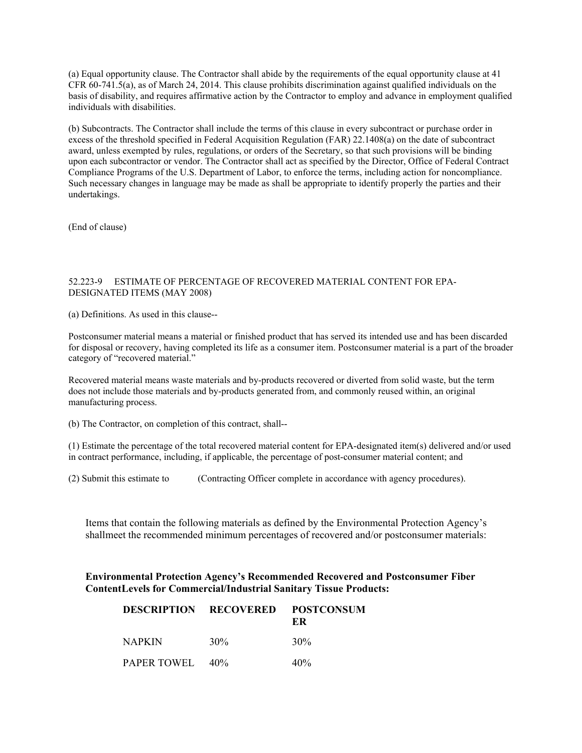(a) Equal opportunity clause. The Contractor shall abide by the requirements of the equal opportunity clause at 41 CFR 60-741.5(a), as of March 24, 2014. This clause prohibits discrimination against qualified individuals on the basis of disability, and requires affirmative action by the Contractor to employ and advance in employment qualified individuals with disabilities.

(b) Subcontracts. The Contractor shall include the terms of this clause in every subcontract or purchase order in excess of the threshold specified in Federal Acquisition Regulation (FAR) 22.1408(a) on the date of subcontract award, unless exempted by rules, regulations, or orders of the Secretary, so that such provisions will be binding upon each subcontractor or vendor. The Contractor shall act as specified by the Director, Office of Federal Contract Compliance Programs of the U.S. Department of Labor, to enforce the terms, including action for noncompliance. Such necessary changes in language may be made as shall be appropriate to identify properly the parties and their undertakings.

(End of clause)

52.223-9 ESTIMATE OF PERCENTAGE OF RECOVERED MATERIAL CONTENT FOR EPA-DESIGNATED ITEMS (MAY 2008)

(a) Definitions. As used in this clause--

Postconsumer material means a material or finished product that has served its intended use and has been discarded for disposal or recovery, having completed its life as a consumer item. Postconsumer material is a part of the broader category of "recovered material."

Recovered material means waste materials and by-products recovered or diverted from solid waste, but the term does not include those materials and by-products generated from, and commonly reused within, an original manufacturing process.

(b) The Contractor, on completion of this contract, shall--

(1) Estimate the percentage of the total recovered material content for EPA-designated item(s) delivered and/or used in contract performance, including, if applicable, the percentage of post-consumer material content; and

(2) Submit this estimate to (Contracting Officer complete in accordance with agency procedures).

Items that contain the following materials as defined by the Environmental Protection Agency's shallmeet the recommended minimum percentages of recovered and/or postconsumer materials:

**Environmental Protection Agency's Recommended Recovered and Postconsumer Fiber ContentLevels for Commercial/Industrial Sanitary Tissue Products:**

| DESCRIPTION | RECOVERED | POSTCONSUMER |
|---|---|---|
| NAPKIN | 30% | 30% |
| PAPER TOWEL | 40% | 40% |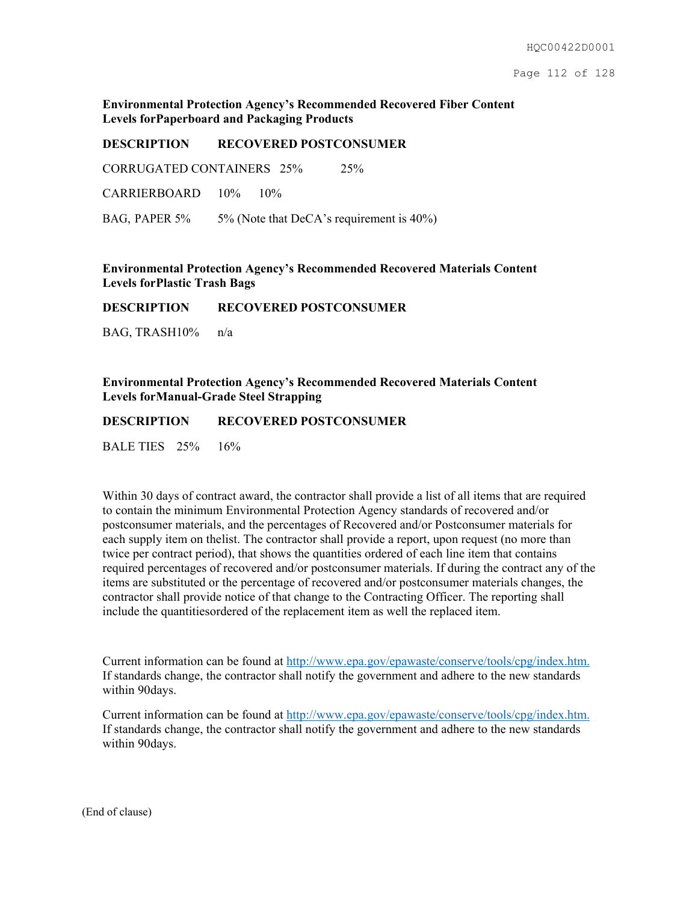**Environmental Protection Agency's Recommended Recovered Fiber Content Levels forPaperboard and Packaging Products**

| DESCRIPTION | RECOVERED | POSTCONSUMER |
|---|---|---|
| CORRUGATED CONTAINERS | 25% | 25% |
| CARRIERBOARD | 10% | 10% |
| BAG, PAPER | 5% | 5% (Note that DeCA's requirement is 40%) |

**Environmental Protection Agency's Recommended Recovered Materials Content Levels forPlastic Trash Bags**

| DESCRIPTION | RECOVERED | POSTCONSUMER |
|---|---|---|
| BAG, TRASH | 10% | n/a |

**Environmental Protection Agency's Recommended Recovered Materials Content Levels forManual-Grade Steel Strapping**

| DESCRIPTION | RECOVERED | POSTCONSUMER |
|---|---|---|
| BALE TIES | 25% | 16% |

Within 30 days of contract award, the contractor shall provide a list of all items that are required to contain the minimum Environmental Protection Agency standards of recovered and/or postconsumer materials, and the percentages of Recovered and/or Postconsumer materials for each supply item on thelist. The contractor shall provide a report, upon request (no more than twice per contract period), that shows the quantities ordered of each line item that contains required percentages of recovered and/or postconsumer materials. If during the contract any of the items are substituted or the percentage of recovered and/or postconsumer materials changes, the contractor shall provide notice of that change to the Contracting Officer. The reporting shall include the quantitiesordered of the replacement item as well the replaced item.

Current information can be found at http://www.epa.gov/epawaste/conserve/tools/cpg/index.htm. If standards change, the contractor shall notify the government and adhere to the new standards within 90days.

Current information can be found at http://www.epa.gov/epawaste/conserve/tools/cpg/index.htm. If standards change, the contractor shall notify the government and adhere to the new standards within 90days.

(End of clause)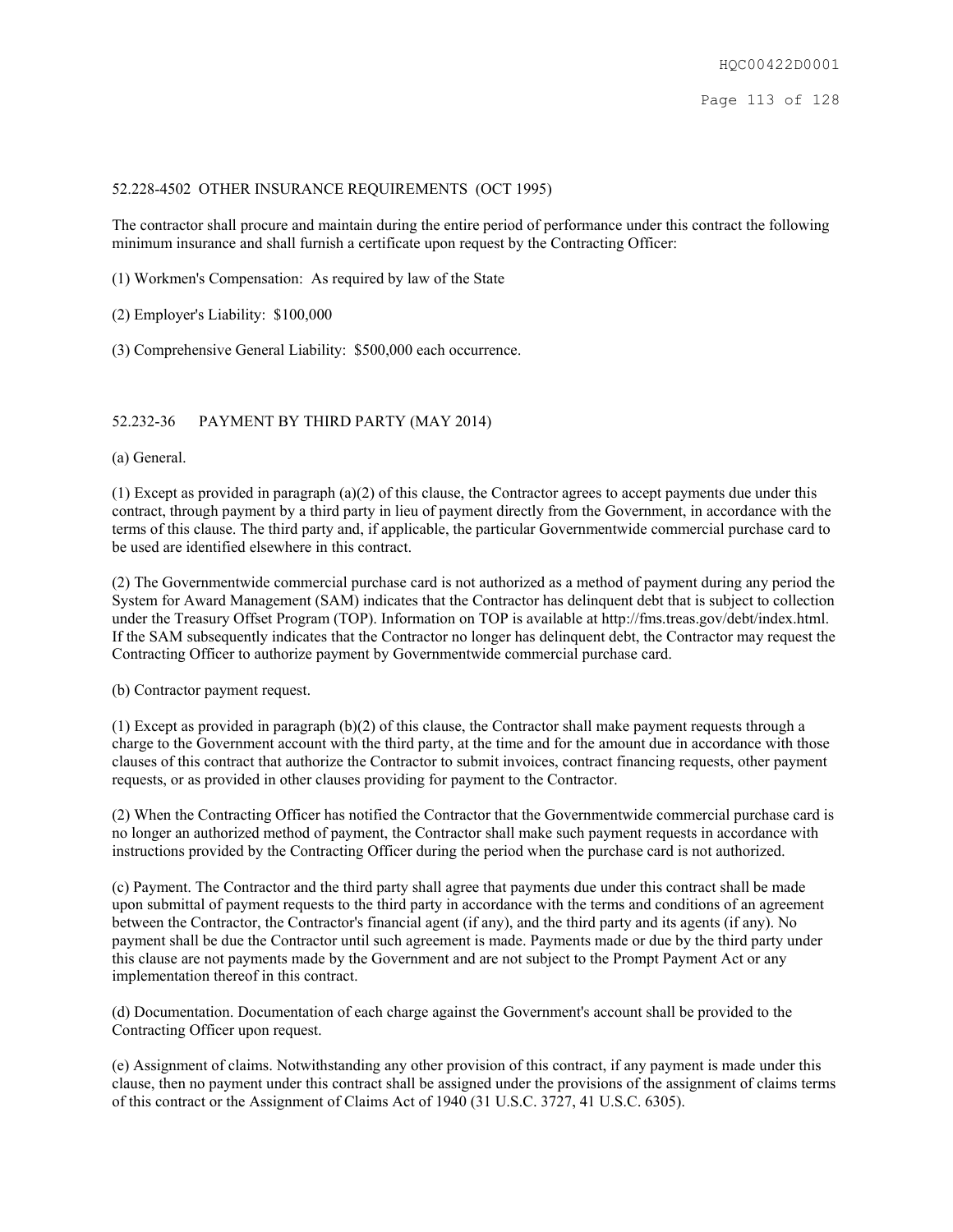52.228-4502 OTHER INSURANCE REQUIREMENTS (OCT 1995)

The contractor shall procure and maintain during the entire period of performance under this contract the following minimum insurance and shall furnish a certificate upon request by the Contracting Officer:

(1) Workmen's Compensation: As required by law of the State

(2) Employer's Liability: $100,000

(3) Comprehensive General Liability: $500,000 each occurrence.

52.232-36 PAYMENT BY THIRD PARTY (MAY 2014)

(a) General.

(1) Except as provided in paragraph (a)(2) of this clause, the Contractor agrees to accept payments due under this contract, through payment by a third party in lieu of payment directly from the Government, in accordance with the terms of this clause. The third party and, if applicable, the particular Governmentwide commercial purchase card to be used are identified elsewhere in this contract.

(2) The Governmentwide commercial purchase card is not authorized as a method of payment during any period the System for Award Management (SAM) indicates that the Contractor has delinquent debt that is subject to collection under the Treasury Offset Program (TOP). Information on TOP is available at http://fms.treas.gov/debt/index.html. If the SAM subsequently indicates that the Contractor no longer has delinquent debt, the Contractor may request the Contracting Officer to authorize payment by Governmentwide commercial purchase card.

(b) Contractor payment request.

(1) Except as provided in paragraph (b)(2) of this clause, the Contractor shall make payment requests through a charge to the Government account with the third party, at the time and for the amount due in accordance with those clauses of this contract that authorize the Contractor to submit invoices, contract financing requests, other payment requests, or as provided in other clauses providing for payment to the Contractor.

(2) When the Contracting Officer has notified the Contractor that the Governmentwide commercial purchase card is no longer an authorized method of payment, the Contractor shall make such payment requests in accordance with instructions provided by the Contracting Officer during the period when the purchase card is not authorized.

(c) Payment. The Contractor and the third party shall agree that payments due under this contract shall be made upon submittal of payment requests to the third party in accordance with the terms and conditions of an agreement between the Contractor, the Contractor's financial agent (if any), and the third party and its agents (if any). No payment shall be due the Contractor until such agreement is made. Payments made or due by the third party under this clause are not payments made by the Government and are not subject to the Prompt Payment Act or any implementation thereof in this contract.

(d) Documentation. Documentation of each charge against the Government's account shall be provided to the Contracting Officer upon request.

(e) Assignment of claims. Notwithstanding any other provision of this contract, if any payment is made under this clause, then no payment under this contract shall be assigned under the provisions of the assignment of claims terms of this contract or the Assignment of Claims Act of 1940 (31 U.S.C. 3727, 41 U.S.C. 6305).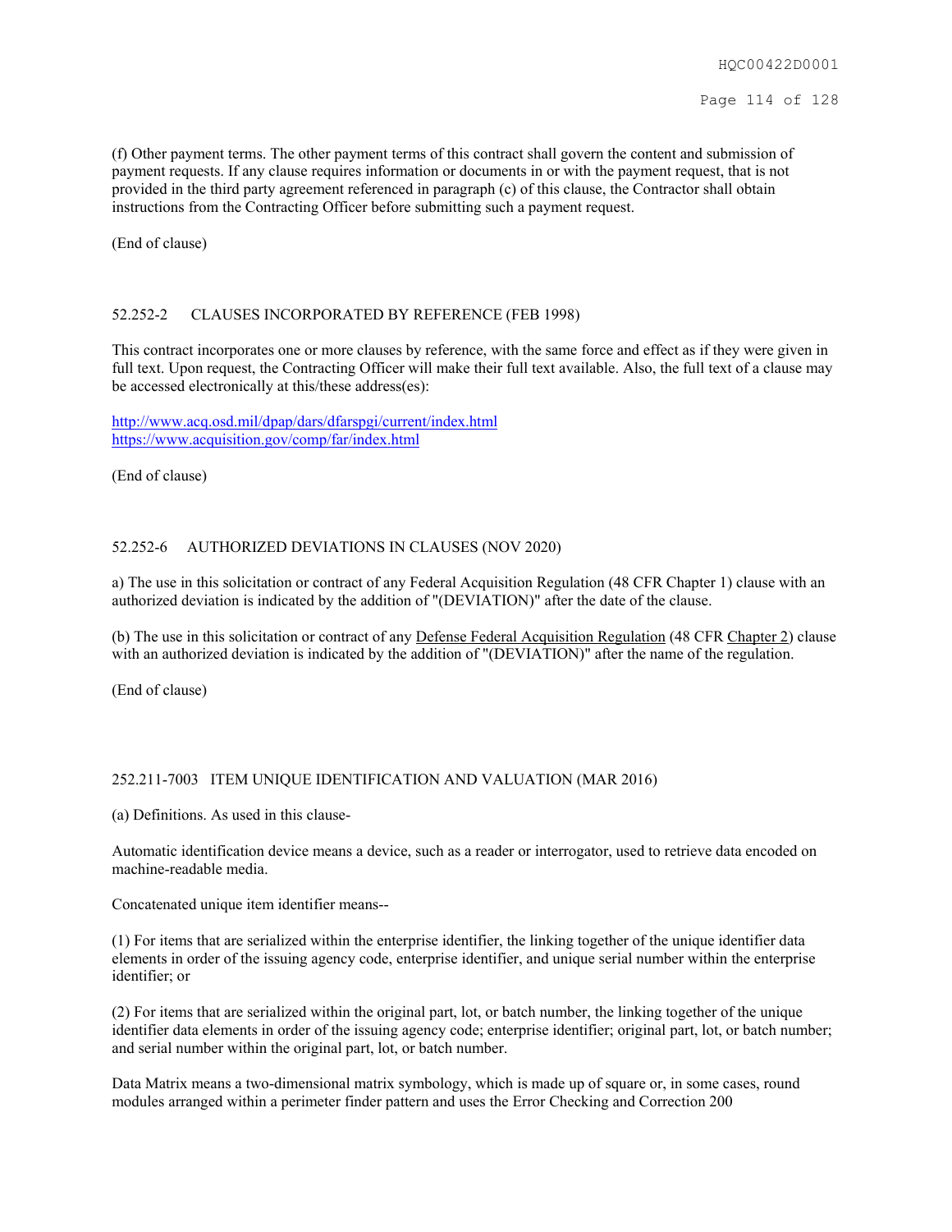(f) Other payment terms. The other payment terms of this contract shall govern the content and submission of payment requests. If any clause requires information or documents in or with the payment request, that is not provided in the third party agreement referenced in paragraph (c) of this clause, the Contractor shall obtain instructions from the Contracting Officer before submitting such a payment request.

(End of clause)

## 52.252-2 CLAUSES INCORPORATED BY REFERENCE (FEB 1998)

This contract incorporates one or more clauses by reference, with the same force and effect as if they were given in full text. Upon request, the Contracting Officer will make their full text available. Also, the full text of a clause may be accessed electronically at this/these address(es):

http://www.acq.osd.mil/dpap/dars/dfarspgi/current/index.html
https://www.acquisition.gov/comp/far/index.html

(End of clause)

## 52.252-6 AUTHORIZED DEVIATIONS IN CLAUSES (NOV 2020)

a) The use in this solicitation or contract of any Federal Acquisition Regulation (48 CFR Chapter 1) clause with an authorized deviation is indicated by the addition of "(DEVIATION)" after the date of the clause.

(b) The use in this solicitation or contract of any Defense Federal Acquisition Regulation (48 CFR Chapter 2) clause with an authorized deviation is indicated by the addition of "(DEVIATION)" after the name of the regulation.

(End of clause)

## 252.211-7003 ITEM UNIQUE IDENTIFICATION AND VALUATION (MAR 2016)

(a) Definitions. As used in this clause-

Automatic identification device means a device, such as a reader or interrogator, used to retrieve data encoded on machine-readable media.

Concatenated unique item identifier means--

(1) For items that are serialized within the enterprise identifier, the linking together of the unique identifier data elements in order of the issuing agency code, enterprise identifier, and unique serial number within the enterprise identifier; or

(2) For items that are serialized within the original part, lot, or batch number, the linking together of the unique identifier data elements in order of the issuing agency code; enterprise identifier; original part, lot, or batch number; and serial number within the original part, lot, or batch number.

Data Matrix means a two-dimensional matrix symbology, which is made up of square or, in some cases, round modules arranged within a perimeter finder pattern and uses the Error Checking and Correction 200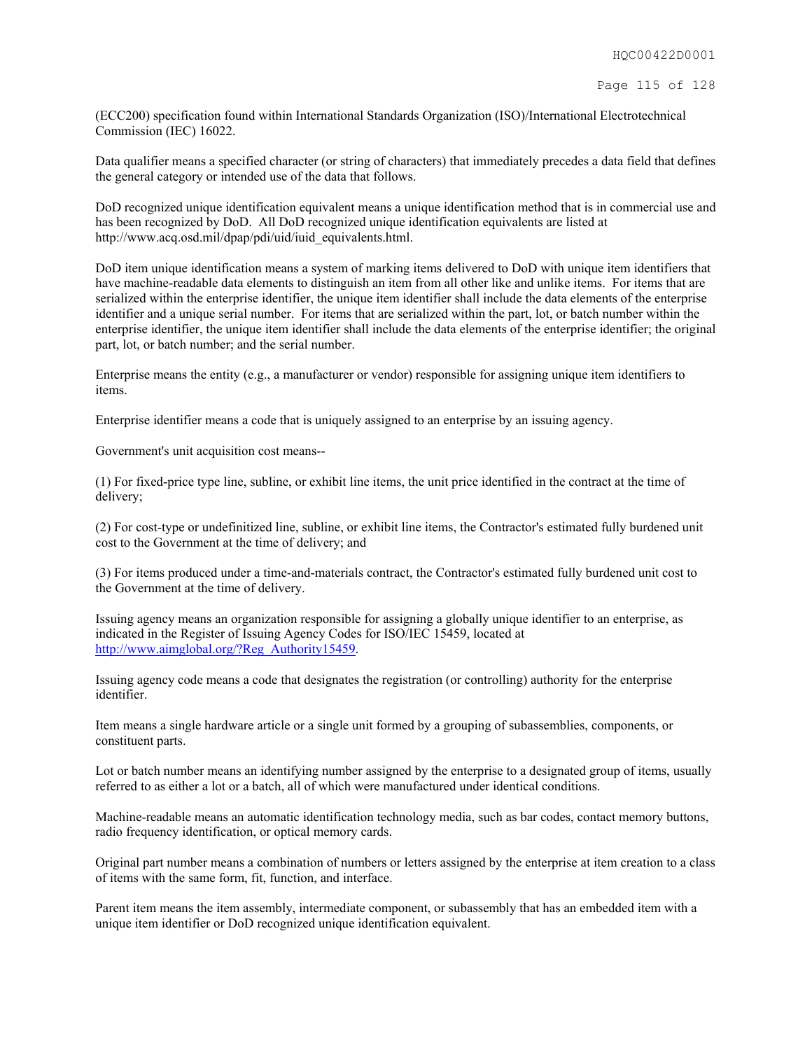(ECC200) specification found within International Standards Organization (ISO)/International Electrotechnical Commission (IEC) 16022.

Data qualifier means a specified character (or string of characters) that immediately precedes a data field that defines the general category or intended use of the data that follows.

DoD recognized unique identification equivalent means a unique identification method that is in commercial use and has been recognized by DoD. All DoD recognized unique identification equivalents are listed at http://www.acq.osd.mil/dpap/pdi/uid/iuid_equivalents.html.

DoD item unique identification means a system of marking items delivered to DoD with unique item identifiers that have machine-readable data elements to distinguish an item from all other like and unlike items. For items that are serialized within the enterprise identifier, the unique item identifier shall include the data elements of the enterprise identifier and a unique serial number. For items that are serialized within the part, lot, or batch number within the enterprise identifier, the unique item identifier shall include the data elements of the enterprise identifier; the original part, lot, or batch number; and the serial number.

Enterprise means the entity (e.g., a manufacturer or vendor) responsible for assigning unique item identifiers to items.

Enterprise identifier means a code that is uniquely assigned to an enterprise by an issuing agency.

Government's unit acquisition cost means--

(1) For fixed-price type line, subline, or exhibit line items, the unit price identified in the contract at the time of delivery;

(2) For cost-type or undefinitized line, subline, or exhibit line items, the Contractor's estimated fully burdened unit cost to the Government at the time of delivery; and

(3) For items produced under a time-and-materials contract, the Contractor's estimated fully burdened unit cost to the Government at the time of delivery.

Issuing agency means an organization responsible for assigning a globally unique identifier to an enterprise, as indicated in the Register of Issuing Agency Codes for ISO/IEC 15459, located at http://www.aimglobal.org/?Reg_Authority15459.

Issuing agency code means a code that designates the registration (or controlling) authority for the enterprise identifier.

Item means a single hardware article or a single unit formed by a grouping of subassemblies, components, or constituent parts.

Lot or batch number means an identifying number assigned by the enterprise to a designated group of items, usually referred to as either a lot or a batch, all of which were manufactured under identical conditions.

Machine-readable means an automatic identification technology media, such as bar codes, contact memory buttons, radio frequency identification, or optical memory cards.

Original part number means a combination of numbers or letters assigned by the enterprise at item creation to a class of items with the same form, fit, function, and interface.

Parent item means the item assembly, intermediate component, or subassembly that has an embedded item with a unique item identifier or DoD recognized unique identification equivalent.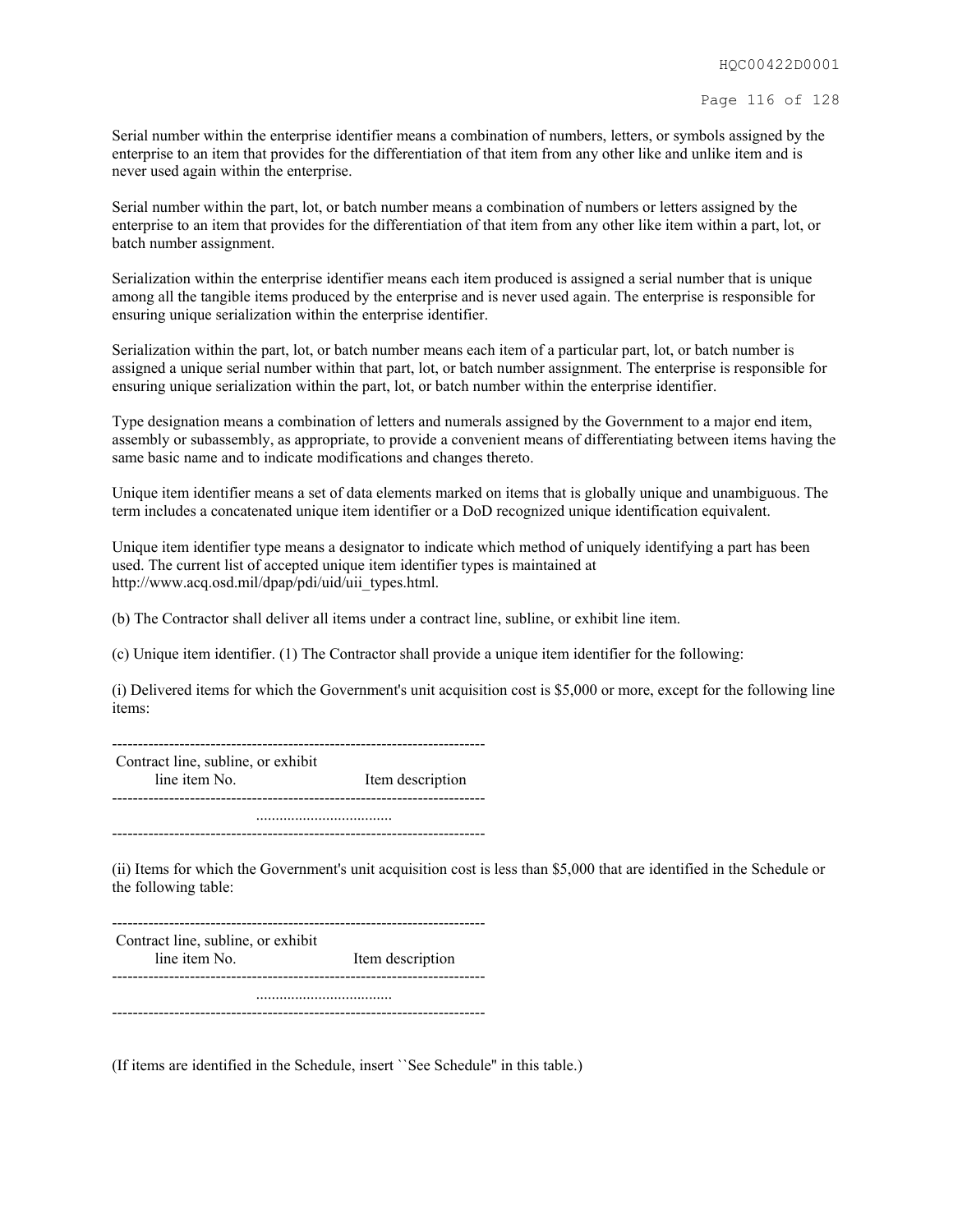Serial number within the enterprise identifier means a combination of numbers, letters, or symbols assigned by the enterprise to an item that provides for the differentiation of that item from any other like and unlike item and is never used again within the enterprise.

Serial number within the part, lot, or batch number means a combination of numbers or letters assigned by the enterprise to an item that provides for the differentiation of that item from any other like item within a part, lot, or batch number assignment.

Serialization within the enterprise identifier means each item produced is assigned a serial number that is unique among all the tangible items produced by the enterprise and is never used again. The enterprise is responsible for ensuring unique serialization within the enterprise identifier.

Serialization within the part, lot, or batch number means each item of a particular part, lot, or batch number is assigned a unique serial number within that part, lot, or batch number assignment. The enterprise is responsible for ensuring unique serialization within the part, lot, or batch number within the enterprise identifier.

Type designation means a combination of letters and numerals assigned by the Government to a major end item, assembly or subassembly, as appropriate, to provide a convenient means of differentiating between items having the same basic name and to indicate modifications and changes thereto.

Unique item identifier means a set of data elements marked on items that is globally unique and unambiguous. The term includes a concatenated unique item identifier or a DoD recognized unique identification equivalent.

Unique item identifier type means a designator to indicate which method of uniquely identifying a part has been used. The current list of accepted unique item identifier types is maintained at http://www.acq.osd.mil/dpap/pdi/uid/uii_types.html.

(b) The Contractor shall deliver all items under a contract line, subline, or exhibit line item.

(c) Unique item identifier. (1) The Contractor shall provide a unique item identifier for the following:

(i) Delivered items for which the Government's unit acquisition cost is $5,000 or more, except for the following line items:

| Contract line, subline, or exhibit line item No. | Item description |
|---|---|
| .................................. | |

(ii) Items for which the Government's unit acquisition cost is less than $5,000 that are identified in the Schedule or the following table:

| Contract line, subline, or exhibit line item No. | Item description |
|---|---|
| .................................. | |

(If items are identified in the Schedule, insert ``See Schedule'' in this table.)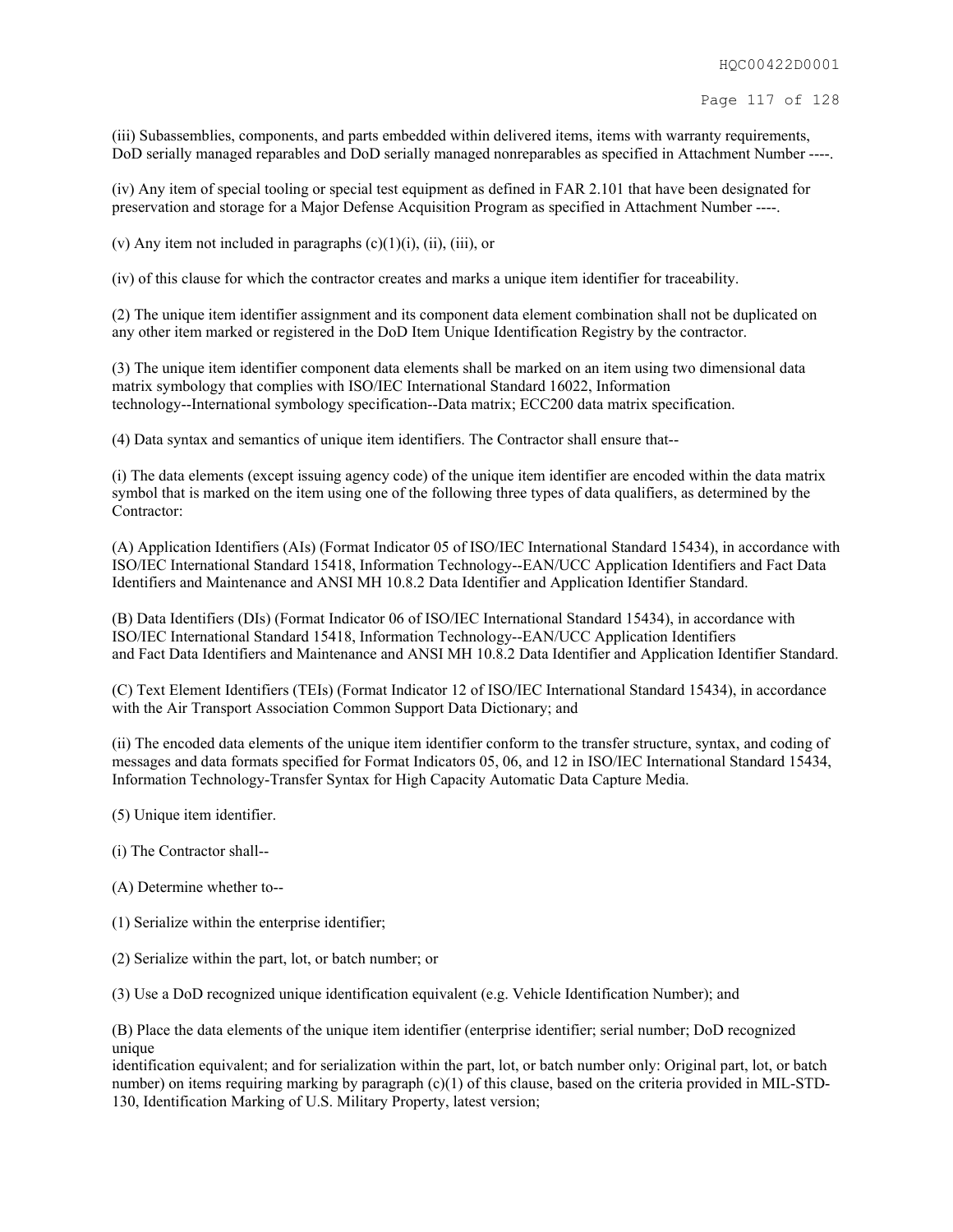(iii) Subassemblies, components, and parts embedded within delivered items, items with warranty requirements, DoD serially managed reparables and DoD serially managed nonreparables as specified in Attachment Number ----.

(iv) Any item of special tooling or special test equipment as defined in FAR 2.101 that have been designated for preservation and storage for a Major Defense Acquisition Program as specified in Attachment Number ----.

(v) Any item not included in paragraphs (c)(1)(i), (ii), (iii), or

(iv) of this clause for which the contractor creates and marks a unique item identifier for traceability.

(2) The unique item identifier assignment and its component data element combination shall not be duplicated on any other item marked or registered in the DoD Item Unique Identification Registry by the contractor.

(3) The unique item identifier component data elements shall be marked on an item using two dimensional data matrix symbology that complies with ISO/IEC International Standard 16022, Information technology--International symbology specification--Data matrix; ECC200 data matrix specification.

(4) Data syntax and semantics of unique item identifiers. The Contractor shall ensure that--

(i) The data elements (except issuing agency code) of the unique item identifier are encoded within the data matrix symbol that is marked on the item using one of the following three types of data qualifiers, as determined by the Contractor:

(A) Application Identifiers (AIs) (Format Indicator 05 of ISO/IEC International Standard 15434), in accordance with ISO/IEC International Standard 15418, Information Technology--EAN/UCC Application Identifiers and Fact Data Identifiers and Maintenance and ANSI MH 10.8.2 Data Identifier and Application Identifier Standard.

(B) Data Identifiers (DIs) (Format Indicator 06 of ISO/IEC International Standard 15434), in accordance with ISO/IEC International Standard 15418, Information Technology--EAN/UCC Application Identifiers and Fact Data Identifiers and Maintenance and ANSI MH 10.8.2 Data Identifier and Application Identifier Standard.

(C) Text Element Identifiers (TEIs) (Format Indicator 12 of ISO/IEC International Standard 15434), in accordance with the Air Transport Association Common Support Data Dictionary; and

(ii) The encoded data elements of the unique item identifier conform to the transfer structure, syntax, and coding of messages and data formats specified for Format Indicators 05, 06, and 12 in ISO/IEC International Standard 15434, Information Technology-Transfer Syntax for High Capacity Automatic Data Capture Media.

(5) Unique item identifier.

(i) The Contractor shall--

(A) Determine whether to--

(1) Serialize within the enterprise identifier;

(2) Serialize within the part, lot, or batch number; or

(3) Use a DoD recognized unique identification equivalent (e.g. Vehicle Identification Number); and

(B) Place the data elements of the unique item identifier (enterprise identifier; serial number; DoD recognized unique identification equivalent; and for serialization within the part, lot, or batch number only: Original part, lot, or batch number) on items requiring marking by paragraph (c)(1) of this clause, based on the criteria provided in MIL-STD-130, Identification Marking of U.S. Military Property, latest version;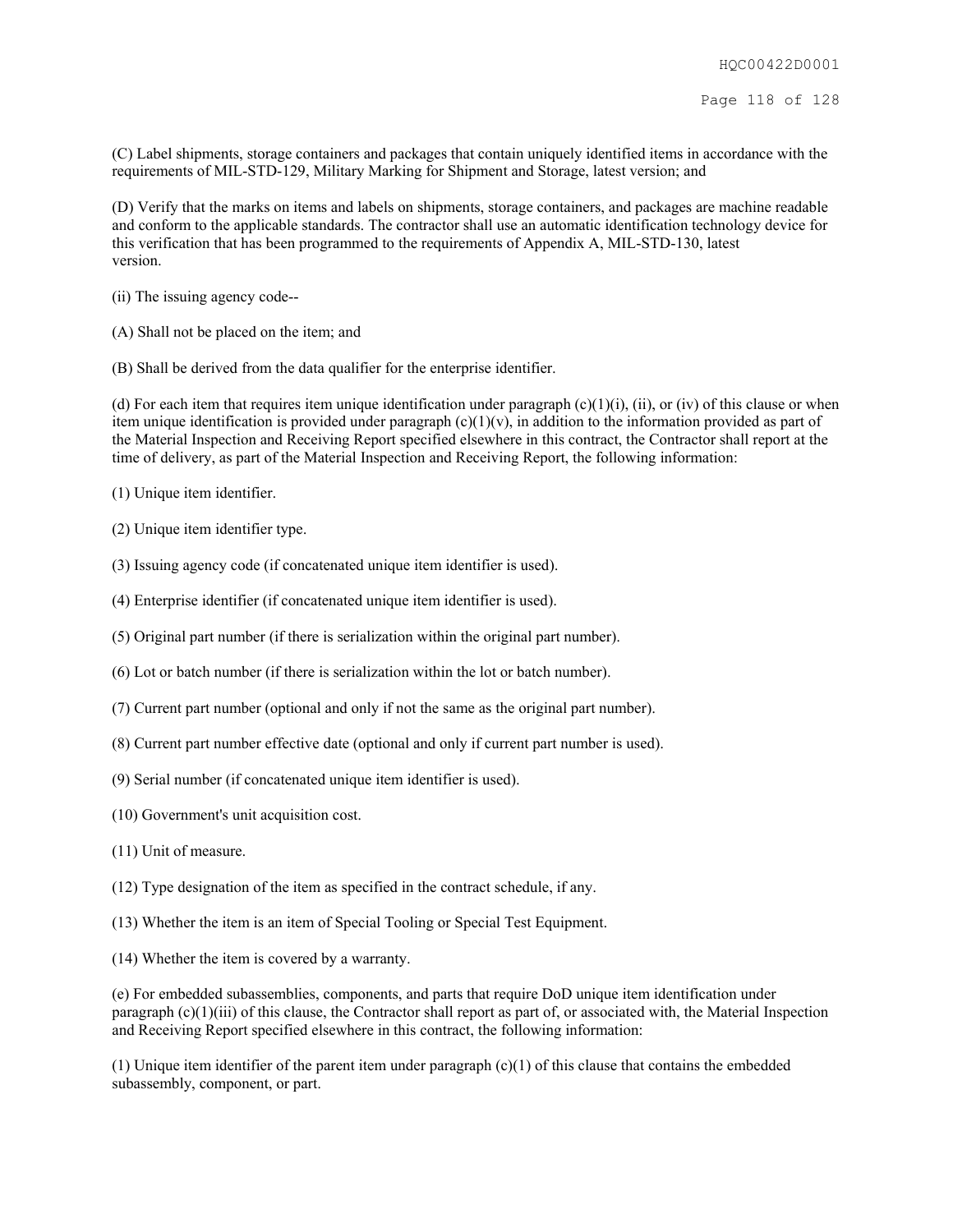(C) Label shipments, storage containers and packages that contain uniquely identified items in accordance with the requirements of MIL-STD-129, Military Marking for Shipment and Storage, latest version; and

(D) Verify that the marks on items and labels on shipments, storage containers, and packages are machine readable and conform to the applicable standards. The contractor shall use an automatic identification technology device for this verification that has been programmed to the requirements of Appendix A, MIL-STD-130, latest version.

(ii) The issuing agency code--

(A) Shall not be placed on the item; and

(B) Shall be derived from the data qualifier for the enterprise identifier.

(d) For each item that requires item unique identification under paragraph (c)(1)(i), (ii), or (iv) of this clause or when item unique identification is provided under paragraph (c)(1)(v), in addition to the information provided as part of the Material Inspection and Receiving Report specified elsewhere in this contract, the Contractor shall report at the time of delivery, as part of the Material Inspection and Receiving Report, the following information:

(1) Unique item identifier.

(2) Unique item identifier type.

(3) Issuing agency code (if concatenated unique item identifier is used).

(4) Enterprise identifier (if concatenated unique item identifier is used).

(5) Original part number (if there is serialization within the original part number).

(6) Lot or batch number (if there is serialization within the lot or batch number).

(7) Current part number (optional and only if not the same as the original part number).

(8) Current part number effective date (optional and only if current part number is used).

(9) Serial number (if concatenated unique item identifier is used).

(10) Government's unit acquisition cost.

(11) Unit of measure.

(12) Type designation of the item as specified in the contract schedule, if any.

(13) Whether the item is an item of Special Tooling or Special Test Equipment.

(14) Whether the item is covered by a warranty.

(e) For embedded subassemblies, components, and parts that require DoD unique item identification under paragraph (c)(1)(iii) of this clause, the Contractor shall report as part of, or associated with, the Material Inspection and Receiving Report specified elsewhere in this contract, the following information:

(1) Unique item identifier of the parent item under paragraph (c)(1) of this clause that contains the embedded subassembly, component, or part.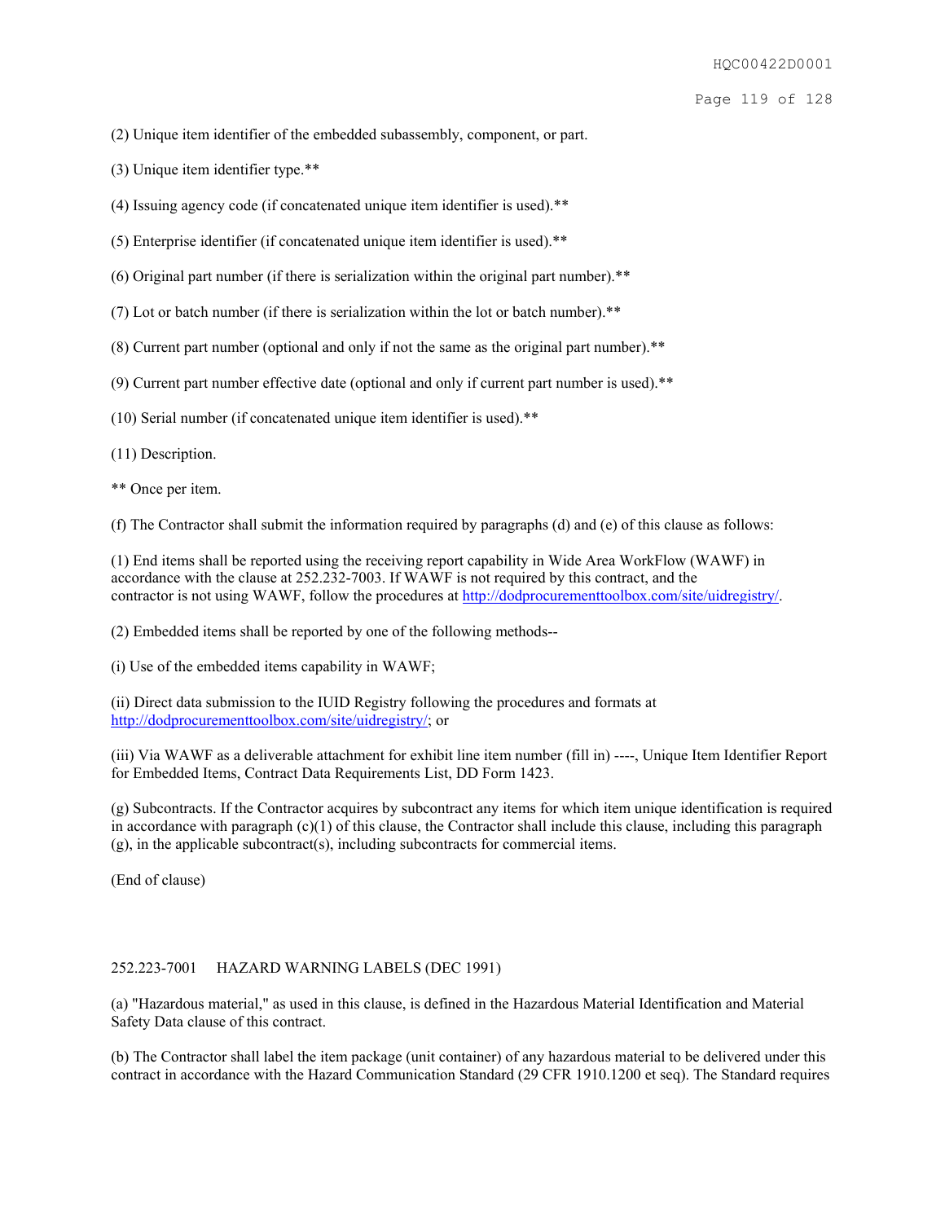(2) Unique item identifier of the embedded subassembly, component, or part.

(3) Unique item identifier type.**

(4) Issuing agency code (if concatenated unique item identifier is used).**

(5) Enterprise identifier (if concatenated unique item identifier is used).**

(6) Original part number (if there is serialization within the original part number).**

(7) Lot or batch number (if there is serialization within the lot or batch number).**

(8) Current part number (optional and only if not the same as the original part number).**

(9) Current part number effective date (optional and only if current part number is used).**

(10) Serial number (if concatenated unique item identifier is used).**

(11) Description.

** Once per item.

(f) The Contractor shall submit the information required by paragraphs (d) and (e) of this clause as follows:

(1) End items shall be reported using the receiving report capability in Wide Area WorkFlow (WAWF) in accordance with the clause at 252.232-7003. If WAWF is not required by this contract, and the contractor is not using WAWF, follow the procedures at http://dodprocurementtoolbox.com/site/uidregistry/.

(2) Embedded items shall be reported by one of the following methods--

(i) Use of the embedded items capability in WAWF;

(ii) Direct data submission to the IUID Registry following the procedures and formats at http://dodprocurementtoolbox.com/site/uidregistry/; or

(iii) Via WAWF as a deliverable attachment for exhibit line item number (fill in) ----, Unique Item Identifier Report for Embedded Items, Contract Data Requirements List, DD Form 1423.

(g) Subcontracts. If the Contractor acquires by subcontract any items for which item unique identification is required in accordance with paragraph (c)(1) of this clause, the Contractor shall include this clause, including this paragraph (g), in the applicable subcontract(s), including subcontracts for commercial items.

(End of clause)

252.223-7001 HAZARD WARNING LABELS (DEC 1991)

(a) "Hazardous material," as used in this clause, is defined in the Hazardous Material Identification and Material Safety Data clause of this contract.

(b) The Contractor shall label the item package (unit container) of any hazardous material to be delivered under this contract in accordance with the Hazard Communication Standard (29 CFR 1910.1200 et seq). The Standard requires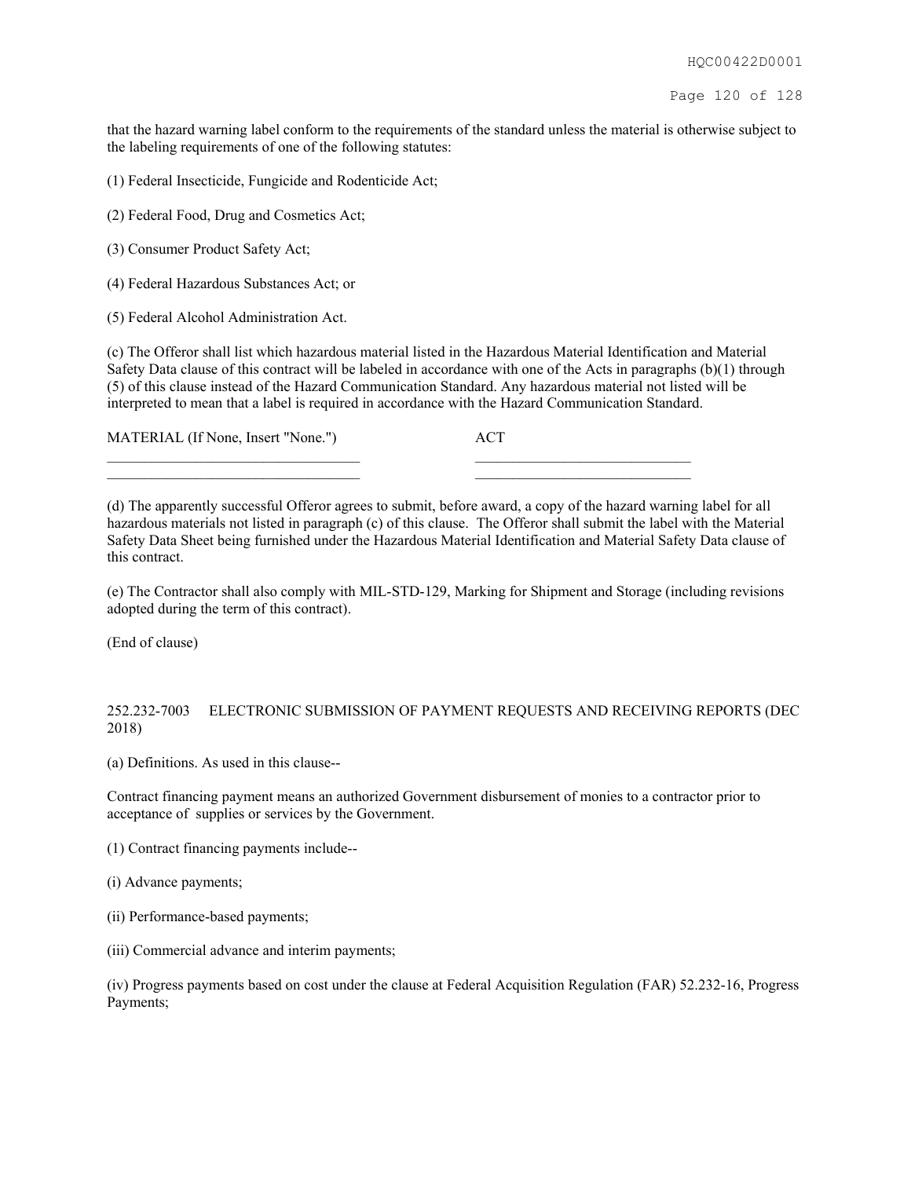that the hazard warning label conform to the requirements of the standard unless the material is otherwise subject to the labeling requirements of one of the following statutes:

(1) Federal Insecticide, Fungicide and Rodenticide Act;

(2) Federal Food, Drug and Cosmetics Act;

(3) Consumer Product Safety Act;

(4) Federal Hazardous Substances Act; or

(5) Federal Alcohol Administration Act.

(c) The Offeror shall list which hazardous material listed in the Hazardous Material Identification and Material Safety Data clause of this contract will be labeled in accordance with one of the Acts in paragraphs (b)(1) through (5) of this clause instead of the Hazard Communication Standard. Any hazardous material not listed will be interpreted to mean that a label is required in accordance with the Hazard Communication Standard.

| MATERIAL (If None, Insert "None.") | ACT |
| --- | --- |
| _________________________________ | _____________________________ |
| _________________________________ | _____________________________ |

(d) The apparently successful Offeror agrees to submit, before award, a copy of the hazard warning label for all hazardous materials not listed in paragraph (c) of this clause. The Offeror shall submit the label with the Material Safety Data Sheet being furnished under the Hazardous Material Identification and Material Safety Data clause of this contract.

(e) The Contractor shall also comply with MIL-STD-129, Marking for Shipment and Storage (including revisions adopted during the term of this contract).

(End of clause)

252.232-7003 ELECTRONIC SUBMISSION OF PAYMENT REQUESTS AND RECEIVING REPORTS (DEC 2018)

(a) Definitions. As used in this clause--

Contract financing payment means an authorized Government disbursement of monies to a contractor prior to acceptance of supplies or services by the Government.

(1) Contract financing payments include--

(i) Advance payments;

(ii) Performance-based payments;

(iii) Commercial advance and interim payments;

(iv) Progress payments based on cost under the clause at Federal Acquisition Regulation (FAR) 52.232-16, Progress Payments;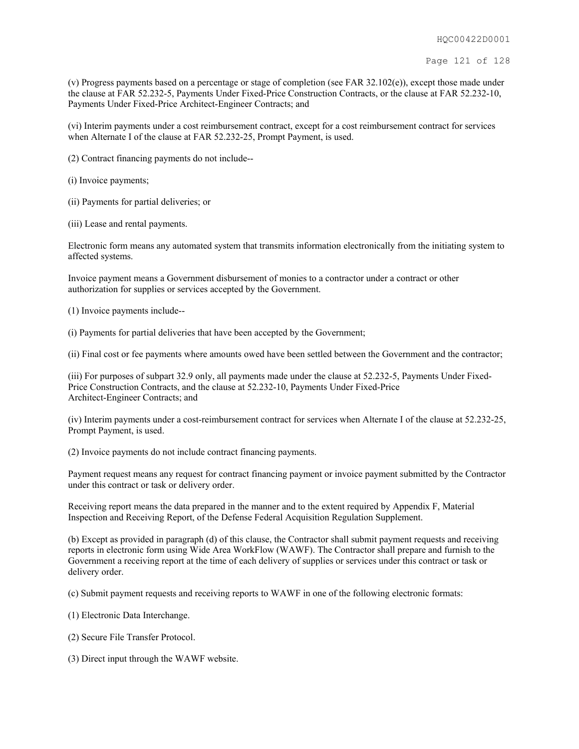(v) Progress payments based on a percentage or stage of completion (see FAR 32.102(e)), except those made under the clause at FAR 52.232-5, Payments Under Fixed-Price Construction Contracts, or the clause at FAR 52.232-10, Payments Under Fixed-Price Architect-Engineer Contracts; and

(vi) Interim payments under a cost reimbursement contract, except for a cost reimbursement contract for services when Alternate I of the clause at FAR 52.232-25, Prompt Payment, is used.

(2) Contract financing payments do not include--

(i) Invoice payments;

(ii) Payments for partial deliveries; or

(iii) Lease and rental payments.

Electronic form means any automated system that transmits information electronically from the initiating system to affected systems.

Invoice payment means a Government disbursement of monies to a contractor under a contract or other authorization for supplies or services accepted by the Government.

(1) Invoice payments include--

(i) Payments for partial deliveries that have been accepted by the Government;

(ii) Final cost or fee payments where amounts owed have been settled between the Government and the contractor;

(iii) For purposes of subpart 32.9 only, all payments made under the clause at 52.232-5, Payments Under Fixed-Price Construction Contracts, and the clause at 52.232-10, Payments Under Fixed-Price Architect-Engineer Contracts; and

(iv) Interim payments under a cost-reimbursement contract for services when Alternate I of the clause at 52.232-25, Prompt Payment, is used.

(2) Invoice payments do not include contract financing payments.

Payment request means any request for contract financing payment or invoice payment submitted by the Contractor under this contract or task or delivery order.

Receiving report means the data prepared in the manner and to the extent required by Appendix F, Material Inspection and Receiving Report, of the Defense Federal Acquisition Regulation Supplement.

(b) Except as provided in paragraph (d) of this clause, the Contractor shall submit payment requests and receiving reports in electronic form using Wide Area WorkFlow (WAWF). The Contractor shall prepare and furnish to the Government a receiving report at the time of each delivery of supplies or services under this contract or task or delivery order.

(c) Submit payment requests and receiving reports to WAWF in one of the following electronic formats:

(1) Electronic Data Interchange.

(2) Secure File Transfer Protocol.

(3) Direct input through the WAWF website.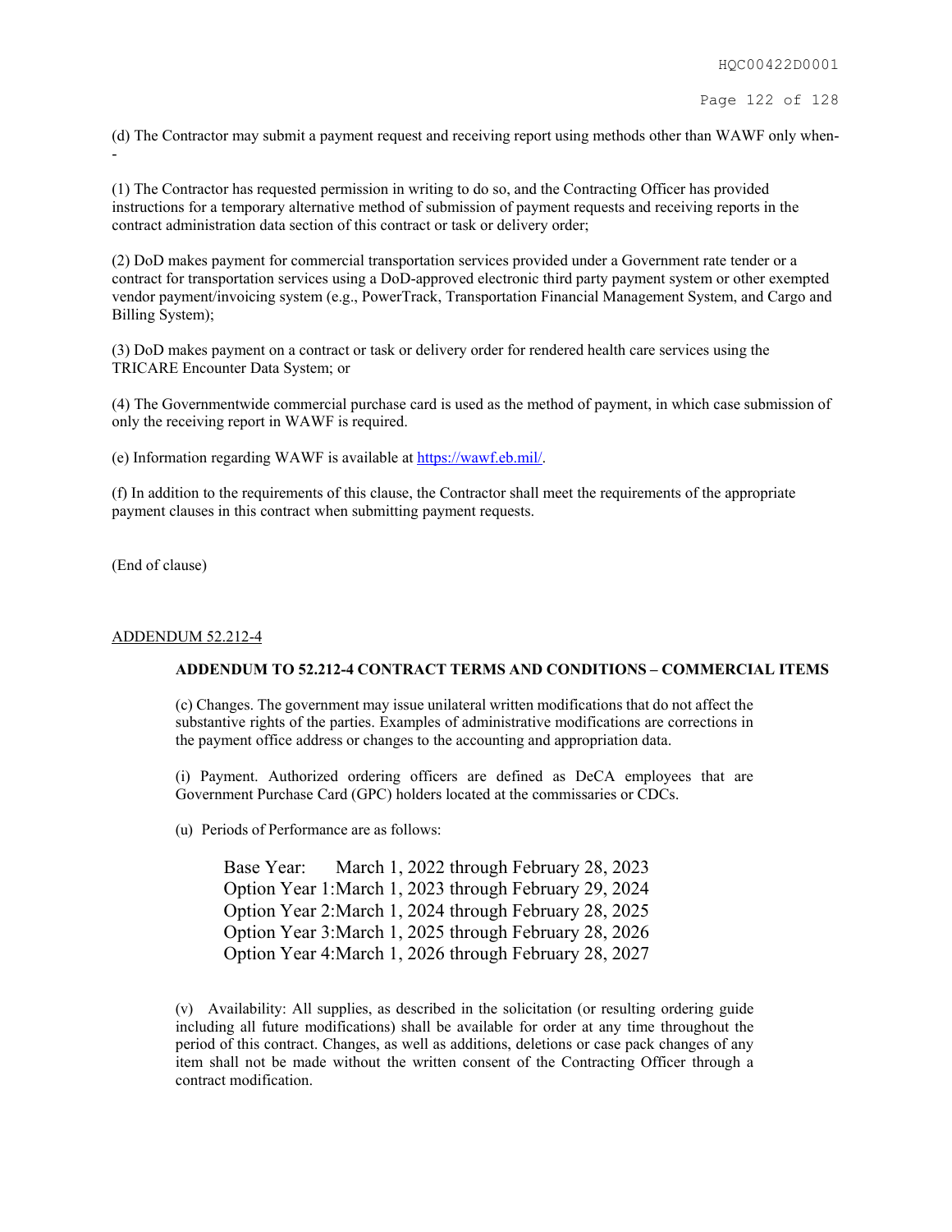(d) The Contractor may submit a payment request and receiving report using methods other than WAWF only when--

(1) The Contractor has requested permission in writing to do so, and the Contracting Officer has provided instructions for a temporary alternative method of submission of payment requests and receiving reports in the contract administration data section of this contract or task or delivery order;

(2) DoD makes payment for commercial transportation services provided under a Government rate tender or a contract for transportation services using a DoD-approved electronic third party payment system or other exempted vendor payment/invoicing system (e.g., PowerTrack, Transportation Financial Management System, and Cargo and Billing System);

(3) DoD makes payment on a contract or task or delivery order for rendered health care services using the TRICARE Encounter Data System; or

(4) The Governmentwide commercial purchase card is used as the method of payment, in which case submission of only the receiving report in WAWF is required.

(e) Information regarding WAWF is available at [https://wawf.eb.mil/](https://wawf.eb.mil/).

(f) In addition to the requirements of this clause, the Contractor shall meet the requirements of the appropriate payment clauses in this contract when submitting payment requests.

(End of clause)

ADDENDUM 52.212-4

**ADDENDUM TO 52.212-4 CONTRACT TERMS AND CONDITIONS – COMMERCIAL ITEMS**

(c) Changes. The government may issue unilateral written modifications that do not affect the substantive rights of the parties. Examples of administrative modifications are corrections in the payment office address or changes to the accounting and appropriation data.

(i) Payment. Authorized ordering officers are defined as DeCA employees that are Government Purchase Card (GPC) holders located at the commissaries or CDCs.

(u) Periods of Performance are as follows:

Base Year: March 1, 2022 through February 28, 2023
Option Year 1: March 1, 2023 through February 29, 2024
Option Year 2: March 1, 2024 through February 28, 2025
Option Year 3: March 1, 2025 through February 28, 2026
Option Year 4: March 1, 2026 through February 28, 2027

(v) Availability: All supplies, as described in the solicitation (or resulting ordering guide including all future modifications) shall be available for order at any time throughout the period of this contract. Changes, as well as additions, deletions or case pack changes of any item shall not be made without the written consent of the Contracting Officer through a contract modification.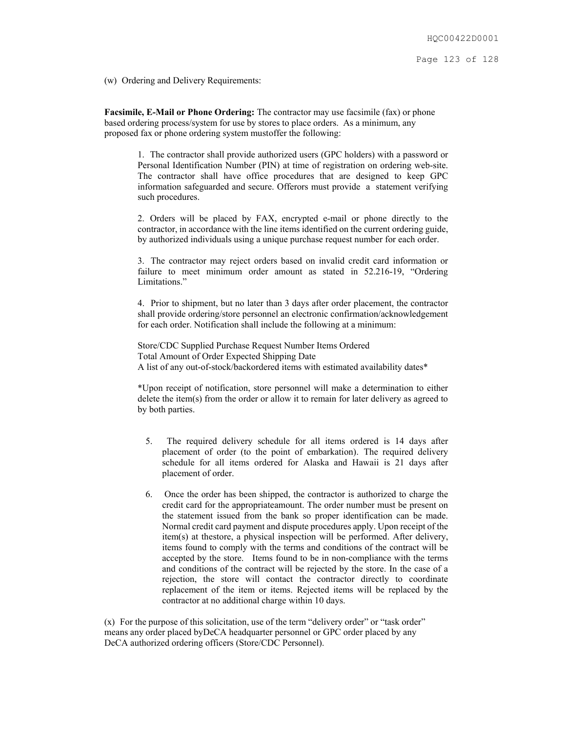(w) Ordering and Delivery Requirements:

**Facsimile, E-Mail or Phone Ordering:** The contractor may use facsimile (fax) or phone based ordering process/system for use by stores to place orders. As a minimum, any proposed fax or phone ordering system mustoffer the following:

1. The contractor shall provide authorized users (GPC holders) with a password or Personal Identification Number (PIN) at time of registration on ordering web-site. The contractor shall have office procedures that are designed to keep GPC information safeguarded and secure. Offerors must provide a statement verifying such procedures.

2. Orders will be placed by FAX, encrypted e-mail or phone directly to the contractor, in accordance with the line items identified on the current ordering guide, by authorized individuals using a unique purchase request number for each order.

3. The contractor may reject orders based on invalid credit card information or failure to meet minimum order amount as stated in 52.216-19, "Ordering Limitations."

4. Prior to shipment, but no later than 3 days after order placement, the contractor shall provide ordering/store personnel an electronic confirmation/acknowledgement for each order. Notification shall include the following at a minimum:

   Store/CDC Supplied Purchase Request Number Items Ordered
   Total Amount of Order Expected Shipping Date
   A list of any out-of-stock/backordered items with estimated availability dates*

   *Upon receipt of notification, store personnel will make a determination to either delete the item(s) from the order or allow it to remain for later delivery as agreed to by both parties.

5. The required delivery schedule for all items ordered is 14 days after placement of order (to the point of embarkation). The required delivery schedule for all items ordered for Alaska and Hawaii is 21 days after placement of order.

6. Once the order has been shipped, the contractor is authorized to charge the credit card for the appropriateamount. The order number must be present on the statement issued from the bank so proper identification can be made. Normal credit card payment and dispute procedures apply. Upon receipt of the item(s) at thestore, a physical inspection will be performed. After delivery, items found to comply with the terms and conditions of the contract will be accepted by the store. Items found to be in non-compliance with the terms and conditions of the contract will be rejected by the store. In the case of a rejection, the store will contact the contractor directly to coordinate replacement of the item or items. Rejected items will be replaced by the contractor at no additional charge within 10 days.

(x) For the purpose of this solicitation, use of the term "delivery order" or "task order" means any order placed byDeCA headquarter personnel or GPC order placed by any DeCA authorized ordering officers (Store/CDC Personnel).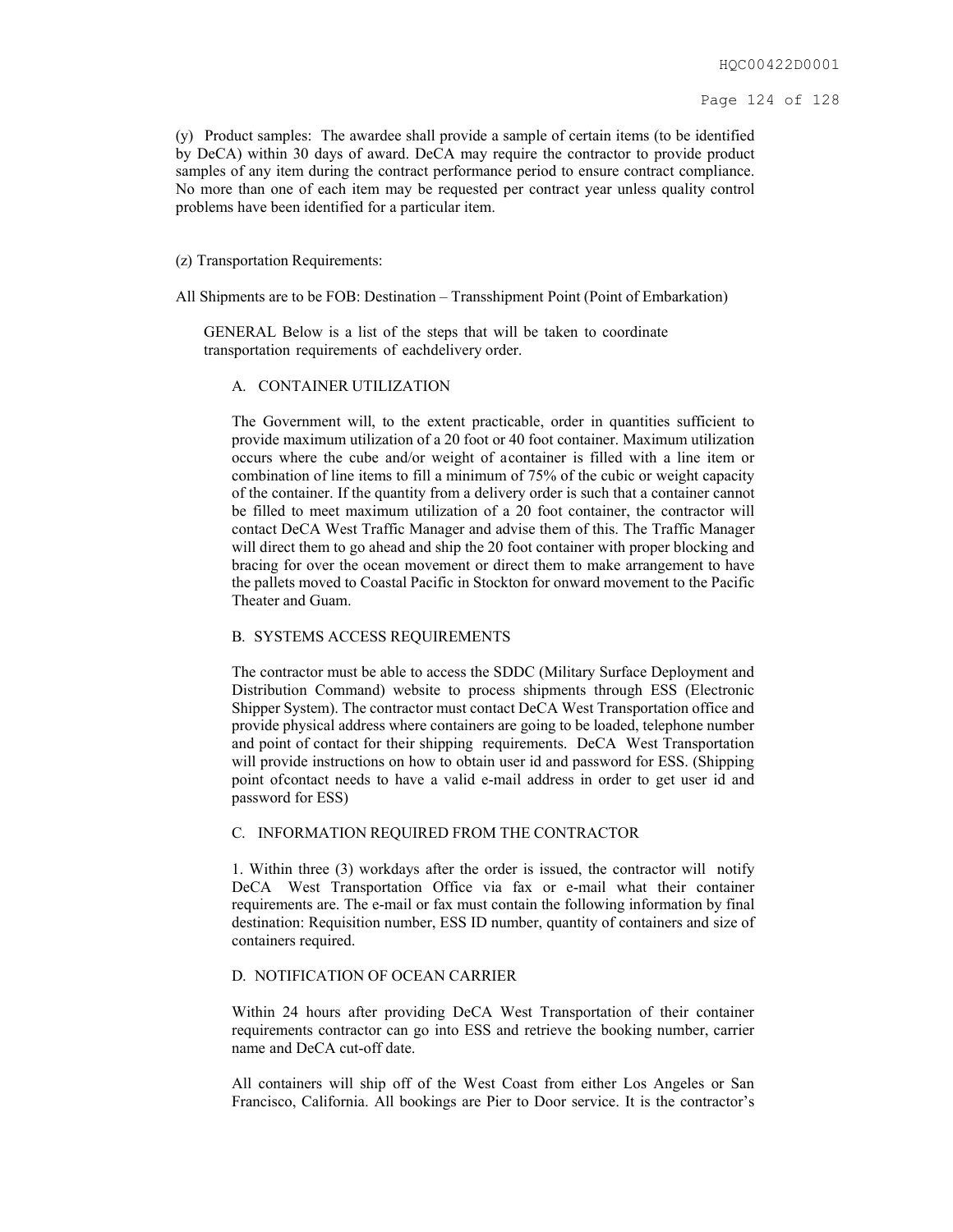(y) Product samples: The awardee shall provide a sample of certain items (to be identified by DeCA) within 30 days of award. DeCA may require the contractor to provide product samples of any item during the contract performance period to ensure contract compliance. No more than one of each item may be requested per contract year unless quality control problems have been identified for a particular item.

(z) Transportation Requirements:

All Shipments are to be FOB: Destination – Transshipment Point (Point of Embarkation)

GENERAL Below is a list of the steps that will be taken to coordinate transportation requirements of eachdelivery order.

A. CONTAINER UTILIZATION

The Government will, to the extent practicable, order in quantities sufficient to provide maximum utilization of a 20 foot or 40 foot container. Maximum utilization occurs where the cube and/or weight of acontainer is filled with a line item or combination of line items to fill a minimum of 75% of the cubic or weight capacity of the container. If the quantity from a delivery order is such that a container cannot be filled to meet maximum utilization of a 20 foot container, the contractor will contact DeCA West Traffic Manager and advise them of this. The Traffic Manager will direct them to go ahead and ship the 20 foot container with proper blocking and bracing for over the ocean movement or direct them to make arrangement to have the pallets moved to Coastal Pacific in Stockton for onward movement to the Pacific Theater and Guam.

B. SYSTEMS ACCESS REQUIREMENTS

The contractor must be able to access the SDDC (Military Surface Deployment and Distribution Command) website to process shipments through ESS (Electronic Shipper System). The contractor must contact DeCA West Transportation office and provide physical address where containers are going to be loaded, telephone number and point of contact for their shipping requirements. DeCA West Transportation will provide instructions on how to obtain user id and password for ESS. (Shipping point ofcontact needs to have a valid e-mail address in order to get user id and password for ESS)

C. INFORMATION REQUIRED FROM THE CONTRACTOR

1. Within three (3) workdays after the order is issued, the contractor will notify DeCA West Transportation Office via fax or e-mail what their container requirements are. The e-mail or fax must contain the following information by final destination: Requisition number, ESS ID number, quantity of containers and size of containers required.

D. NOTIFICATION OF OCEAN CARRIER

Within 24 hours after providing DeCA West Transportation of their container requirements contractor can go into ESS and retrieve the booking number, carrier name and DeCA cut-off date.

All containers will ship off of the West Coast from either Los Angeles or San Francisco, California. All bookings are Pier to Door service. It is the contractor's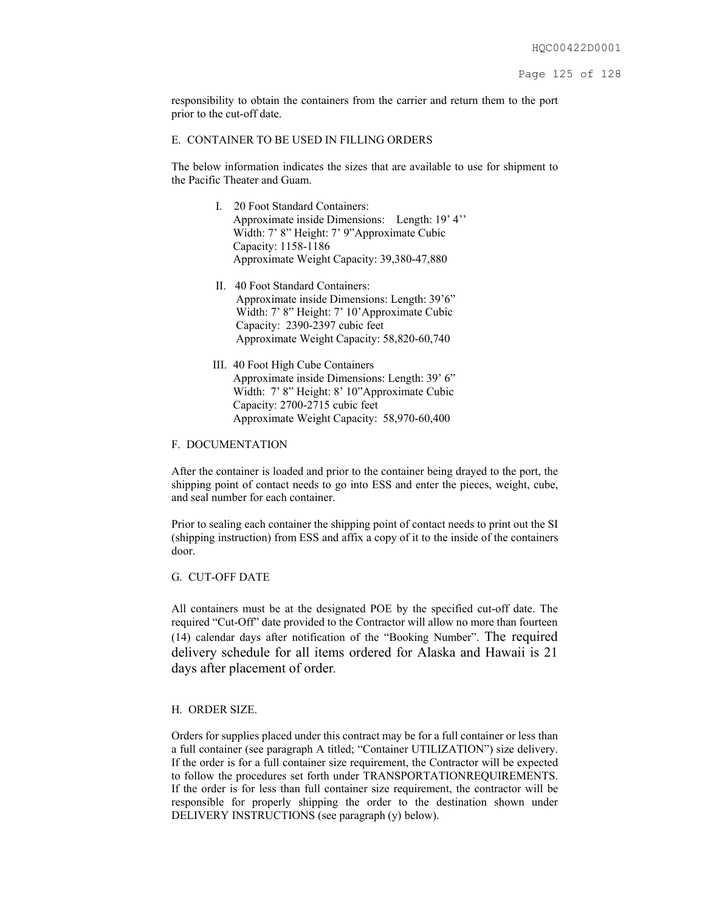responsibility to obtain the containers from the carrier and return them to the port prior to the cut-off date.

E. CONTAINER TO BE USED IN FILLING ORDERS

The below information indicates the sizes that are available to use for shipment to the Pacific Theater and Guam.

I. 20 Foot Standard Containers:
   Approximate inside Dimensions: Length: 19' 4''
   Width: 7' 8" Height: 7' 9"Approximate Cubic Capacity: 1158-1186
   Approximate Weight Capacity: 39,380-47,880

II. 40 Foot Standard Containers:
   Approximate inside Dimensions: Length: 39'6"
   Width: 7' 8" Height: 7' 10'Approximate Cubic Capacity: 2390-2397 cubic feet
   Approximate Weight Capacity: 58,820-60,740

III. 40 Foot High Cube Containers
   Approximate inside Dimensions: Length: 39' 6"
   Width: 7' 8" Height: 8' 10"Approximate Cubic Capacity: 2700-2715 cubic feet
   Approximate Weight Capacity: 58,970-60,400

F. DOCUMENTATION

After the container is loaded and prior to the container being drayed to the port, the shipping point of contact needs to go into ESS and enter the pieces, weight, cube, and seal number for each container.

Prior to sealing each container the shipping point of contact needs to print out the SI (shipping instruction) from ESS and affix a copy of it to the inside of the containers door.

G. CUT-OFF DATE

All containers must be at the designated POE by the specified cut-off date. The required "Cut-Off" date provided to the Contractor will allow no more than fourteen (14) calendar days after notification of the "Booking Number". The required delivery schedule for all items ordered for Alaska and Hawaii is 21 days after placement of order.

H. ORDER SIZE.

Orders for supplies placed under this contract may be for a full container or less than a full container (see paragraph A titled; "Container UTILIZATION") size delivery. If the order is for a full container size requirement, the Contractor will be expected to follow the procedures set forth under TRANSPORTATIONREQUIREMENTS. If the order is for less than full container size requirement, the contractor will be responsible for properly shipping the order to the destination shown under DELIVERY INSTRUCTIONS (see paragraph (y) below).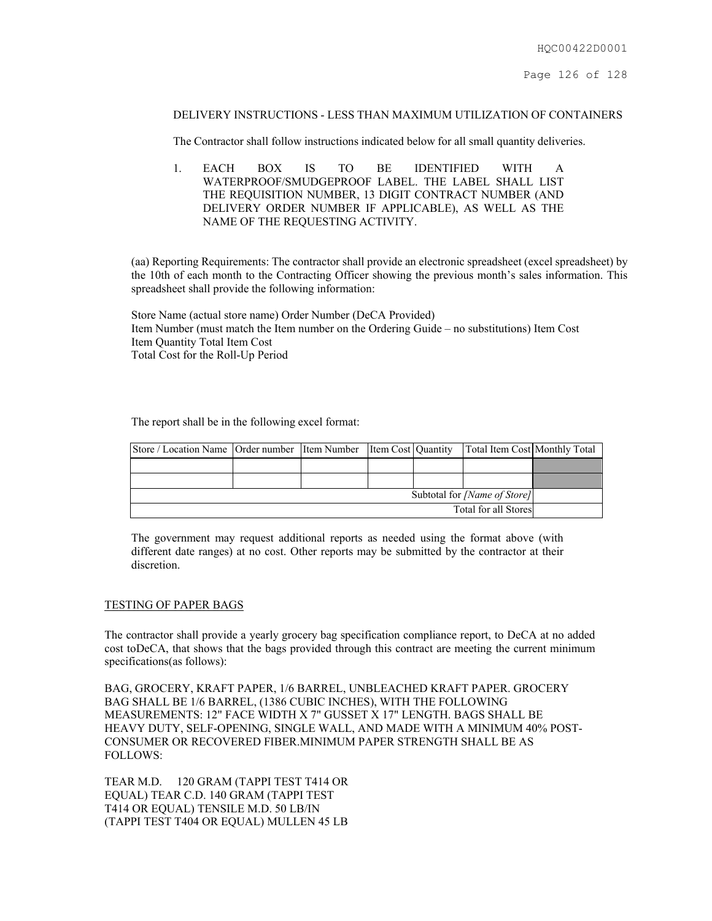DELIVERY INSTRUCTIONS - LESS THAN MAXIMUM UTILIZATION OF CONTAINERS

The Contractor shall follow instructions indicated below for all small quantity deliveries.

1. EACH BOX IS TO BE IDENTIFIED WITH A WATERPROOF/SMUDGEPROOF LABEL. THE LABEL SHALL LIST THE REQUISITION NUMBER, 13 DIGIT CONTRACT NUMBER (AND DELIVERY ORDER NUMBER IF APPLICABLE), AS WELL AS THE NAME OF THE REQUESTING ACTIVITY.

(aa) Reporting Requirements: The contractor shall provide an electronic spreadsheet (excel spreadsheet) by the 10th of each month to the Contracting Officer showing the previous month's sales information. This spreadsheet shall provide the following information:

Store Name (actual store name) Order Number (DeCA Provided)
Item Number (must match the Item number on the Ordering Guide – no substitutions) Item Cost
Item Quantity Total Item Cost
Total Cost for the Roll-Up Period

The report shall be in the following excel format:

| Store / Location Name | Order number | Item Number | Item Cost | Quantity | Total Item Cost | Monthly Total |
|---|---|---|---|---|---|---|
| | | | | | | |
| | | | | | | |
| | | | | | Subtotal for *[Name of Store]* | |
| | | | | | Total for all Stores | |

The government may request additional reports as needed using the format above (with different date ranges) at no cost. Other reports may be submitted by the contractor at their discretion.

<u>TESTING OF PAPER BAGS</u>

The contractor shall provide a yearly grocery bag specification compliance report, to DeCA at no added cost toDeCA, that shows that the bags provided through this contract are meeting the current minimum specifications(as follows):

BAG, GROCERY, KRAFT PAPER, 1/6 BARREL, UNBLEACHED KRAFT PAPER. GROCERY BAG SHALL BE 1/6 BARREL, (1386 CUBIC INCHES), WITH THE FOLLOWING MEASUREMENTS: 12" FACE WIDTH X 7" GUSSET X 17" LENGTH. BAGS SHALL BE HEAVY DUTY, SELF-OPENING, SINGLE WALL, AND MADE WITH A MINIMUM 40% POST-CONSUMER OR RECOVERED FIBER.MINIMUM PAPER STRENGTH SHALL BE AS FOLLOWS:

TEAR M.D. 120 GRAM (TAPPI TEST T414 OR EQUAL) TEAR C.D. 140 GRAM (TAPPI TEST T414 OR EQUAL) TENSILE M.D. 50 LB/IN (TAPPI TEST T404 OR EQUAL) MULLEN 45 LB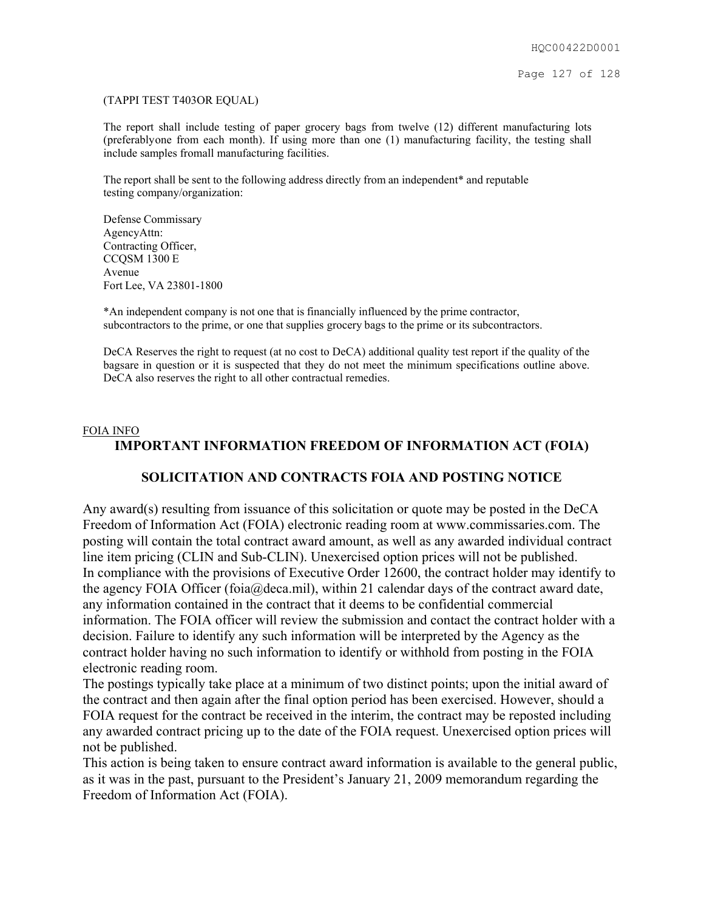(TAPPI TEST T403OR EQUAL)

The report shall include testing of paper grocery bags from twelve (12) different manufacturing lots (preferablyone from each month). If using more than one (1) manufacturing facility, the testing shall include samples fromall manufacturing facilities.

The report shall be sent to the following address directly from an independent* and reputable testing company/organization:

Defense Commissary  
AgencyAttn:  
Contracting Officer,  
CCQSM 1300 E  
Avenue  
Fort Lee, VA 23801-1800

*An independent company is not one that is financially influenced by the prime contractor, subcontractors to the prime, or one that supplies grocery bags to the prime or its subcontractors.

DeCA Reserves the right to request (at no cost to DeCA) additional quality test report if the quality of the bagsare in question or it is suspected that they do not meet the minimum specifications outline above. DeCA also reserves the right to all other contractual remedies.

FOIA INFO

## IMPORTANT INFORMATION FREEDOM OF INFORMATION ACT (FOIA)

## SOLICITATION AND CONTRACTS FOIA AND POSTING NOTICE

Any award(s) resulting from issuance of this solicitation or quote may be posted in the DeCA Freedom of Information Act (FOIA) electronic reading room at www.commissaries.com. The posting will contain the total contract award amount, as well as any awarded individual contract line item pricing (CLIN and Sub-CLIN). Unexercised option prices will not be published. In compliance with the provisions of Executive Order 12600, the contract holder may identify to the agency FOIA Officer (foia@deca.mil), within 21 calendar days of the contract award date, any information contained in the contract that it deems to be confidential commercial information. The FOIA officer will review the submission and contact the contract holder with a decision. Failure to identify any such information will be interpreted by the Agency as the contract holder having no such information to identify or withhold from posting in the FOIA electronic reading room.

The postings typically take place at a minimum of two distinct points; upon the initial award of the contract and then again after the final option period has been exercised. However, should a FOIA request for the contract be received in the interim, the contract may be reposted including any awarded contract pricing up to the date of the FOIA request. Unexercised option prices will not be published.

This action is being taken to ensure contract award information is available to the general public, as it was in the past, pursuant to the President's January 21, 2009 memorandum regarding the Freedom of Information Act (FOIA).